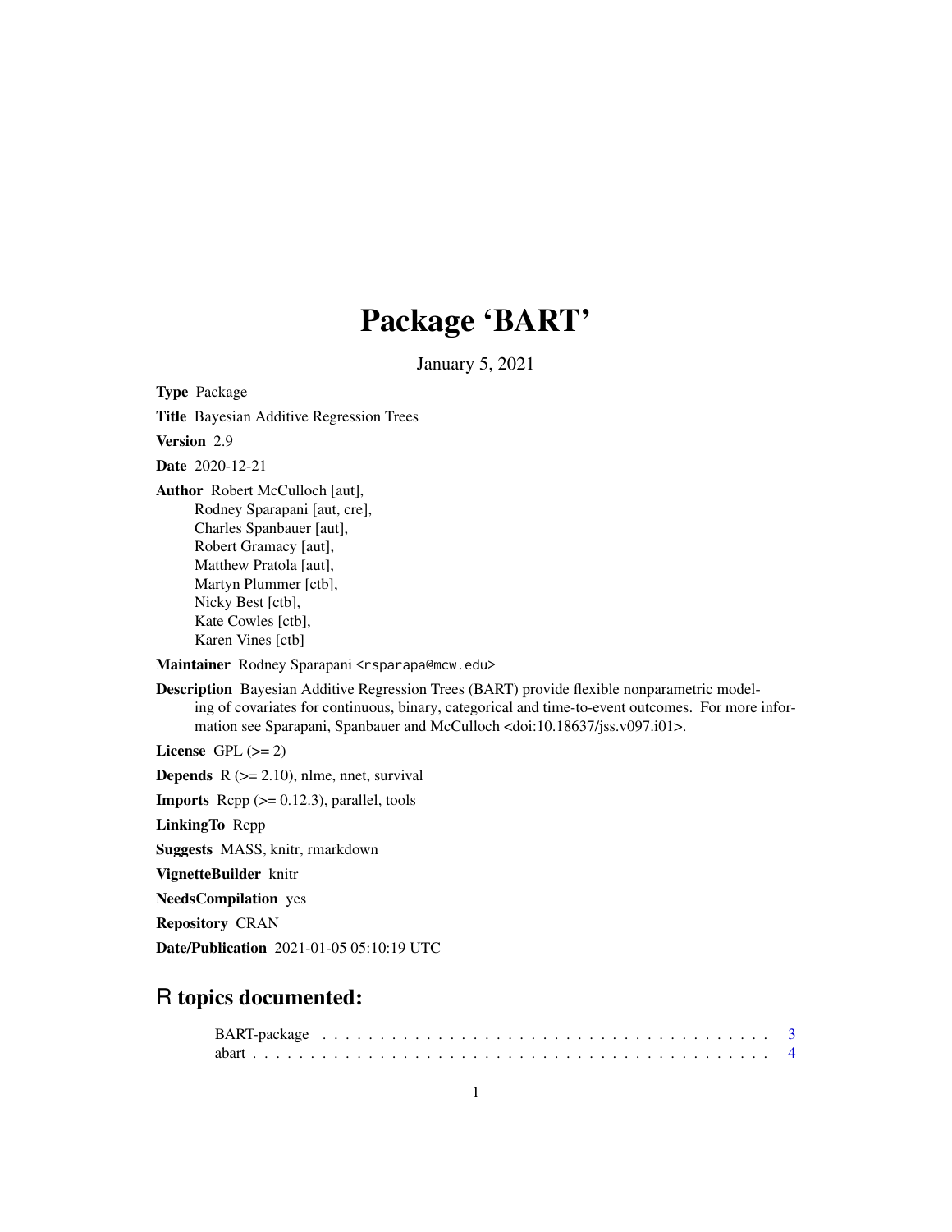# Package 'BART'

January 5, 2021

**Type** Package

**Title** Bayesian Additive Regression Trees

**Version** 2.9

**Date** 2020-12-21

**Author** Robert McCulloch [aut],
Rodney Sparapani [aut, cre],
Charles Spanbauer [aut],
Robert Gramacy [aut],
Matthew Pratola [aut],
Martyn Plummer [ctb],
Nicky Best [ctb],
Kate Cowles [ctb],
Karen Vines [ctb]

**Maintainer** Rodney Sparapani <rsparapa@mcw.edu>

**Description** Bayesian Additive Regression Trees (BART) provide flexible nonparametric modeling of covariates for continuous, binary, categorical and time-to-event outcomes. For more information see Sparapani, Spanbauer and McCulloch <doi:10.18637/jss.v097.i01>.

**License** GPL (>= 2)

**Depends** R (>= 2.10), nlme, nnet, survival

**Imports** Rcpp (>= 0.12.3), parallel, tools

**LinkingTo** Rcpp

**Suggests** MASS, knitr, rmarkdown

**VignetteBuilder** knitr

**NeedsCompilation** yes

**Repository** CRAN

**Date/Publication** 2021-01-05 05:10:19 UTC

## R topics documented:

BART-package . . . . . . . . . . . . . . . . . . . . . . . . . . . . . . . . . . . . . . 3
abart . . . . . . . . . . . . . . . . . . . . . . . . . . . . . . . . . . . . . . . . . . 4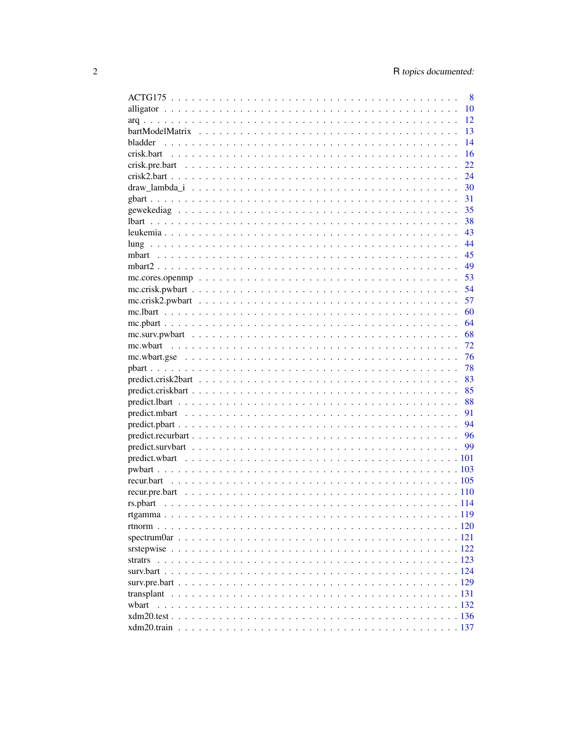| | |
|---|---|
| ACTG175 | 8 |
| alligator | 10 |
| arq | 12 |
| bartModelMatrix | 13 |
| bladder | 14 |
| crisk.bart | 16 |
| crisk.pre.bart | 22 |
| crisk2.bart | 24 |
| draw_lambda_i | 30 |
| gbart | 31 |
| gewekediag | 35 |
| lbart | 38 |
| leukemia | 43 |
| lung | 44 |
| mbart | 45 |
| mbart2 | 49 |
| mc.cores.openmp | 53 |
| mc.crisk.pwbart | 54 |
| mc.crisk2.pwbart | 57 |
| mc.lbart | 60 |
| mc.pbart | 64 |
| mc.surv.pwbart | 68 |
| mc.wbart | 72 |
| mc.wbart.gse | 76 |
| pbart | 78 |
| predict.crisk2bart | 83 |
| predict.criskbart | 85 |
| predict.lbart | 88 |
| predict.mbart | 91 |
| predict.pbart | 94 |
| predict.recurbart | 96 |
| predict.survbart | 99 |
| predict.wbart | 101 |
| pwbart | 103 |
| recur.bart | 105 |
| recur.pre.bart | 110 |
| rs.pbart | 114 |
| rtgamma | 119 |
| rtnorm | 120 |
| spectrum0ar | 121 |
| srstepwise | 122 |
| stratrs | 123 |
| surv.bart | 124 |
| surv.pre.bart | 129 |
| transplant | 131 |
| wbart | 132 |
| xdm20.test | 136 |
| xdm20.train | 137 |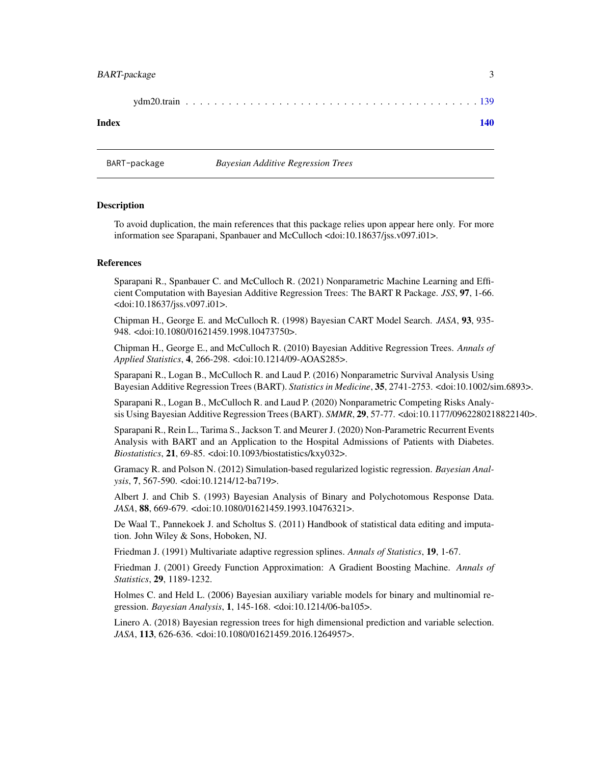ydm20.train . . . . . . . . . . . . . . . . . . . . . . . . . . . . . . . . . . . . . . . 139

**Index** **140**

---

BART-package *Bayesian Additive Regression Trees*

---

## Description

To avoid duplication, the main references that this package relies upon appear here only. For more information see Sparapani, Spanbauer and McCulloch <doi:10.18637/jss.v097.i01>.

## References

Sparapani R., Spanbauer C. and McCulloch R. (2021) Nonparametric Machine Learning and Efficient Computation with Bayesian Additive Regression Trees: The BART R Package. *JSS*, **97**, 1-66. <doi:10.18637/jss.v097.i01>.

Chipman H., George E. and McCulloch R. (1998) Bayesian CART Model Search. *JASA*, **93**, 935-948. <doi:10.1080/01621459.1998.10473750>.

Chipman H., George E., and McCulloch R. (2010) Bayesian Additive Regression Trees. *Annals of Applied Statistics*, **4**, 266-298. <doi:10.1214/09-AOAS285>.

Sparapani R., Logan B., McCulloch R. and Laud P. (2016) Nonparametric Survival Analysis Using Bayesian Additive Regression Trees (BART). *Statistics in Medicine*, **35**, 2741-2753. <doi:10.1002/sim.6893>.

Sparapani R., Logan B., McCulloch R. and Laud P. (2020) Nonparametric Competing Risks Analysis Using Bayesian Additive Regression Trees (BART). *SMMR*, **29**, 57-77. <doi:10.1177/0962280218822140>.

Sparapani R., Rein L., Tarima S., Jackson T. and Meurer J. (2020) Non-Parametric Recurrent Events Analysis with BART and an Application to the Hospital Admissions of Patients with Diabetes. *Biostatistics*, **21**, 69-85. <doi:10.1093/biostatistics/kxy032>.

Gramacy R. and Polson N. (2012) Simulation-based regularized logistic regression. *Bayesian Analysis*, **7**, 567-590. <doi:10.1214/12-ba719>.

Albert J. and Chib S. (1993) Bayesian Analysis of Binary and Polychotomous Response Data. *JASA*, **88**, 669-679. <doi:10.1080/01621459.1993.10476321>.

De Waal T., Pannekoek J. and Scholtus S. (2011) Handbook of statistical data editing and imputation. John Wiley & Sons, Hoboken, NJ.

Friedman J. (1991) Multivariate adaptive regression splines. *Annals of Statistics*, **19**, 1-67.

Friedman J. (2001) Greedy Function Approximation: A Gradient Boosting Machine. *Annals of Statistics*, **29**, 1189-1232.

Holmes C. and Held L. (2006) Bayesian auxiliary variable models for binary and multinomial regression. *Bayesian Analysis*, **1**, 145-168. <doi:10.1214/06-ba105>.

Linero A. (2018) Bayesian regression trees for high dimensional prediction and variable selection. *JASA*, **113**, 626-636. <doi:10.1080/01621459.2016.1264957>.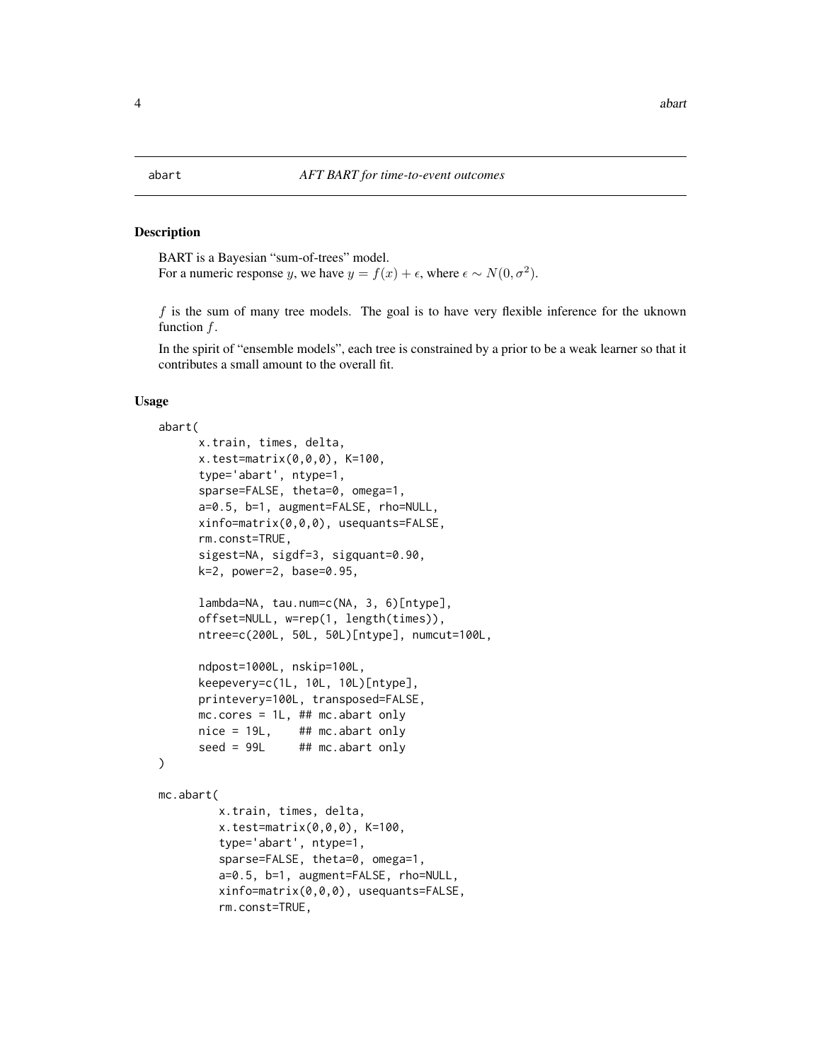abart *AFT BART for time-to-event outcomes*

## Description

BART is a Bayesian "sum-of-trees" model.
For a numeric response $y$, we have $y = f(x) + \epsilon$, where $\epsilon \sim N(0, \sigma^2)$.

$f$ is the sum of many tree models. The goal is to have very flexible inference for the uknown function $f$.

In the spirit of "ensemble models", each tree is constrained by a prior to be a weak learner so that it contributes a small amount to the overall fit.

## Usage

```
abart(
      x.train, times, delta,
      x.test=matrix(0,0,0), K=100,
      type='abart', ntype=1,
      sparse=FALSE, theta=0, omega=1,
      a=0.5, b=1, augment=FALSE, rho=NULL,
      xinfo=matrix(0,0,0), usequants=FALSE,
      rm.const=TRUE,
      sigest=NA, sigdf=3, sigquant=0.90,
      k=2, power=2, base=0.95,

      lambda=NA, tau.num=c(NA, 3, 6)[ntype],
      offset=NULL, w=rep(1, length(times)),
      ntree=c(200L, 50L, 50L)[ntype], numcut=100L,

      ndpost=1000L, nskip=100L,
      keepevery=c(1L, 10L, 10L)[ntype],
      printevery=100L, transposed=FALSE,
      mc.cores = 1L, ## mc.abart only
      nice = 19L,    ## mc.abart only
      seed = 99L     ## mc.abart only
)

mc.abart(
        x.train, times, delta,
        x.test=matrix(0,0,0), K=100,
        type='abart', ntype=1,
        sparse=FALSE, theta=0, omega=1,
        a=0.5, b=1, augment=FALSE, rho=NULL,
        xinfo=matrix(0,0,0), usequants=FALSE,
        rm.const=TRUE,
```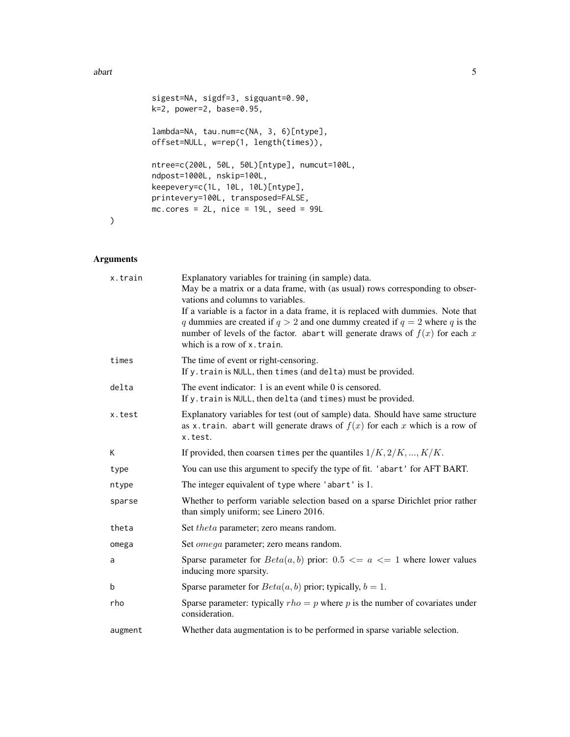```
          sigest=NA, sigdf=3, sigquant=0.90,
          k=2, power=2, base=0.95,

          lambda=NA, tau.num=c(NA, 3, 6)[ntype],
          offset=NULL, w=rep(1, length(times)),

          ntree=c(200L, 50L, 50L)[ntype], numcut=100L,
          ndpost=1000L, nskip=100L,
          keepevery=c(1L, 10L, 10L)[ntype],
          printevery=100L, transposed=FALSE,
          mc.cores = 2L, nice = 19L, seed = 99L
)
```

## Arguments

| Argument | Description |
|---|---|
| `x.train` | Explanatory variables for training (in sample) data. May be a matrix or a data frame, with (as usual) rows corresponding to observations and columns to variables. If a variable is a factor in a data frame, it is replaced with dummies. Note that $q$ dummies are created if $q > 2$ and one dummy created if $q = 2$ where $q$ is the number of levels of the factor. `abart` will generate draws of $f(x)$ for each $x$ which is a row of `x.train`. |
| `times` | The time of event or right-censoring. If `y.train` is `NULL`, then `times` (and `delta`) must be provided. |
| `delta` | The event indicator: 1 is an event while 0 is censored. If `y.train` is `NULL`, then `delta` (and `times`) must be provided. |
| `x.test` | Explanatory variables for test (out of sample) data. Should have same structure as `x.train`. `abart` will generate draws of $f(x)$ for each $x$ which is a row of `x.test`. |
| `K` | If provided, then coarsen `times` per the quantiles $1/K, 2/K, ..., K/K$. |
| `type` | You can use this argument to specify the type of fit. `'abart'` for AFT BART. |
| `ntype` | The integer equivalent of `type` where `'abart'` is 1. |
| `sparse` | Whether to perform variable selection based on a sparse Dirichlet prior rather than simply uniform; see Linero 2016. |
| `theta` | Set $theta$ parameter; zero means random. |
| `omega` | Set $omega$ parameter; zero means random. |
| `a` | Sparse parameter for $Beta(a, b)$ prior: $0.5 <= a <= 1$ where lower values inducing more sparsity. |
| `b` | Sparse parameter for $Beta(a, b)$ prior; typically, $b = 1$. |
| `rho` | Sparse parameter: typically $rho = p$ where $p$ is the number of covariates under consideration. |
| `augment` | Whether data augmentation is to be performed in sparse variable selection. |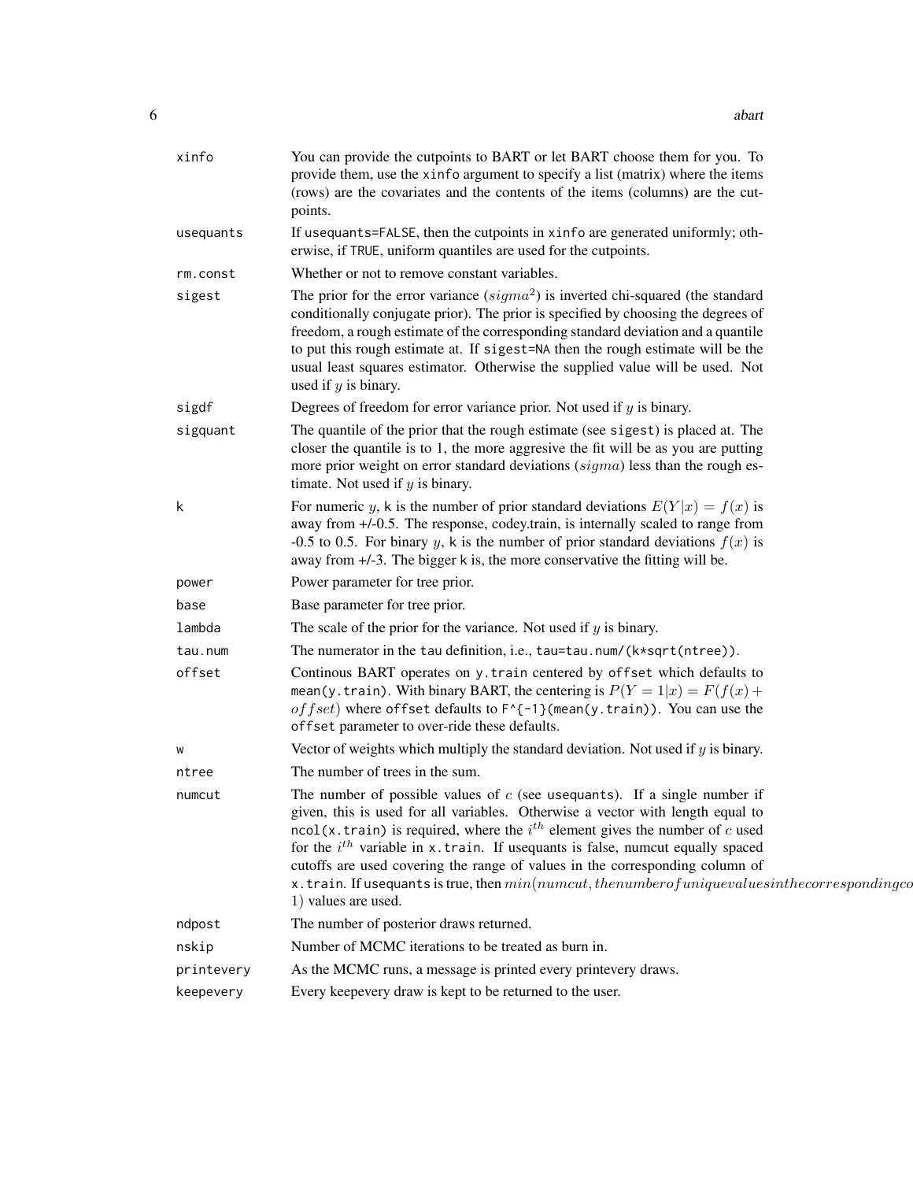| | |
|---|---|
| `xinfo` | You can provide the cutpoints to BART or let BART choose them for you. To provide them, use the `xinfo` argument to specify a list (matrix) where the items (rows) are the covariates and the contents of the items (columns) are the cutpoints. |
| `usequants` | If `usequants=FALSE`, then the cutpoints in `xinfo` are generated uniformly; otherwise, if `TRUE`, uniform quantiles are used for the cutpoints. |
| `rm.const` | Whether or not to remove constant variables. |
| `sigest` | The prior for the error variance ($sigma^2$) is inverted chi-squared (the standard conditionally conjugate prior). The prior is specified by choosing the degrees of freedom, a rough estimate of the corresponding standard deviation and a quantile to put this rough estimate at. If `sigest=NA` then the rough estimate will be the usual least squares estimator. Otherwise the supplied value will be used. Not used if $y$ is binary. |
| `sigdf` | Degrees of freedom for error variance prior. Not used if $y$ is binary. |
| `sigquant` | The quantile of the prior that the rough estimate (see `sigest`) is placed at. The closer the quantile is to 1, the more aggresive the fit will be as you are putting more prior weight on error standard deviations ($sigma$) less than the rough estimate. Not used if $y$ is binary. |
| `k` | For numeric $y$, `k` is the number of prior standard deviations $E(Y\|x) = f(x)$ is away from +/-0.5. The response, codey.train, is internally scaled to range from -0.5 to 0.5. For binary $y$, `k` is the number of prior standard deviations $f(x)$ is away from +/-3. The bigger `k` is, the more conservative the fitting will be. |
| `power` | Power parameter for tree prior. |
| `base` | Base parameter for tree prior. |
| `lambda` | The scale of the prior for the variance. Not used if $y$ is binary. |
| `tau.num` | The numerator in the `tau` definition, i.e., `tau=tau.num/(k*sqrt(ntree))`. |
| `offset` | Continous BART operates on `y.train` centered by `offset` which defaults to `mean(y.train)`. With binary BART, the centering is $P(Y = 1\|x) = F(f(x) + offset)$ where `offset` defaults to `F^{-1}(mean(y.train))`. You can use the `offset` parameter to over-ride these defaults. |
| `w` | Vector of weights which multiply the standard deviation. Not used if $y$ is binary. |
| `ntree` | The number of trees in the sum. |
| `numcut` | The number of possible values of $c$ (see `usequants`). If a single number if given, this is used for all variables. Otherwise a vector with length equal to `ncol(x.train)` is required, where the $i^{th}$ element gives the number of $c$ used for the $i^{th}$ variable in `x.train`. If usequants is false, numcut equally spaced cutoffs are used covering the range of values in the corresponding column of `x.train`. If `usequants` is true, then $min(numcut, thenumberofuniquevaluesinthecorrespondingco$ 1) values are used. |
| `ndpost` | The number of posterior draws returned. |
| `nskip` | Number of MCMC iterations to be treated as burn in. |
| `printevery` | As the MCMC runs, a message is printed every printevery draws. |
| `keepevery` | Every keepevery draw is kept to be returned to the user. |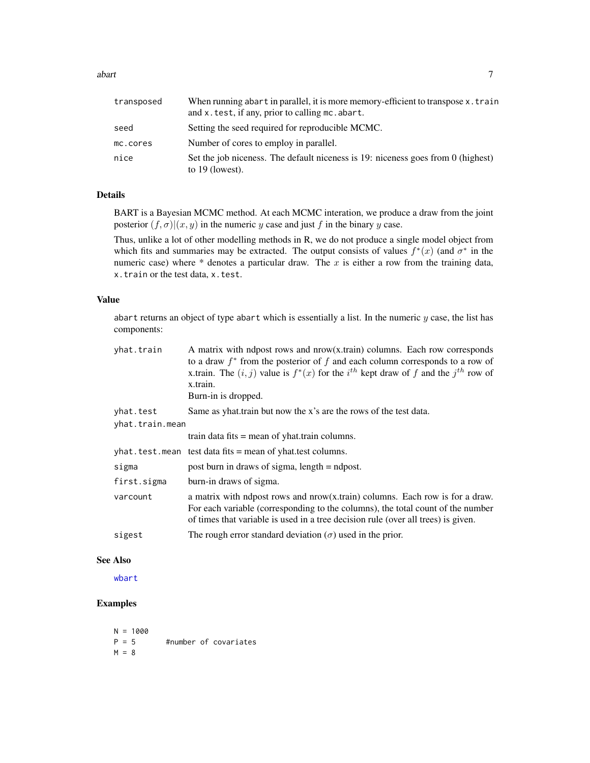| | |
|---|---|
| transposed | When running abart in parallel, it is more memory-efficient to transpose x.train and x.test, if any, prior to calling mc.abart. |
| seed | Setting the seed required for reproducible MCMC. |
| mc.cores | Number of cores to employ in parallel. |
| nice | Set the job niceness. The default niceness is 19: niceness goes from 0 (highest) to 19 (lowest). |

## Details

BART is a Bayesian MCMC method. At each MCMC interation, we produce a draw from the joint posterior $(f, \sigma)|(x, y)$ in the numeric $y$ case and just $f$ in the binary $y$ case.

Thus, unlike a lot of other modelling methods in R, we do not produce a single model object from which fits and summaries may be extracted. The output consists of values $f^*(x)$ (and $\sigma^*$ in the numeric case) where * denotes a particular draw. The $x$ is either a row from the training data, x.train or the test data, x.test.

## Value

abart returns an object of type abart which is essentially a list. In the numeric $y$ case, the list has components:

| | |
|---|---|
| yhat.train | A matrix with ndpost rows and nrow(x.train) columns. Each row corresponds to a draw $f^*$ from the posterior of $f$ and each column corresponds to a row of x.train. The $(i, j)$ value is $f^*(x)$ for the $i^{th}$ kept draw of $f$ and the $j^{th}$ row of x.train. Burn-in is dropped. |
| yhat.test | Same as yhat.train but now the x's are the rows of the test data. |
| yhat.train.mean | train data fits = mean of yhat.train columns. |
| yhat.test.mean | test data fits = mean of yhat.test columns. |
| sigma | post burn in draws of sigma, length = ndpost. |
| first.sigma | burn-in draws of sigma. |
| varcount | a matrix with ndpost rows and nrow(x.train) columns. Each row is for a draw. For each variable (corresponding to the columns), the total count of the number of times that variable is used in a tree decision rule (over all trees) is given. |
| sigest | The rough error standard deviation ($\sigma$) used in the prior. |

## See Also

wbart

## Examples

```
N = 1000
P = 5       #number of covariates
M = 8
```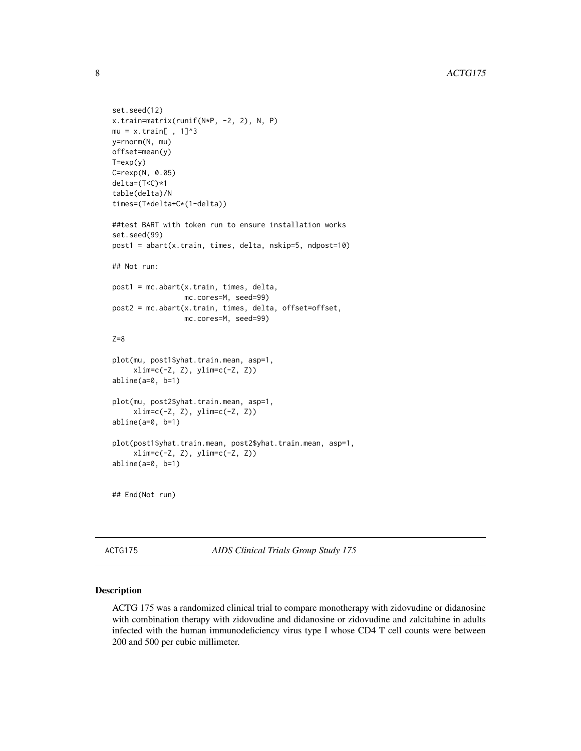```
set.seed(12)
x.train=matrix(runif(N*P, -2, 2), N, P)
mu = x.train[ , 1]^3
y=rnorm(N, mu)
offset=mean(y)
T=exp(y)
C=rexp(N, 0.05)
delta=(T<C)*1
table(delta)/N
times=(T*delta+C*(1-delta))

##test BART with token run to ensure installation works
set.seed(99)
post1 = abart(x.train, times, delta, nskip=5, ndpost=10)

## Not run:

post1 = mc.abart(x.train, times, delta,
                mc.cores=M, seed=99)
post2 = mc.abart(x.train, times, delta, offset=offset,
                mc.cores=M, seed=99)

Z=8

plot(mu, post1$yhat.train.mean, asp=1,
     xlim=c(-Z, Z), ylim=c(-Z, Z))
abline(a=0, b=1)

plot(mu, post2$yhat.train.mean, asp=1,
     xlim=c(-Z, Z), ylim=c(-Z, Z))
abline(a=0, b=1)

plot(post1$yhat.train.mean, post2$yhat.train.mean, asp=1,
     xlim=c(-Z, Z), ylim=c(-Z, Z))
abline(a=0, b=1)


## End(Not run)
```

## ACTG175 — *AIDS Clinical Trials Group Study 175*

### Description

ACTG 175 was a randomized clinical trial to compare monotherapy with zidovudine or didanosine with combination therapy with zidovudine and didanosine or zidovudine and zalcitabine in adults infected with the human immunodeficiency virus type I whose CD4 T cell counts were between 200 and 500 per cubic millimeter.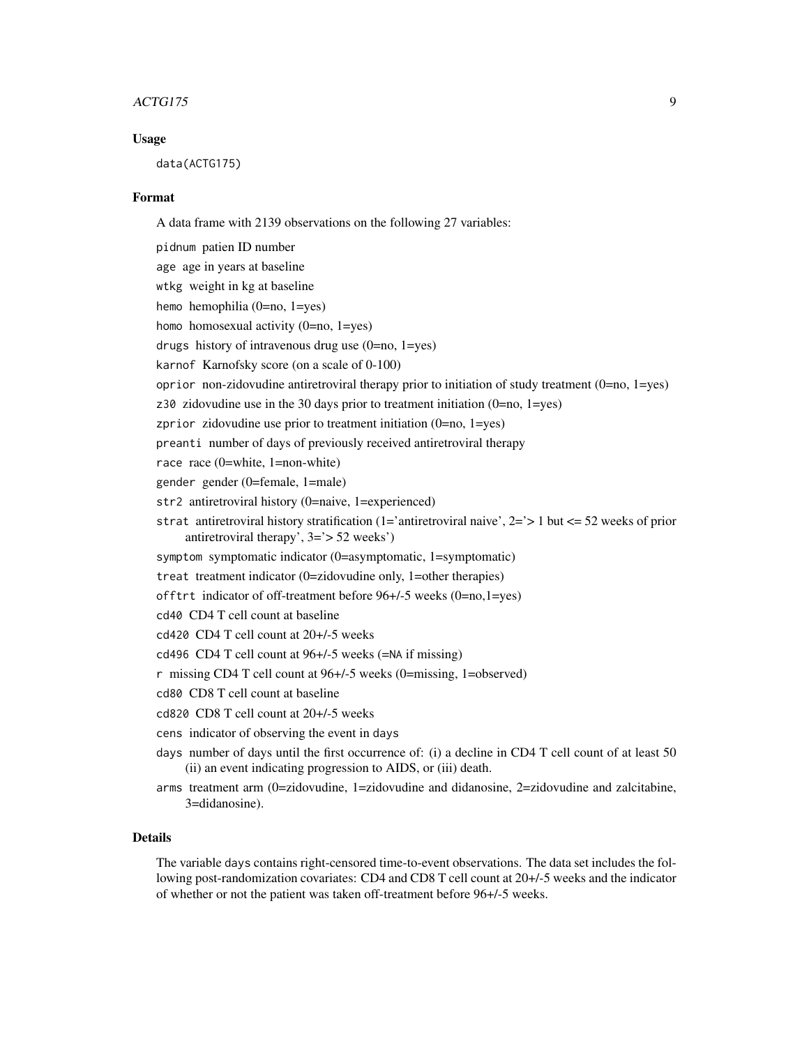### Usage

```
data(ACTG175)
```

### Format

A data frame with 2139 observations on the following 27 variables:

- `pidnum` patien ID number
- `age` age in years at baseline
- `wtkg` weight in kg at baseline
- `hemo` hemophilia (0=no, 1=yes)
- `homo` homosexual activity (0=no, 1=yes)
- `drugs` history of intravenous drug use (0=no, 1=yes)
- `karnof` Karnofsky score (on a scale of 0-100)
- `oprior` non-zidovudine antiretroviral therapy prior to initiation of study treatment (0=no, 1=yes)
- `z30` zidovudine use in the 30 days prior to treatment initiation (0=no, 1=yes)
- `zprior` zidovudine use prior to treatment initiation (0=no, 1=yes)
- `preanti` number of days of previously received antiretroviral therapy
- `race` race (0=white, 1=non-white)
- `gender` gender (0=female, 1=male)
- `str2` antiretroviral history (0=naive, 1=experienced)
- `strat` antiretroviral history stratification (1='antiretroviral naive', 2='> 1 but <= 52 weeks of prior antiretroviral therapy', 3='> 52 weeks')
- `symptom` symptomatic indicator (0=asymptomatic, 1=symptomatic)
- `treat` treatment indicator (0=zidovudine only, 1=other therapies)
- `offtrt` indicator of off-treatment before 96+/-5 weeks (0=no,1=yes)
- `cd40` CD4 T cell count at baseline
- `cd420` CD4 T cell count at 20+/-5 weeks
- `cd496` CD4 T cell count at 96+/-5 weeks (=`NA` if missing)
- `r` missing CD4 T cell count at 96+/-5 weeks (0=missing, 1=observed)
- `cd80` CD8 T cell count at baseline
- `cd820` CD8 T cell count at 20+/-5 weeks
- `cens` indicator of observing the event in `days`
- `days` number of days until the first occurrence of: (i) a decline in CD4 T cell count of at least 50 (ii) an event indicating progression to AIDS, or (iii) death.
- `arms` treatment arm (0=zidovudine, 1=zidovudine and didanosine, 2=zidovudine and zalcitabine, 3=didanosine).

### Details

The variable `days` contains right-censored time-to-event observations. The data set includes the following post-randomization covariates: CD4 and CD8 T cell count at 20+/-5 weeks and the indicator of whether or not the patient was taken off-treatment before 96+/-5 weeks.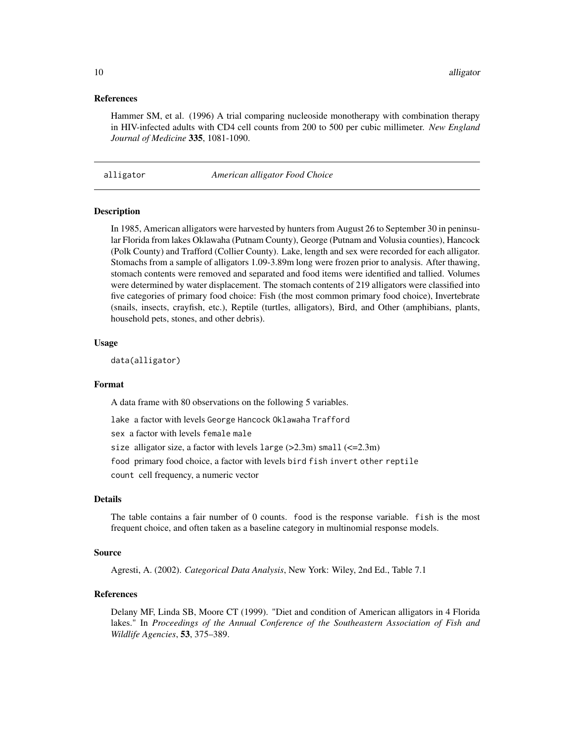### References

Hammer SM, et al. (1996) A trial comparing nucleoside monotherapy with combination therapy in HIV-infected adults with CD4 cell counts from 200 to 500 per cubic millimeter. *New England Journal of Medicine* **335**, 1081-1090.

---

## alligator — *American alligator Food Choice*

---

### Description

In 1985, American alligators were harvested by hunters from August 26 to September 30 in peninsular Florida from lakes Oklawaha (Putnam County), George (Putnam and Volusia counties), Hancock (Polk County) and Trafford (Collier County). Lake, length and sex were recorded for each alligator. Stomachs from a sample of alligators 1.09-3.89m long were frozen prior to analysis. After thawing, stomach contents were removed and separated and food items were identified and tallied. Volumes were determined by water displacement. The stomach contents of 219 alligators were classified into five categories of primary food choice: Fish (the most common primary food choice), Invertebrate (snails, insects, crayfish, etc.), Reptile (turtles, alligators), Bird, and Other (amphibians, plants, household pets, stones, and other debris).

### Usage

```
data(alligator)
```

### Format

A data frame with 80 observations on the following 5 variables.

`lake` a factor with levels `George` `Hancock` `Oklawaha` `Trafford`

`sex` a factor with levels `female` `male`

`size` alligator size, a factor with levels `large` (>2.3m) `small` (<=2.3m)

`food` primary food choice, a factor with levels `bird` `fish` `invert` `other` `reptile`

`count` cell frequency, a numeric vector

### Details

The table contains a fair number of 0 counts. `food` is the response variable. `fish` is the most frequent choice, and often taken as a baseline category in multinomial response models.

### Source

Agresti, A. (2002). *Categorical Data Analysis*, New York: Wiley, 2nd Ed., Table 7.1

### References

Delany MF, Linda SB, Moore CT (1999). "Diet and condition of American alligators in 4 Florida lakes." In *Proceedings of the Annual Conference of the Southeastern Association of Fish and Wildlife Agencies*, **53**, 375–389.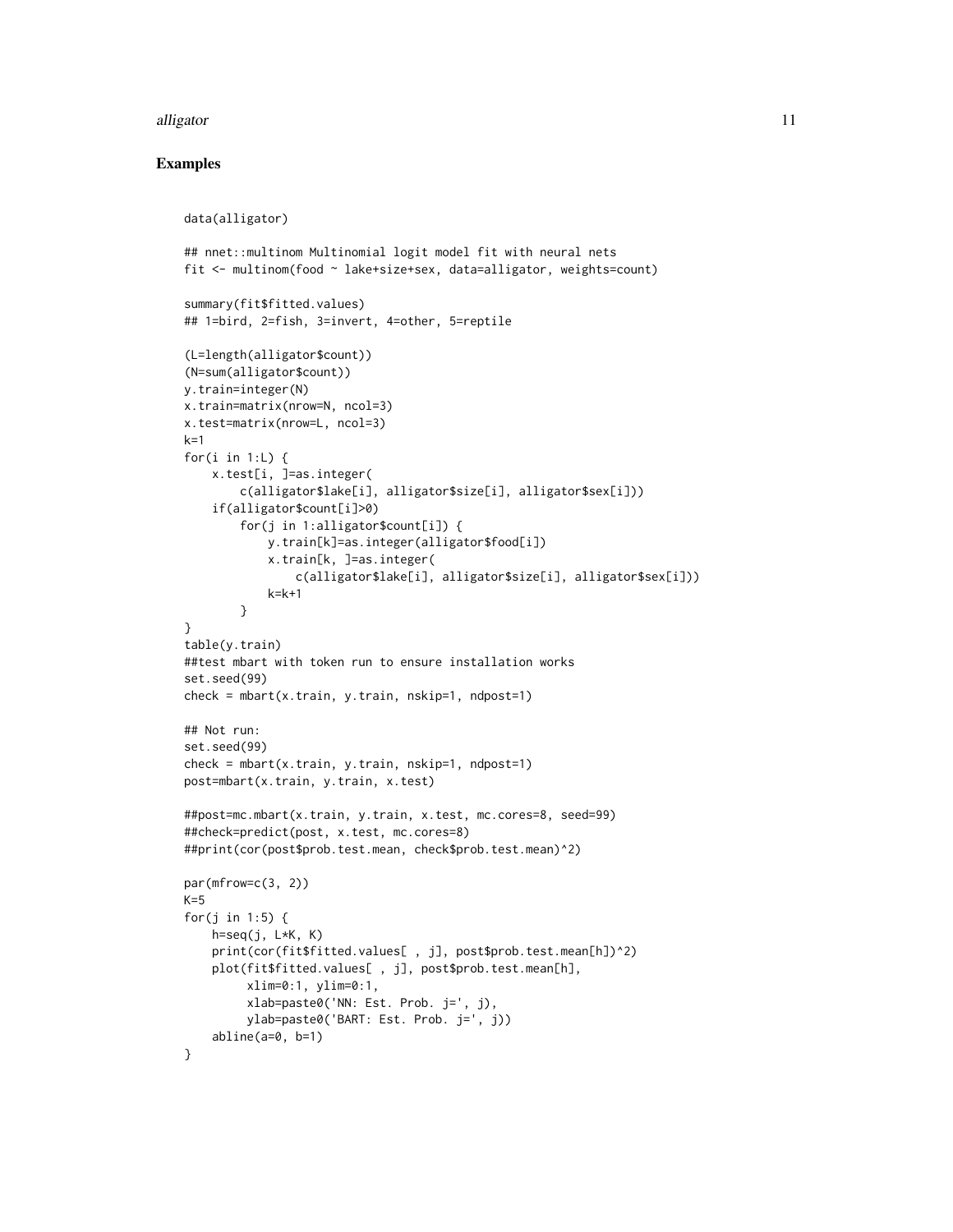## Examples

```
data(alligator)

## nnet::multinom Multinomial logit model fit with neural nets
fit <- multinom(food ~ lake+size+sex, data=alligator, weights=count)

summary(fit$fitted.values)
## 1=bird, 2=fish, 3=invert, 4=other, 5=reptile

(L=length(alligator$count))
(N=sum(alligator$count))
y.train=integer(N)
x.train=matrix(nrow=N, ncol=3)
x.test=matrix(nrow=L, ncol=3)
k=1
for(i in 1:L) {
    x.test[i, ]=as.integer(
        c(alligator$lake[i], alligator$size[i], alligator$sex[i]))
    if(alligator$count[i]>0)
        for(j in 1:alligator$count[i]) {
            y.train[k]=as.integer(alligator$food[i])
            x.train[k, ]=as.integer(
                c(alligator$lake[i], alligator$size[i], alligator$sex[i]))
            k=k+1
        }
}
table(y.train)
##test mbart with token run to ensure installation works
set.seed(99)
check = mbart(x.train, y.train, nskip=1, ndpost=1)

## Not run:
set.seed(99)
check = mbart(x.train, y.train, nskip=1, ndpost=1)
post=mbart(x.train, y.train, x.test)

##post=mc.mbart(x.train, y.train, x.test, mc.cores=8, seed=99)
##check=predict(post, x.test, mc.cores=8)
##print(cor(post$prob.test.mean, check$prob.test.mean)^2)

par(mfrow=c(3, 2))
K=5
for(j in 1:5) {
    h=seq(j, L*K, K)
    print(cor(fit$fitted.values[ , j], post$prob.test.mean[h])^2)
    plot(fit$fitted.values[ , j], post$prob.test.mean[h],
         xlim=0:1, ylim=0:1,
         xlab=paste0('NN: Est. Prob. j=', j),
         ylab=paste0('BART: Est. Prob. j=', j))
    abline(a=0, b=1)
}
```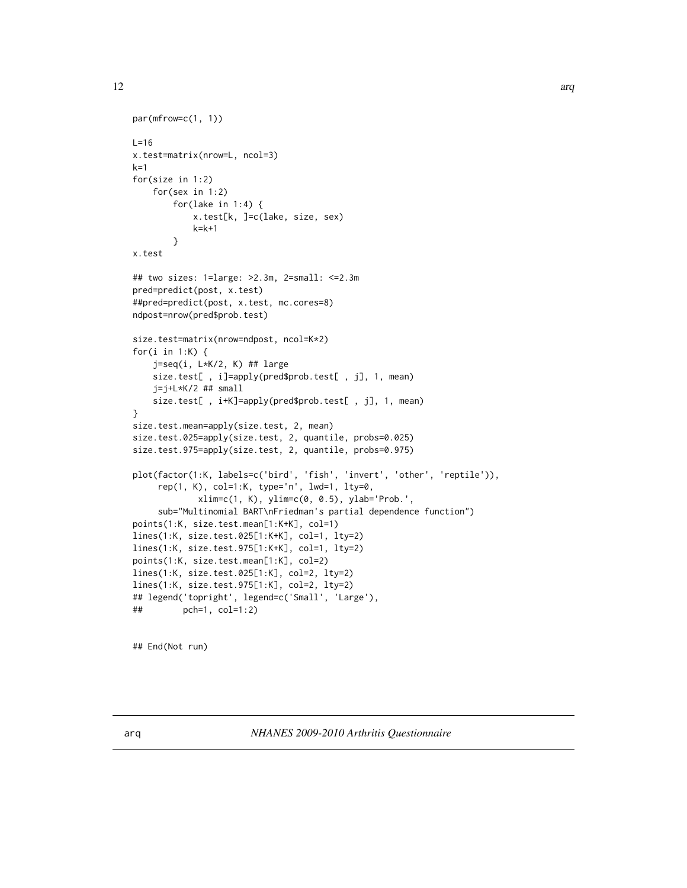```
par(mfrow=c(1, 1))

L=16
x.test=matrix(nrow=L, ncol=3)
k=1
for(size in 1:2)
    for(sex in 1:2)
        for(lake in 1:4) {
            x.test[k, ]=c(lake, size, sex)
            k=k+1
        }
x.test

## two sizes: 1=large: >2.3m, 2=small: <=2.3m
pred=predict(post, x.test)
##pred=predict(post, x.test, mc.cores=8)
ndpost=nrow(pred$prob.test)

size.test=matrix(nrow=ndpost, ncol=K*2)
for(i in 1:K) {
    j=seq(i, L*K/2, K) ## large
    size.test[ , i]=apply(pred$prob.test[ , j], 1, mean)
    j=j+L*K/2 ## small
    size.test[ , i+K]=apply(pred$prob.test[ , j], 1, mean)
}
size.test.mean=apply(size.test, 2, mean)
size.test.025=apply(size.test, 2, quantile, probs=0.025)
size.test.975=apply(size.test, 2, quantile, probs=0.975)

plot(factor(1:K, labels=c('bird', 'fish', 'invert', 'other', 'reptile')),
     rep(1, K), col=1:K, type='n', lwd=1, lty=0,
             xlim=c(1, K), ylim=c(0, 0.5), ylab='Prob.',
     sub="Multinomial BART\nFriedman's partial dependence function")
points(1:K, size.test.mean[1:K+K], col=1)
lines(1:K, size.test.025[1:K+K], col=1, lty=2)
lines(1:K, size.test.975[1:K+K], col=1, lty=2)
points(1:K, size.test.mean[1:K], col=2)
lines(1:K, size.test.025[1:K], col=2, lty=2)
lines(1:K, size.test.975[1:K], col=2, lty=2)
## legend('topright', legend=c('Small', 'Large'),
##        pch=1, col=1:2)


## End(Not run)
```

---

arq *NHANES 2009-2010 Arthritis Questionnaire*

---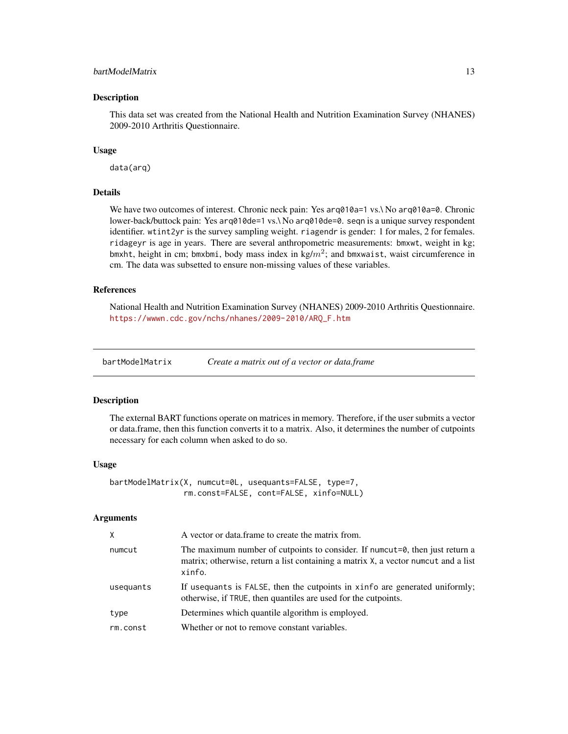## Description

This data set was created from the National Health and Nutrition Examination Survey (NHANES) 2009-2010 Arthritis Questionnaire.

## Usage

```
data(arq)
```

## Details

We have two outcomes of interest. Chronic neck pain: Yes `arq010a=1` vs.\ No `arq010a=0`. Chronic lower-back/buttock pain: Yes `arq010de=1` vs.\ No `arq010de=0`. `seqn` is a unique survey respondent identifier. `wtint2yr` is the survey sampling weight. `riagendr` is gender: 1 for males, 2 for females. `ridageyr` is age in years. There are several anthropometric measurements: `bmxwt`, weight in kg; `bmxht`, height in cm; `bmxbmi`, body mass index in kg/$m^2$; and `bmxwaist`, waist circumference in cm. The data was subsetted to ensure non-missing values of these variables.

## References

National Health and Nutrition Examination Survey (NHANES) 2009-2010 Arthritis Questionnaire. https://wwwn.cdc.gov/nchs/nhanes/2009-2010/ARQ_F.htm

---

# bartModelMatrix &nbsp;&nbsp;&nbsp; *Create a matrix out of a vector or data.frame*

## Description

The external BART functions operate on matrices in memory. Therefore, if the user submits a vector or data.frame, then this function converts it to a matrix. Also, it determines the number of cutpoints necessary for each column when asked to do so.

## Usage

```
bartModelMatrix(X, numcut=0L, usequants=FALSE, type=7,
                rm.const=FALSE, cont=FALSE, xinfo=NULL)
```

## Arguments

| | |
|---|---|
| `X` | A vector or data.frame to create the matrix from. |
| `numcut` | The maximum number of cutpoints to consider. If `numcut=0`, then just return a matrix; otherwise, return a list containing a matrix `X`, a vector `numcut` and a list `xinfo`. |
| `usequants` | If `usequants` is `FALSE`, then the cutpoints in `xinfo` are generated uniformly; otherwise, if `TRUE`, then quantiles are used for the cutpoints. |
| `type` | Determines which quantile algorithm is employed. |
| `rm.const` | Whether or not to remove constant variables. |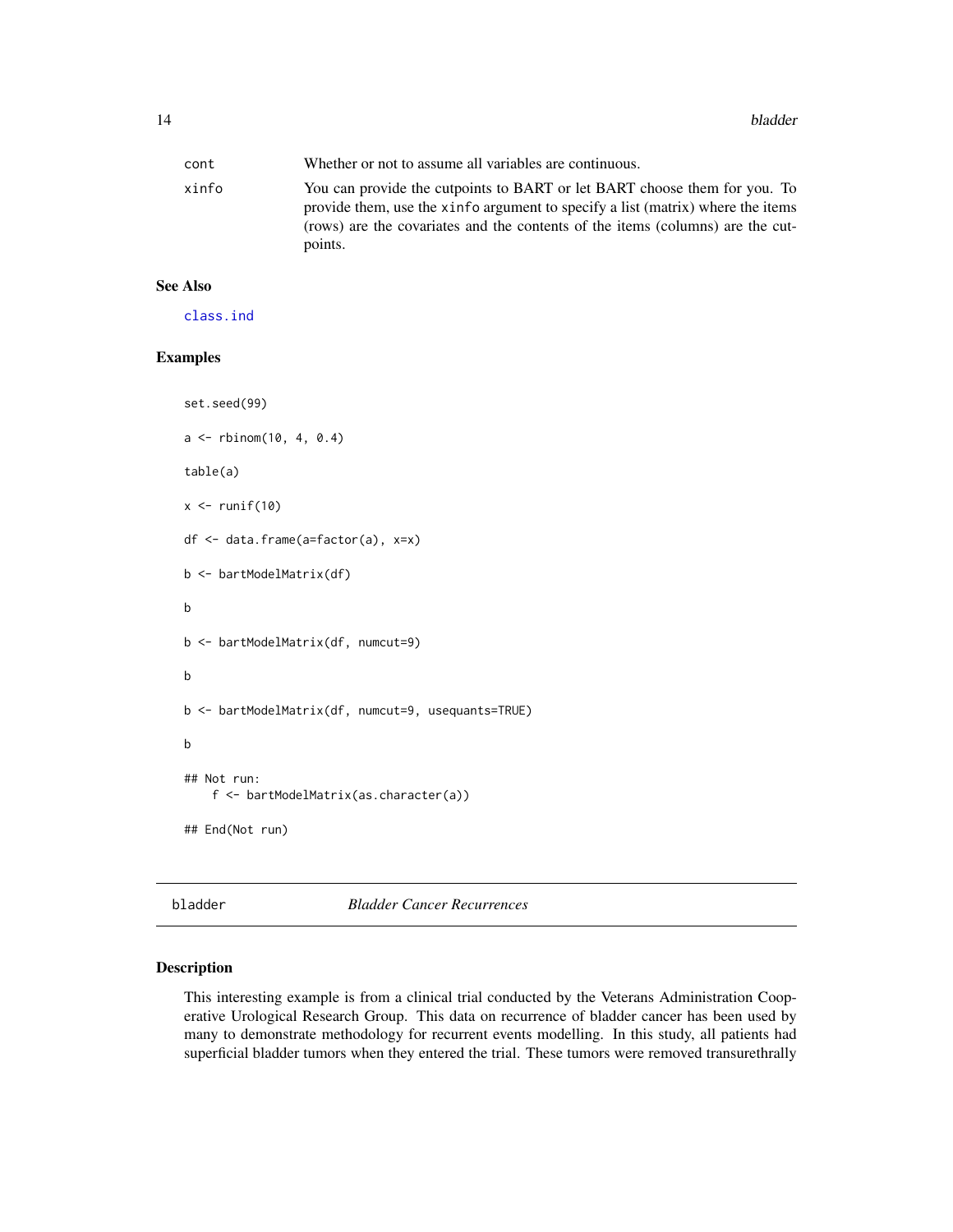| | |
|---|---|
| cont | Whether or not to assume all variables are continuous. |
| xinfo | You can provide the cutpoints to BART or let BART choose them for you. To provide them, use the xinfo argument to specify a list (matrix) where the items (rows) are the covariates and the contents of the items (columns) are the cutpoints. |

## See Also

class.ind

## Examples

```
set.seed(99)

a <- rbinom(10, 4, 0.4)

table(a)

x <- runif(10)

df <- data.frame(a=factor(a), x=x)

b <- bartModelMatrix(df)

b

b <- bartModelMatrix(df, numcut=9)

b

b <- bartModelMatrix(df, numcut=9, usequants=TRUE)

b

## Not run:
    f <- bartModelMatrix(as.character(a))

## End(Not run)
```

---

# bladder *Bladder Cancer Recurrences*

## Description

This interesting example is from a clinical trial conducted by the Veterans Administration Cooperative Urological Research Group. This data on recurrence of bladder cancer has been used by many to demonstrate methodology for recurrent events modelling. In this study, all patients had superficial bladder tumors when they entered the trial. These tumors were removed transurethrally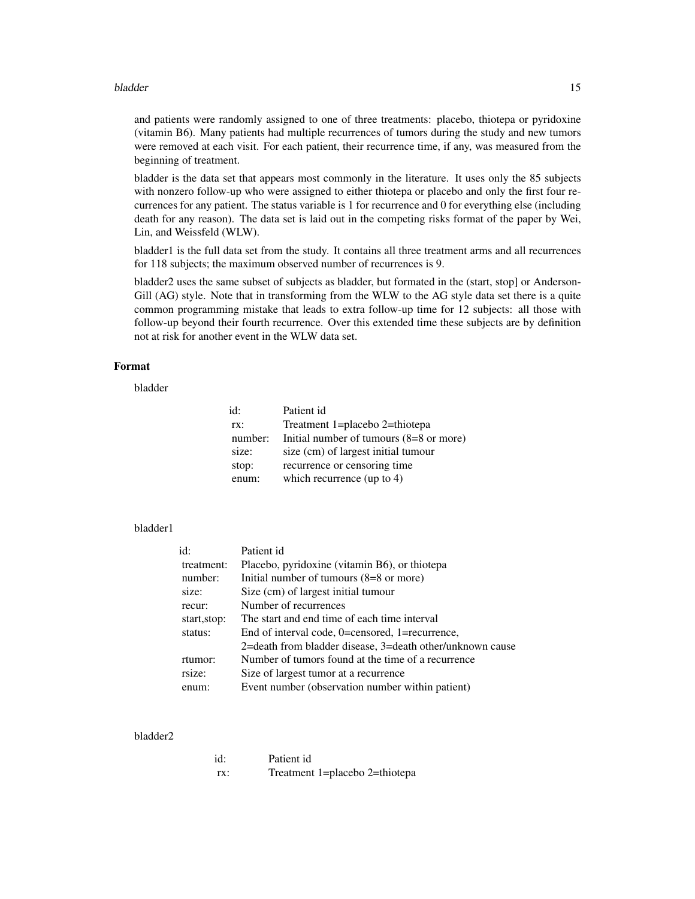and patients were randomly assigned to one of three treatments: placebo, thiotepa or pyridoxine (vitamin B6). Many patients had multiple recurrences of tumors during the study and new tumors were removed at each visit. For each patient, their recurrence time, if any, was measured from the beginning of treatment.

bladder is the data set that appears most commonly in the literature. It uses only the 85 subjects with nonzero follow-up who were assigned to either thiotepa or placebo and only the first four recurrences for any patient. The status variable is 1 for recurrence and 0 for everything else (including death for any reason). The data set is laid out in the competing risks format of the paper by Wei, Lin, and Weissfeld (WLW).

bladder1 is the full data set from the study. It contains all three treatment arms and all recurrences for 118 subjects; the maximum observed number of recurrences is 9.

bladder2 uses the same subset of subjects as bladder, but formated in the (start, stop] or Anderson-Gill (AG) style. Note that in transforming from the WLW to the AG style data set there is a quite common programming mistake that leads to extra follow-up time for 12 subjects: all those with follow-up beyond their fourth recurrence. Over this extended time these subjects are by definition not at risk for another event in the WLW data set.

### Format

bladder

| | |
|---|---|
| id: | Patient id |
| rx: | Treatment 1=placebo 2=thiotepa |
| number: | Initial number of tumours (8=8 or more) |
| size: | size (cm) of largest initial tumour |
| stop: | recurrence or censoring time |
| enum: | which recurrence (up to 4) |

bladder1

| | |
|---|---|
| id: | Patient id |
| treatment: | Placebo, pyridoxine (vitamin B6), or thiotepa |
| number: | Initial number of tumours (8=8 or more) |
| size: | Size (cm) of largest initial tumour |
| recur: | Number of recurrences |
| start,stop: | The start and end time of each time interval |
| status: | End of interval code, 0=censored, 1=recurrence, 2=death from bladder disease, 3=death other/unknown cause |
| rtumor: | Number of tumors found at the time of a recurrence |
| rsize: | Size of largest tumor at a recurrence |
| enum: | Event number (observation number within patient) |

bladder2

| | |
|---|---|
| id: | Patient id |
| rx: | Treatment 1=placebo 2=thiotepa |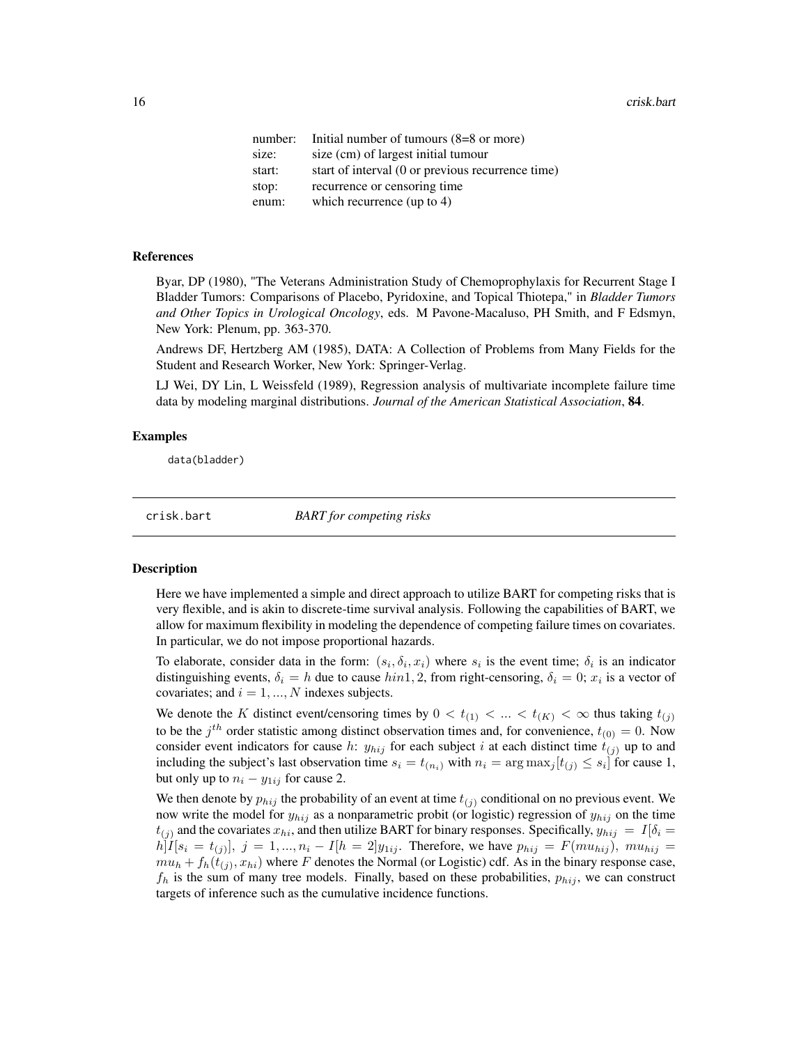| | |
|---|---|
| number: | Initial number of tumours (8=8 or more) |
| size: | size (cm) of largest initial tumour |
| start: | start of interval (0 or previous recurrence time) |
| stop: | recurrence or censoring time |
| enum: | which recurrence (up to 4) |

### References

Byar, DP (1980), "The Veterans Administration Study of Chemoprophylaxis for Recurrent Stage I Bladder Tumors: Comparisons of Placebo, Pyridoxine, and Topical Thiotepa," in *Bladder Tumors and Other Topics in Urological Oncology*, eds. M Pavone-Macaluso, PH Smith, and F Edsmyn, New York: Plenum, pp. 363-370.

Andrews DF, Hertzberg AM (1985), DATA: A Collection of Problems from Many Fields for the Student and Research Worker, New York: Springer-Verlag.

LJ Wei, DY Lin, L Weissfeld (1989), Regression analysis of multivariate incomplete failure time data by modeling marginal distributions. *Journal of the American Statistical Association*, **84**.

### Examples

```
data(bladder)
```

---

## crisk.bart — *BART for competing risks*

### Description

Here we have implemented a simple and direct approach to utilize BART for competing risks that is very flexible, and is akin to discrete-time survival analysis. Following the capabilities of BART, we allow for maximum flexibility in modeling the dependence of competing failure times on covariates. In particular, we do not impose proportional hazards.

To elaborate, consider data in the form: $(s_i, \delta_i, x_i)$ where $s_i$ is the event time; $\delta_i$ is an indicator distinguishing events, $\delta_i = h$ due to cause $hin1, 2$, from right-censoring, $\delta_i = 0$; $x_i$ is a vector of covariates; and $i = 1, ..., N$ indexes subjects.

We denote the $K$ distinct event/censoring times by $0 < t_{(1)} < ... < t_{(K)} < \infty$ thus taking $t_{(j)}$ to be the $j^{th}$ order statistic among distinct observation times and, for convenience, $t_{(0)} = 0$. Now consider event indicators for cause $h$: $y_{hij}$ for each subject $i$ at each distinct time $t_{(j)}$ up to and including the subject's last observation time $s_i = t_{(n_i)}$ with $n_i = \arg\max_j [t_{(j)} \leq s_i]$ for cause 1, but only up to $n_i - y_{1ij}$ for cause 2.

We then denote by $p_{hij}$ the probability of an event at time $t_{(j)}$ conditional on no previous event. We now write the model for $y_{hij}$ as a nonparametric probit (or logistic) regression of $y_{hij}$ on the time $t_{(j)}$ and the covariates $x_{hi}$, and then utilize BART for binary responses. Specifically, $y_{hij} = I[\delta_i = h]I[s_i = t_{(j)}],\ j = 1, ..., n_i - I[h = 2]y_{1ij}$. Therefore, we have $p_{hij} = F(mu_{hij}),\ mu_{hij} = mu_h + f_h(t_{(j)}, x_{hi})$ where $F$ denotes the Normal (or Logistic) cdf. As in the binary response case, $f_h$ is the sum of many tree models. Finally, based on these probabilities, $p_{hij}$, we can construct targets of inference such as the cumulative incidence functions.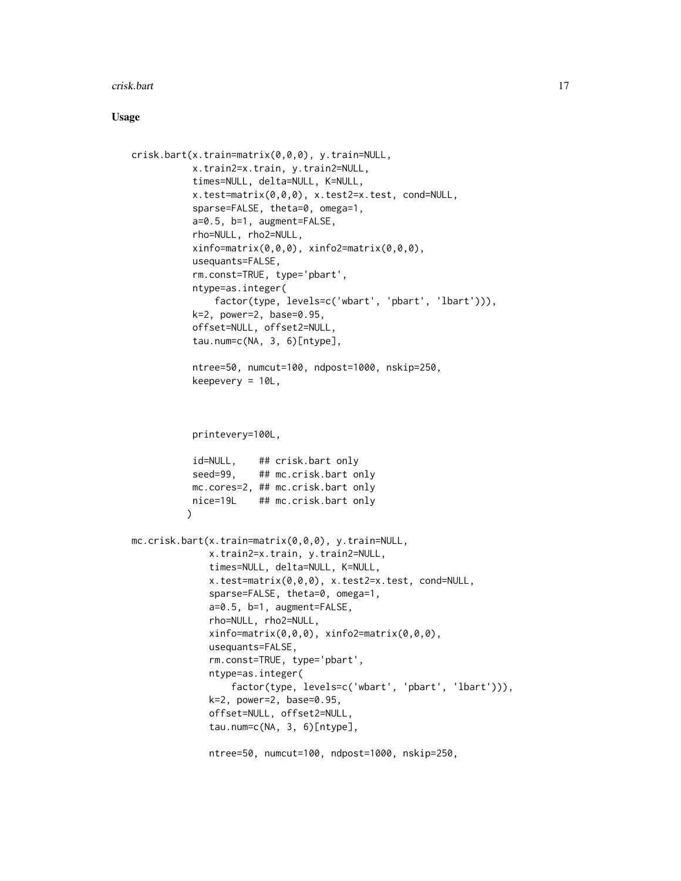## Usage

```
crisk.bart(x.train=matrix(0,0,0), y.train=NULL,
           x.train2=x.train, y.train2=NULL,
           times=NULL, delta=NULL, K=NULL,
           x.test=matrix(0,0,0), x.test2=x.test, cond=NULL,
           sparse=FALSE, theta=0, omega=1,
           a=0.5, b=1, augment=FALSE,
           rho=NULL, rho2=NULL,
           xinfo=matrix(0,0,0), xinfo2=matrix(0,0,0),
           usequants=FALSE,
           rm.const=TRUE, type='pbart',
           ntype=as.integer(
               factor(type, levels=c('wbart', 'pbart', 'lbart'))),
           k=2, power=2, base=0.95,
           offset=NULL, offset2=NULL,
           tau.num=c(NA, 3, 6)[ntype],

           ntree=50, numcut=100, ndpost=1000, nskip=250,
           keepevery = 10L,



           printevery=100L,

           id=NULL,    ## crisk.bart only
           seed=99,    ## mc.crisk.bart only
           mc.cores=2, ## mc.crisk.bart only
           nice=19L    ## mc.crisk.bart only
          )

mc.crisk.bart(x.train=matrix(0,0,0), y.train=NULL,
              x.train2=x.train, y.train2=NULL,
              times=NULL, delta=NULL, K=NULL,
              x.test=matrix(0,0,0), x.test2=x.test, cond=NULL,
              sparse=FALSE, theta=0, omega=1,
              a=0.5, b=1, augment=FALSE,
              rho=NULL, rho2=NULL,
              xinfo=matrix(0,0,0), xinfo2=matrix(0,0,0),
              usequants=FALSE,
              rm.const=TRUE, type='pbart',
              ntype=as.integer(
                  factor(type, levels=c('wbart', 'pbart', 'lbart'))),
              k=2, power=2, base=0.95,
              offset=NULL, offset2=NULL,
              tau.num=c(NA, 3, 6)[ntype],

              ntree=50, numcut=100, ndpost=1000, nskip=250,
```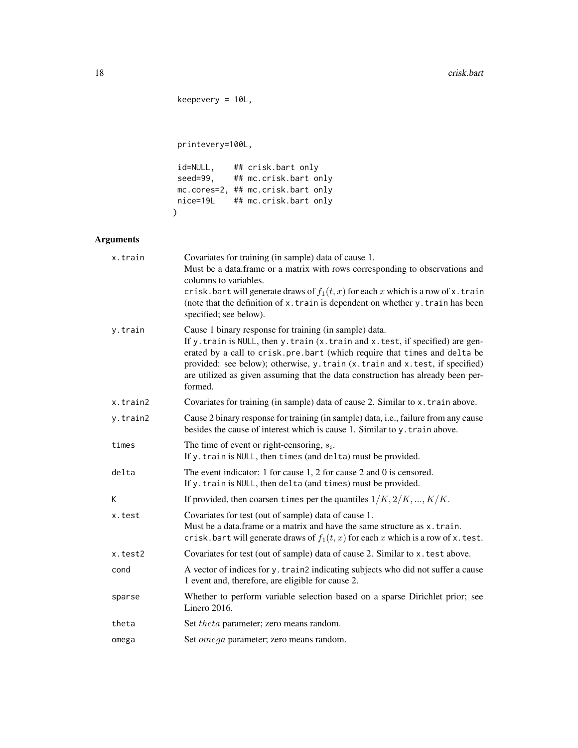```
keepevery = 10L,



printevery=100L,

id=NULL,    ## crisk.bart only
seed=99,    ## mc.crisk.bart only
mc.cores=2, ## mc.crisk.bart only
nice=19L    ## mc.crisk.bart only
)
```

## Arguments

| | |
|---|---|
| `x.train` | Covariates for training (in sample) data of cause 1.<br>Must be a data.frame or a matrix with rows corresponding to observations and columns to variables.<br>`crisk.bart` will generate draws of $f_1(t, x)$ for each $x$ which is a row of `x.train` (note that the definition of `x.train` is dependent on whether `y.train` has been specified; see below). |
| `y.train` | Cause 1 binary response for training (in sample) data.<br>If `y.train` is `NULL`, then `y.train` (`x.train` and `x.test`, if specified) are generated by a call to `crisk.pre.bart` (which require that `times` and `delta` be provided: see below); otherwise, `y.train` (`x.train` and `x.test`, if specified) are utilized as given assuming that the data construction has already been performed. |
| `x.train2` | Covariates for training (in sample) data of cause 2. Similar to `x.train` above. |
| `y.train2` | Cause 2 binary response for training (in sample) data, i.e., failure from any cause besides the cause of interest which is cause 1. Similar to `y.train` above. |
| `times` | The time of event or right-censoring, $s_i$.<br>If `y.train` is `NULL`, then `times` (and `delta`) must be provided. |
| `delta` | The event indicator: 1 for cause 1, 2 for cause 2 and 0 is censored.<br>If `y.train` is `NULL`, then `delta` (and `times`) must be provided. |
| `K` | If provided, then coarsen `times` per the quantiles $1/K, 2/K, ..., K/K$. |
| `x.test` | Covariates for test (out of sample) data of cause 1.<br>Must be a data.frame or a matrix and have the same structure as `x.train`.<br>`crisk.bart` will generate draws of $f_1(t, x)$ for each $x$ which is a row of `x.test`. |
| `x.test2` | Covariates for test (out of sample) data of cause 2. Similar to `x.test` above. |
| `cond` | A vector of indices for `y.train2` indicating subjects who did not suffer a cause 1 event and, therefore, are eligible for cause 2. |
| `sparse` | Whether to perform variable selection based on a sparse Dirichlet prior; see Linero 2016. |
| `theta` | Set $theta$ parameter; zero means random. |
| `omega` | Set $omega$ parameter; zero means random. |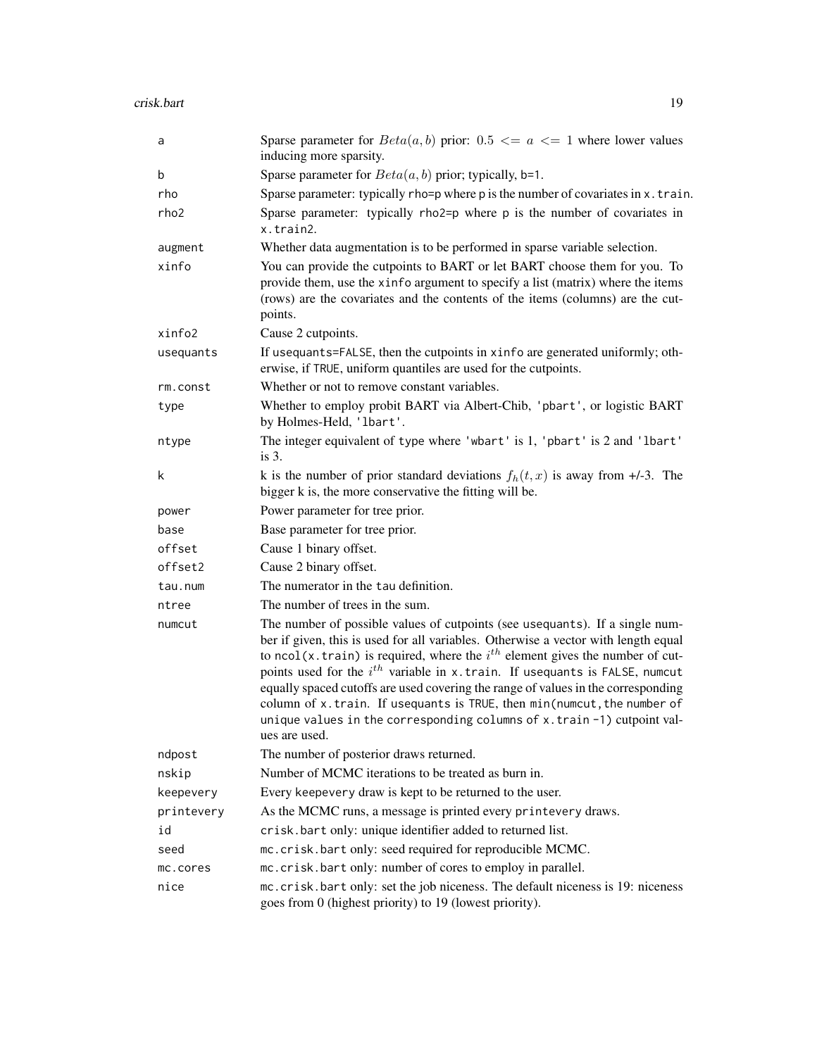| | |
|---|---|
| `a` | Sparse parameter for $Beta(a, b)$ prior: $0.5 <= a <= 1$ where lower values inducing more sparsity. |
| `b` | Sparse parameter for $Beta(a, b)$ prior; typically, `b=1`. |
| `rho` | Sparse parameter: typically `rho=p` where `p` is the number of covariates in `x.train`. |
| `rho2` | Sparse parameter: typically `rho2=p` where `p` is the number of covariates in `x.train2`. |
| `augment` | Whether data augmentation is to be performed in sparse variable selection. |
| `xinfo` | You can provide the cutpoints to BART or let BART choose them for you. To provide them, use the `xinfo` argument to specify a list (matrix) where the items (rows) are the covariates and the contents of the items (columns) are the cutpoints. |
| `xinfo2` | Cause 2 cutpoints. |
| `usequants` | If `usequants=FALSE`, then the cutpoints in `xinfo` are generated uniformly; otherwise, if `TRUE`, uniform quantiles are used for the cutpoints. |
| `rm.const` | Whether or not to remove constant variables. |
| `type` | Whether to employ probit BART via Albert-Chib, `'pbart'`, or logistic BART by Holmes-Held, `'lbart'`. |
| `ntype` | The integer equivalent of `type` where `'wbart'` is 1, `'pbart'` is 2 and `'lbart'` is 3. |
| `k` | k is the number of prior standard deviations $f_h(t, x)$ is away from +/-3. The bigger k is, the more conservative the fitting will be. |
| `power` | Power parameter for tree prior. |
| `base` | Base parameter for tree prior. |
| `offset` | Cause 1 binary offset. |
| `offset2` | Cause 2 binary offset. |
| `tau.num` | The numerator in the `tau` definition. |
| `ntree` | The number of trees in the sum. |
| `numcut` | The number of possible values of cutpoints (see `usequants`). If a single number if given, this is used for all variables. Otherwise a vector with length equal to `ncol(x.train)` is required, where the $i^{th}$ element gives the number of cutpoints used for the $i^{th}$ variable in `x.train`. If `usequants` is `FALSE`, `numcut` equally spaced cutoffs are used covering the range of values in the corresponding column of `x.train`. If `usequants` is `TRUE`, then `min(numcut, the number of unique values in the corresponding columns of x.train -1)` cutpoint values are used. |
| `ndpost` | The number of posterior draws returned. |
| `nskip` | Number of MCMC iterations to be treated as burn in. |
| `keepevery` | Every `keepevery` draw is kept to be returned to the user. |
| `printevery` | As the MCMC runs, a message is printed every `printevery` draws. |
| `id` | `crisk.bart` only: unique identifier added to returned list. |
| `seed` | `mc.crisk.bart` only: seed required for reproducible MCMC. |
| `mc.cores` | `mc.crisk.bart` only: number of cores to employ in parallel. |
| `nice` | `mc.crisk.bart` only: set the job niceness. The default niceness is 19: niceness goes from 0 (highest priority) to 19 (lowest priority). |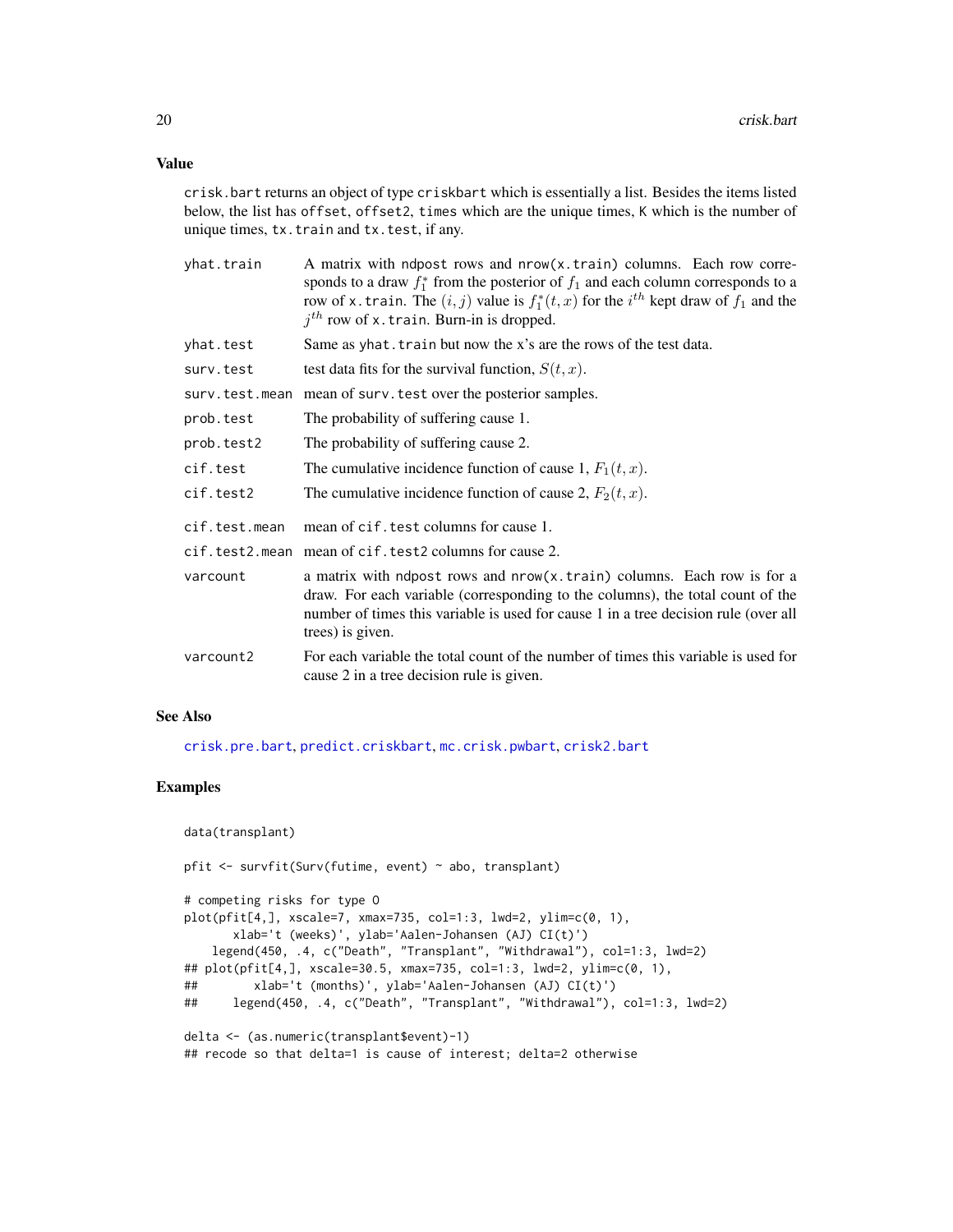### Value

`crisk.bart` returns an object of type `criskbart` which is essentially a list. Besides the items listed below, the list has `offset`, `offset2`, `times` which are the unique times, `K` which is the number of unique times, `tx.train` and `tx.test`, if any.

- **`yhat.train`**: A matrix with `ndpost` rows and `nrow(x.train)` columns. Each row corresponds to a draw $f_1^*$ from the posterior of $f_1$ and each column corresponds to a row of `x.train`. The $(i, j)$ value is $f_1^*(t, x)$ for the $i^{th}$ kept draw of $f_1$ and the $j^{th}$ row of `x.train`. Burn-in is dropped.
- **`yhat.test`**: Same as `yhat.train` but now the x's are the rows of the test data.
- **`surv.test`**: test data fits for the survival function, $S(t, x)$.
- **`surv.test.mean`**: mean of `surv.test` over the posterior samples.
- **`prob.test`**: The probability of suffering cause 1.
- **`prob.test2`**: The probability of suffering cause 2.
- **`cif.test`**: The cumulative incidence function of cause 1, $F_1(t, x)$.
- **`cif.test2`**: The cumulative incidence function of cause 2, $F_2(t, x)$.
- **`cif.test.mean`**: mean of `cif.test` columns for cause 1.
- **`cif.test2.mean`**: mean of `cif.test2` columns for cause 2.
- **`varcount`**: a matrix with `ndpost` rows and `nrow(x.train)` columns. Each row is for a draw. For each variable (corresponding to the columns), the total count of the number of times this variable is used for cause 1 in a tree decision rule (over all trees) is given.
- **`varcount2`**: For each variable the total count of the number of times this variable is used for cause 2 in a tree decision rule is given.

### See Also

`crisk.pre.bart`, `predict.criskbart`, `mc.crisk.pwbart`, `crisk2.bart`

### Examples

```
data(transplant)

pfit <- survfit(Surv(futime, event) ~ abo, transplant)

# competing risks for type O
plot(pfit[4,], xscale=7, xmax=735, col=1:3, lwd=2, ylim=c(0, 1),
       xlab='t (weeks)', ylab='Aalen-Johansen (AJ) CI(t)')
    legend(450, .4, c("Death", "Transplant", "Withdrawal"), col=1:3, lwd=2)
## plot(pfit[4,], xscale=30.5, xmax=735, col=1:3, lwd=2, ylim=c(0, 1),
##        xlab='t (months)', ylab='Aalen-Johansen (AJ) CI(t)')
##     legend(450, .4, c("Death", "Transplant", "Withdrawal"), col=1:3, lwd=2)

delta <- (as.numeric(transplant$event)-1)
## recode so that delta=1 is cause of interest; delta=2 otherwise
```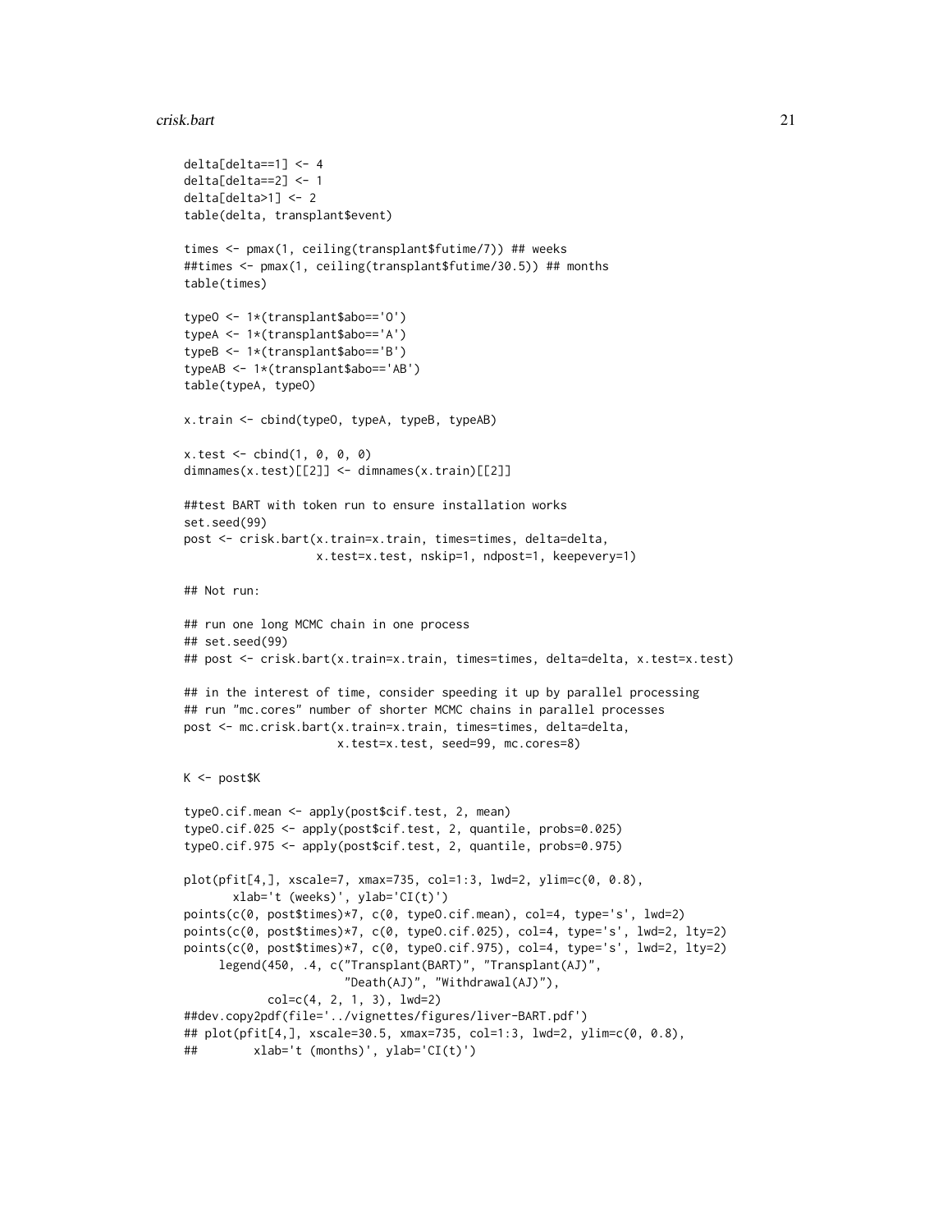```
delta[delta==1] <- 4
delta[delta==2] <- 1
delta[delta>1] <- 2
table(delta, transplant$event)

times <- pmax(1, ceiling(transplant$futime/7)) ## weeks
##times <- pmax(1, ceiling(transplant$futime/30.5)) ## months
table(times)

typeO <- 1*(transplant$abo=='O')
typeA <- 1*(transplant$abo=='A')
typeB <- 1*(transplant$abo=='B')
typeAB <- 1*(transplant$abo=='AB')
table(typeA, typeO)

x.train <- cbind(typeO, typeA, typeB, typeAB)

x.test <- cbind(1, 0, 0, 0)
dimnames(x.test)[[2]] <- dimnames(x.train)[[2]]

##test BART with token run to ensure installation works
set.seed(99)
post <- crisk.bart(x.train=x.train, times=times, delta=delta,
                   x.test=x.test, nskip=1, ndpost=1, keepevery=1)

## Not run:

## run one long MCMC chain in one process
## set.seed(99)
## post <- crisk.bart(x.train=x.train, times=times, delta=delta, x.test=x.test)

## in the interest of time, consider speeding it up by parallel processing
## run "mc.cores" number of shorter MCMC chains in parallel processes
post <- mc.crisk.bart(x.train=x.train, times=times, delta=delta,
                      x.test=x.test, seed=99, mc.cores=8)

K <- post$K

typeO.cif.mean <- apply(post$cif.test, 2, mean)
typeO.cif.025 <- apply(post$cif.test, 2, quantile, probs=0.025)
typeO.cif.975 <- apply(post$cif.test, 2, quantile, probs=0.975)

plot(pfit[4,], xscale=7, xmax=735, col=1:3, lwd=2, ylim=c(0, 0.8),
       xlab='t (weeks)', ylab='CI(t)')
points(c(0, post$times)*7, c(0, typeO.cif.mean), col=4, type='s', lwd=2)
points(c(0, post$times)*7, c(0, typeO.cif.025), col=4, type='s', lwd=2, lty=2)
points(c(0, post$times)*7, c(0, typeO.cif.975), col=4, type='s', lwd=2, lty=2)
     legend(450, .4, c("Transplant(BART)", "Transplant(AJ)",
                       "Death(AJ)", "Withdrawal(AJ)"),
            col=c(4, 2, 1, 3), lwd=2)
##dev.copy2pdf(file='../vignettes/figures/liver-BART.pdf')
## plot(pfit[4,], xscale=30.5, xmax=735, col=1:3, lwd=2, ylim=c(0, 0.8),
##        xlab='t (months)', ylab='CI(t)')
```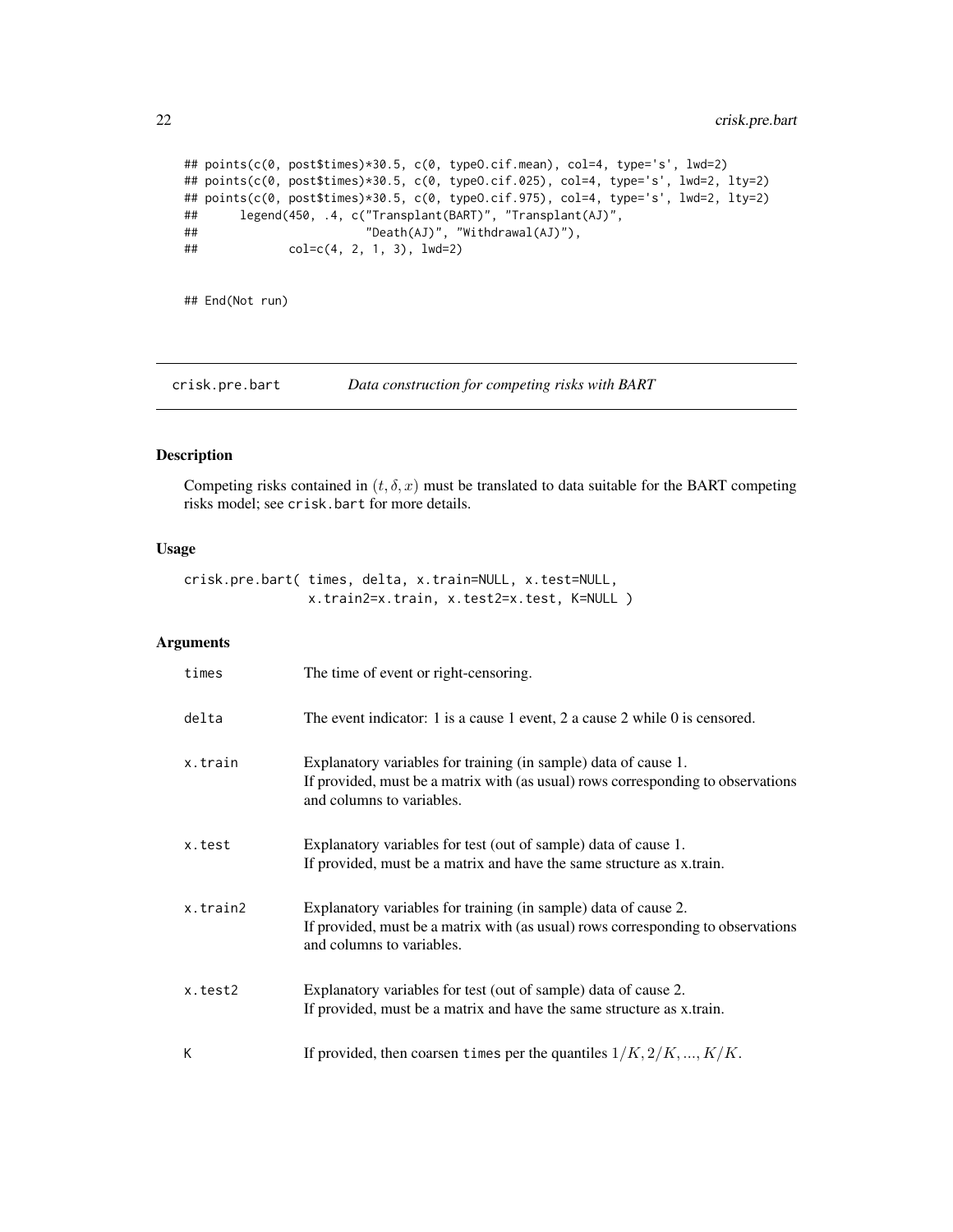```
## points(c(0, post$times)*30.5, c(0, type0.cif.mean), col=4, type='s', lwd=2)
## points(c(0, post$times)*30.5, c(0, type0.cif.025), col=4, type='s', lwd=2, lty=2)
## points(c(0, post$times)*30.5, c(0, type0.cif.975), col=4, type='s', lwd=2, lty=2)
##      legend(450, .4, c("Transplant(BART)", "Transplant(AJ)",
##                        "Death(AJ)", "Withdrawal(AJ)"),
##             col=c(4, 2, 1, 3), lwd=2)


## End(Not run)
```

# crisk.pre.bart *Data construction for competing risks with BART*

## Description

Competing risks contained in $(t, \delta, x)$ must be translated to data suitable for the BART competing risks model; see crisk.bart for more details.

## Usage

```
crisk.pre.bart( times, delta, x.train=NULL, x.test=NULL,
                x.train2=x.train, x.test2=x.test, K=NULL )
```

## Arguments

| | |
|---|---|
| times | The time of event or right-censoring. |
| delta | The event indicator: 1 is a cause 1 event, 2 a cause 2 while 0 is censored. |
| x.train | Explanatory variables for training (in sample) data of cause 1. If provided, must be a matrix with (as usual) rows corresponding to observations and columns to variables. |
| x.test | Explanatory variables for test (out of sample) data of cause 1. If provided, must be a matrix and have the same structure as x.train. |
| x.train2 | Explanatory variables for training (in sample) data of cause 2. If provided, must be a matrix with (as usual) rows corresponding to observations and columns to variables. |
| x.test2 | Explanatory variables for test (out of sample) data of cause 2. If provided, must be a matrix and have the same structure as x.train. |
| K | If provided, then coarsen times per the quantiles $1/K, 2/K, ..., K/K$. |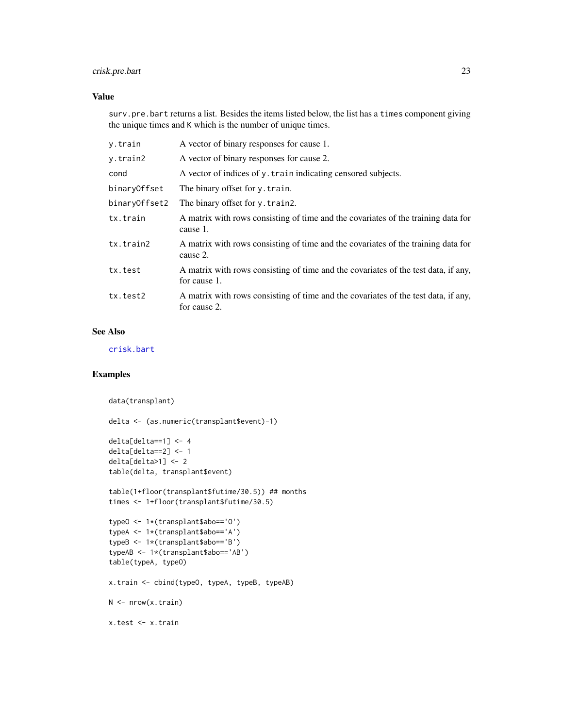## Value

`surv.pre.bart` returns a list. Besides the items listed below, the list has a `times` component giving the unique times and `K` which is the number of unique times.

| | |
|---|---|
| `y.train` | A vector of binary responses for cause 1. |
| `y.train2` | A vector of binary responses for cause 2. |
| `cond` | A vector of indices of `y.train` indicating censored subjects. |
| `binaryOffset` | The binary offset for `y.train`. |
| `binaryOffset2` | The binary offset for `y.train2`. |
| `tx.train` | A matrix with rows consisting of time and the covariates of the training data for cause 1. |
| `tx.train2` | A matrix with rows consisting of time and the covariates of the training data for cause 2. |
| `tx.test` | A matrix with rows consisting of time and the covariates of the test data, if any, for cause 1. |
| `tx.test2` | A matrix with rows consisting of time and the covariates of the test data, if any, for cause 2. |

## See Also

`crisk.bart`

## Examples

```
data(transplant)

delta <- (as.numeric(transplant$event)-1)

delta[delta==1] <- 4
delta[delta==2] <- 1
delta[delta>1] <- 2
table(delta, transplant$event)

table(1+floor(transplant$futime/30.5)) ## months
times <- 1+floor(transplant$futime/30.5)

typeO <- 1*(transplant$abo=='O')
typeA <- 1*(transplant$abo=='A')
typeB <- 1*(transplant$abo=='B')
typeAB <- 1*(transplant$abo=='AB')
table(typeA, typeO)

x.train <- cbind(typeO, typeA, typeB, typeAB)

N <- nrow(x.train)

x.test <- x.train
```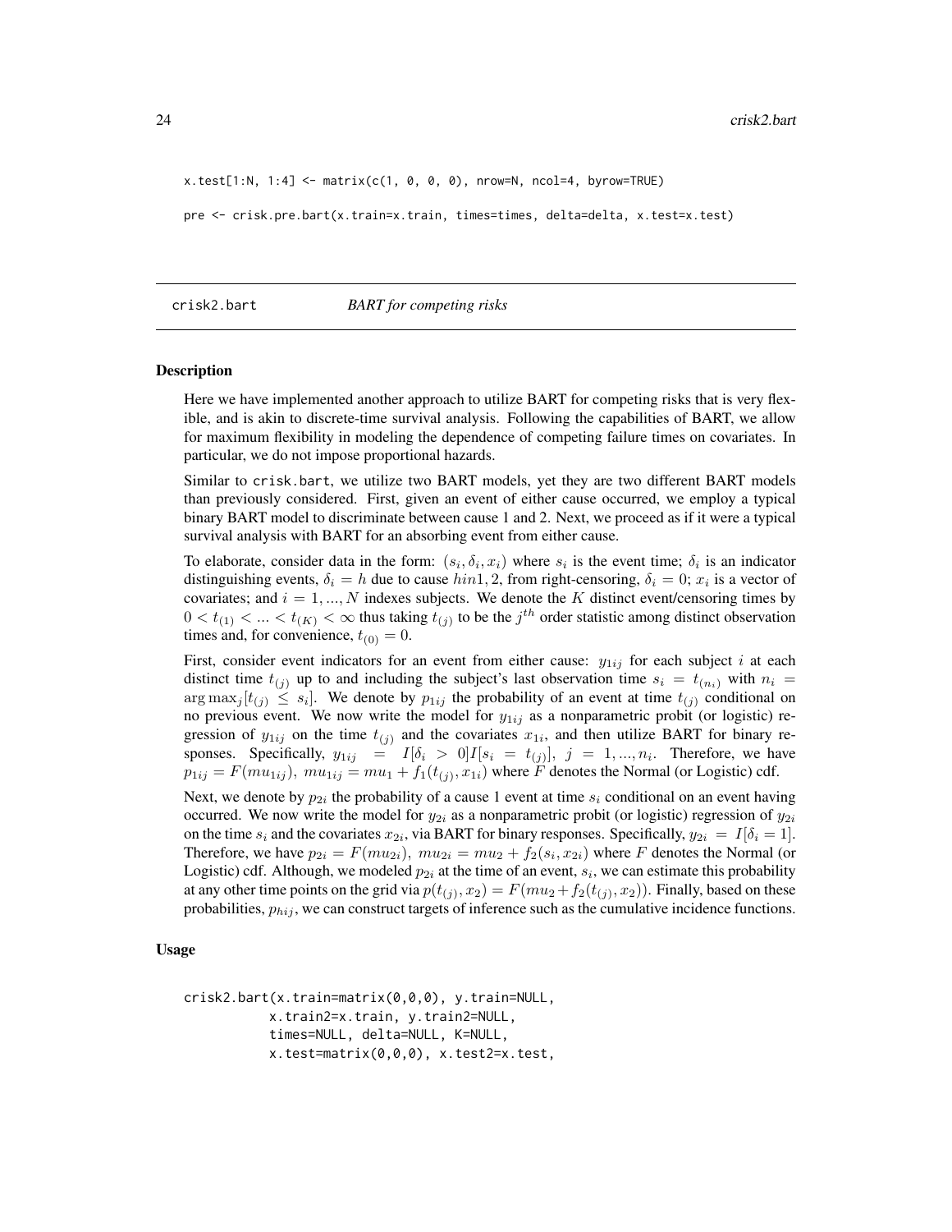```
x.test[1:N, 1:4] <- matrix(c(1, 0, 0, 0), nrow=N, ncol=4, byrow=TRUE)

pre <- crisk.pre.bart(x.train=x.train, times=times, delta=delta, x.test=x.test)
```

## crisk2.bart *BART for competing risks*

### Description

Here we have implemented another approach to utilize BART for competing risks that is very flexible, and is akin to discrete-time survival analysis. Following the capabilities of BART, we allow for maximum flexibility in modeling the dependence of competing failure times on covariates. In particular, we do not impose proportional hazards.

Similar to crisk.bart, we utilize two BART models, yet they are two different BART models than previously considered. First, given an event of either cause occurred, we employ a typical binary BART model to discriminate between cause 1 and 2. Next, we proceed as if it were a typical survival analysis with BART for an absorbing event from either cause.

To elaborate, consider data in the form: $(s_i, \delta_i, x_i)$ where $s_i$ is the event time; $\delta_i$ is an indicator distinguishing events, $\delta_i = h$ due to cause $hin1, 2$, from right-censoring, $\delta_i = 0$; $x_i$ is a vector of covariates; and $i = 1, ..., N$ indexes subjects. We denote the $K$ distinct event/censoring times by $0 < t_{(1)} < ... < t_{(K)} < \infty$ thus taking $t_{(j)}$ to be the $j^{th}$ order statistic among distinct observation times and, for convenience, $t_{(0)} = 0$.

First, consider event indicators for an event from either cause: $y_{1ij}$ for each subject $i$ at each distinct time $t_{(j)}$ up to and including the subject's last observation time $s_i = t_{(n_i)}$ with $n_i = \arg\max_j[t_{(j)} \leq s_i]$. We denote by $p_{1ij}$ the probability of an event at time $t_{(j)}$ conditional on no previous event. We now write the model for $y_{1ij}$ as a nonparametric probit (or logistic) regression of $y_{1ij}$ on the time $t_{(j)}$ and the covariates $x_{1i}$, and then utilize BART for binary responses. Specifically, $y_{1ij} = I[\delta_i > 0]I[s_i = t_{(j)}],\ j = 1, ..., n_i$. Therefore, we have $p_{1ij} = F(mu_{1ij}),\ mu_{1ij} = mu_1 + f_1(t_{(j)}, x_{1i})$ where $F$ denotes the Normal (or Logistic) cdf.

Next, we denote by $p_{2i}$ the probability of a cause 1 event at time $s_i$ conditional on an event having occurred. We now write the model for $y_{2i}$ as a nonparametric probit (or logistic) regression of $y_{2i}$ on the time $s_i$ and the covariates $x_{2i}$, via BART for binary responses. Specifically, $y_{2i} = I[\delta_i = 1]$. Therefore, we have $p_{2i} = F(mu_{2i}),\ mu_{2i} = mu_2 + f_2(s_i, x_{2i})$ where $F$ denotes the Normal (or Logistic) cdf. Although, we modeled $p_{2i}$ at the time of an event, $s_i$, we can estimate this probability at any other time points on the grid via $p(t_{(j)}, x_2) = F(mu_2 + f_2(t_{(j)}, x_2))$. Finally, based on these probabilities, $p_{hij}$, we can construct targets of inference such as the cumulative incidence functions.

### Usage

```
crisk2.bart(x.train=matrix(0,0,0), y.train=NULL,
           x.train2=x.train, y.train2=NULL,
           times=NULL, delta=NULL, K=NULL,
           x.test=matrix(0,0,0), x.test2=x.test,
```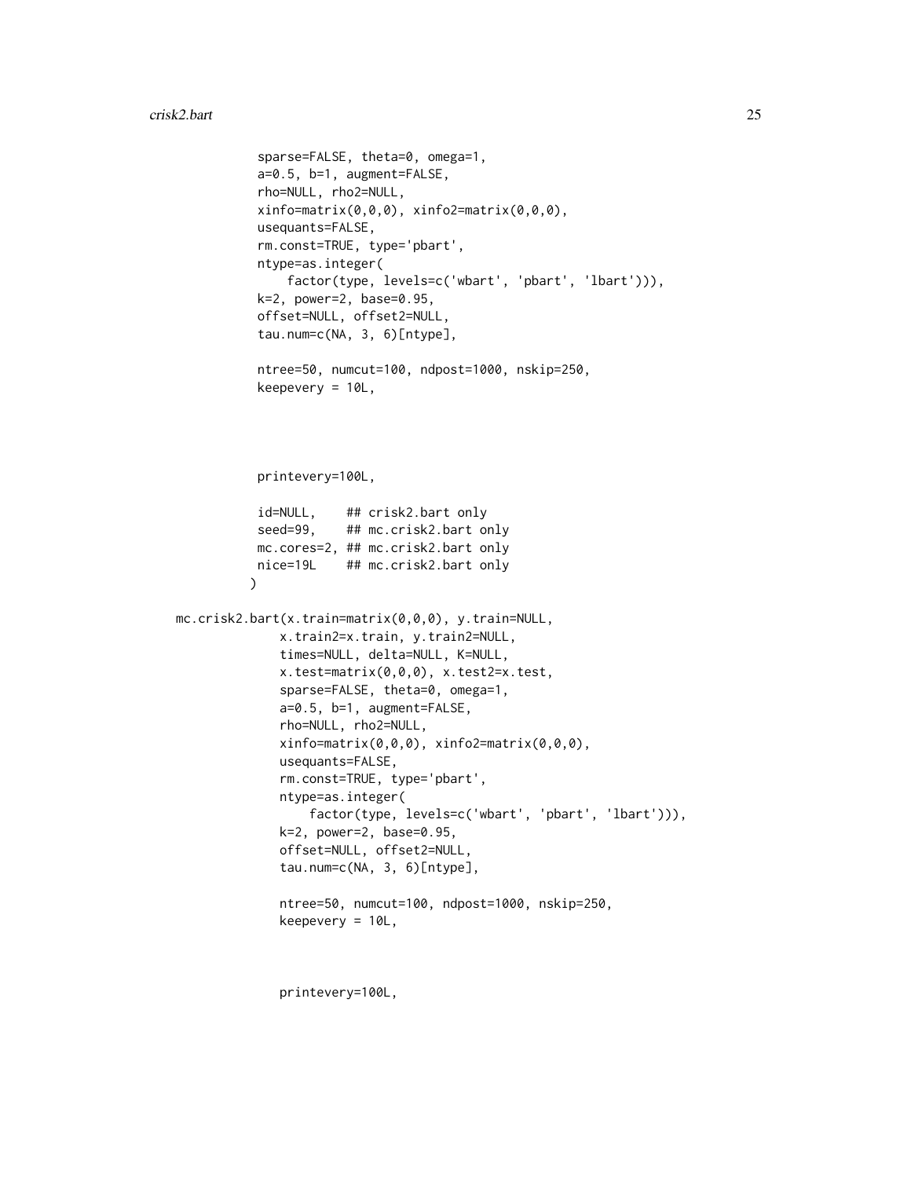```
            sparse=FALSE, theta=0, omega=1,
            a=0.5, b=1, augment=FALSE,
            rho=NULL, rho2=NULL,
            xinfo=matrix(0,0,0), xinfo2=matrix(0,0,0),
            usequants=FALSE,
            rm.const=TRUE, type='pbart',
            ntype=as.integer(
                factor(type, levels=c('wbart', 'pbart', 'lbart'))),
            k=2, power=2, base=0.95,
            offset=NULL, offset2=NULL,
            tau.num=c(NA, 3, 6)[ntype],

            ntree=50, numcut=100, ndpost=1000, nskip=250,
            keepevery = 10L,



            printevery=100L,

            id=NULL,    ## crisk2.bart only
            seed=99,    ## mc.crisk2.bart only
            mc.cores=2, ## mc.crisk2.bart only
            nice=19L    ## mc.crisk2.bart only
           )

mc.crisk2.bart(x.train=matrix(0,0,0), y.train=NULL,
               x.train2=x.train, y.train2=NULL,
               times=NULL, delta=NULL, K=NULL,
               x.test=matrix(0,0,0), x.test2=x.test,
               sparse=FALSE, theta=0, omega=1,
               a=0.5, b=1, augment=FALSE,
               rho=NULL, rho2=NULL,
               xinfo=matrix(0,0,0), xinfo2=matrix(0,0,0),
               usequants=FALSE,
               rm.const=TRUE, type='pbart',
               ntype=as.integer(
                   factor(type, levels=c('wbart', 'pbart', 'lbart'))),
               k=2, power=2, base=0.95,
               offset=NULL, offset2=NULL,
               tau.num=c(NA, 3, 6)[ntype],

               ntree=50, numcut=100, ndpost=1000, nskip=250,
               keepevery = 10L,


               printevery=100L,
```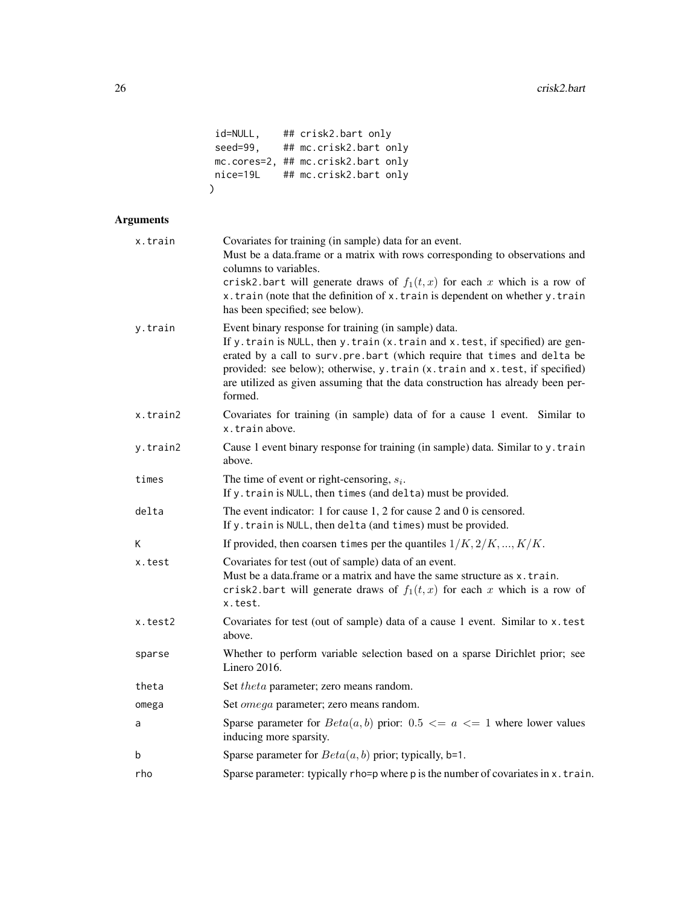```
id=NULL,    ## crisk2.bart only
seed=99,    ## mc.crisk2.bart only
mc.cores=2, ## mc.crisk2.bart only
nice=19L    ## mc.crisk2.bart only
)
```

## Arguments

| | |
|---|---|
| `x.train` | Covariates for training (in sample) data for an event.<br>Must be a data.frame or a matrix with rows corresponding to observations and columns to variables.<br>`crisk2.bart` will generate draws of $f_1(t, x)$ for each $x$ which is a row of `x.train` (note that the definition of `x.train` is dependent on whether `y.train` has been specified; see below). |
| `y.train` | Event binary response for training (in sample) data.<br>If `y.train` is `NULL`, then `y.train` (`x.train` and `x.test`, if specified) are generated by a call to `surv.pre.bart` (which require that `times` and `delta` be provided: see below); otherwise, `y.train` (`x.train` and `x.test`, if specified) are utilized as given assuming that the data construction has already been performed. |
| `x.train2` | Covariates for training (in sample) data of for a cause 1 event. Similar to `x.train` above. |
| `y.train2` | Cause 1 event binary response for training (in sample) data. Similar to `y.train` above. |
| `times` | The time of event or right-censoring, $s_i$.<br>If `y.train` is `NULL`, then `times` (and `delta`) must be provided. |
| `delta` | The event indicator: 1 for cause 1, 2 for cause 2 and 0 is censored.<br>If `y.train` is `NULL`, then `delta` (and `times`) must be provided. |
| `K` | If provided, then coarsen `times` per the quantiles $1/K, 2/K, ..., K/K$. |
| `x.test` | Covariates for test (out of sample) data of an event.<br>Must be a data.frame or a matrix and have the same structure as `x.train`.<br>`crisk2.bart` will generate draws of $f_1(t, x)$ for each $x$ which is a row of `x.test`. |
| `x.test2` | Covariates for test (out of sample) data of a cause 1 event. Similar to `x.test` above. |
| `sparse` | Whether to perform variable selection based on a sparse Dirichlet prior; see Linero 2016. |
| `theta` | Set $theta$ parameter; zero means random. |
| `omega` | Set $omega$ parameter; zero means random. |
| `a` | Sparse parameter for $Beta(a, b)$ prior: $0.5 <= a <= 1$ where lower values inducing more sparsity. |
| `b` | Sparse parameter for $Beta(a, b)$ prior; typically, `b=1`. |
| `rho` | Sparse parameter: typically `rho=p` where `p` is the number of covariates in `x.train`. |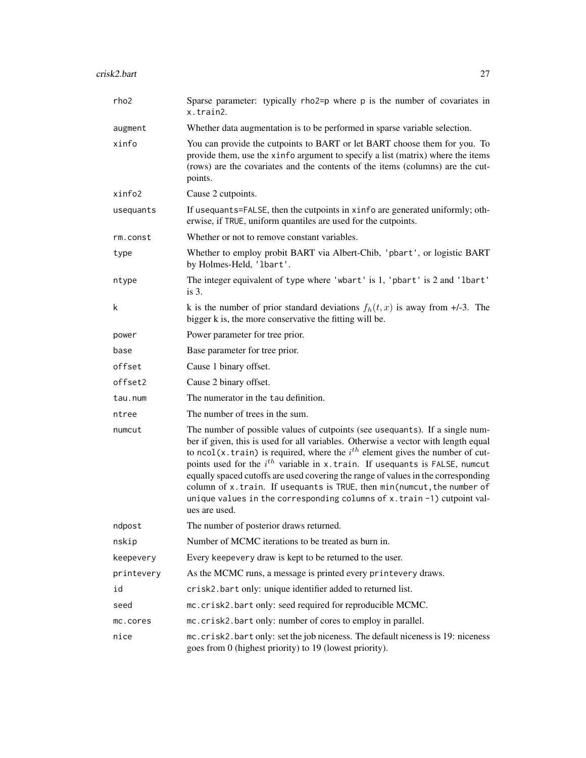| | |
|---|---|
| rho2 | Sparse parameter: typically rho2=p where p is the number of covariates in x.train2. |
| augment | Whether data augmentation is to be performed in sparse variable selection. |
| xinfo | You can provide the cutpoints to BART or let BART choose them for you. To provide them, use the xinfo argument to specify a list (matrix) where the items (rows) are the covariates and the contents of the items (columns) are the cutpoints. |
| xinfo2 | Cause 2 cutpoints. |
| usequants | If usequants=FALSE, then the cutpoints in xinfo are generated uniformly; otherwise, if TRUE, uniform quantiles are used for the cutpoints. |
| rm.const | Whether or not to remove constant variables. |
| type | Whether to employ probit BART via Albert-Chib, 'pbart', or logistic BART by Holmes-Held, 'lbart'. |
| ntype | The integer equivalent of type where 'wbart' is 1, 'pbart' is 2 and 'lbart' is 3. |
| k | k is the number of prior standard deviations $f_h(t, x)$ is away from +/-3. The bigger k is, the more conservative the fitting will be. |
| power | Power parameter for tree prior. |
| base | Base parameter for tree prior. |
| offset | Cause 1 binary offset. |
| offset2 | Cause 2 binary offset. |
| tau.num | The numerator in the tau definition. |
| ntree | The number of trees in the sum. |
| numcut | The number of possible values of cutpoints (see usequants). If a single number if given, this is used for all variables. Otherwise a vector with length equal to ncol(x.train) is required, where the $i^{th}$ element gives the number of cutpoints used for the $i^{th}$ variable in x.train. If usequants is FALSE, numcut equally spaced cutoffs are used covering the range of values in the corresponding column of x.train. If usequants is TRUE, then min(numcut, the number of unique values in the corresponding columns of x.train -1) cutpoint values are used. |
| ndpost | The number of posterior draws returned. |
| nskip | Number of MCMC iterations to be treated as burn in. |
| keepevery | Every keepevery draw is kept to be returned to the user. |
| printevery | As the MCMC runs, a message is printed every printevery draws. |
| id | crisk2.bart only: unique identifier added to returned list. |
| seed | mc.crisk2.bart only: seed required for reproducible MCMC. |
| mc.cores | mc.crisk2.bart only: number of cores to employ in parallel. |
| nice | mc.crisk2.bart only: set the job niceness. The default niceness is 19: niceness goes from 0 (highest priority) to 19 (lowest priority). |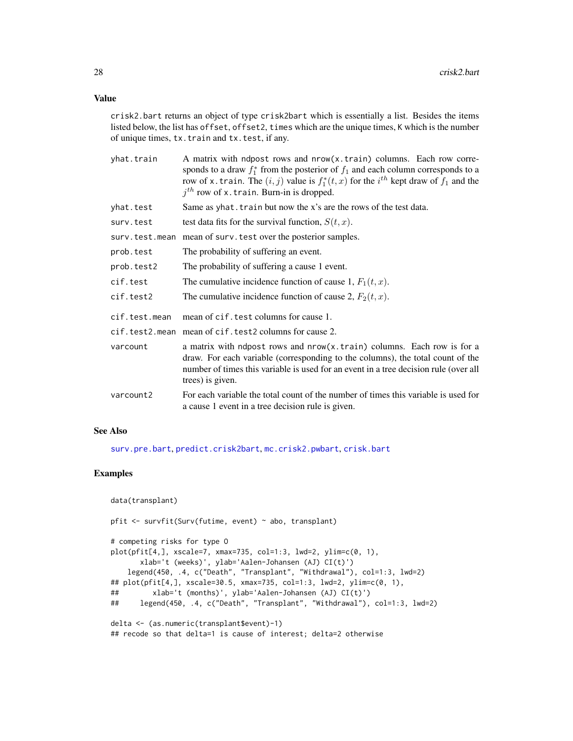## Value

crisk2.bart returns an object of type crisk2bart which is essentially a list. Besides the items listed below, the list has offset, offset2, times which are the unique times, K which is the number of unique times, tx.train and tx.test, if any.

- **yhat.train**: A matrix with ndpost rows and nrow(x.train) columns. Each row corresponds to a draw $f_1^*$ from the posterior of $f_1$ and each column corresponds to a row of x.train. The $(i, j)$ value is $f_1^*(t, x)$ for the $i^{th}$ kept draw of $f_1$ and the $j^{th}$ row of x.train. Burn-in is dropped.
- **yhat.test**: Same as yhat.train but now the x's are the rows of the test data.
- **surv.test**: test data fits for the survival function, $S(t, x)$.
- **surv.test.mean**: mean of surv.test over the posterior samples.
- **prob.test**: The probability of suffering an event.
- **prob.test2**: The probability of suffering a cause 1 event.
- **cif.test**: The cumulative incidence function of cause 1, $F_1(t, x)$.
- **cif.test2**: The cumulative incidence function of cause 2, $F_2(t, x)$.
- **cif.test.mean**: mean of cif.test columns for cause 1.
- **cif.test2.mean**: mean of cif.test2 columns for cause 2.
- **varcount**: a matrix with ndpost rows and nrow(x.train) columns. Each row is for a draw. For each variable (corresponding to the columns), the total count of the number of times this variable is used for an event in a tree decision rule (over all trees) is given.
- **varcount2**: For each variable the total count of the number of times this variable is used for a cause 1 event in a tree decision rule is given.

## See Also

surv.pre.bart, predict.crisk2bart, mc.crisk2.pwbart, crisk.bart

## Examples

```
data(transplant)

pfit <- survfit(Surv(futime, event) ~ abo, transplant)

# competing risks for type O
plot(pfit[4,], xscale=7, xmax=735, col=1:3, lwd=2, ylim=c(0, 1),
       xlab='t (weeks)', ylab='Aalen-Johansen (AJ) CI(t)')
    legend(450, .4, c("Death", "Transplant", "Withdrawal"), col=1:3, lwd=2)
## plot(pfit[4,], xscale=30.5, xmax=735, col=1:3, lwd=2, ylim=c(0, 1),
##        xlab='t (months)', ylab='Aalen-Johansen (AJ) CI(t)')
##     legend(450, .4, c("Death", "Transplant", "Withdrawal"), col=1:3, lwd=2)

delta <- (as.numeric(transplant$event)-1)
## recode so that delta=1 is cause of interest; delta=2 otherwise
```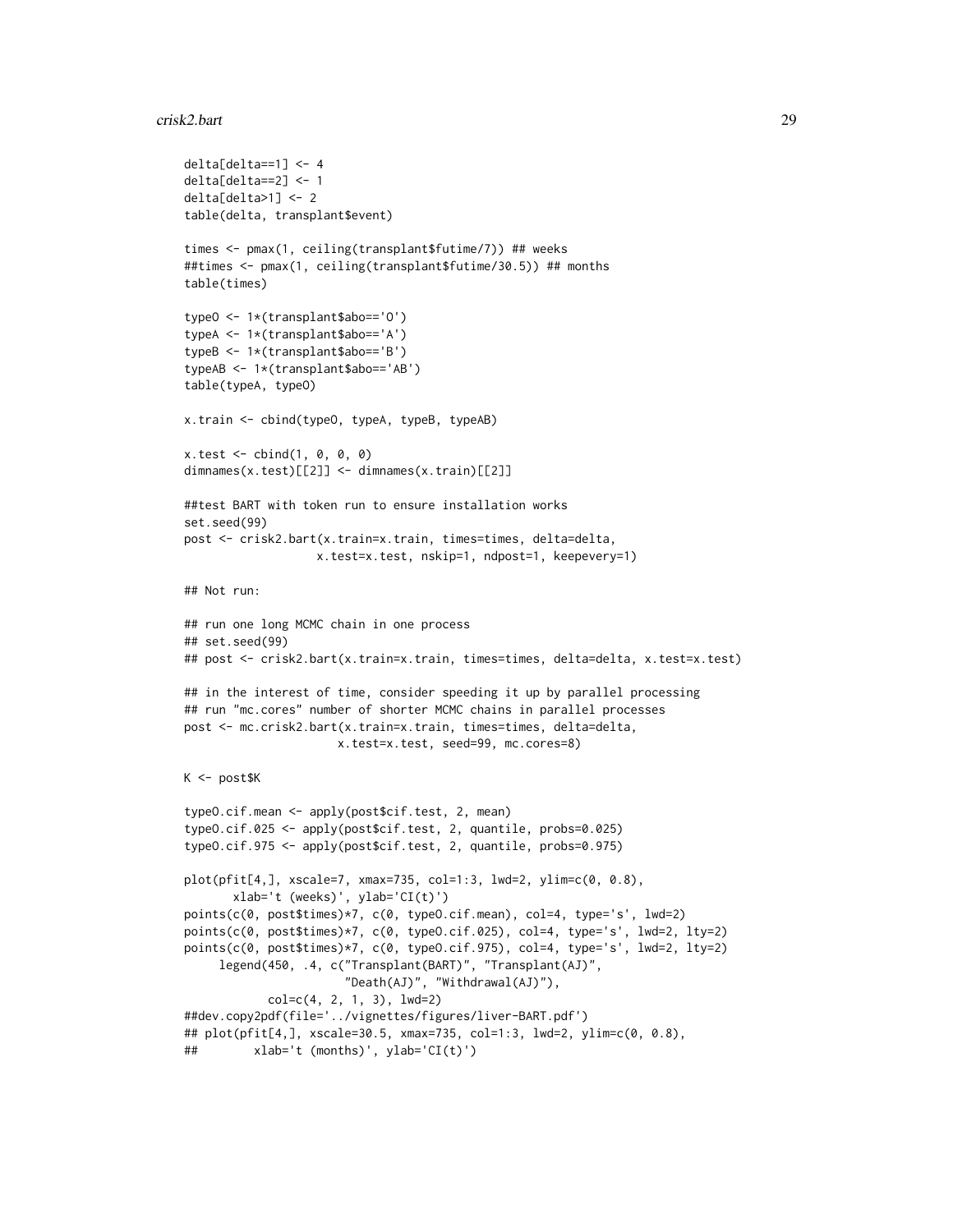```
delta[delta==1] <- 4
delta[delta==2] <- 1
delta[delta>1] <- 2
table(delta, transplant$event)

times <- pmax(1, ceiling(transplant$futime/7)) ## weeks
##times <- pmax(1, ceiling(transplant$futime/30.5)) ## months
table(times)

typeO <- 1*(transplant$abo=='O')
typeA <- 1*(transplant$abo=='A')
typeB <- 1*(transplant$abo=='B')
typeAB <- 1*(transplant$abo=='AB')
table(typeA, typeO)

x.train <- cbind(typeO, typeA, typeB, typeAB)

x.test <- cbind(1, 0, 0, 0)
dimnames(x.test)[[2]] <- dimnames(x.train)[[2]]

##test BART with token run to ensure installation works
set.seed(99)
post <- crisk2.bart(x.train=x.train, times=times, delta=delta,
                   x.test=x.test, nskip=1, ndpost=1, keepevery=1)

## Not run:

## run one long MCMC chain in one process
## set.seed(99)
## post <- crisk2.bart(x.train=x.train, times=times, delta=delta, x.test=x.test)

## in the interest of time, consider speeding it up by parallel processing
## run "mc.cores" number of shorter MCMC chains in parallel processes
post <- mc.crisk2.bart(x.train=x.train, times=times, delta=delta,
                      x.test=x.test, seed=99, mc.cores=8)

K <- post$K

typeO.cif.mean <- apply(post$cif.test, 2, mean)
typeO.cif.025 <- apply(post$cif.test, 2, quantile, probs=0.025)
typeO.cif.975 <- apply(post$cif.test, 2, quantile, probs=0.975)

plot(pfit[4,], xscale=7, xmax=735, col=1:3, lwd=2, ylim=c(0, 0.8),
       xlab='t (weeks)', ylab='CI(t)')
points(c(0, post$times)*7, c(0, typeO.cif.mean), col=4, type='s', lwd=2)
points(c(0, post$times)*7, c(0, typeO.cif.025), col=4, type='s', lwd=2, lty=2)
points(c(0, post$times)*7, c(0, typeO.cif.975), col=4, type='s', lwd=2, lty=2)
     legend(450, .4, c("Transplant(BART)", "Transplant(AJ)",
                       "Death(AJ)", "Withdrawal(AJ)"),
            col=c(4, 2, 1, 3), lwd=2)
##dev.copy2pdf(file='../vignettes/figures/liver-BART.pdf')
## plot(pfit[4,], xscale=30.5, xmax=735, col=1:3, lwd=2, ylim=c(0, 0.8),
##        xlab='t (months)', ylab='CI(t)')
```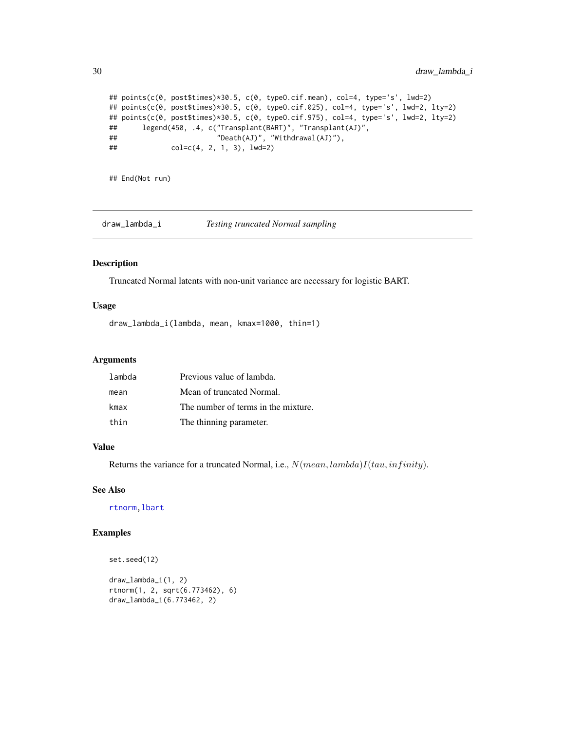```
## points(c(0, post$times)*30.5, c(0, type0.cif.mean), col=4, type='s', lwd=2)
## points(c(0, post$times)*30.5, c(0, type0.cif.025), col=4, type='s', lwd=2, lty=2)
## points(c(0, post$times)*30.5, c(0, type0.cif.975), col=4, type='s', lwd=2, lty=2)
##      legend(450, .4, c("Transplant(BART)", "Transplant(AJ)",
##                        "Death(AJ)", "Withdrawal(AJ)"),
##             col=c(4, 2, 1, 3), lwd=2)


## End(Not run)
```

---

## draw_lambda_i — *Testing truncated Normal sampling*

### Description

Truncated Normal latents with non-unit variance are necessary for logistic BART.

### Usage

```
draw_lambda_i(lambda, mean, kmax=1000, thin=1)
```

### Arguments

| | |
|---|---|
| lambda | Previous value of lambda. |
| mean | Mean of truncated Normal. |
| kmax | The number of terms in the mixture. |
| thin | The thinning parameter. |

### Value

Returns the variance for a truncated Normal, i.e., $N(mean, lambda)I(tau, infinity)$.

### See Also

rtnorm, lbart

### Examples

```
set.seed(12)

draw_lambda_i(1, 2)
rtnorm(1, 2, sqrt(6.773462), 6)
draw_lambda_i(6.773462, 2)
```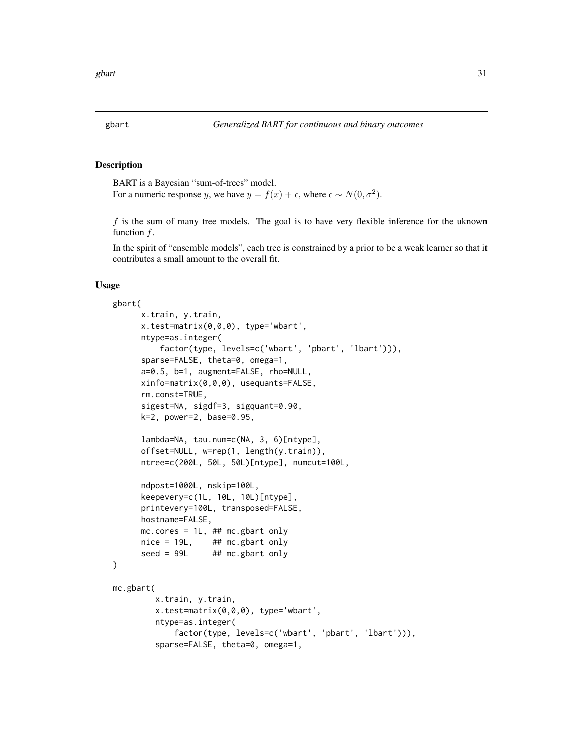## gbart — *Generalized BART for continuous and binary outcomes*

### Description

BART is a Bayesian "sum-of-trees" model.
For a numeric response $y$, we have $y = f(x) + \epsilon$, where $\epsilon \sim N(0, \sigma^2)$.

$f$ is the sum of many tree models. The goal is to have very flexible inference for the uknown function $f$.

In the spirit of "ensemble models", each tree is constrained by a prior to be a weak learner so that it contributes a small amount to the overall fit.

### Usage

```
gbart(
      x.train, y.train,
      x.test=matrix(0,0,0), type='wbart',
      ntype=as.integer(
          factor(type, levels=c('wbart', 'pbart', 'lbart'))),
      sparse=FALSE, theta=0, omega=1,
      a=0.5, b=1, augment=FALSE, rho=NULL,
      xinfo=matrix(0,0,0), usequants=FALSE,
      rm.const=TRUE,
      sigest=NA, sigdf=3, sigquant=0.90,
      k=2, power=2, base=0.95,

      lambda=NA, tau.num=c(NA, 3, 6)[ntype],
      offset=NULL, w=rep(1, length(y.train)),
      ntree=c(200L, 50L, 50L)[ntype], numcut=100L,

      ndpost=1000L, nskip=100L,
      keepevery=c(1L, 10L, 10L)[ntype],
      printevery=100L, transposed=FALSE,
      hostname=FALSE,
      mc.cores = 1L, ## mc.gbart only
      nice = 19L,    ## mc.gbart only
      seed = 99L     ## mc.gbart only
)

mc.gbart(
        x.train, y.train,
        x.test=matrix(0,0,0), type='wbart',
        ntype=as.integer(
            factor(type, levels=c('wbart', 'pbart', 'lbart'))),
        sparse=FALSE, theta=0, omega=1,
```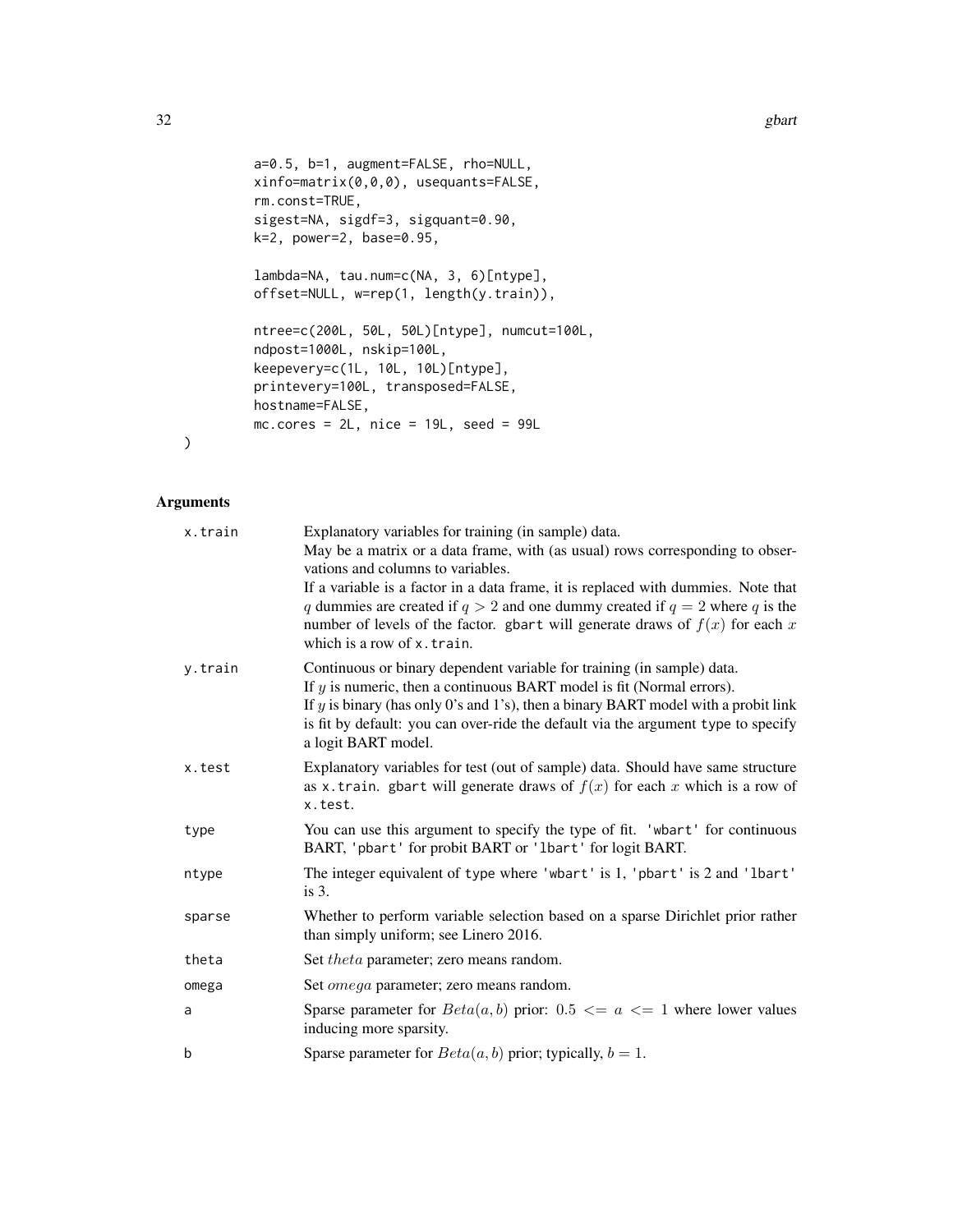```
     a=0.5, b=1, augment=FALSE, rho=NULL,
     xinfo=matrix(0,0,0), usequants=FALSE,
     rm.const=TRUE,
     sigest=NA, sigdf=3, sigquant=0.90,
     k=2, power=2, base=0.95,

     lambda=NA, tau.num=c(NA, 3, 6)[ntype],
     offset=NULL, w=rep(1, length(y.train)),

     ntree=c(200L, 50L, 50L)[ntype], numcut=100L,
     ndpost=1000L, nskip=100L,
     keepevery=c(1L, 10L, 10L)[ntype],
     printevery=100L, transposed=FALSE,
     hostname=FALSE,
     mc.cores = 2L, nice = 19L, seed = 99L
)
```

## Arguments

`x.train` Explanatory variables for training (in sample) data.
May be a matrix or a data frame, with (as usual) rows corresponding to observations and columns to variables.
If a variable is a factor in a data frame, it is replaced with dummies. Note that $q$ dummies are created if $q > 2$ and one dummy created if $q = 2$ where $q$ is the number of levels of the factor. `gbart` will generate draws of $f(x)$ for each $x$ which is a row of `x.train`.

`y.train` Continuous or binary dependent variable for training (in sample) data.
If $y$ is numeric, then a continuous BART model is fit (Normal errors).
If $y$ is binary (has only 0's and 1's), then a binary BART model with a probit link is fit by default: you can over-ride the default via the argument `type` to specify a logit BART model.

`x.test` Explanatory variables for test (out of sample) data. Should have same structure as `x.train`. `gbart` will generate draws of $f(x)$ for each $x$ which is a row of `x.test`.

`type` You can use this argument to specify the type of fit. `'wbart'` for continuous BART, `'pbart'` for probit BART or `'lbart'` for logit BART.

`ntype` The integer equivalent of `type` where `'wbart'` is 1, `'pbart'` is 2 and `'lbart'` is 3.

`sparse` Whether to perform variable selection based on a sparse Dirichlet prior rather than simply uniform; see Linero 2016.

`theta` Set $theta$ parameter; zero means random.

`omega` Set $omega$ parameter; zero means random.

`a` Sparse parameter for $Beta(a, b)$ prior: $0.5 <= a <= 1$ where lower values inducing more sparsity.

`b` Sparse parameter for $Beta(a, b)$ prior; typically, $b = 1$.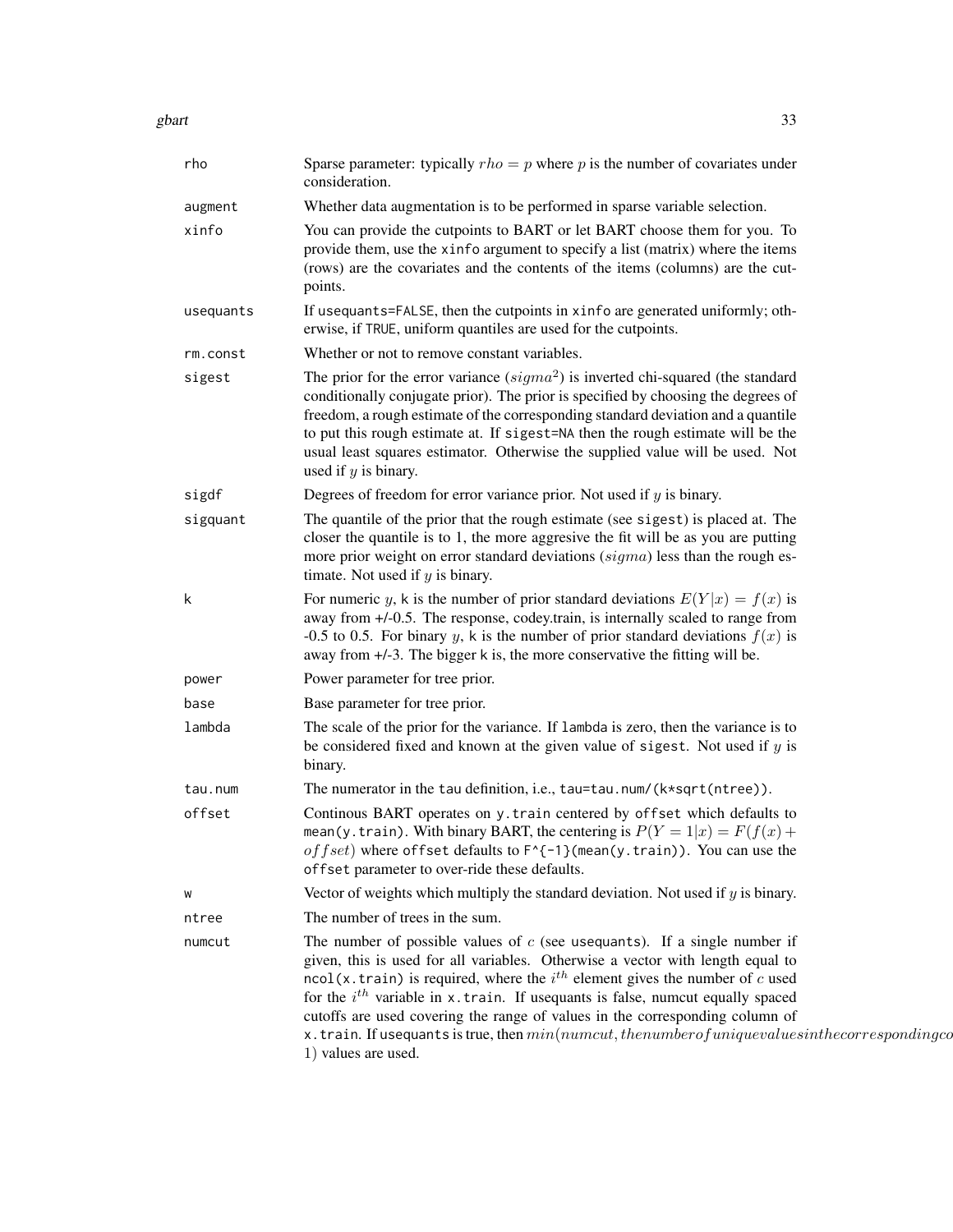| | |
|---|---|
| rho | Sparse parameter: typically $rho = p$ where $p$ is the number of covariates under consideration. |
| augment | Whether data augmentation is to be performed in sparse variable selection. |
| xinfo | You can provide the cutpoints to BART or let BART choose them for you. To provide them, use the `xinfo` argument to specify a list (matrix) where the items (rows) are the covariates and the contents of the items (columns) are the cutpoints. |
| usequants | If `usequants=FALSE`, then the cutpoints in `xinfo` are generated uniformly; otherwise, if `TRUE`, uniform quantiles are used for the cutpoints. |
| rm.const | Whether or not to remove constant variables. |
| sigest | The prior for the error variance ($sigma^2$) is inverted chi-squared (the standard conditionally conjugate prior). The prior is specified by choosing the degrees of freedom, a rough estimate of the corresponding standard deviation and a quantile to put this rough estimate at. If `sigest=NA` then the rough estimate will be the usual least squares estimator. Otherwise the supplied value will be used. Not used if $y$ is binary. |
| sigdf | Degrees of freedom for error variance prior. Not used if $y$ is binary. |
| sigquant | The quantile of the prior that the rough estimate (see `sigest`) is placed at. The closer the quantile is to 1, the more aggresive the fit will be as you are putting more prior weight on error standard deviations ($sigma$) less than the rough estimate. Not used if $y$ is binary. |
| k | For numeric $y$, `k` is the number of prior standard deviations $E(Y\|x) = f(x)$ is away from +/-0.5. The response, codey.train, is internally scaled to range from -0.5 to 0.5. For binary $y$, `k` is the number of prior standard deviations $f(x)$ is away from +/-3. The bigger `k` is, the more conservative the fitting will be. |
| power | Power parameter for tree prior. |
| base | Base parameter for tree prior. |
| lambda | The scale of the prior for the variance. If `lambda` is zero, then the variance is to be considered fixed and known at the given value of `sigest`. Not used if $y$ is binary. |
| tau.num | The numerator in the `tau` definition, i.e., `tau=tau.num/(k*sqrt(ntree))`. |
| offset | Continous BART operates on `y.train` centered by `offset` which defaults to `mean(y.train)`. With binary BART, the centering is $P(Y = 1\|x) = F(f(x) + offset)$ where `offset` defaults to `F^{-1}(mean(y.train))`. You can use the `offset` parameter to over-ride these defaults. |
| w | Vector of weights which multiply the standard deviation. Not used if $y$ is binary. |
| ntree | The number of trees in the sum. |
| numcut | The number of possible values of $c$ (see `usequants`). If a single number if given, this is used for all variables. Otherwise a vector with length equal to `ncol(x.train)` is required, where the $i^{th}$ element gives the number of $c$ used for the $i^{th}$ variable in `x.train`. If usequants is false, numcut equally spaced cutoffs are used covering the range of values in the corresponding column of `x.train`. If `usequants` is true, then $min(numcut, the number of unique values in the corresponding co$ $1)$ values are used. |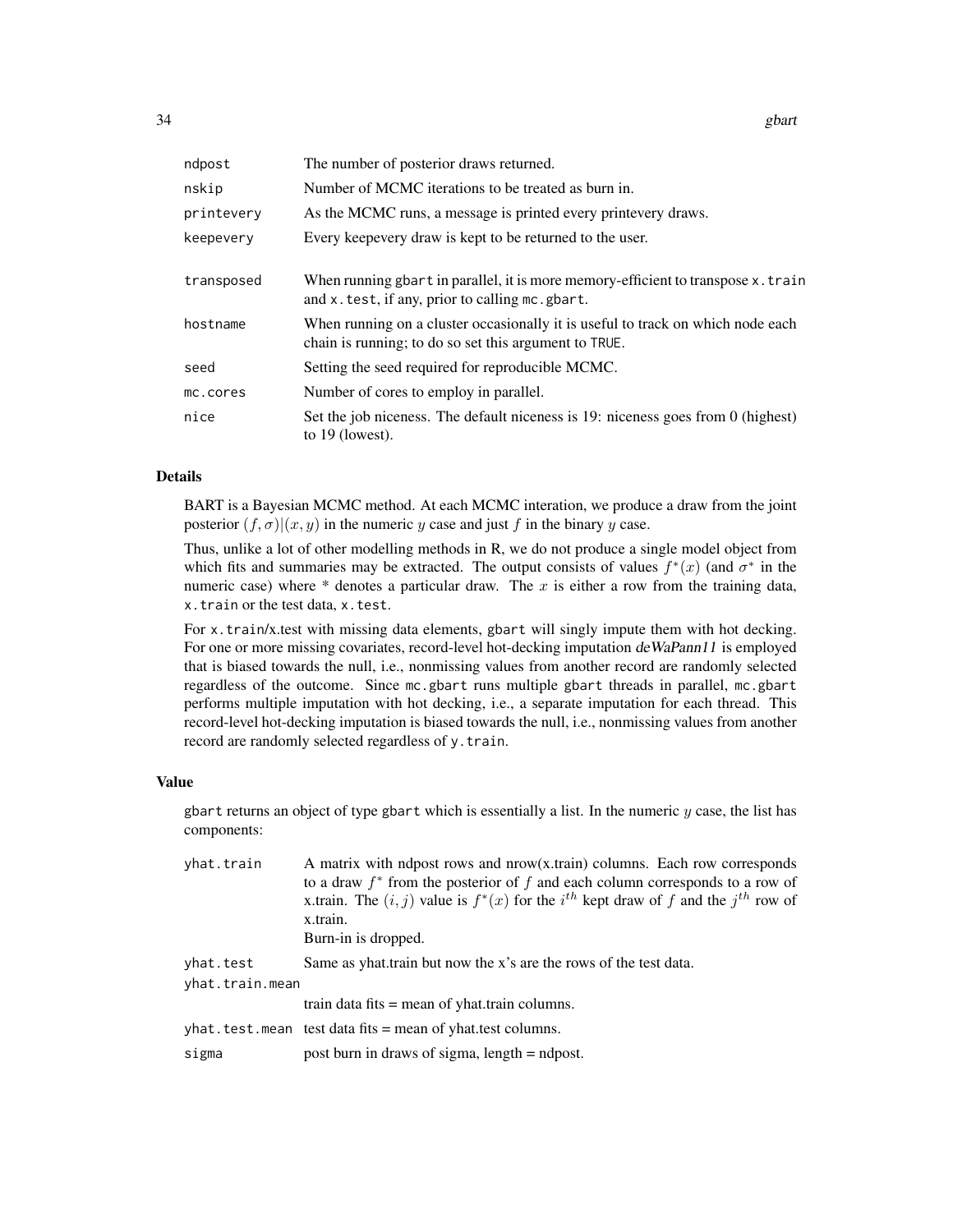| | |
|---|---|
| `ndpost` | The number of posterior draws returned. |
| `nskip` | Number of MCMC iterations to be treated as burn in. |
| `printevery` | As the MCMC runs, a message is printed every printevery draws. |
| `keepevery` | Every keepevery draw is kept to be returned to the user. |
| `transposed` | When running `gbart` in parallel, it is more memory-efficient to transpose `x.train` and `x.test`, if any, prior to calling `mc.gbart`. |
| `hostname` | When running on a cluster occasionally it is useful to track on which node each chain is running; to do so set this argument to `TRUE`. |
| `seed` | Setting the seed required for reproducible MCMC. |
| `mc.cores` | Number of cores to employ in parallel. |
| `nice` | Set the job niceness. The default niceness is 19: niceness goes from 0 (highest) to 19 (lowest). |

## Details

BART is a Bayesian MCMC method. At each MCMC interation, we produce a draw from the joint posterior $(f, \sigma)|(x, y)$ in the numeric $y$ case and just $f$ in the binary $y$ case.

Thus, unlike a lot of other modelling methods in R, we do not produce a single model object from which fits and summaries may be extracted. The output consists of values $f^*(x)$ (and $\sigma^*$ in the numeric case) where * denotes a particular draw. The $x$ is either a row from the training data, `x.train` or the test data, `x.test`.

For `x.train`/x.test with missing data elements, `gbart` will singly impute them with hot decking. For one or more missing covariates, record-level hot-decking imputation *deWaPann11* is employed that is biased towards the null, i.e., nonmissing values from another record are randomly selected regardless of the outcome. Since `mc.gbart` runs multiple `gbart` threads in parallel, `mc.gbart` performs multiple imputation with hot decking, i.e., a separate imputation for each thread. This record-level hot-decking imputation is biased towards the null, i.e., nonmissing values from another record are randomly selected regardless of `y.train`.

## Value

`gbart` returns an object of type `gbart` which is essentially a list. In the numeric $y$ case, the list has components:

| | |
|---|---|
| `yhat.train` | A matrix with ndpost rows and nrow(x.train) columns. Each row corresponds to a draw $f^*$ from the posterior of $f$ and each column corresponds to a row of x.train. The $(i, j)$ value is $f^*(x)$ for the $i^{th}$ kept draw of $f$ and the $j^{th}$ row of x.train.<br>Burn-in is dropped. |
| `yhat.test` | Same as yhat.train but now the x's are the rows of the test data. |
| `yhat.train.mean` | train data fits = mean of yhat.train columns. |
| `yhat.test.mean` | test data fits = mean of yhat.test columns. |
| `sigma` | post burn in draws of sigma, length = ndpost. |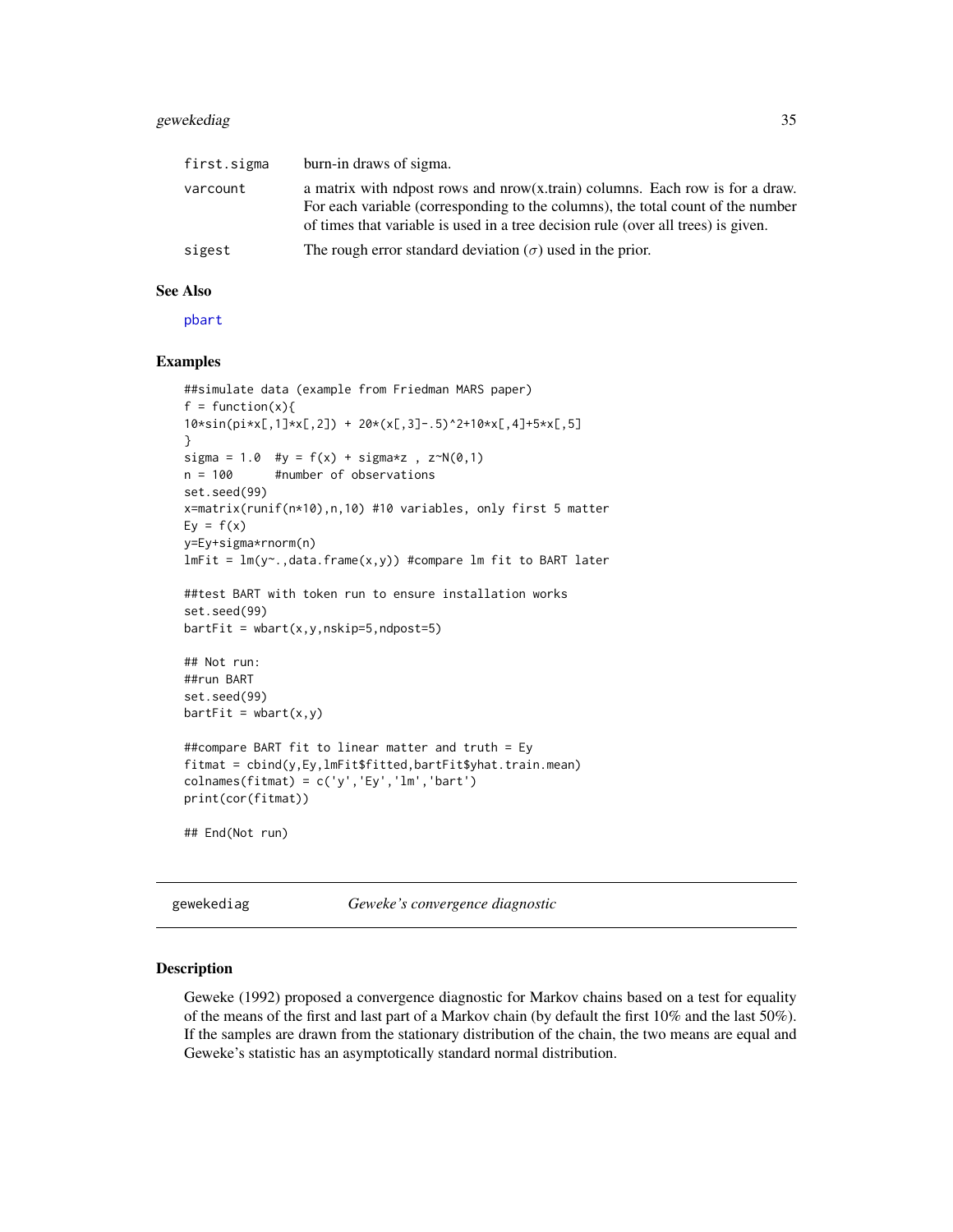| | |
|---|---|
| first.sigma | burn-in draws of sigma. |
| varcount | a matrix with ndpost rows and nrow(x.train) columns. Each row is for a draw. For each variable (corresponding to the columns), the total count of the number of times that variable is used in a tree decision rule (over all trees) is given. |
| sigest | The rough error standard deviation ($\sigma$) used in the prior. |

### See Also

pbart

### Examples

```
##simulate data (example from Friedman MARS paper)
f = function(x){
10*sin(pi*x[,1]*x[,2]) + 20*(x[,3]-.5)^2+10*x[,4]+5*x[,5]
}
sigma = 1.0  #y = f(x) + sigma*z , z~N(0,1)
n = 100      #number of observations
set.seed(99)
x=matrix(runif(n*10),n,10) #10 variables, only first 5 matter
Ey = f(x)
y=Ey+sigma*rnorm(n)
lmFit = lm(y~.,data.frame(x,y)) #compare lm fit to BART later

##test BART with token run to ensure installation works
set.seed(99)
bartFit = wbart(x,y,nskip=5,ndpost=5)

## Not run:
##run BART
set.seed(99)
bartFit = wbart(x,y)

##compare BART fit to linear matter and truth = Ey
fitmat = cbind(y,Ey,lmFit$fitted,bartFit$yhat.train.mean)
colnames(fitmat) = c('y','Ey','lm','bart')
print(cor(fitmat))

## End(Not run)
```

## gewekediag *Geweke's convergence diagnostic*

### Description

Geweke (1992) proposed a convergence diagnostic for Markov chains based on a test for equality of the means of the first and last part of a Markov chain (by default the first 10% and the last 50%). If the samples are drawn from the stationary distribution of the chain, the two means are equal and Geweke's statistic has an asymptotically standard normal distribution.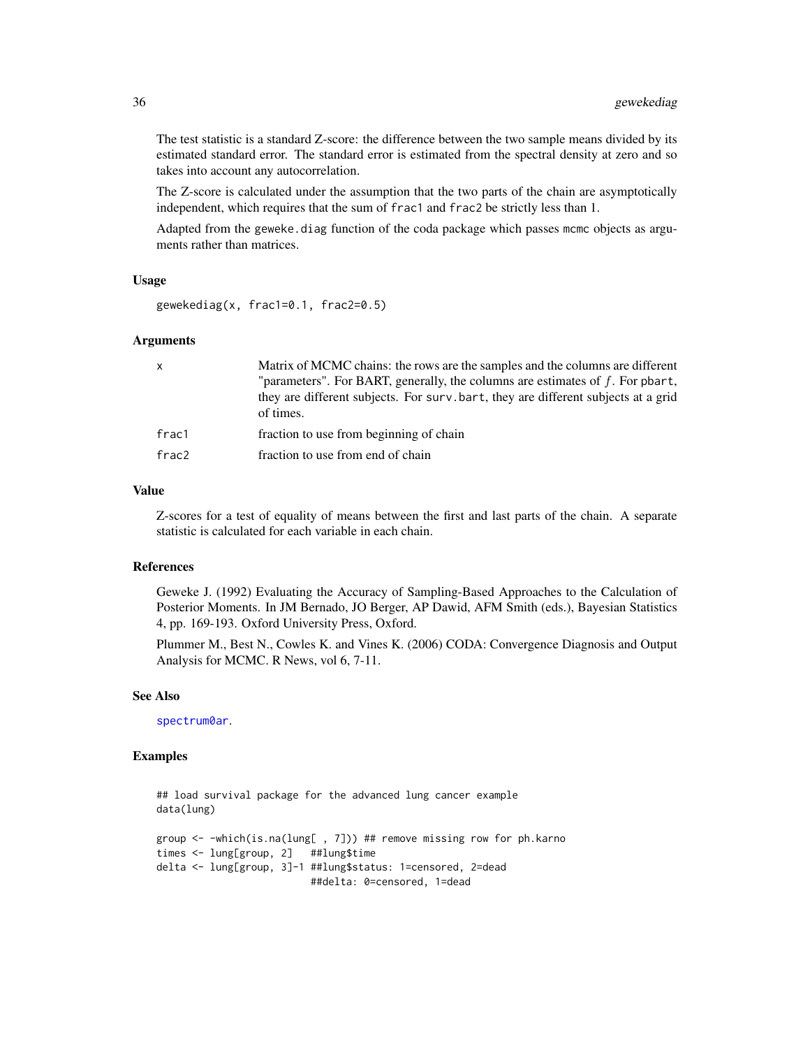The test statistic is a standard Z-score: the difference between the two sample means divided by its estimated standard error. The standard error is estimated from the spectral density at zero and so takes into account any autocorrelation.

The Z-score is calculated under the assumption that the two parts of the chain are asymptotically independent, which requires that the sum of `frac1` and `frac2` be strictly less than 1.

Adapted from the `geweke.diag` function of the coda package which passes `mcmc` objects as arguments rather than matrices.

### Usage

```
gewekediag(x, frac1=0.1, frac2=0.5)
```

### Arguments

| | |
|---|---|
| `x` | Matrix of MCMC chains: the rows are the samples and the columns are different "parameters". For BART, generally, the columns are estimates of $f$. For `pbart`, they are different subjects. For `surv.bart`, they are different subjects at a grid of times. |
| `frac1` | fraction to use from beginning of chain |
| `frac2` | fraction to use from end of chain |

### Value

Z-scores for a test of equality of means between the first and last parts of the chain. A separate statistic is calculated for each variable in each chain.

### References

Geweke J. (1992) Evaluating the Accuracy of Sampling-Based Approaches to the Calculation of Posterior Moments. In JM Bernado, JO Berger, AP Dawid, AFM Smith (eds.), Bayesian Statistics 4, pp. 169-193. Oxford University Press, Oxford.

Plummer M., Best N., Cowles K. and Vines K. (2006) CODA: Convergence Diagnosis and Output Analysis for MCMC. R News, vol 6, 7-11.

### See Also

`spectrum0ar`.

### Examples

```
## load survival package for the advanced lung cancer example
data(lung)

group <- -which(is.na(lung[ , 7])) ## remove missing row for ph.karno
times <- lung[group, 2]   ##lung$time
delta <- lung[group, 3]-1 ##lung$status: 1=censored, 2=dead
                          ##delta: 0=censored, 1=dead
```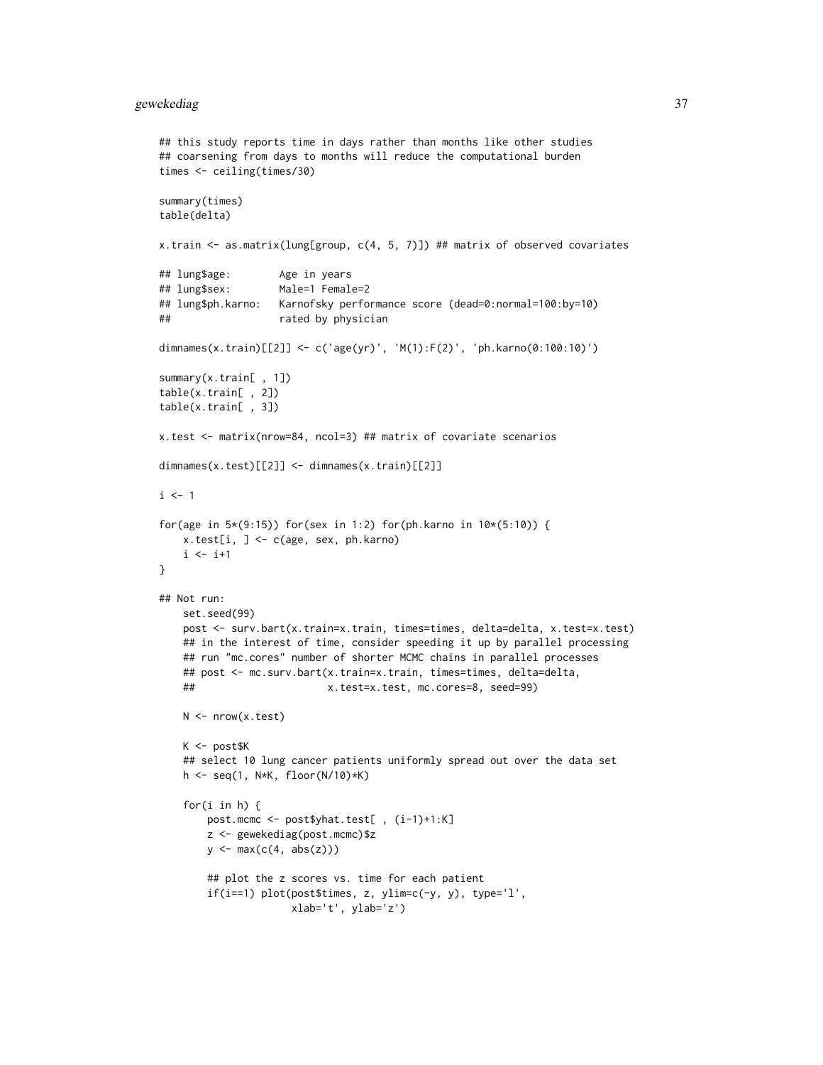```
## this study reports time in days rather than months like other studies
## coarsening from days to months will reduce the computational burden
times <- ceiling(times/30)

summary(times)
table(delta)

x.train <- as.matrix(lung[group, c(4, 5, 7)]) ## matrix of observed covariates

## lung$age:        Age in years
## lung$sex:        Male=1 Female=2
## lung$ph.karno:   Karnofsky performance score (dead=0:normal=100:by=10)
##                  rated by physician

dimnames(x.train)[[2]] <- c('age(yr)', 'M(1):F(2)', 'ph.karno(0:100:10)')

summary(x.train[ , 1])
table(x.train[ , 2])
table(x.train[ , 3])

x.test <- matrix(nrow=84, ncol=3) ## matrix of covariate scenarios

dimnames(x.test)[[2]] <- dimnames(x.train)[[2]]

i <- 1

for(age in 5*(9:15)) for(sex in 1:2) for(ph.karno in 10*(5:10)) {
    x.test[i, ] <- c(age, sex, ph.karno)
    i <- i+1
}

## Not run:
    set.seed(99)
    post <- surv.bart(x.train=x.train, times=times, delta=delta, x.test=x.test)
    ## in the interest of time, consider speeding it up by parallel processing
    ## run "mc.cores" number of shorter MCMC chains in parallel processes
    ## post <- mc.surv.bart(x.train=x.train, times=times, delta=delta,
    ##                      x.test=x.test, mc.cores=8, seed=99)

    N <- nrow(x.test)

    K <- post$K
    ## select 10 lung cancer patients uniformly spread out over the data set
    h <- seq(1, N*K, floor(N/10)*K)

    for(i in h) {
        post.mcmc <- post$yhat.test[ , (i-1)+1:K]
        z <- gewekediag(post.mcmc)$z
        y <- max(c(4, abs(z)))

        ## plot the z scores vs. time for each patient
        if(i==1) plot(post$times, z, ylim=c(-y, y), type='l',
                      xlab='t', ylab='z')
```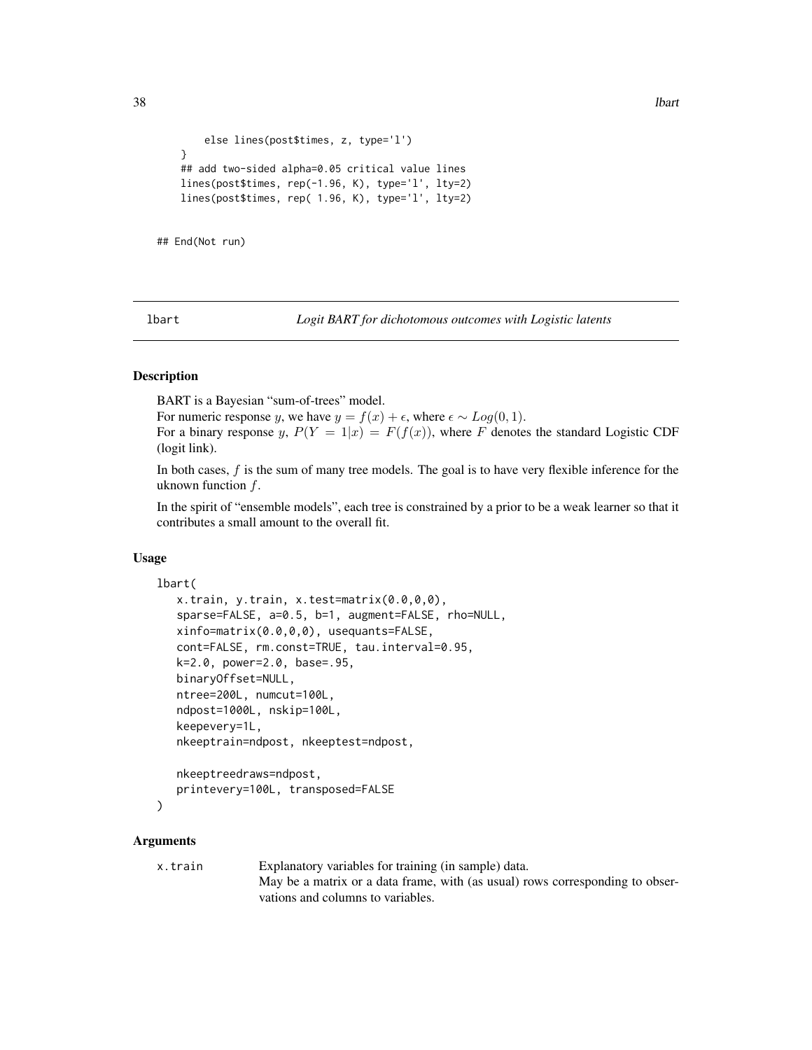```
        else lines(post$times, z, type='l')
    }
    ## add two-sided alpha=0.05 critical value lines
    lines(post$times, rep(-1.96, K), type='l', lty=2)
    lines(post$times, rep( 1.96, K), type='l', lty=2)


## End(Not run)
```

---

lbart *Logit BART for dichotomous outcomes with Logistic latents*

---

## Description

BART is a Bayesian "sum-of-trees" model.
For numeric response $y$, we have $y = f(x) + \epsilon$, where $\epsilon \sim Log(0, 1)$.
For a binary response $y$, $P(Y = 1|x) = F(f(x))$, where $F$ denotes the standard Logistic CDF (logit link).

In both cases, $f$ is the sum of many tree models. The goal is to have very flexible inference for the uknown function $f$.

In the spirit of "ensemble models", each tree is constrained by a prior to be a weak learner so that it contributes a small amount to the overall fit.

## Usage

```
lbart(
   x.train, y.train, x.test=matrix(0.0,0,0),
   sparse=FALSE, a=0.5, b=1, augment=FALSE, rho=NULL,
   xinfo=matrix(0.0,0,0), usequants=FALSE,
   cont=FALSE, rm.const=TRUE, tau.interval=0.95,
   k=2.0, power=2.0, base=.95,
   binaryOffset=NULL,
   ntree=200L, numcut=100L,
   ndpost=1000L, nskip=100L,
   keepevery=1L,
   nkeeptrain=ndpost, nkeeptest=ndpost,

   nkeeptreedraws=ndpost,
   printevery=100L, transposed=FALSE
)
```

## Arguments

| | |
|---|---|
| x.train | Explanatory variables for training (in sample) data.<br>May be a matrix or a data frame, with (as usual) rows corresponding to observations and columns to variables. |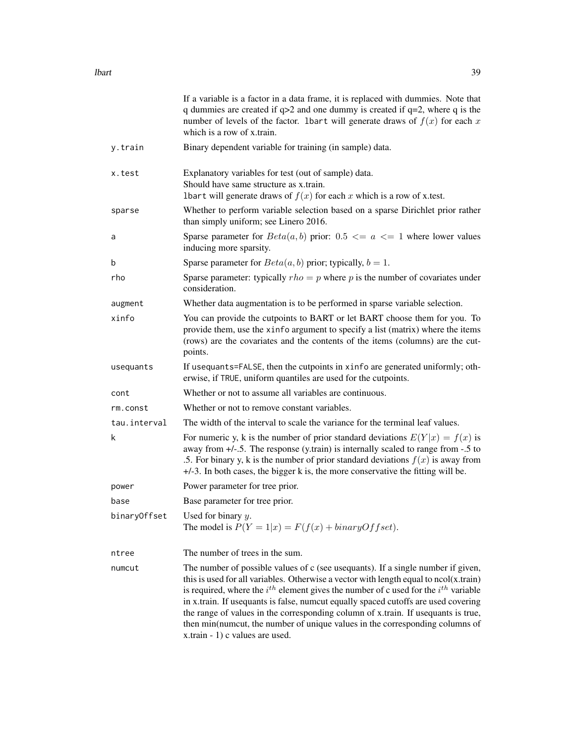| | |
|---|---|
| | If a variable is a factor in a data frame, it is replaced with dummies. Note that q dummies are created if q>2 and one dummy is created if q=2, where q is the number of levels of the factor. `lbart` will generate draws of $f(x)$ for each $x$ which is a row of x.train. |
| `y.train` | Binary dependent variable for training (in sample) data. |
| `x.test` | Explanatory variables for test (out of sample) data.<br>Should have same structure as x.train.<br>`lbart` will generate draws of $f(x)$ for each $x$ which is a row of x.test. |
| `sparse` | Whether to perform variable selection based on a sparse Dirichlet prior rather than simply uniform; see Linero 2016. |
| `a` | Sparse parameter for $Beta(a, b)$ prior: $0.5 <= a <= 1$ where lower values inducing more sparsity. |
| `b` | Sparse parameter for $Beta(a, b)$ prior; typically, $b = 1$. |
| `rho` | Sparse parameter: typically $rho = p$ where $p$ is the number of covariates under consideration. |
| `augment` | Whether data augmentation is to be performed in sparse variable selection. |
| `xinfo` | You can provide the cutpoints to BART or let BART choose them for you. To provide them, use the `xinfo` argument to specify a list (matrix) where the items (rows) are the covariates and the contents of the items (columns) are the cutpoints. |
| `usequants` | If `usequants=FALSE`, then the cutpoints in `xinfo` are generated uniformly; otherwise, if `TRUE`, uniform quantiles are used for the cutpoints. |
| `cont` | Whether or not to assume all variables are continuous. |
| `rm.const` | Whether or not to remove constant variables. |
| `tau.interval` | The width of the interval to scale the variance for the terminal leaf values. |
| `k` | For numeric y, k is the number of prior standard deviations $E(Y\|x) = f(x)$ is away from +/-.5. The response (y.train) is internally scaled to range from -.5 to .5. For binary y, k is the number of prior standard deviations $f(x)$ is away from +/-3. In both cases, the bigger k is, the more conservative the fitting will be. |
| `power` | Power parameter for tree prior. |
| `base` | Base parameter for tree prior. |
| `binaryOffset` | Used for binary $y$.<br>The model is $P(Y = 1\|x) = F(f(x) + binaryOffset)$. |
| `ntree` | The number of trees in the sum. |
| `numcut` | The number of possible values of c (see usequants). If a single number if given, this is used for all variables. Otherwise a vector with length equal to ncol(x.train) is required, where the $i^{th}$ element gives the number of c used for the $i^{th}$ variable in x.train. If usequants is false, numcut equally spaced cutoffs are used covering the range of values in the corresponding column of x.train. If usequants is true, then min(numcut, the number of unique values in the corresponding columns of x.train - 1) c values are used. |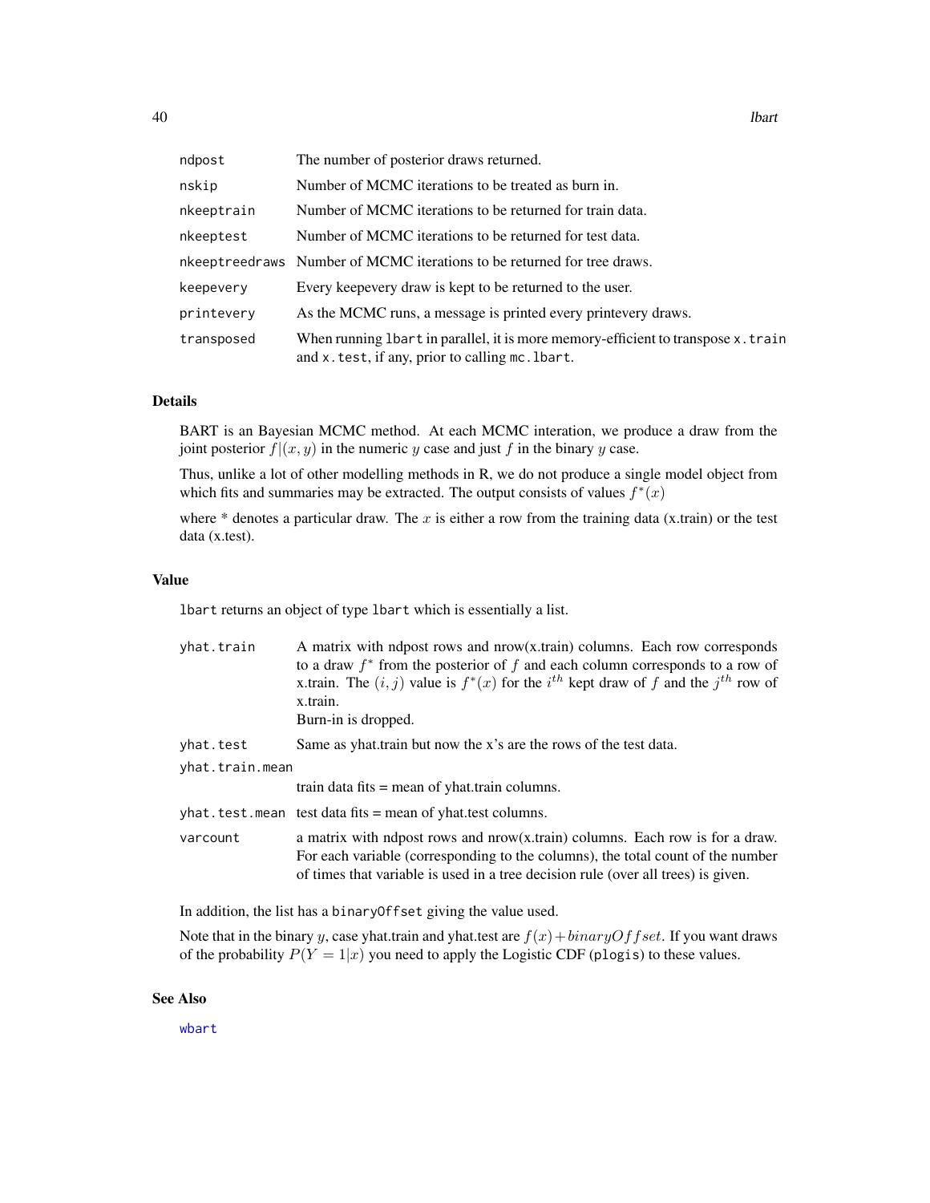| | |
|---|---|
| `ndpost` | The number of posterior draws returned. |
| `nskip` | Number of MCMC iterations to be treated as burn in. |
| `nkeeptrain` | Number of MCMC iterations to be returned for train data. |
| `nkeeptest` | Number of MCMC iterations to be returned for test data. |
| `nkeeptreedraws` | Number of MCMC iterations to be returned for tree draws. |
| `keepevery` | Every keepevery draw is kept to be returned to the user. |
| `printevery` | As the MCMC runs, a message is printed every printevery draws. |
| `transposed` | When running `lbart` in parallel, it is more memory-efficient to transpose `x.train` and `x.test`, if any, prior to calling `mc.lbart`. |

## Details

BART is an Bayesian MCMC method. At each MCMC interation, we produce a draw from the joint posterior $f|(x, y)$ in the numeric $y$ case and just $f$ in the binary $y$ case.

Thus, unlike a lot of other modelling methods in R, we do not produce a single model object from which fits and summaries may be extracted. The output consists of values $f^*(x)$

where * denotes a particular draw. The $x$ is either a row from the training data (x.train) or the test data (x.test).

## Value

`lbart` returns an object of type `lbart` which is essentially a list.

| | |
|---|---|
| `yhat.train` | A matrix with ndpost rows and nrow(x.train) columns. Each row corresponds to a draw $f^*$ from the posterior of $f$ and each column corresponds to a row of x.train. The $(i, j)$ value is $f^*(x)$ for the $i^{th}$ kept draw of $f$ and the $j^{th}$ row of x.train.<br>Burn-in is dropped. |
| `yhat.test` | Same as yhat.train but now the x's are the rows of the test data. |
| `yhat.train.mean` | train data fits = mean of yhat.train columns. |
| `yhat.test.mean` | test data fits = mean of yhat.test columns. |
| `varcount` | a matrix with ndpost rows and nrow(x.train) columns. Each row is for a draw. For each variable (corresponding to the columns), the total count of the number of times that variable is used in a tree decision rule (over all trees) is given. |

In addition, the list has a `binaryOffset` giving the value used.

Note that in the binary $y$, case yhat.train and yhat.test are $f(x) + binaryOffset$. If you want draws of the probability $P(Y = 1|x)$ you need to apply the Logistic CDF (`plogis`) to these values.

## See Also

`wbart`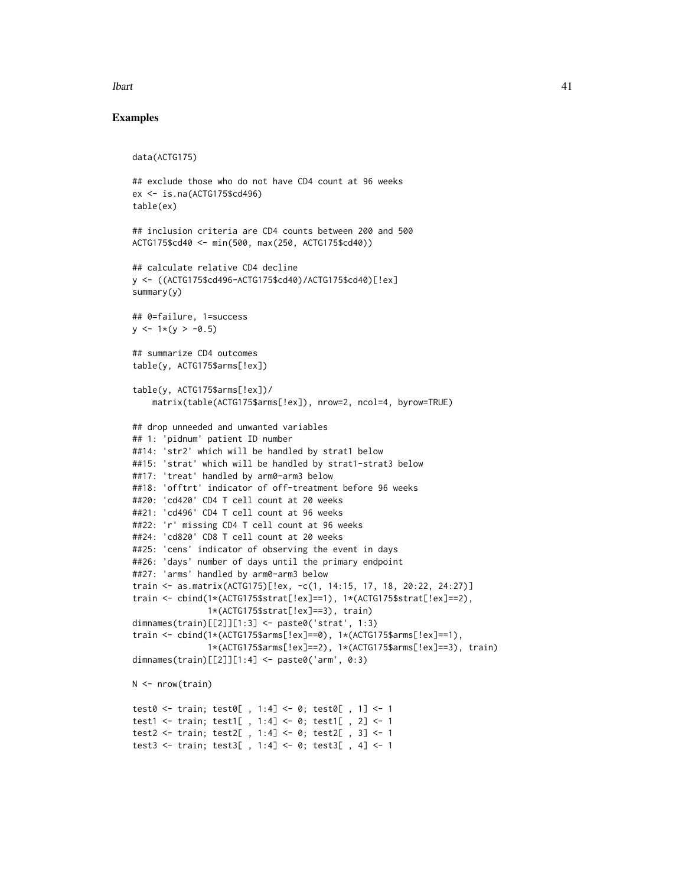## Examples

```
data(ACTG175)

## exclude those who do not have CD4 count at 96 weeks
ex <- is.na(ACTG175$cd496)
table(ex)

## inclusion criteria are CD4 counts between 200 and 500
ACTG175$cd40 <- min(500, max(250, ACTG175$cd40))

## calculate relative CD4 decline
y <- ((ACTG175$cd496-ACTG175$cd40)/ACTG175$cd40)[!ex]
summary(y)

## 0=failure, 1=success
y <- 1*(y > -0.5)

## summarize CD4 outcomes
table(y, ACTG175$arms[!ex])

table(y, ACTG175$arms[!ex])/
    matrix(table(ACTG175$arms[!ex]), nrow=2, ncol=4, byrow=TRUE)

## drop unneeded and unwanted variables
## 1: 'pidnum' patient ID number
##14: 'str2' which will be handled by strat1 below
##15: 'strat' which will be handled by strat1-strat3 below
##17: 'treat' handled by arm0-arm3 below
##18: 'offtrt' indicator of off-treatment before 96 weeks
##20: 'cd420' CD4 T cell count at 20 weeks
##21: 'cd496' CD4 T cell count at 96 weeks
##22: 'r' missing CD4 T cell count at 96 weeks
##24: 'cd820' CD8 T cell count at 20 weeks
##25: 'cens' indicator of observing the event in days
##26: 'days' number of days until the primary endpoint
##27: 'arms' handled by arm0-arm3 below
train <- as.matrix(ACTG175)[!ex, -c(1, 14:15, 17, 18, 20:22, 24:27)]
train <- cbind(1*(ACTG175$strat[!ex]==1), 1*(ACTG175$strat[!ex]==2),
              1*(ACTG175$strat[!ex]==3), train)
dimnames(train)[[2]][1:3] <- paste0('strat', 1:3)
train <- cbind(1*(ACTG175$arms[!ex]==0), 1*(ACTG175$arms[!ex]==1),
              1*(ACTG175$arms[!ex]==2), 1*(ACTG175$arms[!ex]==3), train)
dimnames(train)[[2]][1:4] <- paste0('arm', 0:3)

N <- nrow(train)

test0 <- train; test0[ , 1:4] <- 0; test0[ , 1] <- 1
test1 <- train; test1[ , 1:4] <- 0; test1[ , 2] <- 1
test2 <- train; test2[ , 1:4] <- 0; test2[ , 3] <- 1
test3 <- train; test3[ , 1:4] <- 0; test3[ , 4] <- 1
```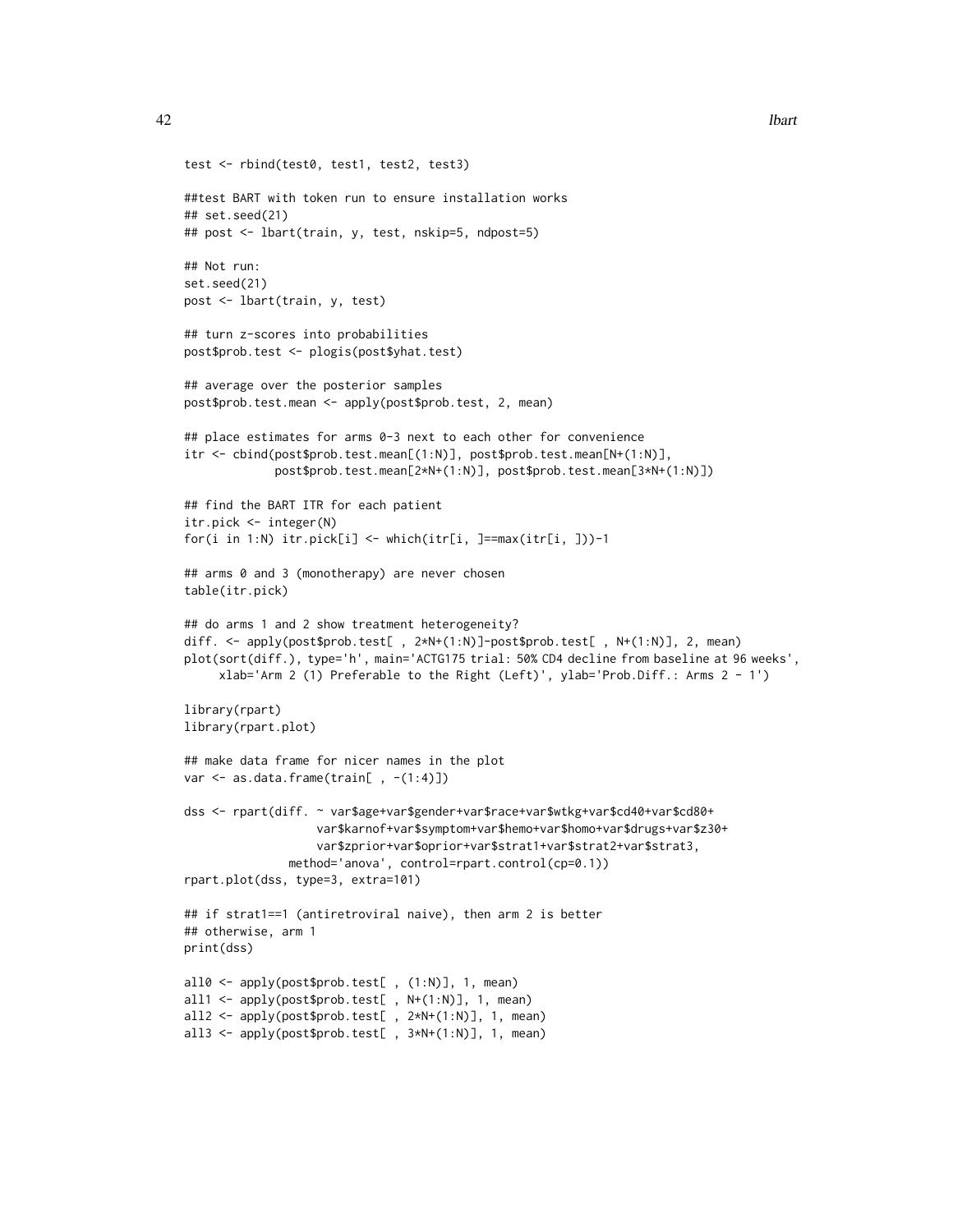```
test <- rbind(test0, test1, test2, test3)

##test BART with token run to ensure installation works
## set.seed(21)
## post <- lbart(train, y, test, nskip=5, ndpost=5)

## Not run:
set.seed(21)
post <- lbart(train, y, test)

## turn z-scores into probabilities
post$prob.test <- plogis(post$yhat.test)

## average over the posterior samples
post$prob.test.mean <- apply(post$prob.test, 2, mean)

## place estimates for arms 0-3 next to each other for convenience
itr <- cbind(post$prob.test.mean[(1:N)], post$prob.test.mean[N+(1:N)],
             post$prob.test.mean[2*N+(1:N)], post$prob.test.mean[3*N+(1:N)])

## find the BART ITR for each patient
itr.pick <- integer(N)
for(i in 1:N) itr.pick[i] <- which(itr[i, ]==max(itr[i, ]))-1

## arms 0 and 3 (monotherapy) are never chosen
table(itr.pick)

## do arms 1 and 2 show treatment heterogeneity?
diff. <- apply(post$prob.test[ , 2*N+(1:N)]-post$prob.test[ , N+(1:N)], 2, mean)
plot(sort(diff.), type='h', main='ACTG175 trial: 50% CD4 decline from baseline at 96 weeks',
     xlab='Arm 2 (1) Preferable to the Right (Left)', ylab='Prob.Diff.: Arms 2 - 1')

library(rpart)
library(rpart.plot)

## make data frame for nicer names in the plot
var <- as.data.frame(train[ , -(1:4)])

dss <- rpart(diff. ~ var$age+var$gender+var$race+var$wtkg+var$cd40+var$cd80+
                   var$karnof+var$symptom+var$hemo+var$homo+var$drugs+var$z30+
                   var$zprior+var$oprior+var$strat1+var$strat2+var$strat3,
             method='anova', control=rpart.control(cp=0.1))
rpart.plot(dss, type=3, extra=101)

## if strat1==1 (antiretroviral naive), then arm 2 is better
## otherwise, arm 1
print(dss)

all0 <- apply(post$prob.test[ , (1:N)], 1, mean)
all1 <- apply(post$prob.test[ , N+(1:N)], 1, mean)
all2 <- apply(post$prob.test[ , 2*N+(1:N)], 1, mean)
all3 <- apply(post$prob.test[ , 3*N+(1:N)], 1, mean)
```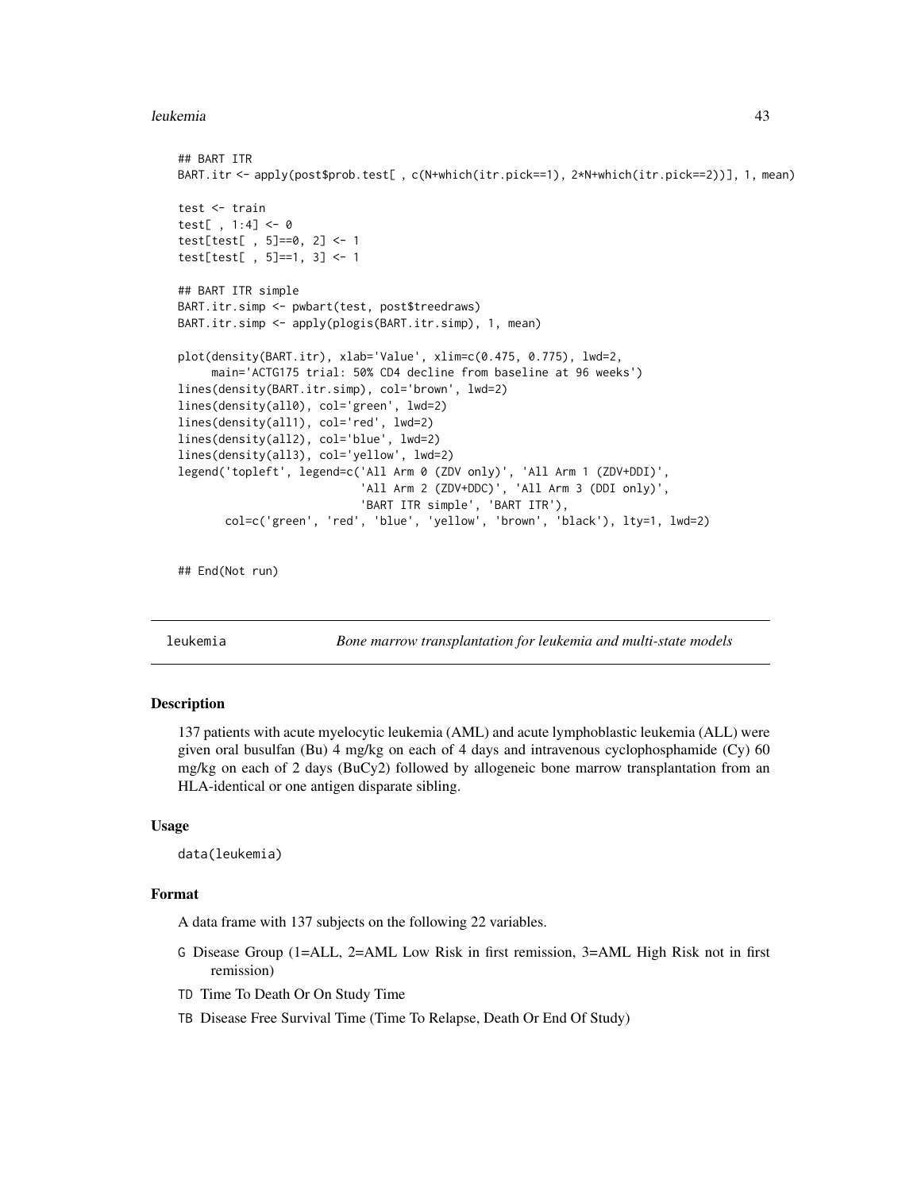```
## BART ITR
BART.itr <- apply(post$prob.test[ , c(N+which(itr.pick==1), 2*N+which(itr.pick==2))], 1, mean)

test <- train
test[ , 1:4] <- 0
test[test[ , 5]==0, 2] <- 1
test[test[ , 5]==1, 3] <- 1

## BART ITR simple
BART.itr.simp <- pwbart(test, post$treedraws)
BART.itr.simp <- apply(plogis(BART.itr.simp), 1, mean)

plot(density(BART.itr), xlab='Value', xlim=c(0.475, 0.775), lwd=2,
     main='ACTG175 trial: 50% CD4 decline from baseline at 96 weeks')
lines(density(BART.itr.simp), col='brown', lwd=2)
lines(density(all0), col='green', lwd=2)
lines(density(all1), col='red', lwd=2)
lines(density(all2), col='blue', lwd=2)
lines(density(all3), col='yellow', lwd=2)
legend('topleft', legend=c('All Arm 0 (ZDV only)', 'All Arm 1 (ZDV+DDI)',
                           'All Arm 2 (ZDV+DDC)', 'All Arm 3 (DDI only)',
                           'BART ITR simple', 'BART ITR'),
       col=c('green', 'red', 'blue', 'yellow', 'brown', 'black'), lty=1, lwd=2)


## End(Not run)
```

---

`leukemia` *Bone marrow transplantation for leukemia and multi-state models*

---

### Description

137 patients with acute myelocytic leukemia (AML) and acute lymphoblastic leukemia (ALL) were given oral busulfan (Bu) 4 mg/kg on each of 4 days and intravenous cyclophosphamide (Cy) 60 mg/kg on each of 2 days (BuCy2) followed by allogeneic bone marrow transplantation from an HLA-identical or one antigen disparate sibling.

### Usage

```
data(leukemia)
```

### Format

A data frame with 137 subjects on the following 22 variables.

- `G` Disease Group (1=ALL, 2=AML Low Risk in first remission, 3=AML High Risk not in first remission)
- `TD` Time To Death Or On Study Time
- `TB` Disease Free Survival Time (Time To Relapse, Death Or End Of Study)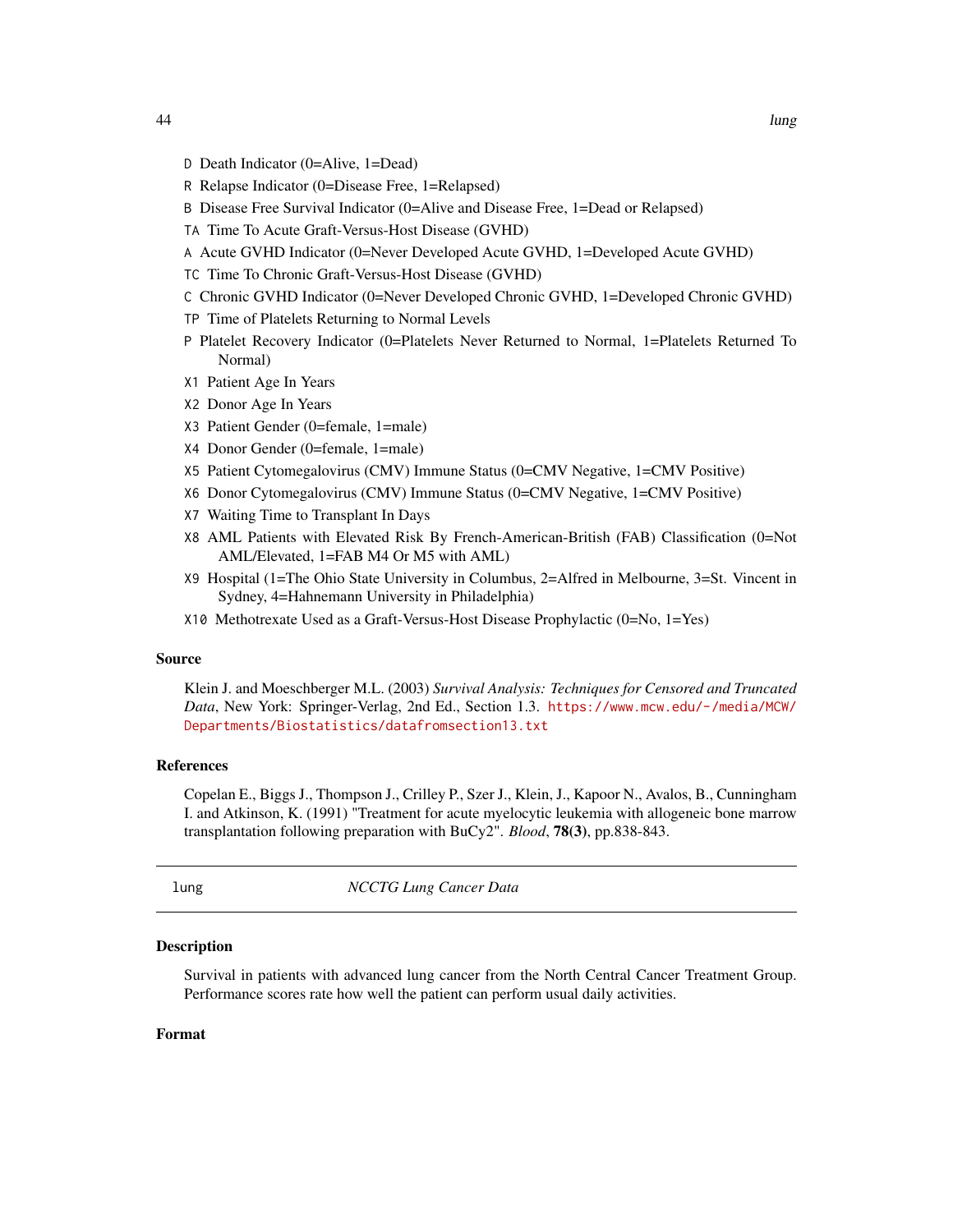- `D` Death Indicator (0=Alive, 1=Dead)
- `R` Relapse Indicator (0=Disease Free, 1=Relapsed)
- `B` Disease Free Survival Indicator (0=Alive and Disease Free, 1=Dead or Relapsed)
- `TA` Time To Acute Graft-Versus-Host Disease (GVHD)
- `A` Acute GVHD Indicator (0=Never Developed Acute GVHD, 1=Developed Acute GVHD)
- `TC` Time To Chronic Graft-Versus-Host Disease (GVHD)
- `C` Chronic GVHD Indicator (0=Never Developed Chronic GVHD, 1=Developed Chronic GVHD)
- `TP` Time of Platelets Returning to Normal Levels
- `P` Platelet Recovery Indicator (0=Platelets Never Returned to Normal, 1=Platelets Returned To Normal)
- `X1` Patient Age In Years
- `X2` Donor Age In Years
- `X3` Patient Gender (0=female, 1=male)
- `X4` Donor Gender (0=female, 1=male)
- `X5` Patient Cytomegalovirus (CMV) Immune Status (0=CMV Negative, 1=CMV Positive)
- `X6` Donor Cytomegalovirus (CMV) Immune Status (0=CMV Negative, 1=CMV Positive)
- `X7` Waiting Time to Transplant In Days
- `X8` AML Patients with Elevated Risk By French-American-British (FAB) Classification (0=Not AML/Elevated, 1=FAB M4 Or M5 with AML)
- `X9` Hospital (1=The Ohio State University in Columbus, 2=Alfred in Melbourne, 3=St. Vincent in Sydney, 4=Hahnemann University in Philadelphia)
- `X10` Methotrexate Used as a Graft-Versus-Host Disease Prophylactic (0=No, 1=Yes)

### Source

Klein J. and Moeschberger M.L. (2003) *Survival Analysis: Techniques for Censored and Truncated Data*, New York: Springer-Verlag, 2nd Ed., Section 1.3. https://www.mcw.edu/-/media/MCW/Departments/Biostatistics/datafromsection13.txt

### References

Copelan E., Biggs J., Thompson J., Crilley P., Szer J., Klein, J., Kapoor N., Avalos, B., Cunningham I. and Atkinson, K. (1991) "Treatment for acute myelocytic leukemia with allogeneic bone marrow transplantation following preparation with BuCy2". *Blood*, **78(3)**, pp.838-843.

---

## lung — *NCCTG Lung Cancer Data*

### Description

Survival in patients with advanced lung cancer from the North Central Cancer Treatment Group. Performance scores rate how well the patient can perform usual daily activities.

### Format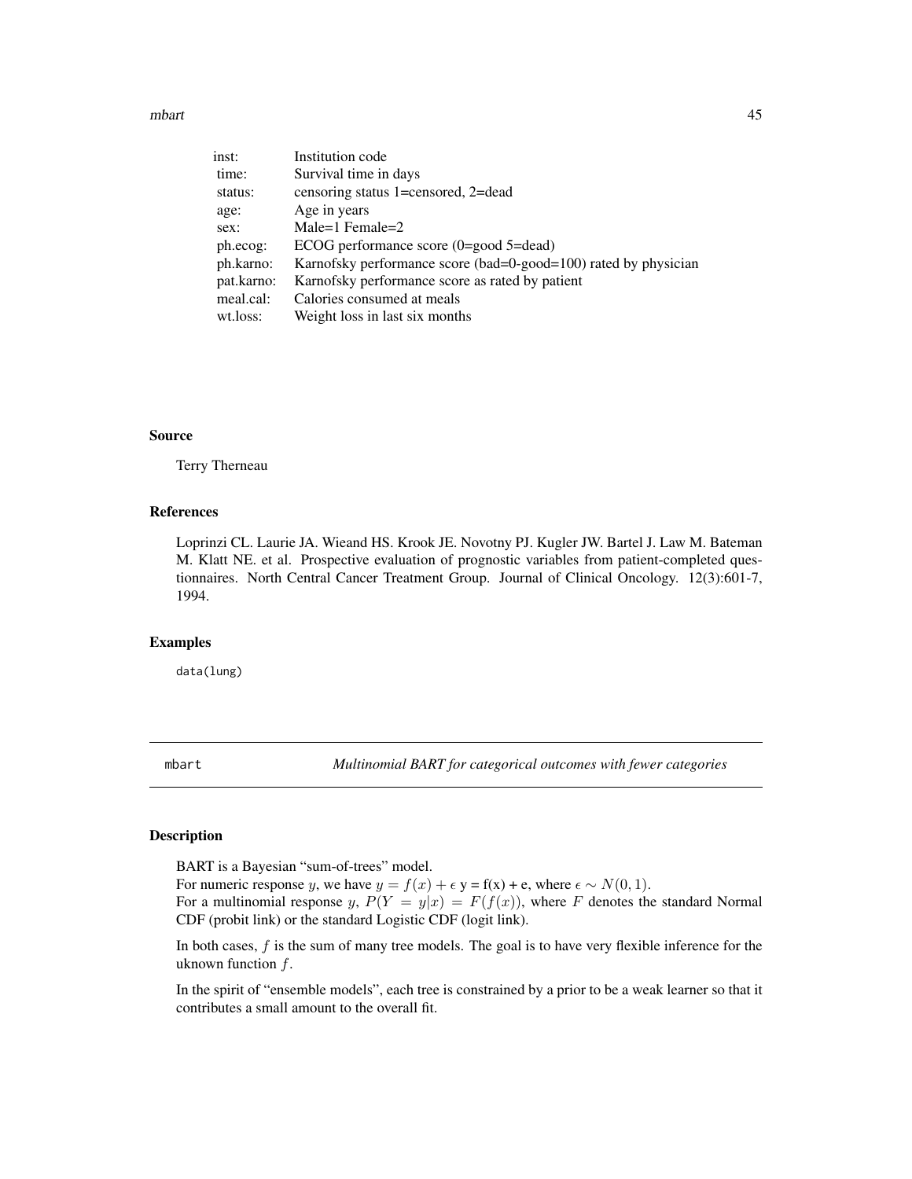| | |
|---|---|
| inst: | Institution code |
| time: | Survival time in days |
| status: | censoring status 1=censored, 2=dead |
| age: | Age in years |
| sex: | Male=1 Female=2 |
| ph.ecog: | ECOG performance score (0=good 5=dead) |
| ph.karno: | Karnofsky performance score (bad=0-good=100) rated by physician |
| pat.karno: | Karnofsky performance score as rated by patient |
| meal.cal: | Calories consumed at meals |
| wt.loss: | Weight loss in last six months |

### Source

Terry Therneau

### References

Loprinzi CL. Laurie JA. Wieand HS. Krook JE. Novotny PJ. Kugler JW. Bartel J. Law M. Bateman M. Klatt NE. et al. Prospective evaluation of prognostic variables from patient-completed questionnaires. North Central Cancer Treatment Group. Journal of Clinical Oncology. 12(3):601-7, 1994.

### Examples

```
data(lung)
```

---

## mbart — *Multinomial BART for categorical outcomes with fewer categories*

### Description

BART is a Bayesian "sum-of-trees" model.
For numeric response $y$, we have $y = f(x) + \epsilon$ y = f(x) + e, where $\epsilon \sim N(0, 1)$.
For a multinomial response $y$, $P(Y = y|x) = F(f(x))$, where $F$ denotes the standard Normal CDF (probit link) or the standard Logistic CDF (logit link).

In both cases, $f$ is the sum of many tree models. The goal is to have very flexible inference for the uknown function $f$.

In the spirit of "ensemble models", each tree is constrained by a prior to be a weak learner so that it contributes a small amount to the overall fit.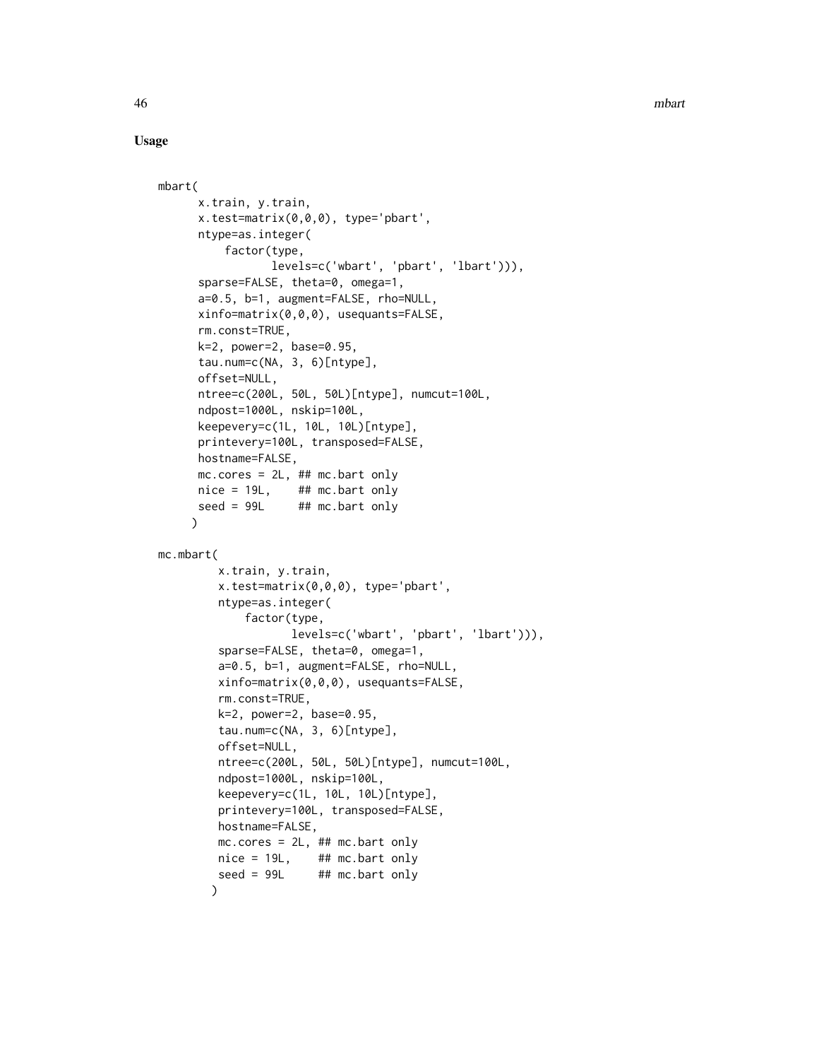## Usage

```
mbart(
      x.train, y.train,
      x.test=matrix(0,0,0), type='pbart',
      ntype=as.integer(
          factor(type,
                 levels=c('wbart', 'pbart', 'lbart'))),
      sparse=FALSE, theta=0, omega=1,
      a=0.5, b=1, augment=FALSE, rho=NULL,
      xinfo=matrix(0,0,0), usequants=FALSE,
      rm.const=TRUE,
      k=2, power=2, base=0.95,
      tau.num=c(NA, 3, 6)[ntype],
      offset=NULL,
      ntree=c(200L, 50L, 50L)[ntype], numcut=100L,
      ndpost=1000L, nskip=100L,
      keepevery=c(1L, 10L, 10L)[ntype],
      printevery=100L, transposed=FALSE,
      hostname=FALSE,
      mc.cores = 2L, ## mc.bart only
      nice = 19L,    ## mc.bart only
      seed = 99L     ## mc.bart only
     )

mc.mbart(
         x.train, y.train,
         x.test=matrix(0,0,0), type='pbart',
         ntype=as.integer(
             factor(type,
                    levels=c('wbart', 'pbart', 'lbart'))),
         sparse=FALSE, theta=0, omega=1,
         a=0.5, b=1, augment=FALSE, rho=NULL,
         xinfo=matrix(0,0,0), usequants=FALSE,
         rm.const=TRUE,
         k=2, power=2, base=0.95,
         tau.num=c(NA, 3, 6)[ntype],
         offset=NULL,
         ntree=c(200L, 50L, 50L)[ntype], numcut=100L,
         ndpost=1000L, nskip=100L,
         keepevery=c(1L, 10L, 10L)[ntype],
         printevery=100L, transposed=FALSE,
         hostname=FALSE,
         mc.cores = 2L, ## mc.bart only
         nice = 19L,    ## mc.bart only
         seed = 99L     ## mc.bart only
        )
```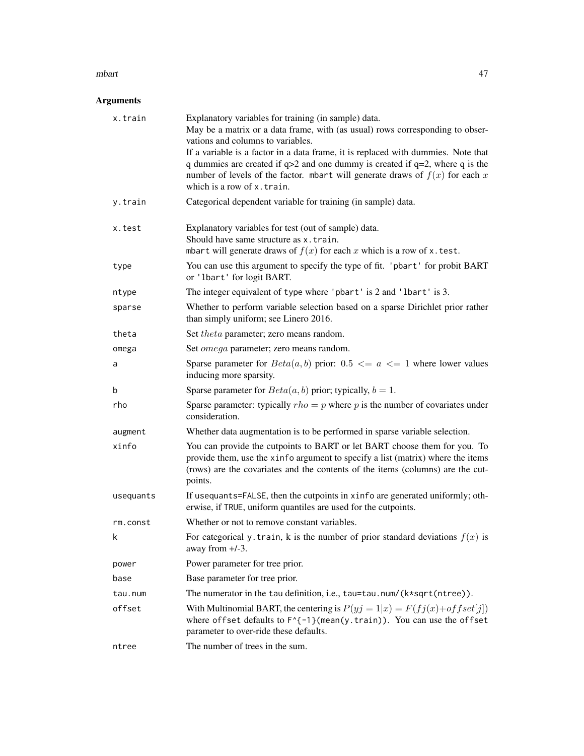## Arguments

| | |
|---|---|
| `x.train` | Explanatory variables for training (in sample) data.<br>May be a matrix or a data frame, with (as usual) rows corresponding to observations and columns to variables.<br>If a variable is a factor in a data frame, it is replaced with dummies. Note that q dummies are created if q>2 and one dummy is created if q=2, where q is the number of levels of the factor. `mbart` will generate draws of $f(x)$ for each $x$ which is a row of `x.train`. |
| `y.train` | Categorical dependent variable for training (in sample) data. |
| `x.test` | Explanatory variables for test (out of sample) data.<br>Should have same structure as `x.train`.<br>`mbart` will generate draws of $f(x)$ for each $x$ which is a row of `x.test`. |
| `type` | You can use this argument to specify the type of fit. `'pbart'` for probit BART or `'lbart'` for logit BART. |
| `ntype` | The integer equivalent of `type` where `'pbart'` is 2 and `'lbart'` is 3. |
| `sparse` | Whether to perform variable selection based on a sparse Dirichlet prior rather than simply uniform; see Linero 2016. |
| `theta` | Set $theta$ parameter; zero means random. |
| `omega` | Set $omega$ parameter; zero means random. |
| `a` | Sparse parameter for $Beta(a, b)$ prior: $0.5 <= a <= 1$ where lower values inducing more sparsity. |
| `b` | Sparse parameter for $Beta(a, b)$ prior; typically, $b = 1$. |
| `rho` | Sparse parameter: typically $rho = p$ where $p$ is the number of covariates under consideration. |
| `augment` | Whether data augmentation is to be performed in sparse variable selection. |
| `xinfo` | You can provide the cutpoints to BART or let BART choose them for you. To provide them, use the `xinfo` argument to specify a list (matrix) where the items (rows) are the covariates and the contents of the items (columns) are the cutpoints. |
| `usequants` | If `usequants=FALSE`, then the cutpoints in `xinfo` are generated uniformly; otherwise, if `TRUE`, uniform quantiles are used for the cutpoints. |
| `rm.const` | Whether or not to remove constant variables. |
| `k` | For categorical `y.train`, k is the number of prior standard deviations $f(x)$ is away from +/-3. |
| `power` | Power parameter for tree prior. |
| `base` | Base parameter for tree prior. |
| `tau.num` | The numerator in the `tau` definition, i.e., `tau=tau.num/(k*sqrt(ntree))`. |
| `offset` | With Multinomial BART, the centering is $P(yj = 1 \| x) = F(fj(x) + offset[j])$ where `offset` defaults to `F^{-1}(mean(y.train))`. You can use the `offset` parameter to over-ride these defaults. |
| `ntree` | The number of trees in the sum. |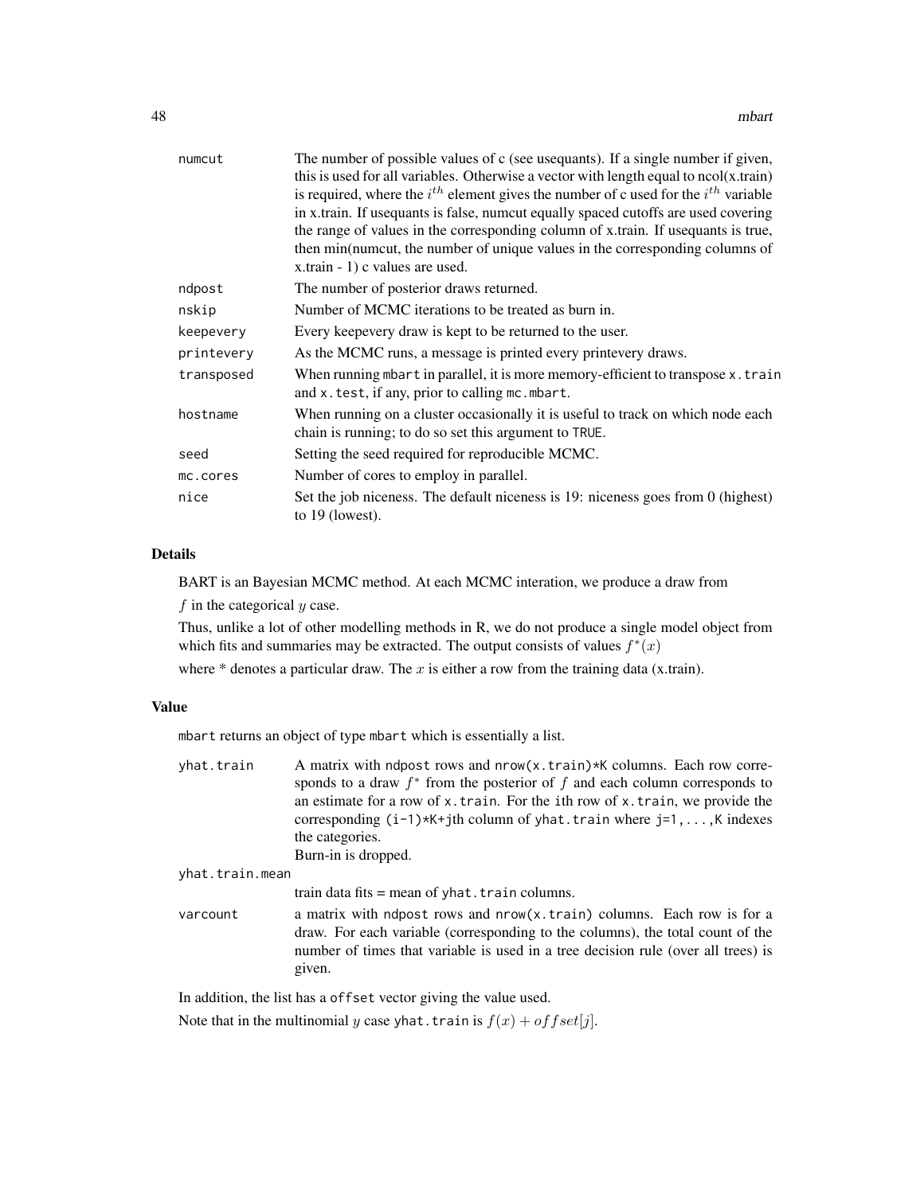| | |
|---|---|
| numcut | The number of possible values of c (see usequants). If a single number if given, this is used for all variables. Otherwise a vector with length equal to ncol(x.train) is required, where the $i^{th}$ element gives the number of c used for the $i^{th}$ variable in x.train. If usequants is false, numcut equally spaced cutoffs are used covering the range of values in the corresponding column of x.train. If usequants is true, then min(numcut, the number of unique values in the corresponding columns of x.train - 1) c values are used. |
| ndpost | The number of posterior draws returned. |
| nskip | Number of MCMC iterations to be treated as burn in. |
| keepevery | Every keepevery draw is kept to be returned to the user. |
| printevery | As the MCMC runs, a message is printed every printevery draws. |
| transposed | When running mbart in parallel, it is more memory-efficient to transpose `x.train` and `x.test`, if any, prior to calling `mc.mbart`. |
| hostname | When running on a cluster occasionally it is useful to track on which node each chain is running; to do so set this argument to `TRUE`. |
| seed | Setting the seed required for reproducible MCMC. |
| mc.cores | Number of cores to employ in parallel. |
| nice | Set the job niceness. The default niceness is 19: niceness goes from 0 (highest) to 19 (lowest). |

### Details

BART is an Bayesian MCMC method. At each MCMC interation, we produce a draw from

$f$ in the categorical $y$ case.

Thus, unlike a lot of other modelling methods in R, we do not produce a single model object from which fits and summaries may be extracted. The output consists of values $f^*(x)$

where * denotes a particular draw. The $x$ is either a row from the training data (x.train).

### Value

`mbart` returns an object of type `mbart` which is essentially a list.

| | |
|---|---|
| yhat.train | A matrix with ndpost rows and nrow(x.train)*K columns. Each row corresponds to a draw $f^*$ from the posterior of $f$ and each column corresponds to an estimate for a row of `x.train`. For the ith row of `x.train`, we provide the corresponding `(i-1)*K+j`th column of `yhat.train` where `j=1,...,K` indexes the categories. Burn-in is dropped. |
| yhat.train.mean | train data fits = mean of `yhat.train` columns. |
| varcount | a matrix with ndpost rows and nrow(x.train) columns. Each row is for a draw. For each variable (corresponding to the columns), the total count of the number of times that variable is used in a tree decision rule (over all trees) is given. |

In addition, the list has a `offset` vector giving the value used.

Note that in the multinomial $y$ case `yhat.train` is $f(x) + offset[j]$.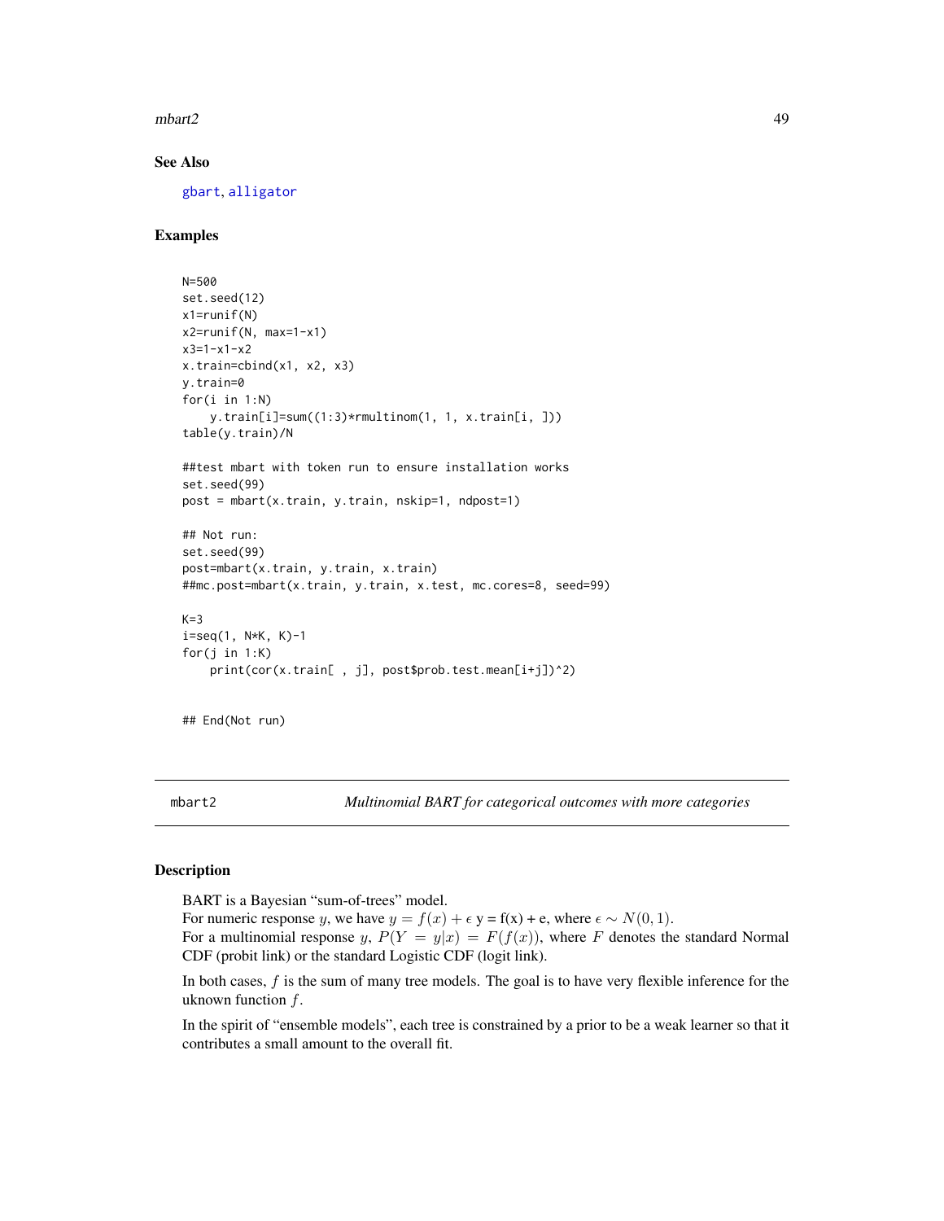## See Also

gbart, alligator

## Examples

```
N=500
set.seed(12)
x1=runif(N)
x2=runif(N, max=1-x1)
x3=1-x1-x2
x.train=cbind(x1, x2, x3)
y.train=0
for(i in 1:N)
    y.train[i]=sum((1:3)*rmultinom(1, 1, x.train[i, ]))
table(y.train)/N

##test mbart with token run to ensure installation works
set.seed(99)
post = mbart(x.train, y.train, nskip=1, ndpost=1)

## Not run:
set.seed(99)
post=mbart(x.train, y.train, x.train)
##mc.post=mbart(x.train, y.train, x.test, mc.cores=8, seed=99)

K=3
i=seq(1, N*K, K)-1
for(j in 1:K)
    print(cor(x.train[ , j], post$prob.test.mean[i+j])^2)


## End(Not run)
```

---

mbart2 *Multinomial BART for categorical outcomes with more categories*

---

## Description

BART is a Bayesian "sum-of-trees" model.
For numeric response $y$, we have $y = f(x) + \epsilon$ y = f(x) + e, where $\epsilon \sim N(0, 1)$.
For a multinomial response $y$, $P(Y = y|x) = F(f(x))$, where $F$ denotes the standard Normal CDF (probit link) or the standard Logistic CDF (logit link).

In both cases, $f$ is the sum of many tree models. The goal is to have very flexible inference for the uknown function $f$.

In the spirit of "ensemble models", each tree is constrained by a prior to be a weak learner so that it contributes a small amount to the overall fit.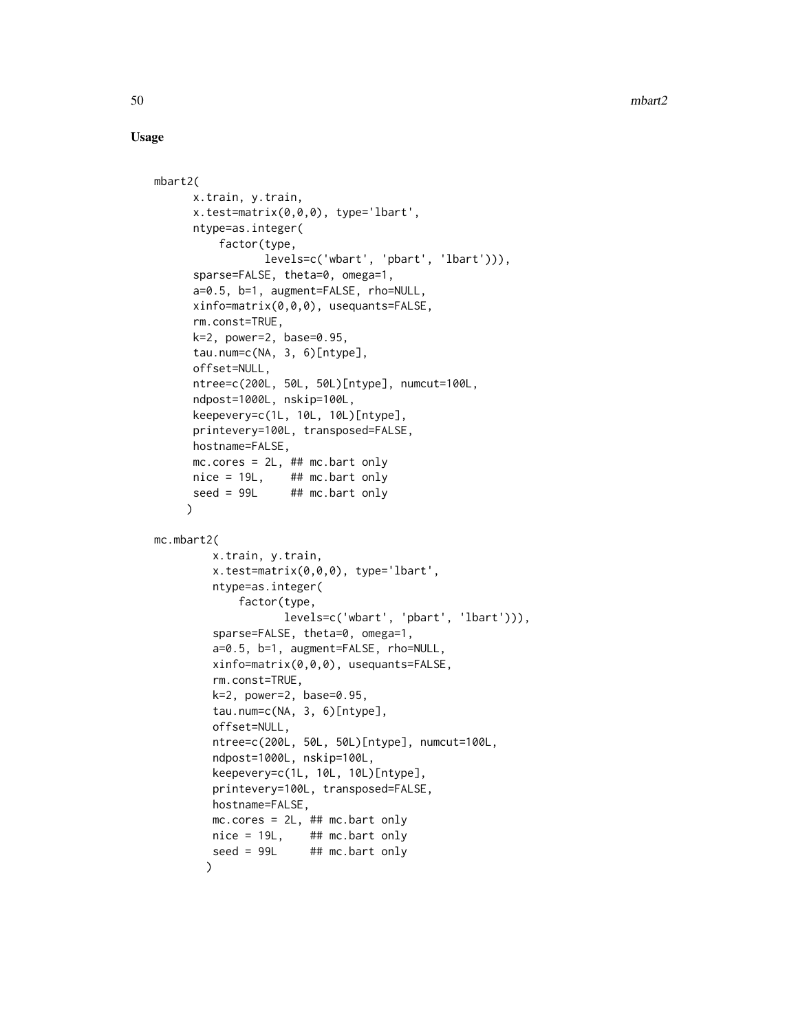## Usage

```
mbart2(
      x.train, y.train,
      x.test=matrix(0,0,0), type='lbart',
      ntype=as.integer(
          factor(type,
                 levels=c('wbart', 'pbart', 'lbart'))),
      sparse=FALSE, theta=0, omega=1,
      a=0.5, b=1, augment=FALSE, rho=NULL,
      xinfo=matrix(0,0,0), usequants=FALSE,
      rm.const=TRUE,
      k=2, power=2, base=0.95,
      tau.num=c(NA, 3, 6)[ntype],
      offset=NULL,
      ntree=c(200L, 50L, 50L)[ntype], numcut=100L,
      ndpost=1000L, nskip=100L,
      keepevery=c(1L, 10L, 10L)[ntype],
      printevery=100L, transposed=FALSE,
      hostname=FALSE,
      mc.cores = 2L, ## mc.bart only
      nice = 19L,    ## mc.bart only
      seed = 99L     ## mc.bart only
     )

mc.mbart2(
         x.train, y.train,
         x.test=matrix(0,0,0), type='lbart',
         ntype=as.integer(
             factor(type,
                    levels=c('wbart', 'pbart', 'lbart'))),
         sparse=FALSE, theta=0, omega=1,
         a=0.5, b=1, augment=FALSE, rho=NULL,
         xinfo=matrix(0,0,0), usequants=FALSE,
         rm.const=TRUE,
         k=2, power=2, base=0.95,
         tau.num=c(NA, 3, 6)[ntype],
         offset=NULL,
         ntree=c(200L, 50L, 50L)[ntype], numcut=100L,
         ndpost=1000L, nskip=100L,
         keepevery=c(1L, 10L, 10L)[ntype],
         printevery=100L, transposed=FALSE,
         hostname=FALSE,
         mc.cores = 2L, ## mc.bart only
         nice = 19L,    ## mc.bart only
         seed = 99L     ## mc.bart only
        )
```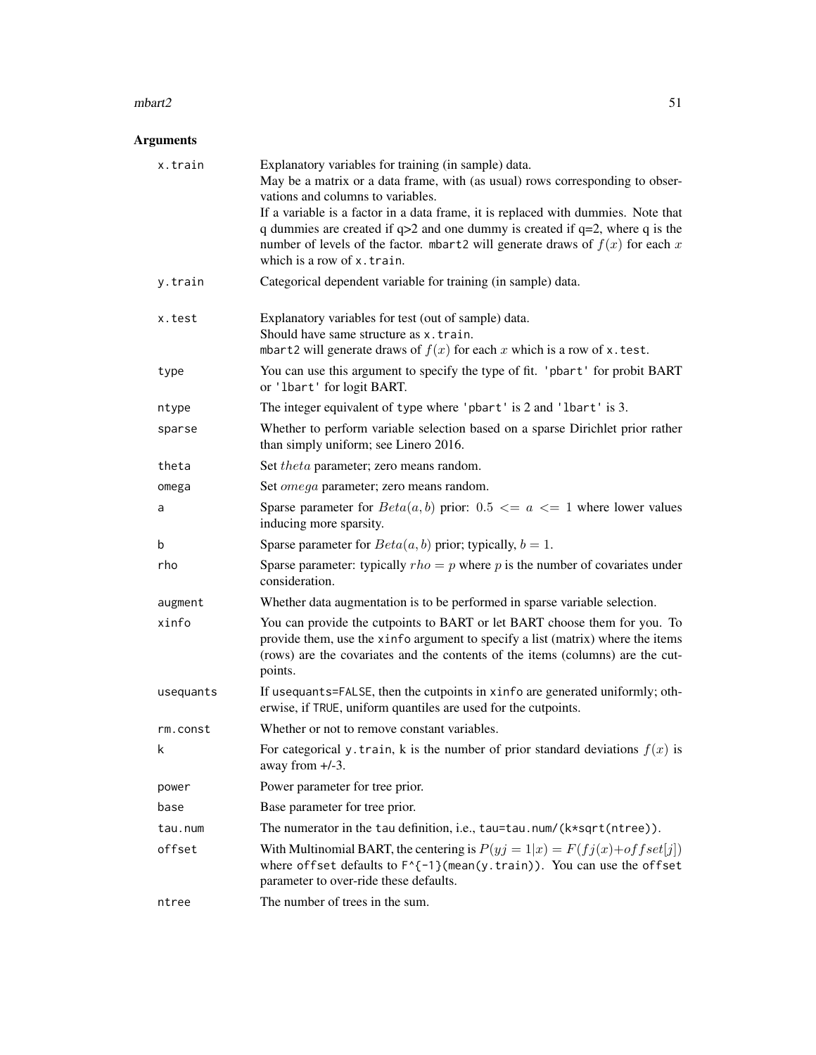## Arguments

| Argument | Description |
|---|---|
| `x.train` | Explanatory variables for training (in sample) data.<br>May be a matrix or a data frame, with (as usual) rows corresponding to observations and columns to variables.<br>If a variable is a factor in a data frame, it is replaced with dummies. Note that q dummies are created if q>2 and one dummy is created if q=2, where q is the number of levels of the factor. `mbart2` will generate draws of $f(x)$ for each $x$ which is a row of `x.train`. |
| `y.train` | Categorical dependent variable for training (in sample) data. |
| `x.test` | Explanatory variables for test (out of sample) data.<br>Should have same structure as `x.train`.<br>`mbart2` will generate draws of $f(x)$ for each $x$ which is a row of `x.test`. |
| `type` | You can use this argument to specify the type of fit. `'pbart'` for probit BART or `'lbart'` for logit BART. |
| `ntype` | The integer equivalent of `type` where `'pbart'` is 2 and `'lbart'` is 3. |
| `sparse` | Whether to perform variable selection based on a sparse Dirichlet prior rather than simply uniform; see Linero 2016. |
| `theta` | Set $theta$ parameter; zero means random. |
| `omega` | Set $omega$ parameter; zero means random. |
| `a` | Sparse parameter for $Beta(a, b)$ prior: $0.5 <= a <= 1$ where lower values inducing more sparsity. |
| `b` | Sparse parameter for $Beta(a, b)$ prior; typically, $b = 1$. |
| `rho` | Sparse parameter: typically $rho = p$ where $p$ is the number of covariates under consideration. |
| `augment` | Whether data augmentation is to be performed in sparse variable selection. |
| `xinfo` | You can provide the cutpoints to BART or let BART choose them for you. To provide them, use the `xinfo` argument to specify a list (matrix) where the items (rows) are the covariates and the contents of the items (columns) are the cutpoints. |
| `usequants` | If `usequants=FALSE`, then the cutpoints in `xinfo` are generated uniformly; otherwise, if `TRUE`, uniform quantiles are used for the cutpoints. |
| `rm.const` | Whether or not to remove constant variables. |
| `k` | For categorical `y.train`, k is the number of prior standard deviations $f(x)$ is away from +/-3. |
| `power` | Power parameter for tree prior. |
| `base` | Base parameter for tree prior. |
| `tau.num` | The numerator in the `tau` definition, i.e., `tau=tau.num/(k*sqrt(ntree))`. |
| `offset` | With Multinomial BART, the centering is $P(yj = 1\|x) = F(fj(x) + offset[j])$ where `offset` defaults to `F^{-1}(mean(y.train))`. You can use the `offset` parameter to over-ride these defaults. |
| `ntree` | The number of trees in the sum. |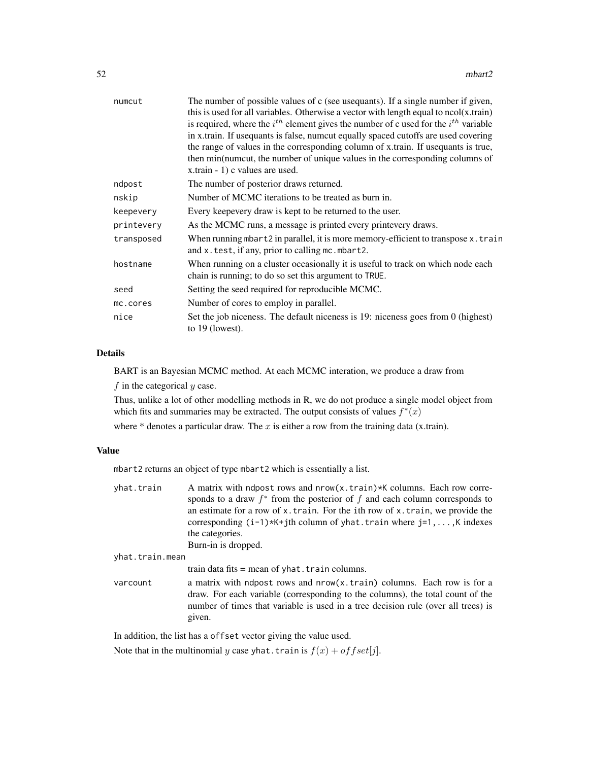| | |
|---|---|
| `numcut` | The number of possible values of c (see usequants). If a single number if given, this is used for all variables. Otherwise a vector with length equal to ncol(x.train) is required, where the $i^{th}$ element gives the number of c used for the $i^{th}$ variable in x.train. If usequants is false, numcut equally spaced cutoffs are used covering the range of values in the corresponding column of x.train. If usequants is true, then min(numcut, the number of unique values in the corresponding columns of x.train - 1) c values are used. |
| `ndpost` | The number of posterior draws returned. |
| `nskip` | Number of MCMC iterations to be treated as burn in. |
| `keepevery` | Every keepevery draw is kept to be returned to the user. |
| `printevery` | As the MCMC runs, a message is printed every printevery draws. |
| `transposed` | When running `mbart2` in parallel, it is more memory-efficient to transpose `x.train` and `x.test`, if any, prior to calling `mc.mbart2`. |
| `hostname` | When running on a cluster occasionally it is useful to track on which node each chain is running; to do so set this argument to `TRUE`. |
| `seed` | Setting the seed required for reproducible MCMC. |
| `mc.cores` | Number of cores to employ in parallel. |
| `nice` | Set the job niceness. The default niceness is 19: niceness goes from 0 (highest) to 19 (lowest). |

## Details

BART is an Bayesian MCMC method. At each MCMC interation, we produce a draw from

$f$ in the categorical $y$ case.

Thus, unlike a lot of other modelling methods in R, we do not produce a single model object from which fits and summaries may be extracted. The output consists of values $f^*(x)$

where * denotes a particular draw. The $x$ is either a row from the training data (x.train).

## Value

`mbart2` returns an object of type `mbart2` which is essentially a list.

| | |
|---|---|
| `yhat.train` | A matrix with ndpost rows and nrow(x.train)*K columns. Each row corresponds to a draw $f^*$ from the posterior of $f$ and each column corresponds to an estimate for a row of `x.train`. For the ith row of `x.train`, we provide the corresponding `(i-1)*K+j`th column of `yhat.train` where `j=1,...,K` indexes the categories. Burn-in is dropped. |
| `yhat.train.mean` | train data fits = mean of `yhat.train` columns. |
| `varcount` | a matrix with ndpost rows and nrow(x.train) columns. Each row is for a draw. For each variable (corresponding to the columns), the total count of the number of times that variable is used in a tree decision rule (over all trees) is given. |

In addition, the list has a `offset` vector giving the value used.

Note that in the multinomial $y$ case `yhat.train` is $f(x) + offset[j]$.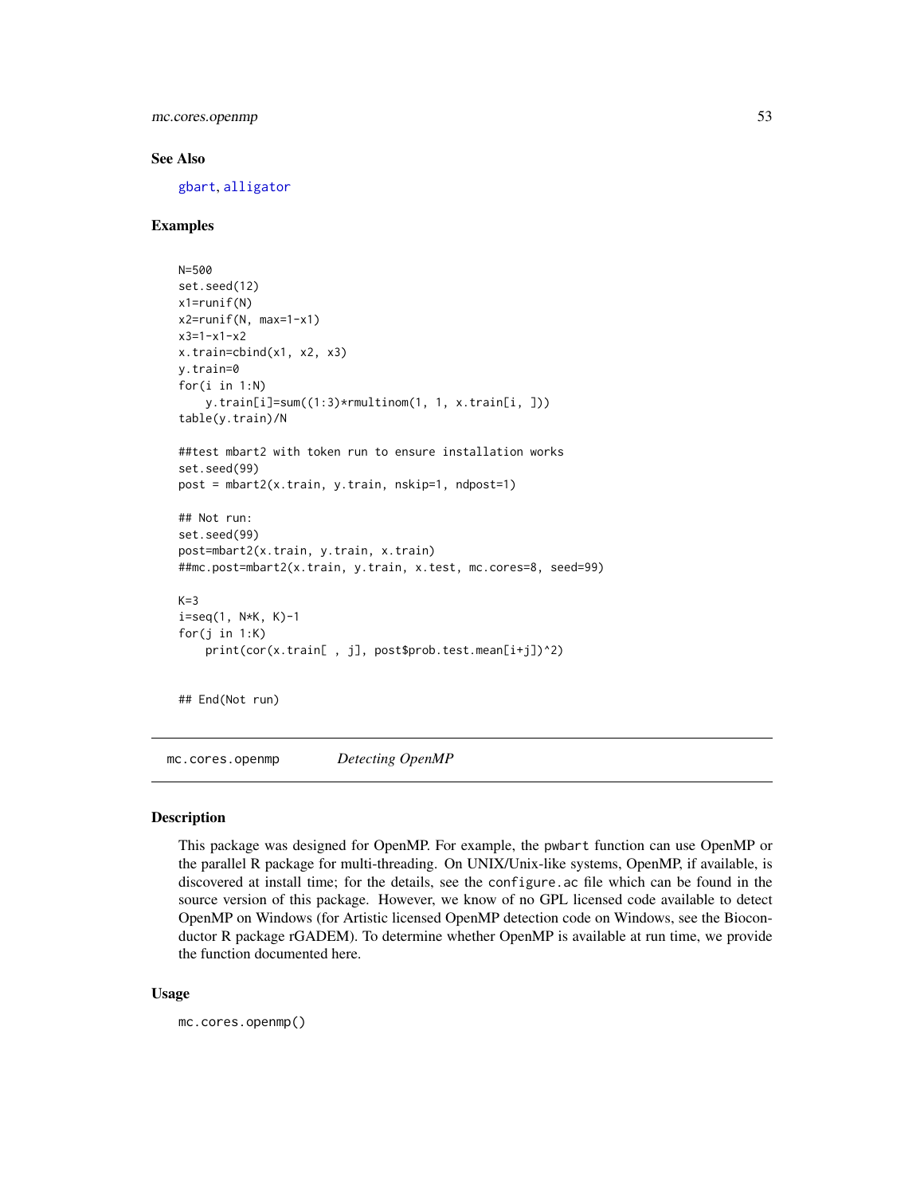## See Also

gbart, alligator

## Examples

```
N=500
set.seed(12)
x1=runif(N)
x2=runif(N, max=1-x1)
x3=1-x1-x2
x.train=cbind(x1, x2, x3)
y.train=0
for(i in 1:N)
    y.train[i]=sum((1:3)*rmultinom(1, 1, x.train[i, ]))
table(y.train)/N

##test mbart2 with token run to ensure installation works
set.seed(99)
post = mbart2(x.train, y.train, nskip=1, ndpost=1)

## Not run:
set.seed(99)
post=mbart2(x.train, y.train, x.train)
##mc.post=mbart2(x.train, y.train, x.test, mc.cores=8, seed=99)

K=3
i=seq(1, N*K, K)-1
for(j in 1:K)
    print(cor(x.train[ , j], post$prob.test.mean[i+j])^2)


## End(Not run)
```

---

# mc.cores.openmp *Detecting OpenMP*

## Description

This package was designed for OpenMP. For example, the `pwbart` function can use OpenMP or the parallel R package for multi-threading. On UNIX/Unix-like systems, OpenMP, if available, is discovered at install time; for the details, see the `configure.ac` file which can be found in the source version of this package. However, we know of no GPL licensed code available to detect OpenMP on Windows (for Artistic licensed OpenMP detection code on Windows, see the Bioconductor R package rGADEM). To determine whether OpenMP is available at run time, we provide the function documented here.

## Usage

```
mc.cores.openmp()
```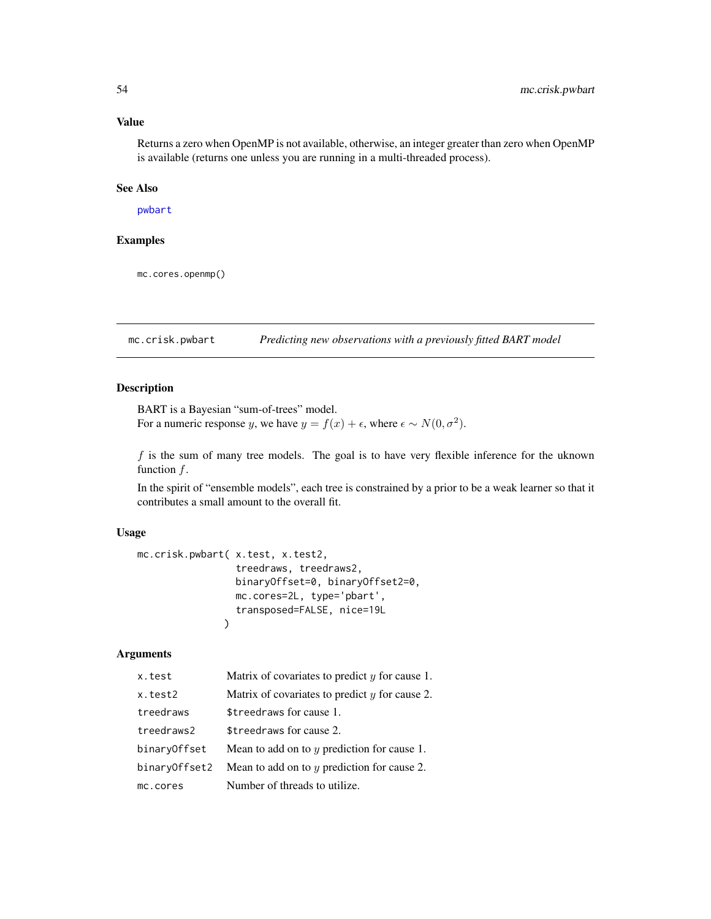### Value

Returns a zero when OpenMP is not available, otherwise, an integer greater than zero when OpenMP is available (returns one unless you are running in a multi-threaded process).

### See Also

pwbart

### Examples

```
mc.cores.openmp()
```

---

## mc.crisk.pwbart — *Predicting new observations with a previously fitted BART model*

### Description

BART is a Bayesian "sum-of-trees" model.
For a numeric response $y$, we have $y = f(x) + \epsilon$, where $\epsilon \sim N(0, \sigma^2)$.

$f$ is the sum of many tree models. The goal is to have very flexible inference for the uknown function $f$.

In the spirit of "ensemble models", each tree is constrained by a prior to be a weak learner so that it contributes a small amount to the overall fit.

### Usage

```
mc.crisk.pwbart( x.test, x.test2,
                 treedraws, treedraws2,
                 binaryOffset=0, binaryOffset2=0,
                 mc.cores=2L, type='pbart',
                 transposed=FALSE, nice=19L
               )
```

### Arguments

| | |
|---|---|
| x.test | Matrix of covariates to predict $y$ for cause 1. |
| x.test2 | Matrix of covariates to predict $y$ for cause 2. |
| treedraws | $treedraws for cause 1. |
| treedraws2 | $treedraws for cause 2. |
| binaryOffset | Mean to add on to $y$ prediction for cause 1. |
| binaryOffset2 | Mean to add on to $y$ prediction for cause 2. |
| mc.cores | Number of threads to utilize. |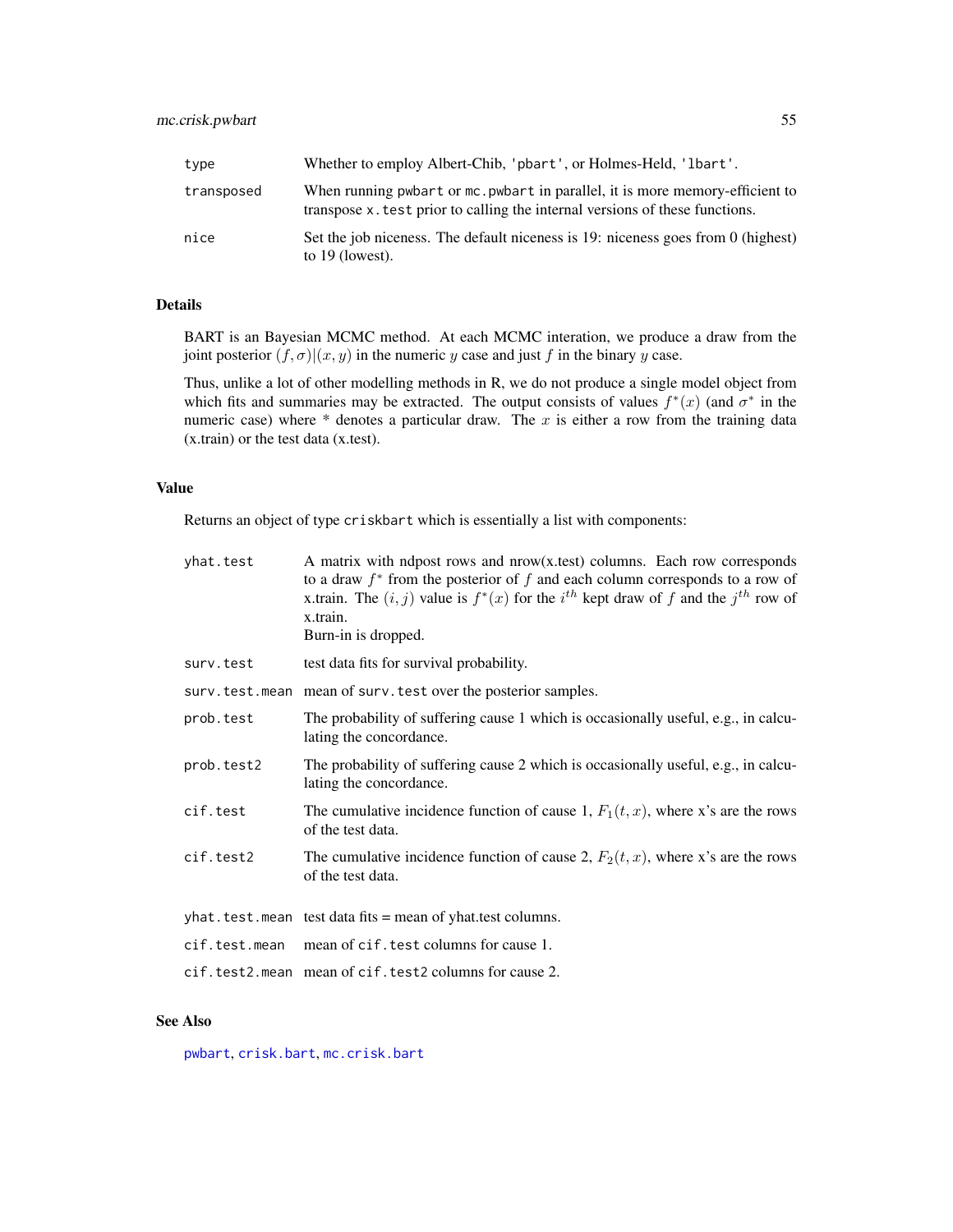| | |
|---|---|
| `type` | Whether to employ Albert-Chib, `'pbart'`, or Holmes-Held, `'lbart'`. |
| `transposed` | When running `pwbart` or `mc.pwbart` in parallel, it is more memory-efficient to transpose `x.test` prior to calling the internal versions of these functions. |
| `nice` | Set the job niceness. The default niceness is 19: niceness goes from 0 (highest) to 19 (lowest). |

## Details

BART is an Bayesian MCMC method. At each MCMC interation, we produce a draw from the joint posterior $(f, \sigma)|(x, y)$ in the numeric $y$ case and just $f$ in the binary $y$ case.

Thus, unlike a lot of other modelling methods in R, we do not produce a single model object from which fits and summaries may be extracted. The output consists of values $f^*(x)$ (and $\sigma^*$ in the numeric case) where * denotes a particular draw. The $x$ is either a row from the training data (x.train) or the test data (x.test).

## Value

Returns an object of type `criskbart` which is essentially a list with components:

| | |
|---|---|
| `yhat.test` | A matrix with ndpost rows and nrow(x.test) columns. Each row corresponds to a draw $f^*$ from the posterior of $f$ and each column corresponds to a row of x.train. The $(i, j)$ value is $f^*(x)$ for the $i^{th}$ kept draw of $f$ and the $j^{th}$ row of x.train.<br>Burn-in is dropped. |
| `surv.test` | test data fits for survival probability. |
| `surv.test.mean` | mean of `surv.test` over the posterior samples. |
| `prob.test` | The probability of suffering cause 1 which is occasionally useful, e.g., in calculating the concordance. |
| `prob.test2` | The probability of suffering cause 2 which is occasionally useful, e.g., in calculating the concordance. |
| `cif.test` | The cumulative incidence function of cause 1, $F_1(t, x)$, where x's are the rows of the test data. |
| `cif.test2` | The cumulative incidence function of cause 2, $F_2(t, x)$, where x's are the rows of the test data. |
| `yhat.test.mean` | test data fits = mean of yhat.test columns. |
| `cif.test.mean` | mean of `cif.test` columns for cause 1. |
| `cif.test2.mean` | mean of `cif.test2` columns for cause 2. |

## See Also

`pwbart`, `crisk.bart`, `mc.crisk.bart`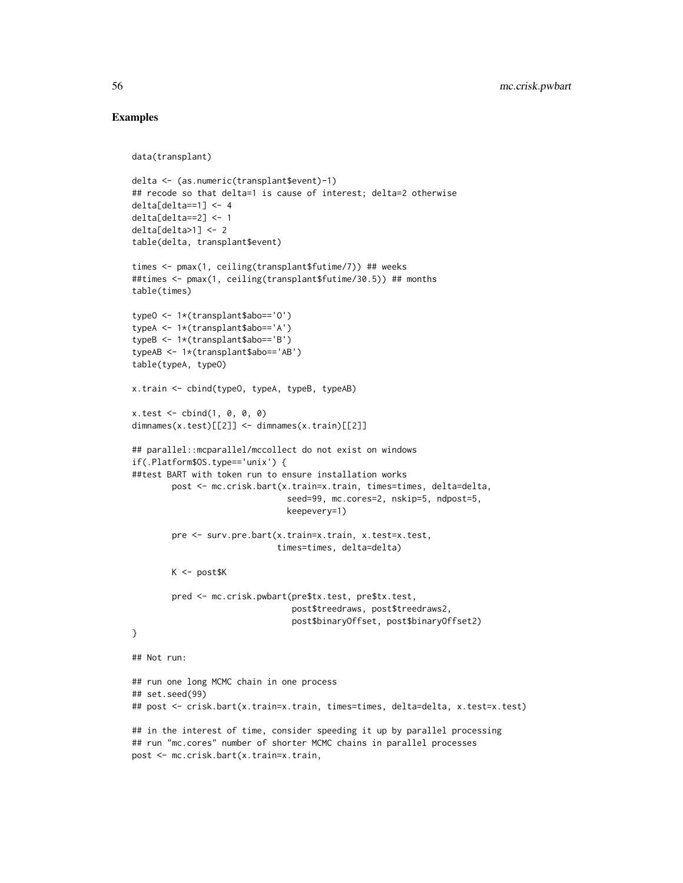## Examples

```
data(transplant)

delta <- (as.numeric(transplant$event)-1)
## recode so that delta=1 is cause of interest; delta=2 otherwise
delta[delta==1] <- 4
delta[delta==2] <- 1
delta[delta>1] <- 2
table(delta, transplant$event)

times <- pmax(1, ceiling(transplant$futime/7)) ## weeks
##times <- pmax(1, ceiling(transplant$futime/30.5)) ## months
table(times)

typeO <- 1*(transplant$abo=='O')
typeA <- 1*(transplant$abo=='A')
typeB <- 1*(transplant$abo=='B')
typeAB <- 1*(transplant$abo=='AB')
table(typeA, typeO)

x.train <- cbind(typeO, typeA, typeB, typeAB)

x.test <- cbind(1, 0, 0, 0)
dimnames(x.test)[[2]] <- dimnames(x.train)[[2]]

## parallel::mcparallel/mccollect do not exist on windows
if(.Platform$OS.type=='unix') {
##test BART with token run to ensure installation works
        post <- mc.crisk.bart(x.train=x.train, times=times, delta=delta,
                              seed=99, mc.cores=2, nskip=5, ndpost=5,
                              keepevery=1)

        pre <- surv.pre.bart(x.train=x.train, x.test=x.test,
                            times=times, delta=delta)

        K <- post$K

        pred <- mc.crisk.pwbart(pre$tx.test, pre$tx.test,
                               post$treedraws, post$treedraws2,
                               post$binaryOffset, post$binaryOffset2)
}

## Not run:

## run one long MCMC chain in one process
## set.seed(99)
## post <- crisk.bart(x.train=x.train, times=times, delta=delta, x.test=x.test)

## in the interest of time, consider speeding it up by parallel processing
## run "mc.cores" number of shorter MCMC chains in parallel processes
post <- mc.crisk.bart(x.train=x.train,
```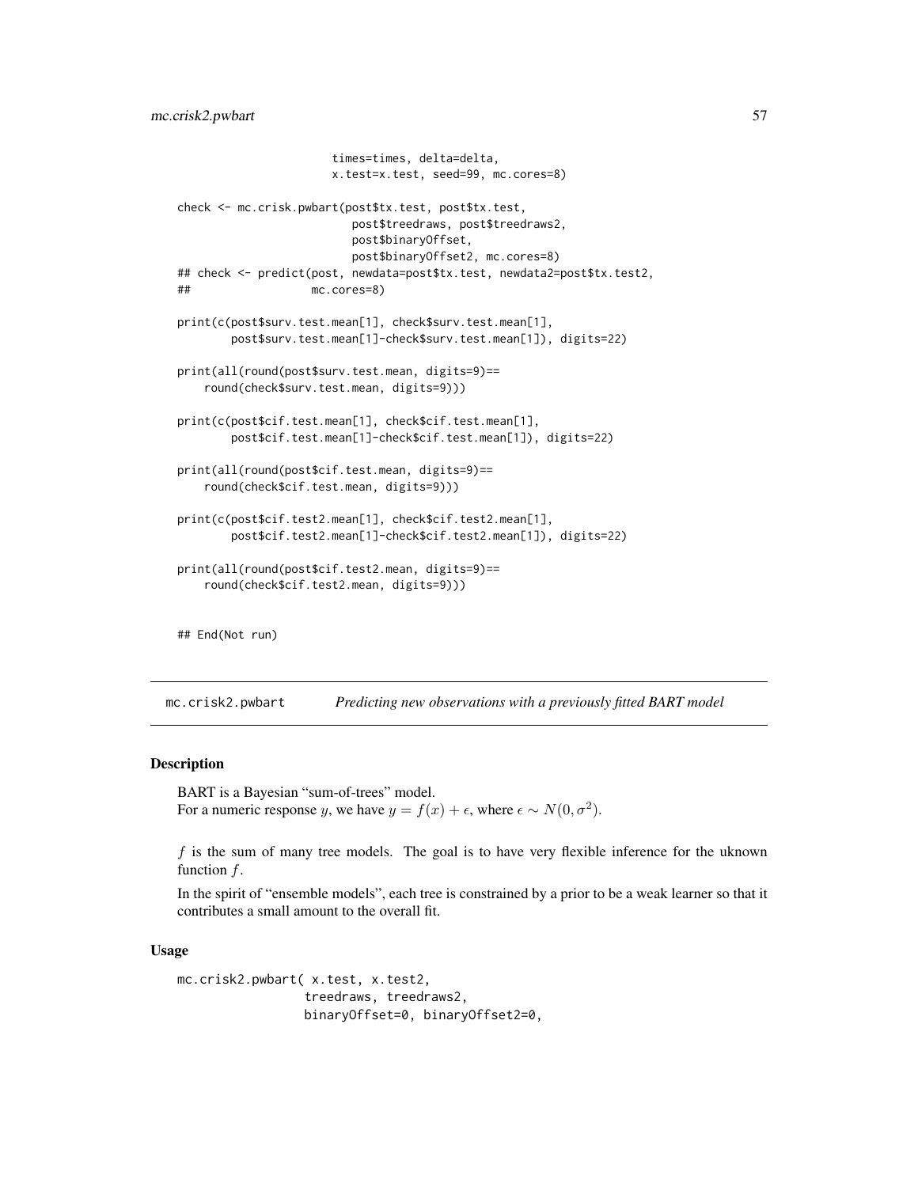```
                        times=times, delta=delta,
                        x.test=x.test, seed=99, mc.cores=8)

check <- mc.crisk.pwbart(post$tx.test, post$tx.test,
                         post$treedraws, post$treedraws2,
                         post$binaryOffset,
                         post$binaryOffset2, mc.cores=8)
## check <- predict(post, newdata=post$tx.test, newdata2=post$tx.test2,
##                  mc.cores=8)

print(c(post$surv.test.mean[1], check$surv.test.mean[1],
        post$surv.test.mean[1]-check$surv.test.mean[1]), digits=22)

print(all(round(post$surv.test.mean, digits=9)==
    round(check$surv.test.mean, digits=9)))

print(c(post$cif.test.mean[1], check$cif.test.mean[1],
        post$cif.test.mean[1]-check$cif.test.mean[1]), digits=22)

print(all(round(post$cif.test.mean, digits=9)==
    round(check$cif.test.mean, digits=9)))

print(c(post$cif.test2.mean[1], check$cif.test2.mean[1],
        post$cif.test2.mean[1]-check$cif.test2.mean[1]), digits=22)

print(all(round(post$cif.test2.mean, digits=9)==
    round(check$cif.test2.mean, digits=9)))


## End(Not run)
```

## mc.crisk2.pwbart — *Predicting new observations with a previously fitted BART model*

### Description

BART is a Bayesian "sum-of-trees" model.
For a numeric response $y$, we have $y = f(x) + \epsilon$, where $\epsilon \sim N(0, \sigma^2)$.

$f$ is the sum of many tree models. The goal is to have very flexible inference for the uknown function $f$.

In the spirit of "ensemble models", each tree is constrained by a prior to be a weak learner so that it contributes a small amount to the overall fit.

### Usage

```
mc.crisk2.pwbart( x.test, x.test2,
                  treedraws, treedraws2,
                  binaryOffset=0, binaryOffset2=0,
```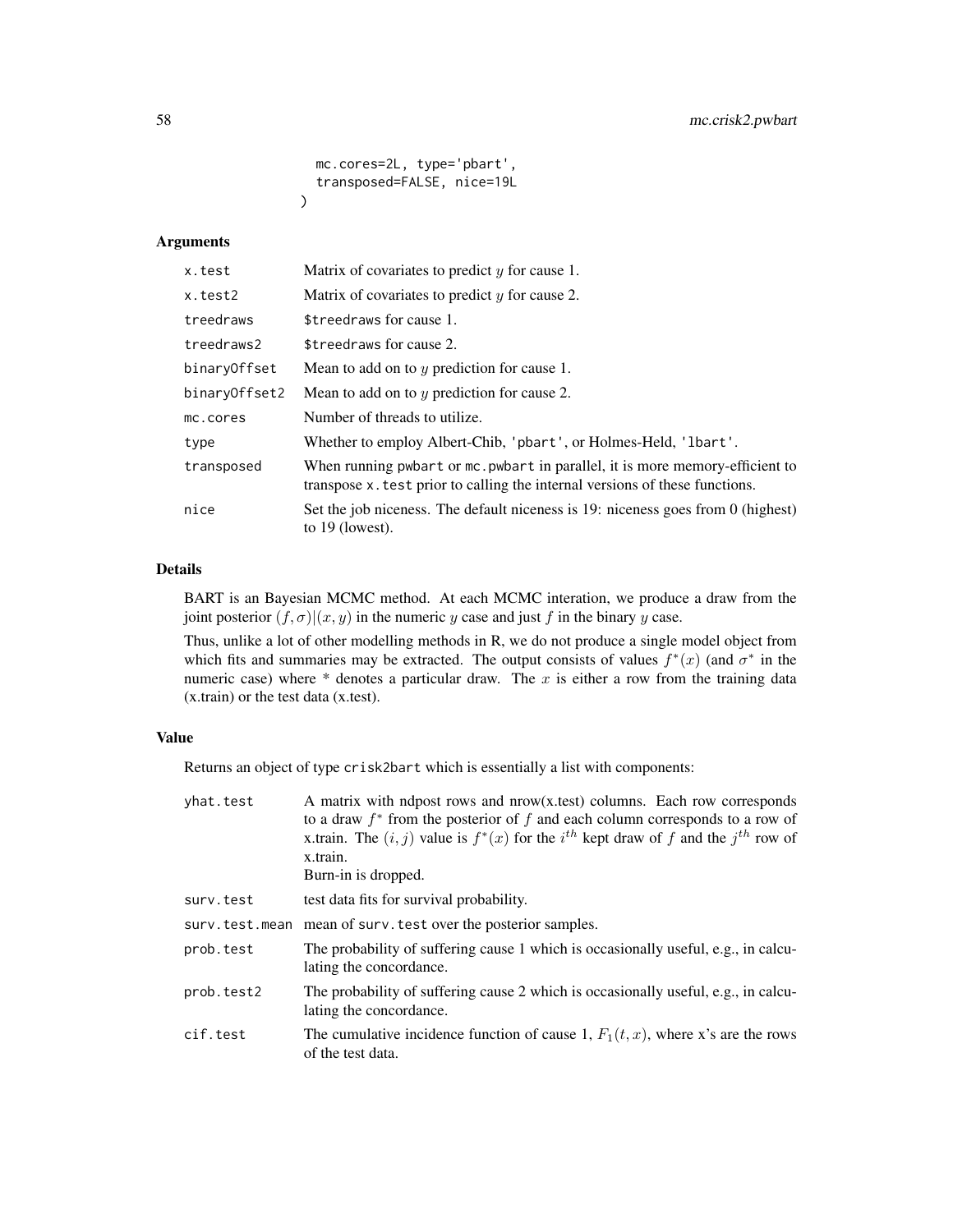```
mc.cores=2L, type='pbart',
  transposed=FALSE, nice=19L
)
```

## Arguments

| | |
|---|---|
| x.test | Matrix of covariates to predict $y$ for cause 1. |
| x.test2 | Matrix of covariates to predict $y$ for cause 2. |
| treedraws | $treedraws for cause 1. |
| treedraws2 | $treedraws for cause 2. |
| binaryOffset | Mean to add on to $y$ prediction for cause 1. |
| binaryOffset2 | Mean to add on to $y$ prediction for cause 2. |
| mc.cores | Number of threads to utilize. |
| type | Whether to employ Albert-Chib, 'pbart', or Holmes-Held, 'lbart'. |
| transposed | When running pwbart or mc.pwbart in parallel, it is more memory-efficient to transpose x.test prior to calling the internal versions of these functions. |
| nice | Set the job niceness. The default niceness is 19: niceness goes from 0 (highest) to 19 (lowest). |

## Details

BART is an Bayesian MCMC method. At each MCMC interation, we produce a draw from the joint posterior $(f, \sigma)|(x, y)$ in the numeric $y$ case and just $f$ in the binary $y$ case.

Thus, unlike a lot of other modelling methods in R, we do not produce a single model object from which fits and summaries may be extracted. The output consists of values $f^*(x)$ (and $\sigma^*$ in the numeric case) where * denotes a particular draw. The $x$ is either a row from the training data (x.train) or the test data (x.test).

## Value

Returns an object of type crisk2bart which is essentially a list with components:

| | |
|---|---|
| yhat.test | A matrix with ndpost rows and nrow(x.test) columns. Each row corresponds to a draw $f^*$ from the posterior of $f$ and each column corresponds to a row of x.train. The $(i, j)$ value is $f^*(x)$ for the $i^{th}$ kept draw of $f$ and the $j^{th}$ row of x.train.<br>Burn-in is dropped. |
| surv.test | test data fits for survival probability. |
| surv.test.mean | mean of surv.test over the posterior samples. |
| prob.test | The probability of suffering cause 1 which is occasionally useful, e.g., in calculating the concordance. |
| prob.test2 | The probability of suffering cause 2 which is occasionally useful, e.g., in calculating the concordance. |
| cif.test | The cumulative incidence function of cause 1, $F_1(t, x)$, where x's are the rows of the test data. |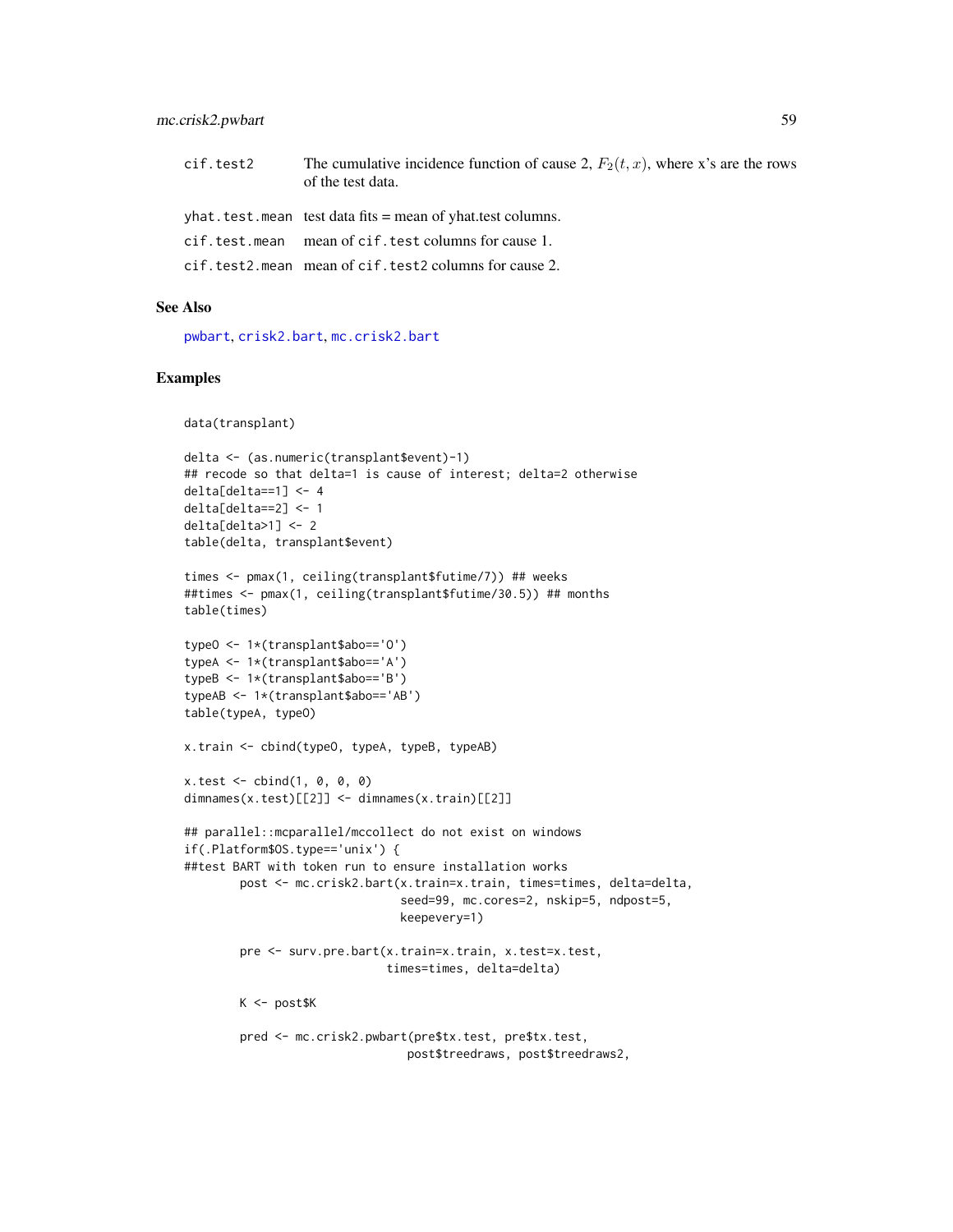| | |
|---|---|
| `cif.test2` | The cumulative incidence function of cause 2, $F_2(t, x)$, where x's are the rows of the test data. |
| `yhat.test.mean` | test data fits = mean of yhat.test columns. |
| `cif.test.mean` | mean of `cif.test` columns for cause 1. |
| `cif.test2.mean` | mean of `cif.test2` columns for cause 2. |

## See Also

`pwbart`, `crisk2.bart`, `mc.crisk2.bart`

## Examples

```
data(transplant)

delta <- (as.numeric(transplant$event)-1)
## recode so that delta=1 is cause of interest; delta=2 otherwise
delta[delta==1] <- 4
delta[delta==2] <- 1
delta[delta>1] <- 2
table(delta, transplant$event)

times <- pmax(1, ceiling(transplant$futime/7)) ## weeks
##times <- pmax(1, ceiling(transplant$futime/30.5)) ## months
table(times)

typeO <- 1*(transplant$abo=='O')
typeA <- 1*(transplant$abo=='A')
typeB <- 1*(transplant$abo=='B')
typeAB <- 1*(transplant$abo=='AB')
table(typeA, typeO)

x.train <- cbind(typeO, typeA, typeB, typeAB)

x.test <- cbind(1, 0, 0, 0)
dimnames(x.test)[[2]] <- dimnames(x.train)[[2]]

## parallel::mcparallel/mccollect do not exist on windows
if(.Platform$OS.type=='unix') {
##test BART with token run to ensure installation works
        post <- mc.crisk2.bart(x.train=x.train, times=times, delta=delta,
                               seed=99, mc.cores=2, nskip=5, ndpost=5,
                               keepevery=1)

        pre <- surv.pre.bart(x.train=x.train, x.test=x.test,
                             times=times, delta=delta)

        K <- post$K

        pred <- mc.crisk2.pwbart(pre$tx.test, pre$tx.test,
                                post$treedraws, post$treedraws2,
```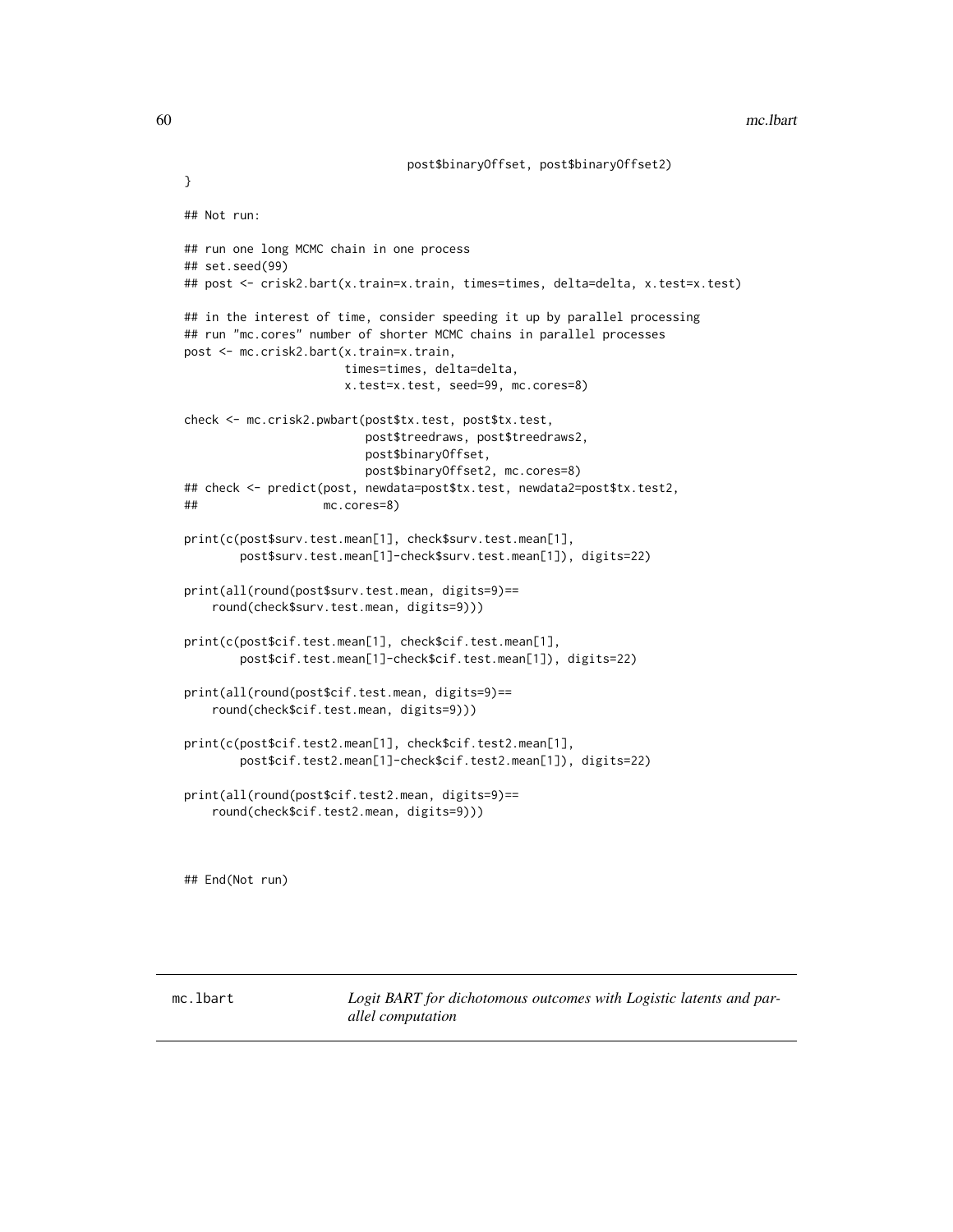```
                                post$binaryOffset, post$binaryOffset2)
}

## Not run:

## run one long MCMC chain in one process
## set.seed(99)
## post <- crisk2.bart(x.train=x.train, times=times, delta=delta, x.test=x.test)

## in the interest of time, consider speeding it up by parallel processing
## run "mc.cores" number of shorter MCMC chains in parallel processes
post <- mc.crisk2.bart(x.train=x.train,
                       times=times, delta=delta,
                       x.test=x.test, seed=99, mc.cores=8)

check <- mc.crisk2.pwbart(post$tx.test, post$tx.test,
                          post$treedraws, post$treedraws2,
                          post$binaryOffset,
                          post$binaryOffset2, mc.cores=8)
## check <- predict(post, newdata=post$tx.test, newdata2=post$tx.test2,
##                  mc.cores=8)

print(c(post$surv.test.mean[1], check$surv.test.mean[1],
        post$surv.test.mean[1]-check$surv.test.mean[1]), digits=22)

print(all(round(post$surv.test.mean, digits=9)==
    round(check$surv.test.mean, digits=9)))

print(c(post$cif.test.mean[1], check$cif.test.mean[1],
        post$cif.test.mean[1]-check$cif.test.mean[1]), digits=22)

print(all(round(post$cif.test.mean, digits=9)==
    round(check$cif.test.mean, digits=9)))

print(c(post$cif.test2.mean[1], check$cif.test2.mean[1],
        post$cif.test2.mean[1]-check$cif.test2.mean[1]), digits=22)

print(all(round(post$cif.test2.mean, digits=9)==
    round(check$cif.test2.mean, digits=9)))


## End(Not run)
```

---

**mc.lbart** — *Logit BART for dichotomous outcomes with Logistic latents and parallel computation*

---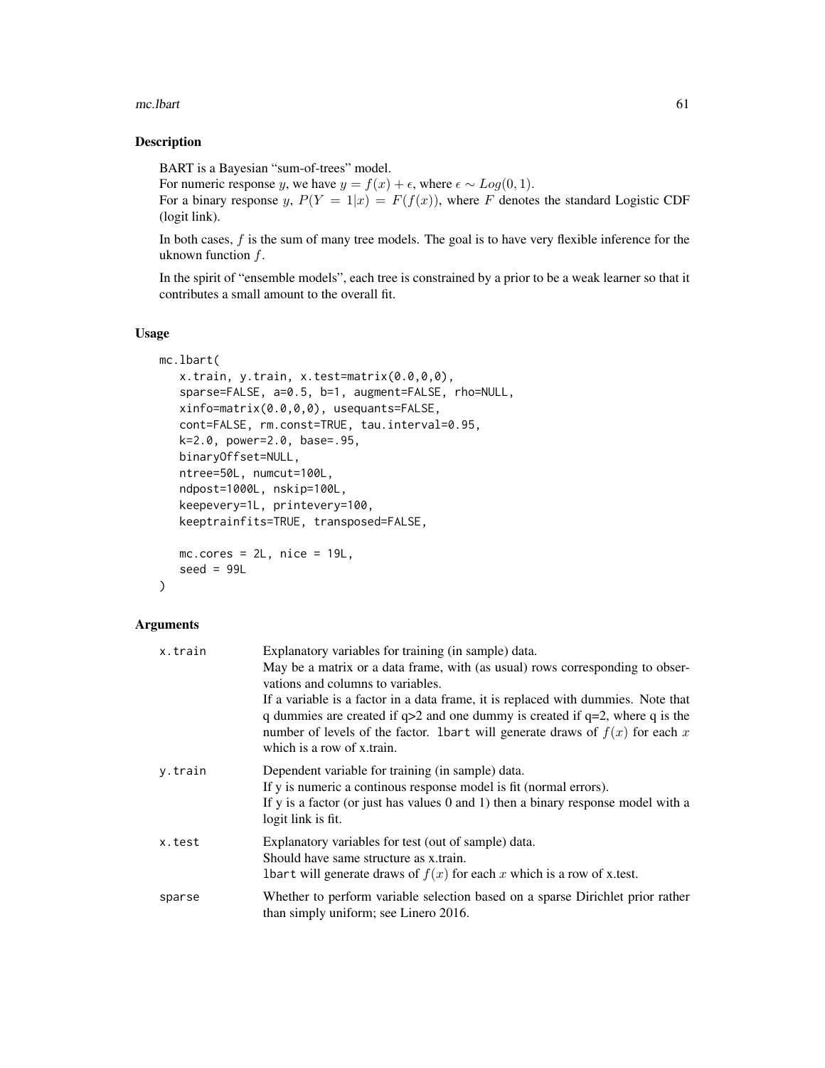## Description

BART is a Bayesian "sum-of-trees" model.
For numeric response $y$, we have $y = f(x) + \epsilon$, where $\epsilon \sim Log(0, 1)$.
For a binary response $y$, $P(Y = 1|x) = F(f(x))$, where $F$ denotes the standard Logistic CDF (logit link).

In both cases, $f$ is the sum of many tree models. The goal is to have very flexible inference for the uknown function $f$.

In the spirit of "ensemble models", each tree is constrained by a prior to be a weak learner so that it contributes a small amount to the overall fit.

## Usage

```
mc.lbart(
   x.train, y.train, x.test=matrix(0.0,0,0),
   sparse=FALSE, a=0.5, b=1, augment=FALSE, rho=NULL,
   xinfo=matrix(0.0,0,0), usequants=FALSE,
   cont=FALSE, rm.const=TRUE, tau.interval=0.95,
   k=2.0, power=2.0, base=.95,
   binaryOffset=NULL,
   ntree=50L, numcut=100L,
   ndpost=1000L, nskip=100L,
   keepevery=1L, printevery=100,
   keeptrainfits=TRUE, transposed=FALSE,

   mc.cores = 2L, nice = 19L,
   seed = 99L
)
```

## Arguments

| | |
|---|---|
| x.train | Explanatory variables for training (in sample) data. May be a matrix or a data frame, with (as usual) rows corresponding to observations and columns to variables. If a variable is a factor in a data frame, it is replaced with dummies. Note that q dummies are created if q>2 and one dummy is created if q=2, where q is the number of levels of the factor. `lbart` will generate draws of $f(x)$ for each $x$ which is a row of x.train. |
| y.train | Dependent variable for training (in sample) data. If y is numeric a continous response model is fit (normal errors). If y is a factor (or just has values 0 and 1) then a binary response model with a logit link is fit. |
| x.test | Explanatory variables for test (out of sample) data. Should have same structure as x.train. `lbart` will generate draws of $f(x)$ for each $x$ which is a row of x.test. |
| sparse | Whether to perform variable selection based on a sparse Dirichlet prior rather than simply uniform; see Linero 2016. |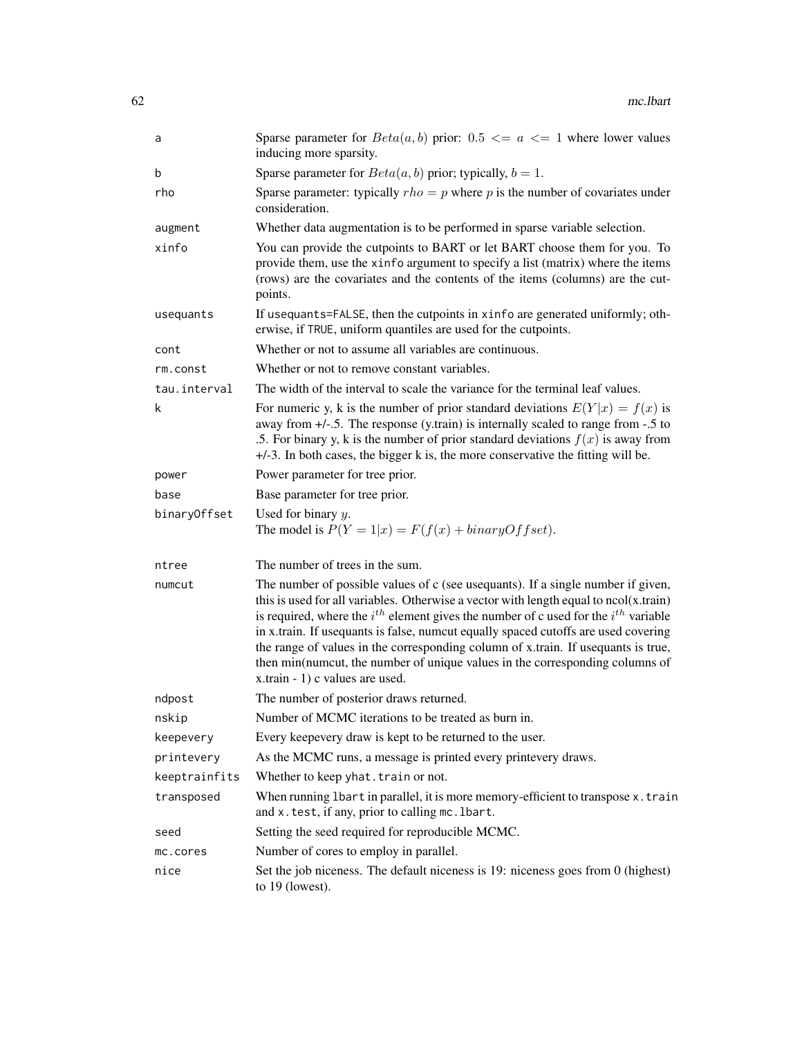| | |
|---|---|
| a | Sparse parameter for $Beta(a, b)$ prior: $0.5 <= a <= 1$ where lower values inducing more sparsity. |
| b | Sparse parameter for $Beta(a, b)$ prior; typically, $b = 1$. |
| rho | Sparse parameter: typically $rho = p$ where $p$ is the number of covariates under consideration. |
| augment | Whether data augmentation is to be performed in sparse variable selection. |
| xinfo | You can provide the cutpoints to BART or let BART choose them for you. To provide them, use the `xinfo` argument to specify a list (matrix) where the items (rows) are the covariates and the contents of the items (columns) are the cutpoints. |
| usequants | If `usequants=FALSE`, then the cutpoints in `xinfo` are generated uniformly; otherwise, if `TRUE`, uniform quantiles are used for the cutpoints. |
| cont | Whether or not to assume all variables are continuous. |
| rm.const | Whether or not to remove constant variables. |
| tau.interval | The width of the interval to scale the variance for the terminal leaf values. |
| k | For numeric y, k is the number of prior standard deviations $E(Y\|x) = f(x)$ is away from +/-.5. The response (y.train) is internally scaled to range from -.5 to .5. For binary y, k is the number of prior standard deviations $f(x)$ is away from +/-3. In both cases, the bigger k is, the more conservative the fitting will be. |
| power | Power parameter for tree prior. |
| base | Base parameter for tree prior. |
| binaryOffset | Used for binary $y$. The model is $P(Y = 1\|x) = F(f(x) + binaryOffset)$. |
| ntree | The number of trees in the sum. |
| numcut | The number of possible values of c (see usequants). If a single number if given, this is used for all variables. Otherwise a vector with length equal to ncol(x.train) is required, where the $i^{th}$ element gives the number of c used for the $i^{th}$ variable in x.train. If usequants is false, numcut equally spaced cutoffs are used covering the range of values in the corresponding column of x.train. If usequants is true, then min(numcut, the number of unique values in the corresponding columns of x.train - 1) c values are used. |
| ndpost | The number of posterior draws returned. |
| nskip | Number of MCMC iterations to be treated as burn in. |
| keepevery | Every keepevery draw is kept to be returned to the user. |
| printevery | As the MCMC runs, a message is printed every printevery draws. |
| keeptrainfits | Whether to keep `yhat.train` or not. |
| transposed | When running `lbart` in parallel, it is more memory-efficient to transpose `x.train` and `x.test`, if any, prior to calling `mc.lbart`. |
| seed | Setting the seed required for reproducible MCMC. |
| mc.cores | Number of cores to employ in parallel. |
| nice | Set the job niceness. The default niceness is 19: niceness goes from 0 (highest) to 19 (lowest). |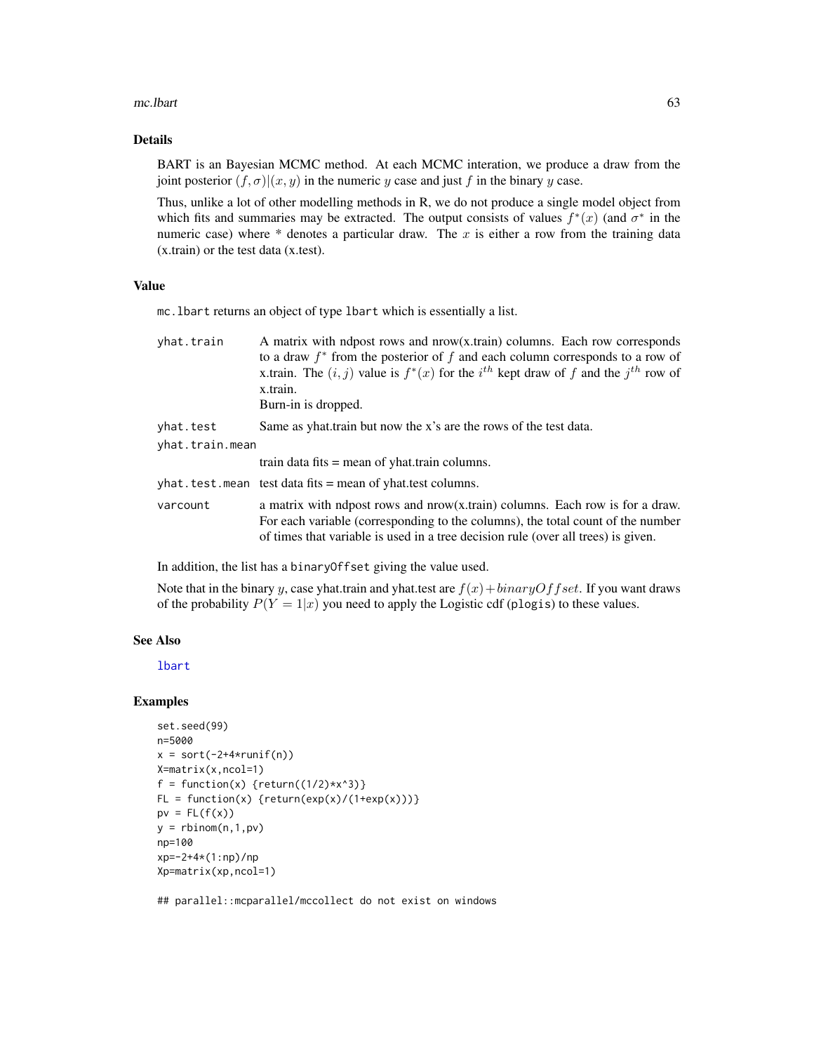## Details

BART is an Bayesian MCMC method. At each MCMC interation, we produce a draw from the joint posterior $(f, \sigma)|(x, y)$ in the numeric $y$ case and just $f$ in the binary $y$ case.

Thus, unlike a lot of other modelling methods in R, we do not produce a single model object from which fits and summaries may be extracted. The output consists of values $f^*(x)$ (and $\sigma^*$ in the numeric case) where * denotes a particular draw. The $x$ is either a row from the training data (x.train) or the test data (x.test).

## Value

mc.lbart returns an object of type lbart which is essentially a list.

| | |
|---|---|
| yhat.train | A matrix with ndpost rows and nrow(x.train) columns. Each row corresponds to a draw $f^*$ from the posterior of $f$ and each column corresponds to a row of x.train. The $(i, j)$ value is $f^*(x)$ for the $i^{th}$ kept draw of $f$ and the $j^{th}$ row of x.train.<br>Burn-in is dropped. |
| yhat.test | Same as yhat.train but now the x's are the rows of the test data. |
| yhat.train.mean | train data fits = mean of yhat.train columns. |
| yhat.test.mean | test data fits = mean of yhat.test columns. |
| varcount | a matrix with ndpost rows and nrow(x.train) columns. Each row is for a draw. For each variable (corresponding to the columns), the total count of the number of times that variable is used in a tree decision rule (over all trees) is given. |

In addition, the list has a binaryOffset giving the value used.

Note that in the binary $y$, case yhat.train and yhat.test are $f(x) + binaryOffset$. If you want draws of the probability $P(Y = 1|x)$ you need to apply the Logistic cdf (plogis) to these values.

## See Also

lbart

## Examples

```
set.seed(99)
n=5000
x = sort(-2+4*runif(n))
X=matrix(x,ncol=1)
f = function(x) {return((1/2)*x^3)}
FL = function(x) {return(exp(x)/(1+exp(x)))}
pv = FL(f(x))
y = rbinom(n,1,pv)
np=100
xp=-2+4*(1:np)/np
Xp=matrix(xp,ncol=1)

## parallel::mcparallel/mccollect do not exist on windows
```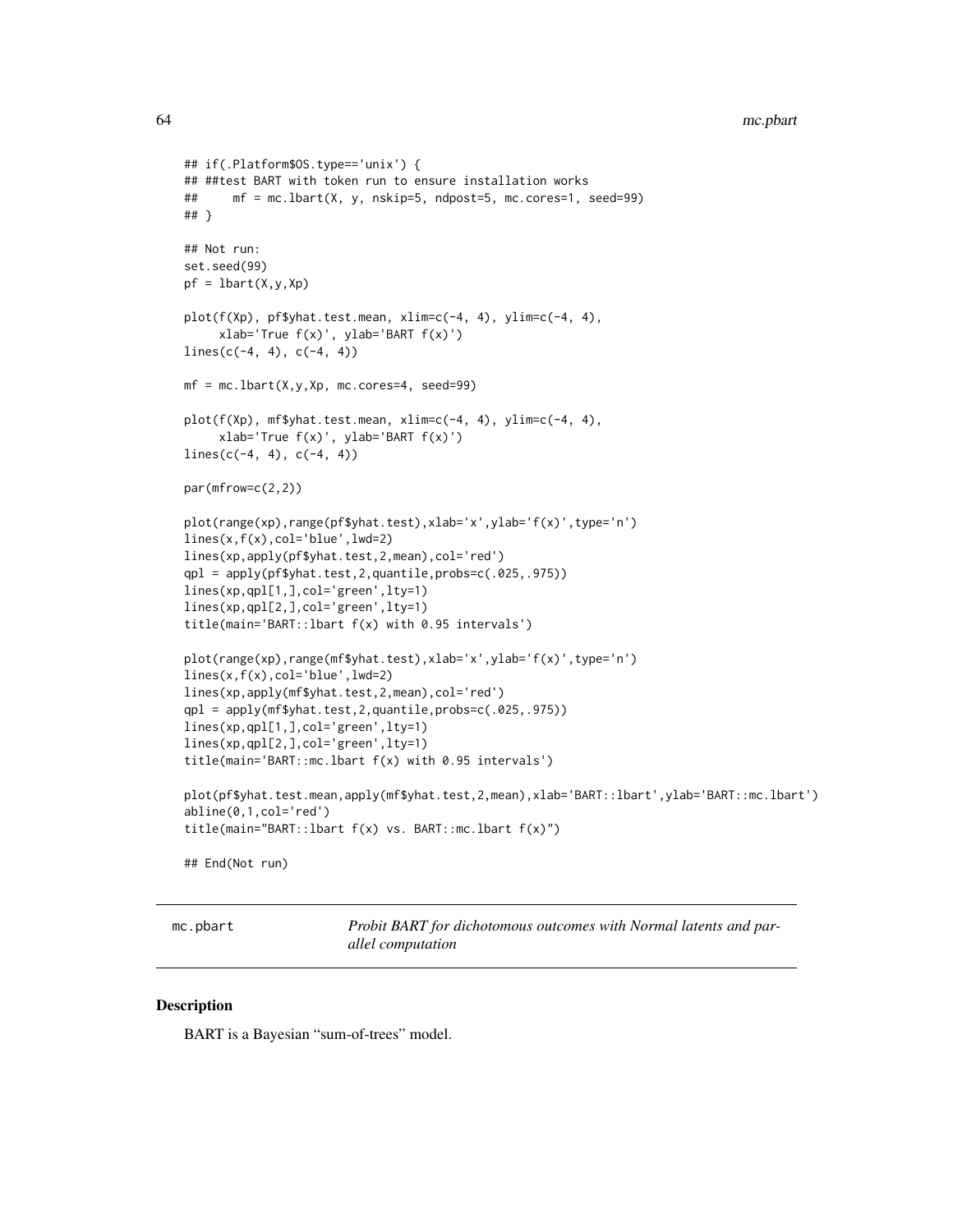```
## if(.Platform$OS.type=='unix') {
## ##test BART with token run to ensure installation works
##     mf = mc.lbart(X, y, nskip=5, ndpost=5, mc.cores=1, seed=99)
## }

## Not run:
set.seed(99)
pf = lbart(X,y,Xp)

plot(f(Xp), pf$yhat.test.mean, xlim=c(-4, 4), ylim=c(-4, 4),
     xlab='True f(x)', ylab='BART f(x)')
lines(c(-4, 4), c(-4, 4))

mf = mc.lbart(X,y,Xp, mc.cores=4, seed=99)

plot(f(Xp), mf$yhat.test.mean, xlim=c(-4, 4), ylim=c(-4, 4),
     xlab='True f(x)', ylab='BART f(x)')
lines(c(-4, 4), c(-4, 4))

par(mfrow=c(2,2))

plot(range(xp),range(pf$yhat.test),xlab='x',ylab='f(x)',type='n')
lines(x,f(x),col='blue',lwd=2)
lines(xp,apply(pf$yhat.test,2,mean),col='red')
qpl = apply(pf$yhat.test,2,quantile,probs=c(.025,.975))
lines(xp,qpl[1,],col='green',lty=1)
lines(xp,qpl[2,],col='green',lty=1)
title(main='BART::lbart f(x) with 0.95 intervals')

plot(range(xp),range(mf$yhat.test),xlab='x',ylab='f(x)',type='n')
lines(x,f(x),col='blue',lwd=2)
lines(xp,apply(mf$yhat.test,2,mean),col='red')
qpl = apply(mf$yhat.test,2,quantile,probs=c(.025,.975))
lines(xp,qpl[1,],col='green',lty=1)
lines(xp,qpl[2,],col='green',lty=1)
title(main='BART::mc.lbart f(x) with 0.95 intervals')

plot(pf$yhat.test.mean,apply(mf$yhat.test,2,mean),xlab='BART::lbart',ylab='BART::mc.lbart')
abline(0,1,col='red')
title(main="BART::lbart f(x) vs. BART::mc.lbart f(x)")

## End(Not run)
```

---

`mc.pbart` — *Probit BART for dichotomous outcomes with Normal latents and parallel computation*

---

### Description

BART is a Bayesian "sum-of-trees" model.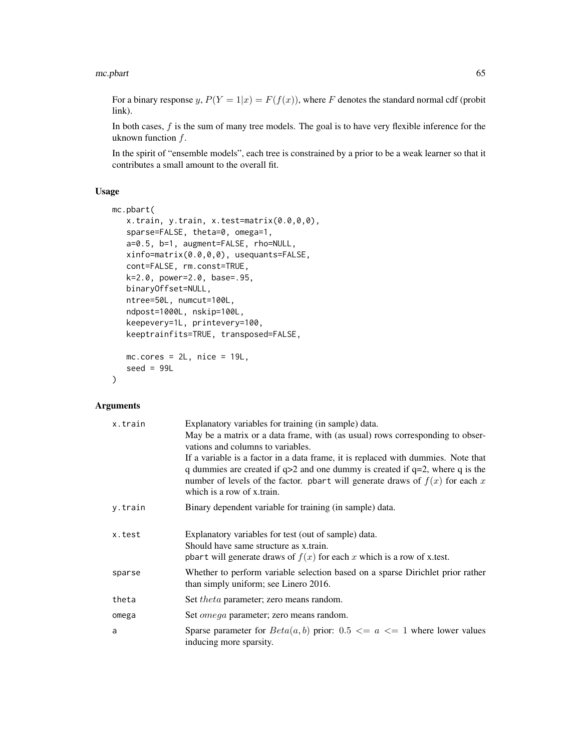For a binary response $y$, $P(Y = 1|x) = F(f(x))$, where $F$ denotes the standard normal cdf (probit link).

In both cases, $f$ is the sum of many tree models. The goal is to have very flexible inference for the uknown function $f$.

In the spirit of "ensemble models", each tree is constrained by a prior to be a weak learner so that it contributes a small amount to the overall fit.

## Usage

```
mc.pbart(
   x.train, y.train, x.test=matrix(0.0,0,0),
   sparse=FALSE, theta=0, omega=1,
   a=0.5, b=1, augment=FALSE, rho=NULL,
   xinfo=matrix(0.0,0,0), usequants=FALSE,
   cont=FALSE, rm.const=TRUE,
   k=2.0, power=2.0, base=.95,
   binaryOffset=NULL,
   ntree=50L, numcut=100L,
   ndpost=1000L, nskip=100L,
   keepevery=1L, printevery=100,
   keeptrainfits=TRUE, transposed=FALSE,

   mc.cores = 2L, nice = 19L,
   seed = 99L
)
```

## Arguments

| | |
|---|---|
| x.train | Explanatory variables for training (in sample) data.<br>May be a matrix or a data frame, with (as usual) rows corresponding to observations and columns to variables.<br>If a variable is a factor in a data frame, it is replaced with dummies. Note that q dummies are created if q>2 and one dummy is created if q=2, where q is the number of levels of the factor. pbart will generate draws of $f(x)$ for each $x$ which is a row of x.train. |
| y.train | Binary dependent variable for training (in sample) data. |
| x.test | Explanatory variables for test (out of sample) data.<br>Should have same structure as x.train.<br>pbart will generate draws of $f(x)$ for each $x$ which is a row of x.test. |
| sparse | Whether to perform variable selection based on a sparse Dirichlet prior rather than simply uniform; see Linero 2016. |
| theta | Set $theta$ parameter; zero means random. |
| omega | Set $omega$ parameter; zero means random. |
| a | Sparse parameter for $Beta(a, b)$ prior: $0.5 <= a <= 1$ where lower values inducing more sparsity. |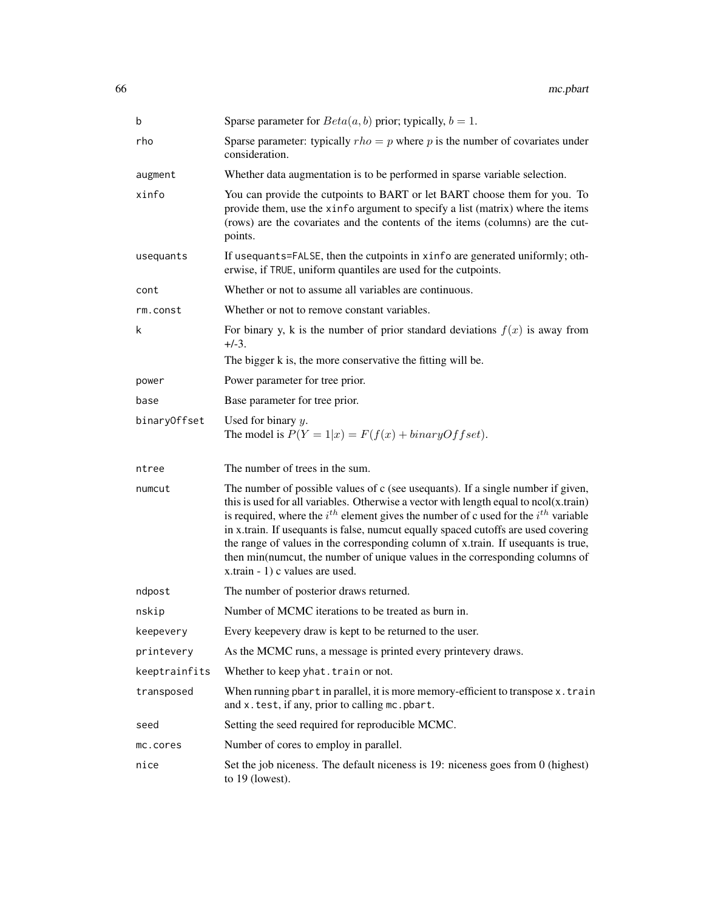| | |
|---|---|
| `b` | Sparse parameter for $Beta(a, b)$ prior; typically, $b = 1$. |
| `rho` | Sparse parameter: typically $rho = p$ where $p$ is the number of covariates under consideration. |
| `augment` | Whether data augmentation is to be performed in sparse variable selection. |
| `xinfo` | You can provide the cutpoints to BART or let BART choose them for you. To provide them, use the `xinfo` argument to specify a list (matrix) where the items (rows) are the covariates and the contents of the items (columns) are the cutpoints. |
| `usequants` | If `usequants=FALSE`, then the cutpoints in `xinfo` are generated uniformly; otherwise, if `TRUE`, uniform quantiles are used for the cutpoints. |
| `cont` | Whether or not to assume all variables are continuous. |
| `rm.const` | Whether or not to remove constant variables. |
| `k` | For binary y, k is the number of prior standard deviations $f(x)$ is away from +/-3. The bigger k is, the more conservative the fitting will be. |
| `power` | Power parameter for tree prior. |
| `base` | Base parameter for tree prior. |
| `binaryOffset` | Used for binary $y$. The model is $P(Y = 1|x) = F(f(x) + binaryOffset)$. |
| `ntree` | The number of trees in the sum. |
| `numcut` | The number of possible values of c (see usequants). If a single number if given, this is used for all variables. Otherwise a vector with length equal to ncol(x.train) is required, where the $i^{th}$ element gives the number of c used for the $i^{th}$ variable in x.train. If usequants is false, numcut equally spaced cutoffs are used covering the range of values in the corresponding column of x.train. If usequants is true, then min(numcut, the number of unique values in the corresponding columns of x.train - 1) c values are used. |
| `ndpost` | The number of posterior draws returned. |
| `nskip` | Number of MCMC iterations to be treated as burn in. |
| `keepevery` | Every keepevery draw is kept to be returned to the user. |
| `printevery` | As the MCMC runs, a message is printed every printevery draws. |
| `keeptrainfits` | Whether to keep `yhat.train` or not. |
| `transposed` | When running `pbart` in parallel, it is more memory-efficient to transpose `x.train` and `x.test`, if any, prior to calling `mc.pbart`. |
| `seed` | Setting the seed required for reproducible MCMC. |
| `mc.cores` | Number of cores to employ in parallel. |
| `nice` | Set the job niceness. The default niceness is 19: niceness goes from 0 (highest) to 19 (lowest). |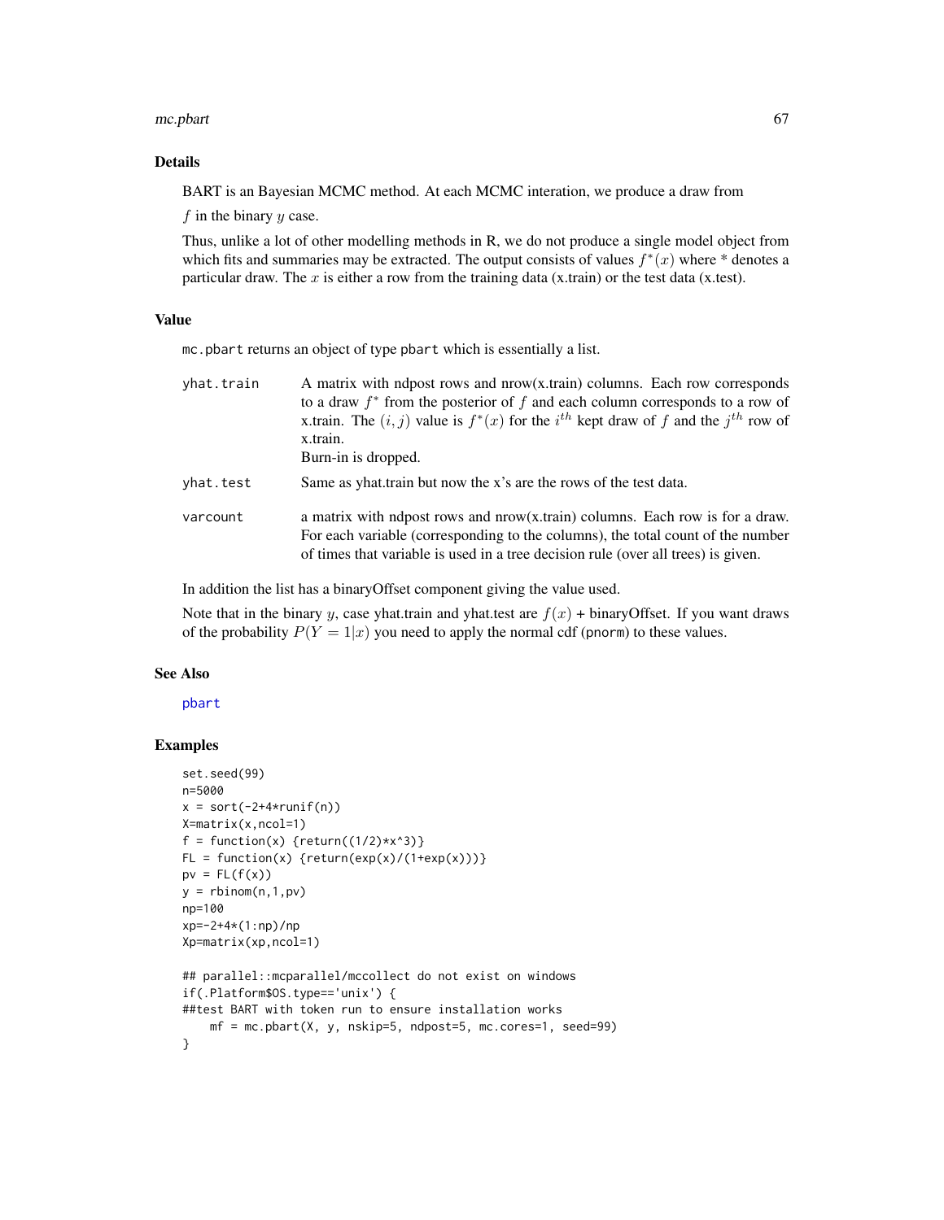## Details

BART is an Bayesian MCMC method. At each MCMC interation, we produce a draw from

$f$ in the binary $y$ case.

Thus, unlike a lot of other modelling methods in R, we do not produce a single model object from which fits and summaries may be extracted. The output consists of values $f^*(x)$ where * denotes a particular draw. The $x$ is either a row from the training data (x.train) or the test data (x.test).

## Value

`mc.pbart` returns an object of type `pbart` which is essentially a list.

| | |
|---|---|
| `yhat.train` | A matrix with ndpost rows and nrow(x.train) columns. Each row corresponds to a draw $f^*$ from the posterior of $f$ and each column corresponds to a row of x.train. The $(i, j)$ value is $f^*(x)$ for the $i^{th}$ kept draw of $f$ and the $j^{th}$ row of x.train.<br>Burn-in is dropped. |
| `yhat.test` | Same as yhat.train but now the x's are the rows of the test data. |
| `varcount` | a matrix with ndpost rows and nrow(x.train) columns. Each row is for a draw. For each variable (corresponding to the columns), the total count of the number of times that variable is used in a tree decision rule (over all trees) is given. |

In addition the list has a binaryOffset component giving the value used.

Note that in the binary $y$, case yhat.train and yhat.test are $f(x)$ + binaryOffset. If you want draws of the probability $P(Y = 1|x)$ you need to apply the normal cdf (`pnorm`) to these values.

## See Also

`pbart`

## Examples

```
set.seed(99)
n=5000
x = sort(-2+4*runif(n))
X=matrix(x,ncol=1)
f = function(x) {return((1/2)*x^3)}
FL = function(x) {return(exp(x)/(1+exp(x)))}
pv = FL(f(x))
y = rbinom(n,1,pv)
np=100
xp=-2+4*(1:np)/np
Xp=matrix(xp,ncol=1)

## parallel::mcparallel/mccollect do not exist on windows
if(.Platform$OS.type=='unix') {
##test BART with token run to ensure installation works
    mf = mc.pbart(X, y, nskip=5, ndpost=5, mc.cores=1, seed=99)
}
```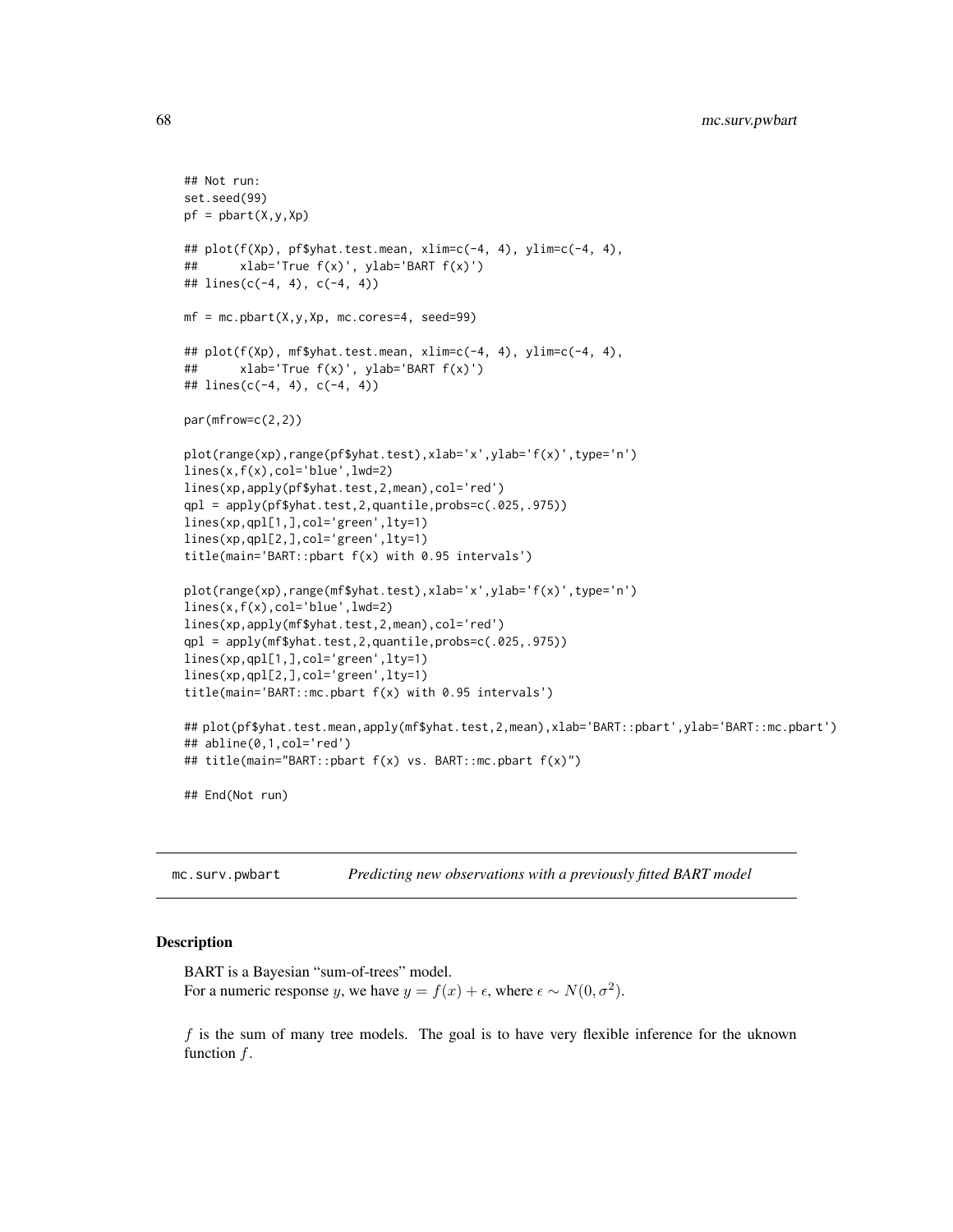```
## Not run:
set.seed(99)
pf = pbart(X,y,Xp)

## plot(f(Xp), pf$yhat.test.mean, xlim=c(-4, 4), ylim=c(-4, 4),
##      xlab='True f(x)', ylab='BART f(x)')
## lines(c(-4, 4), c(-4, 4))

mf = mc.pbart(X,y,Xp, mc.cores=4, seed=99)

## plot(f(Xp), mf$yhat.test.mean, xlim=c(-4, 4), ylim=c(-4, 4),
##      xlab='True f(x)', ylab='BART f(x)')
## lines(c(-4, 4), c(-4, 4))

par(mfrow=c(2,2))

plot(range(xp),range(pf$yhat.test),xlab='x',ylab='f(x)',type='n')
lines(x,f(x),col='blue',lwd=2)
lines(xp,apply(pf$yhat.test,2,mean),col='red')
qpl = apply(pf$yhat.test,2,quantile,probs=c(.025,.975))
lines(xp,qpl[1,],col='green',lty=1)
lines(xp,qpl[2,],col='green',lty=1)
title(main='BART::pbart f(x) with 0.95 intervals')

plot(range(xp),range(mf$yhat.test),xlab='x',ylab='f(x)',type='n')
lines(x,f(x),col='blue',lwd=2)
lines(xp,apply(mf$yhat.test,2,mean),col='red')
qpl = apply(mf$yhat.test,2,quantile,probs=c(.025,.975))
lines(xp,qpl[1,],col='green',lty=1)
lines(xp,qpl[2,],col='green',lty=1)
title(main='BART::mc.pbart f(x) with 0.95 intervals')

## plot(pf$yhat.test.mean,apply(mf$yhat.test,2,mean),xlab='BART::pbart',ylab='BART::mc.pbart')
## abline(0,1,col='red')
## title(main="BART::pbart f(x) vs. BART::mc.pbart f(x)")

## End(Not run)
```

## mc.surv.pwbart — *Predicting new observations with a previously fitted BART model*

### Description

BART is a Bayesian "sum-of-trees" model.
For a numeric response $y$, we have $y = f(x) + \epsilon$, where $\epsilon \sim N(0, \sigma^2)$.

$f$ is the sum of many tree models. The goal is to have very flexible inference for the uknown function $f$.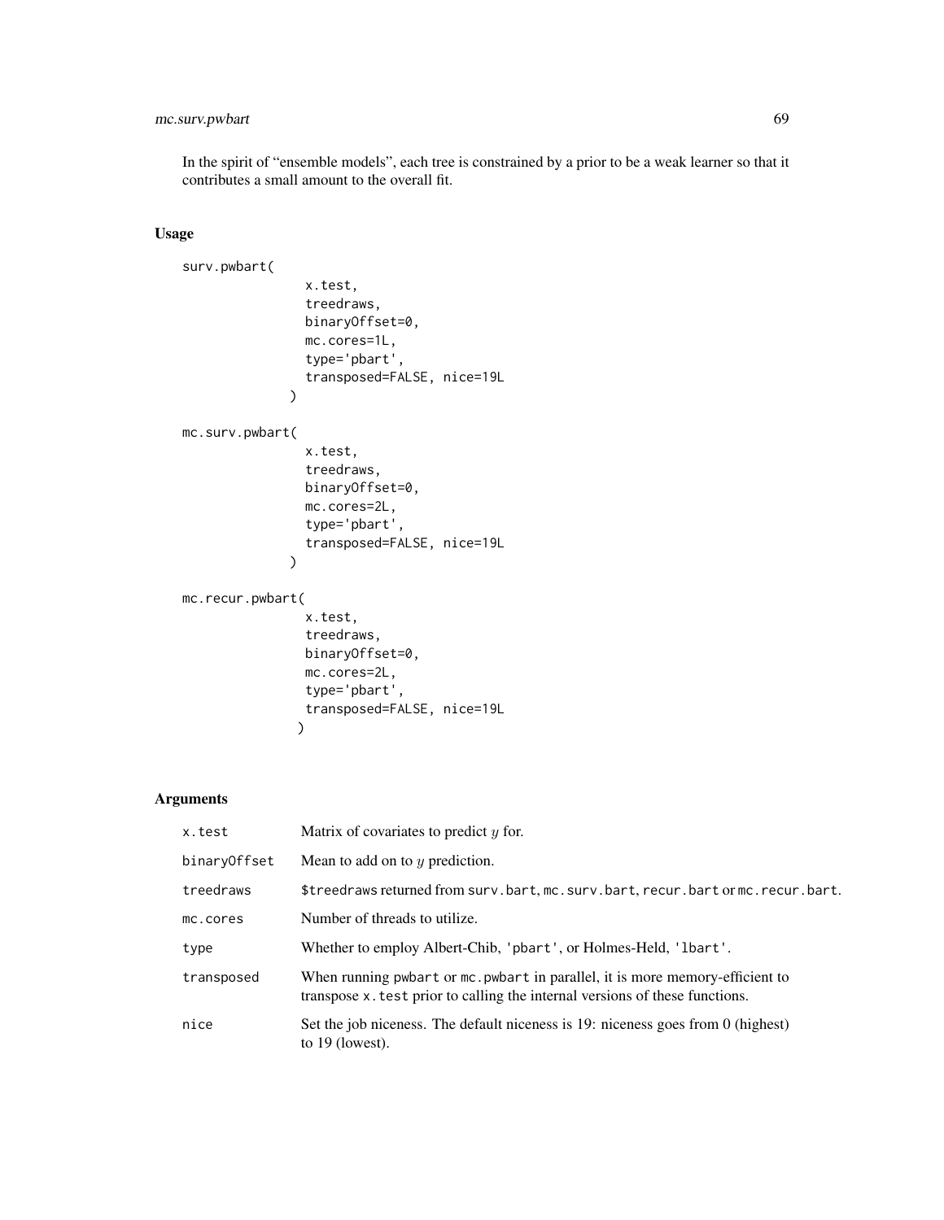In the spirit of "ensemble models", each tree is constrained by a prior to be a weak learner so that it contributes a small amount to the overall fit.

## Usage

```
surv.pwbart(
               x.test,
               treedraws,
               binaryOffset=0,
               mc.cores=1L,
               type='pbart',
               transposed=FALSE, nice=19L
             )

mc.surv.pwbart(
               x.test,
               treedraws,
               binaryOffset=0,
               mc.cores=2L,
               type='pbart',
               transposed=FALSE, nice=19L
             )

mc.recur.pwbart(
               x.test,
               treedraws,
               binaryOffset=0,
               mc.cores=2L,
               type='pbart',
               transposed=FALSE, nice=19L
              )
```

## Arguments

| | |
|---|---|
| `x.test` | Matrix of covariates to predict $y$ for. |
| `binaryOffset` | Mean to add on to $y$ prediction. |
| `treedraws` | `$treedraws` returned from `surv.bart`, `mc.surv.bart`, `recur.bart` or `mc.recur.bart`. |
| `mc.cores` | Number of threads to utilize. |
| `type` | Whether to employ Albert-Chib, `'pbart'`, or Holmes-Held, `'lbart'`. |
| `transposed` | When running `pwbart` or `mc.pwbart` in parallel, it is more memory-efficient to transpose `x.test` prior to calling the internal versions of these functions. |
| `nice` | Set the job niceness. The default niceness is 19: niceness goes from 0 (highest) to 19 (lowest). |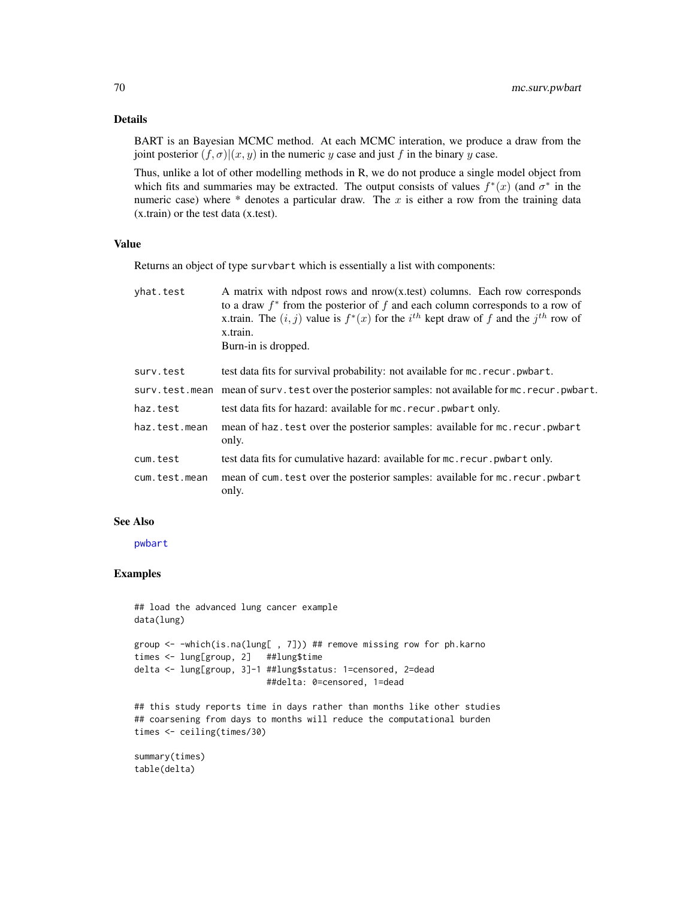### Details

BART is an Bayesian MCMC method. At each MCMC interation, we produce a draw from the joint posterior $(f, \sigma)|(x, y)$ in the numeric $y$ case and just $f$ in the binary $y$ case.

Thus, unlike a lot of other modelling methods in R, we do not produce a single model object from which fits and summaries may be extracted. The output consists of values $f^*(x)$ (and $\sigma^*$ in the numeric case) where * denotes a particular draw. The $x$ is either a row from the training data (x.train) or the test data (x.test).

### Value

Returns an object of type survbart which is essentially a list with components:

| | |
|---|---|
| yhat.test | A matrix with ndpost rows and nrow(x.test) columns. Each row corresponds to a draw $f^*$ from the posterior of $f$ and each column corresponds to a row of x.train. The $(i, j)$ value is $f^*(x)$ for the $i^{th}$ kept draw of $f$ and the $j^{th}$ row of x.train.<br>Burn-in is dropped. |
| surv.test | test data fits for survival probability: not available for mc.recur.pwbart. |
| surv.test.mean | mean of surv.test over the posterior samples: not available for mc.recur.pwbart. |
| haz.test | test data fits for hazard: available for mc.recur.pwbart only. |
| haz.test.mean | mean of haz.test over the posterior samples: available for mc.recur.pwbart only. |
| cum.test | test data fits for cumulative hazard: available for mc.recur.pwbart only. |
| cum.test.mean | mean of cum.test over the posterior samples: available for mc.recur.pwbart only. |

### See Also

pwbart

### Examples

```
## load the advanced lung cancer example
data(lung)

group <- -which(is.na(lung[ , 7])) ## remove missing row for ph.karno
times <- lung[group, 2]   ##lung$time
delta <- lung[group, 3]-1 ##lung$status: 1=censored, 2=dead
                          ##delta: 0=censored, 1=dead

## this study reports time in days rather than months like other studies
## coarsening from days to months will reduce the computational burden
times <- ceiling(times/30)

summary(times)
table(delta)
```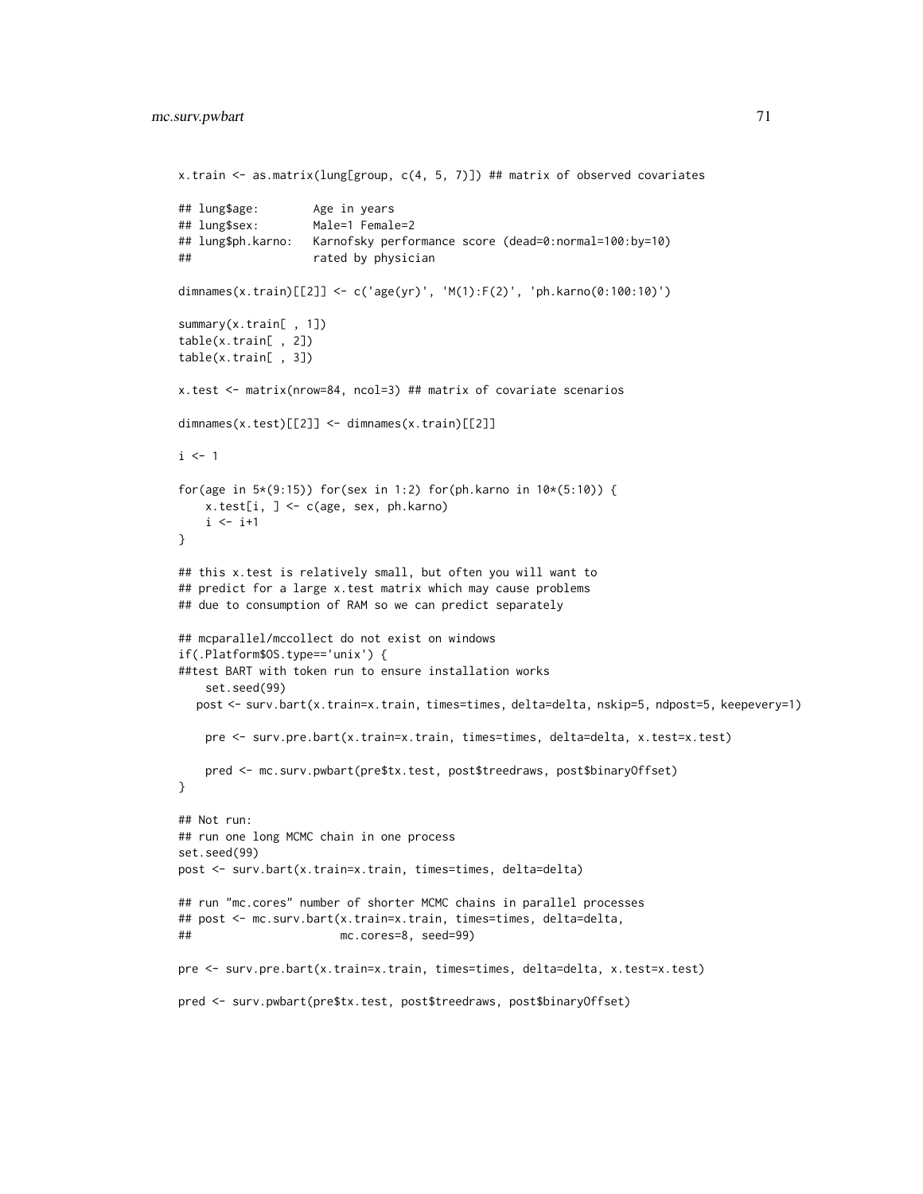```
x.train <- as.matrix(lung[group, c(4, 5, 7)]) ## matrix of observed covariates

## lung$age:        Age in years
## lung$sex:        Male=1 Female=2
## lung$ph.karno:   Karnofsky performance score (dead=0:normal=100:by=10)
##                  rated by physician

dimnames(x.train)[[2]] <- c('age(yr)', 'M(1):F(2)', 'ph.karno(0:100:10)')

summary(x.train[ , 1])
table(x.train[ , 2])
table(x.train[ , 3])

x.test <- matrix(nrow=84, ncol=3) ## matrix of covariate scenarios

dimnames(x.test)[[2]] <- dimnames(x.train)[[2]]

i <- 1

for(age in 5*(9:15)) for(sex in 1:2) for(ph.karno in 10*(5:10)) {
    x.test[i, ] <- c(age, sex, ph.karno)
    i <- i+1
}

## this x.test is relatively small, but often you will want to
## predict for a large x.test matrix which may cause problems
## due to consumption of RAM so we can predict separately

## mcparallel/mccollect do not exist on windows
if(.Platform$OS.type=='unix') {
##test BART with token run to ensure installation works
    set.seed(99)
   post <- surv.bart(x.train=x.train, times=times, delta=delta, nskip=5, ndpost=5, keepevery=1)

    pre <- surv.pre.bart(x.train=x.train, times=times, delta=delta, x.test=x.test)

    pred <- mc.surv.pwbart(pre$tx.test, post$treedraws, post$binaryOffset)
}

## Not run:
## run one long MCMC chain in one process
set.seed(99)
post <- surv.bart(x.train=x.train, times=times, delta=delta)

## run "mc.cores" number of shorter MCMC chains in parallel processes
## post <- mc.surv.bart(x.train=x.train, times=times, delta=delta,
##                      mc.cores=8, seed=99)

pre <- surv.pre.bart(x.train=x.train, times=times, delta=delta, x.test=x.test)

pred <- surv.pwbart(pre$tx.test, post$treedraws, post$binaryOffset)
```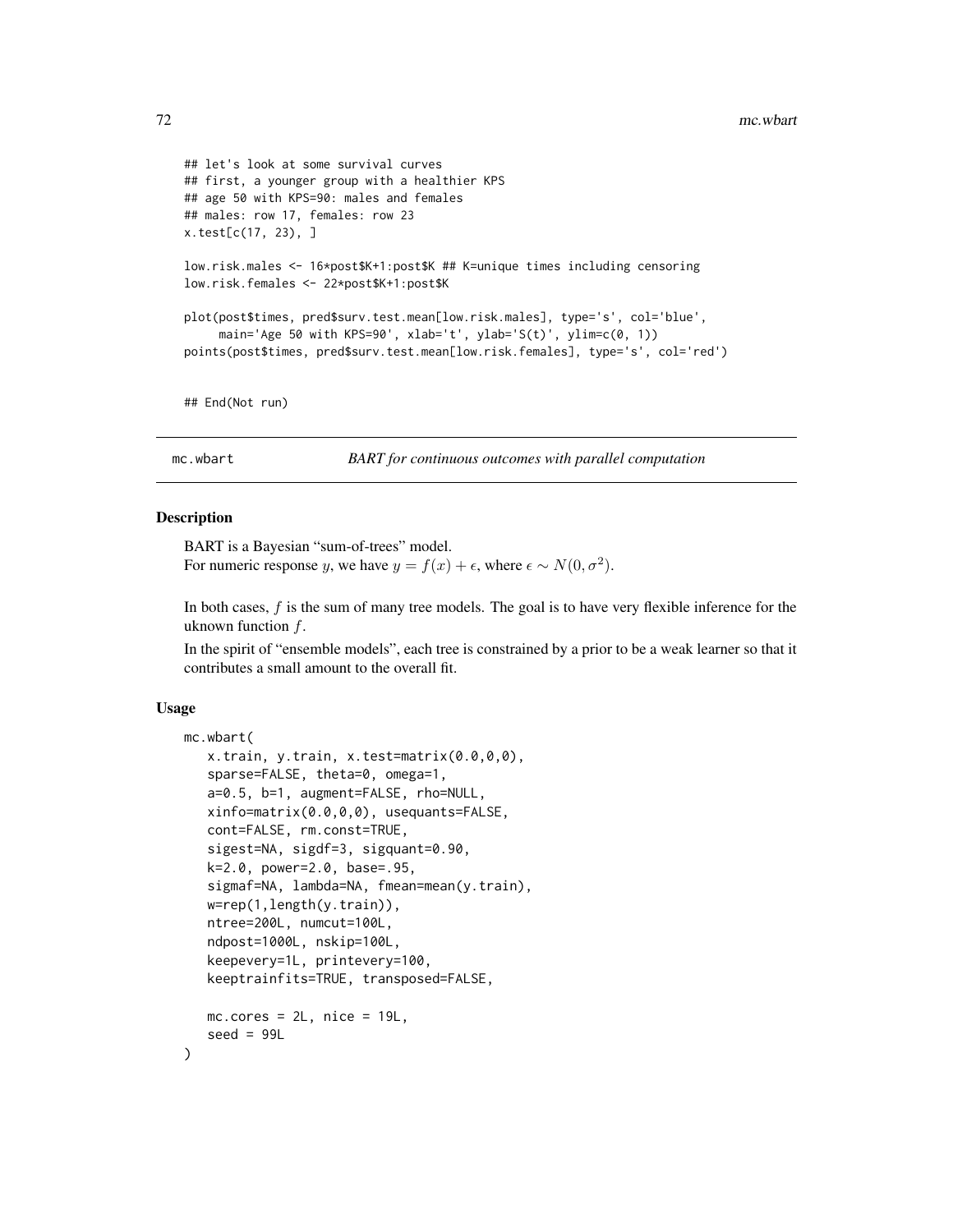```
## let's look at some survival curves
## first, a younger group with a healthier KPS
## age 50 with KPS=90: males and females
## males: row 17, females: row 23
x.test[c(17, 23), ]

low.risk.males <- 16*post$K+1:post$K ## K=unique times including censoring
low.risk.females <- 22*post$K+1:post$K

plot(post$times, pred$surv.test.mean[low.risk.males], type='s', col='blue',
     main='Age 50 with KPS=90', xlab='t', ylab='S(t)', ylim=c(0, 1))
points(post$times, pred$surv.test.mean[low.risk.females], type='s', col='red')


## End(Not run)
```

---

mc.wbart *BART for continuous outcomes with parallel computation*

---

## Description

BART is a Bayesian "sum-of-trees" model.
For numeric response $y$, we have $y = f(x) + \epsilon$, where $\epsilon \sim N(0, \sigma^2)$.

In both cases, $f$ is the sum of many tree models. The goal is to have very flexible inference for the uknown function $f$.

In the spirit of "ensemble models", each tree is constrained by a prior to be a weak learner so that it contributes a small amount to the overall fit.

## Usage

```
mc.wbart(
   x.train, y.train, x.test=matrix(0.0,0,0),
   sparse=FALSE, theta=0, omega=1,
   a=0.5, b=1, augment=FALSE, rho=NULL,
   xinfo=matrix(0.0,0,0), usequants=FALSE,
   cont=FALSE, rm.const=TRUE,
   sigest=NA, sigdf=3, sigquant=0.90,
   k=2.0, power=2.0, base=.95,
   sigmaf=NA, lambda=NA, fmean=mean(y.train),
   w=rep(1,length(y.train)),
   ntree=200L, numcut=100L,
   ndpost=1000L, nskip=100L,
   keepevery=1L, printevery=100,
   keeptrainfits=TRUE, transposed=FALSE,

   mc.cores = 2L, nice = 19L,
   seed = 99L
)
```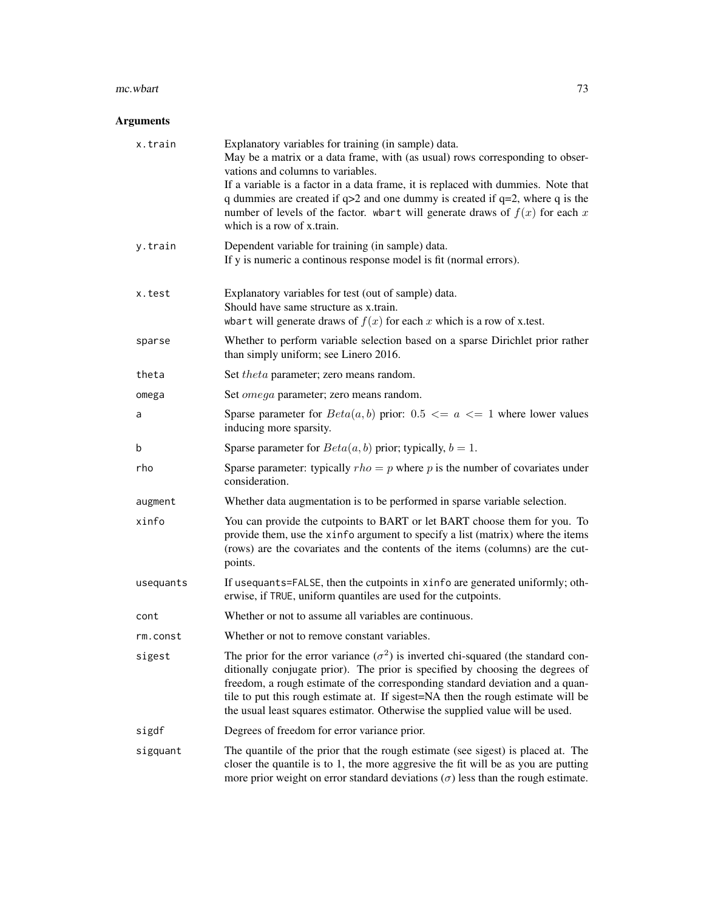## Arguments

| | |
|---|---|
| `x.train` | Explanatory variables for training (in sample) data.<br>May be a matrix or a data frame, with (as usual) rows corresponding to observations and columns to variables.<br>If a variable is a factor in a data frame, it is replaced with dummies. Note that q dummies are created if q>2 and one dummy is created if q=2, where q is the number of levels of the factor. `wbart` will generate draws of $f(x)$ for each $x$ which is a row of x.train. |
| `y.train` | Dependent variable for training (in sample) data.<br>If y is numeric a continous response model is fit (normal errors). |
| `x.test` | Explanatory variables for test (out of sample) data.<br>Should have same structure as x.train.<br>`wbart` will generate draws of $f(x)$ for each $x$ which is a row of x.test. |
| `sparse` | Whether to perform variable selection based on a sparse Dirichlet prior rather than simply uniform; see Linero 2016. |
| `theta` | Set $theta$ parameter; zero means random. |
| `omega` | Set $omega$ parameter; zero means random. |
| `a` | Sparse parameter for $Beta(a, b)$ prior: $0.5 <= a <= 1$ where lower values inducing more sparsity. |
| `b` | Sparse parameter for $Beta(a, b)$ prior; typically, $b = 1$. |
| `rho` | Sparse parameter: typically $rho = p$ where $p$ is the number of covariates under consideration. |
| `augment` | Whether data augmentation is to be performed in sparse variable selection. |
| `xinfo` | You can provide the cutpoints to BART or let BART choose them for you. To provide them, use the `xinfo` argument to specify a list (matrix) where the items (rows) are the covariates and the contents of the items (columns) are the cutpoints. |
| `usequants` | If `usequants=FALSE`, then the cutpoints in `xinfo` are generated uniformly; otherwise, if `TRUE`, uniform quantiles are used for the cutpoints. |
| `cont` | Whether or not to assume all variables are continuous. |
| `rm.const` | Whether or not to remove constant variables. |
| `sigest` | The prior for the error variance ($\sigma^2$) is inverted chi-squared (the standard conditionally conjugate prior). The prior is specified by choosing the degrees of freedom, a rough estimate of the corresponding standard deviation and a quantile to put this rough estimate at. If sigest=NA then the rough estimate will be the usual least squares estimator. Otherwise the supplied value will be used. |
| `sigdf` | Degrees of freedom for error variance prior. |
| `sigquant` | The quantile of the prior that the rough estimate (see sigest) is placed at. The closer the quantile is to 1, the more aggresive the fit will be as you are putting more prior weight on error standard deviations ($\sigma$) less than the rough estimate. |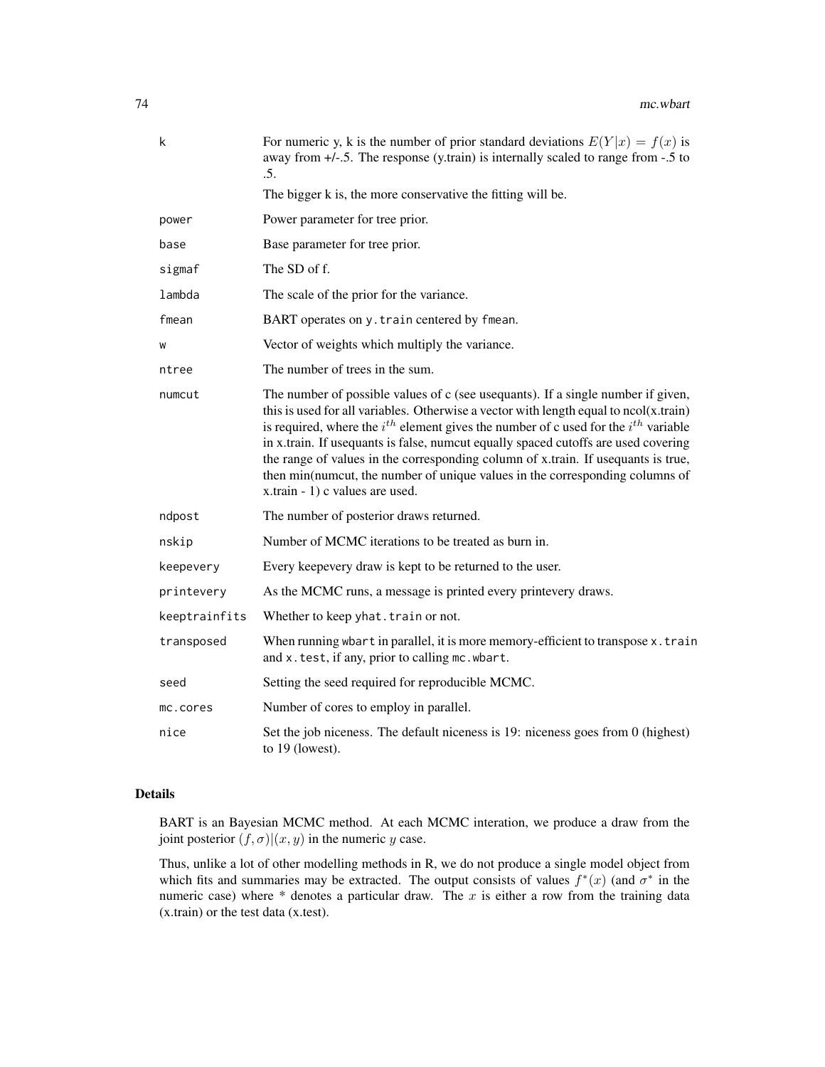| | |
|---|---|
| k | For numeric y, k is the number of prior standard deviations $E(Y\|x) = f(x)$ is away from +/-.5. The response (y.train) is internally scaled to range from -.5 to .5. The bigger k is, the more conservative the fitting will be. |
| power | Power parameter for tree prior. |
| base | Base parameter for tree prior. |
| sigmaf | The SD of f. |
| lambda | The scale of the prior for the variance. |
| fmean | BART operates on `y.train` centered by `fmean`. |
| w | Vector of weights which multiply the variance. |
| ntree | The number of trees in the sum. |
| numcut | The number of possible values of c (see usequants). If a single number if given, this is used for all variables. Otherwise a vector with length equal to ncol(x.train) is required, where the $i^{th}$ element gives the number of c used for the $i^{th}$ variable in x.train. If usequants is false, numcut equally spaced cutoffs are used covering the range of values in the corresponding column of x.train. If usequants is true, then min(numcut, the number of unique values in the corresponding columns of x.train - 1) c values are used. |
| ndpost | The number of posterior draws returned. |
| nskip | Number of MCMC iterations to be treated as burn in. |
| keepevery | Every keepevery draw is kept to be returned to the user. |
| printevery | As the MCMC runs, a message is printed every printevery draws. |
| keeptrainfits | Whether to keep `yhat.train` or not. |
| transposed | When running `wbart` in parallel, it is more memory-efficient to transpose `x.train` and `x.test`, if any, prior to calling `mc.wbart`. |
| seed | Setting the seed required for reproducible MCMC. |
| mc.cores | Number of cores to employ in parallel. |
| nice | Set the job niceness. The default niceness is 19: niceness goes from 0 (highest) to 19 (lowest). |

## Details

BART is an Bayesian MCMC method. At each MCMC interation, we produce a draw from the joint posterior $(f, \sigma)|(x, y)$ in the numeric $y$ case.

Thus, unlike a lot of other modelling methods in R, we do not produce a single model object from which fits and summaries may be extracted. The output consists of values $f^*(x)$ (and $\sigma^*$ in the numeric case) where * denotes a particular draw. The $x$ is either a row from the training data (x.train) or the test data (x.test).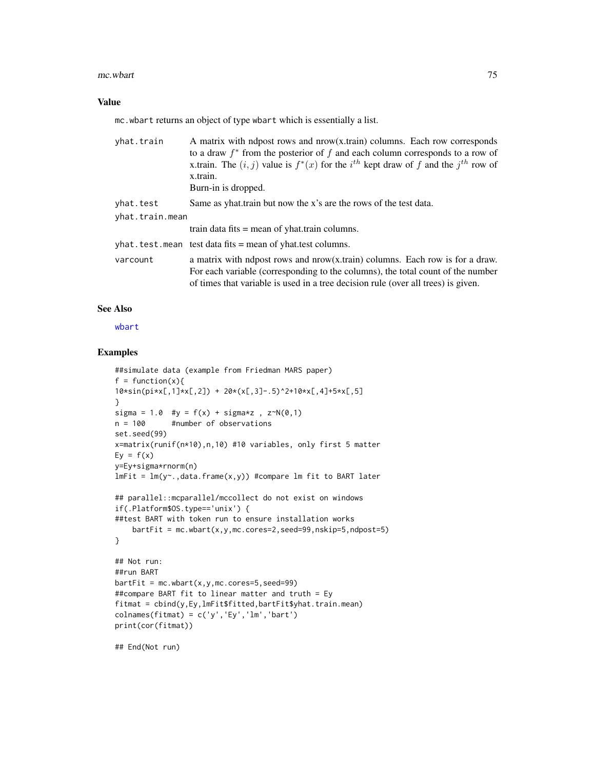## Value

`mc.wbart` returns an object of type `wbart` which is essentially a list.

| | |
|---|---|
| `yhat.train` | A matrix with ndpost rows and nrow(x.train) columns. Each row corresponds to a draw $f^*$ from the posterior of $f$ and each column corresponds to a row of x.train. The $(i, j)$ value is $f^*(x)$ for the $i^{th}$ kept draw of $f$ and the $j^{th}$ row of x.train. Burn-in is dropped. |
| `yhat.test` | Same as yhat.train but now the x's are the rows of the test data. |
| `yhat.train.mean` | train data fits = mean of yhat.train columns. |
| `yhat.test.mean` | test data fits = mean of yhat.test columns. |
| `varcount` | a matrix with ndpost rows and nrow(x.train) columns. Each row is for a draw. For each variable (corresponding to the columns), the total count of the number of times that variable is used in a tree decision rule (over all trees) is given. |

## See Also

`wbart`

## Examples

```
##simulate data (example from Friedman MARS paper)
f = function(x){
10*sin(pi*x[,1]*x[,2]) + 20*(x[,3]-.5)^2+10*x[,4]+5*x[,5]
}
sigma = 1.0  #y = f(x) + sigma*z , z~N(0,1)
n = 100      #number of observations
set.seed(99)
x=matrix(runif(n*10),n,10) #10 variables, only first 5 matter
Ey = f(x)
y=Ey+sigma*rnorm(n)
lmFit = lm(y~.,data.frame(x,y)) #compare lm fit to BART later

## parallel::mcparallel/mccollect do not exist on windows
if(.Platform$OS.type=='unix') {
##test BART with token run to ensure installation works
    bartFit = mc.wbart(x,y,mc.cores=2,seed=99,nskip=5,ndpost=5)
}

## Not run:
##run BART
bartFit = mc.wbart(x,y,mc.cores=5,seed=99)
##compare BART fit to linear matter and truth = Ey
fitmat = cbind(y,Ey,lmFit$fitted,bartFit$yhat.train.mean)
colnames(fitmat) = c('y','Ey','lm','bart')
print(cor(fitmat))

## End(Not run)
```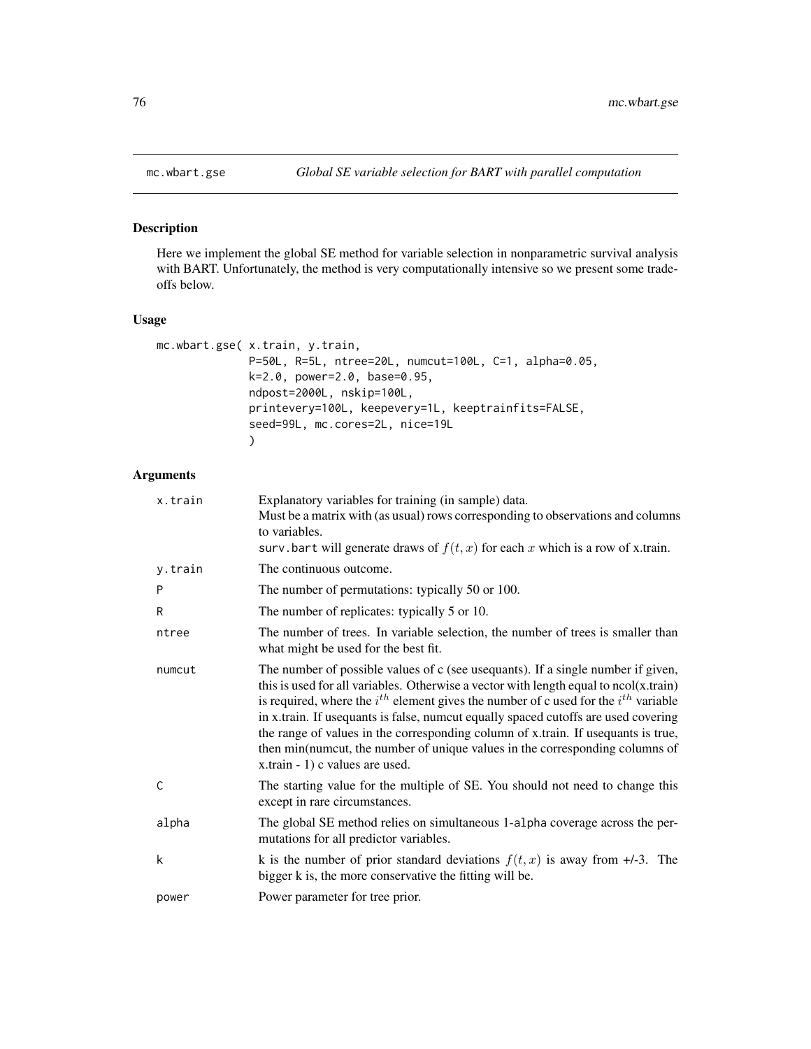mc.wbart.gse *Global SE variable selection for BART with parallel computation*

## Description

Here we implement the global SE method for variable selection in nonparametric survival analysis with BART. Unfortunately, the method is very computationally intensive so we present some trade-offs below.

## Usage

```
mc.wbart.gse( x.train, y.train,
              P=50L, R=5L, ntree=20L, numcut=100L, C=1, alpha=0.05,
              k=2.0, power=2.0, base=0.95,
              ndpost=2000L, nskip=100L,
              printevery=100L, keepevery=1L, keeptrainfits=FALSE,
              seed=99L, mc.cores=2L, nice=19L
              )
```

## Arguments

| | |
|---|---|
| x.train | Explanatory variables for training (in sample) data. Must be a matrix with (as usual) rows corresponding to observations and columns to variables. `surv.bart` will generate draws of $f(t, x)$ for each $x$ which is a row of x.train. |
| y.train | The continuous outcome. |
| P | The number of permutations: typically 50 or 100. |
| R | The number of replicates: typically 5 or 10. |
| ntree | The number of trees. In variable selection, the number of trees is smaller than what might be used for the best fit. |
| numcut | The number of possible values of c (see usequants). If a single number if given, this is used for all variables. Otherwise a vector with length equal to ncol(x.train) is required, where the $i^{th}$ element gives the number of c used for the $i^{th}$ variable in x.train. If usequants is false, numcut equally spaced cutoffs are used covering the range of values in the corresponding column of x.train. If usequants is true, then min(numcut, the number of unique values in the corresponding columns of x.train - 1) c values are used. |
| C | The starting value for the multiple of SE. You should not need to change this except in rare circumstances. |
| alpha | The global SE method relies on simultaneous 1-`alpha` coverage across the permutations for all predictor variables. |
| k | k is the number of prior standard deviations $f(t, x)$ is away from +/-3. The bigger k is, the more conservative the fitting will be. |
| power | Power parameter for tree prior. |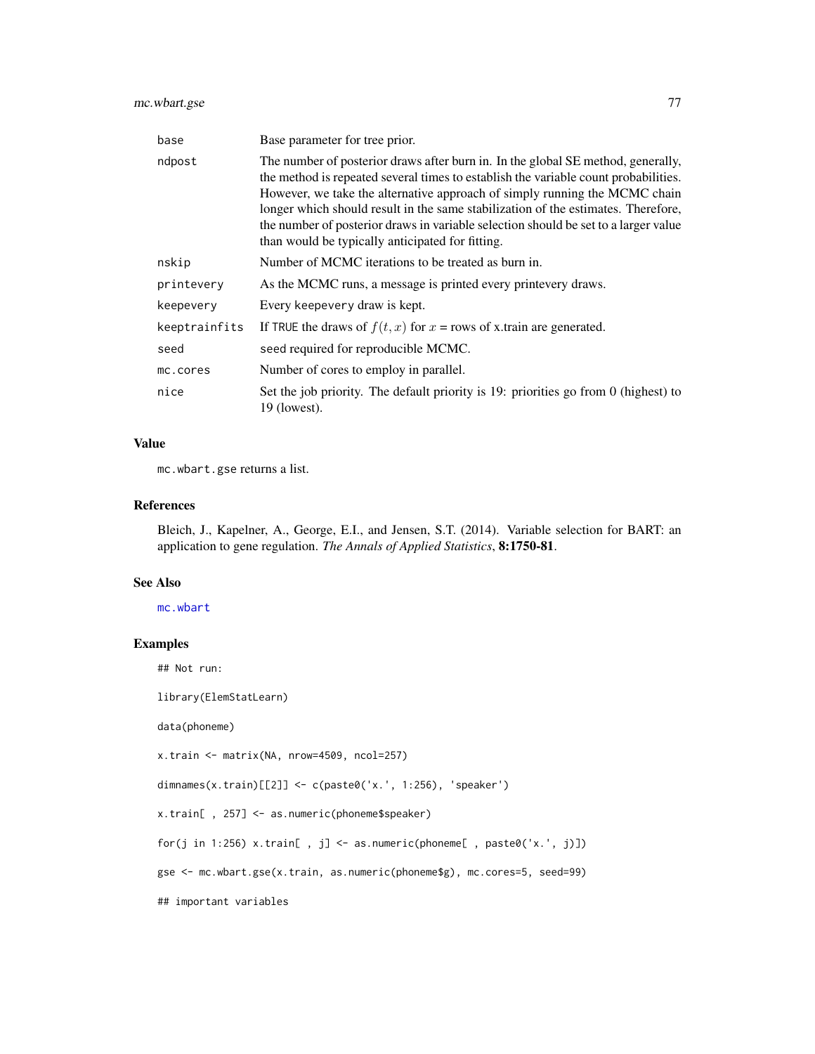| | |
|---|---|
| base | Base parameter for tree prior. |
| ndpost | The number of posterior draws after burn in. In the global SE method, generally, the method is repeated several times to establish the variable count probabilities. However, we take the alternative approach of simply running the MCMC chain longer which should result in the same stabilization of the estimates. Therefore, the number of posterior draws in variable selection should be set to a larger value than would be typically anticipated for fitting. |
| nskip | Number of MCMC iterations to be treated as burn in. |
| printevery | As the MCMC runs, a message is printed every printevery draws. |
| keepevery | Every keepevery draw is kept. |
| keeptrainfits | If TRUE the draws of $f(t, x)$ for $x$ = rows of x.train are generated. |
| seed | seed required for reproducible MCMC. |
| mc.cores | Number of cores to employ in parallel. |
| nice | Set the job priority. The default priority is 19: priorities go from 0 (highest) to 19 (lowest). |

## Value

mc.wbart.gse returns a list.

## References

Bleich, J., Kapelner, A., George, E.I., and Jensen, S.T. (2014). Variable selection for BART: an application to gene regulation. *The Annals of Applied Statistics*, **8:1750-81**.

## See Also

mc.wbart

## Examples

```
## Not run:

library(ElemStatLearn)

data(phoneme)

x.train <- matrix(NA, nrow=4509, ncol=257)

dimnames(x.train)[[2]] <- c(paste0('x.', 1:256), 'speaker')

x.train[ , 257] <- as.numeric(phoneme$speaker)

for(j in 1:256) x.train[ , j] <- as.numeric(phoneme[ , paste0('x.', j)])

gse <- mc.wbart.gse(x.train, as.numeric(phoneme$g), mc.cores=5, seed=99)

## important variables
```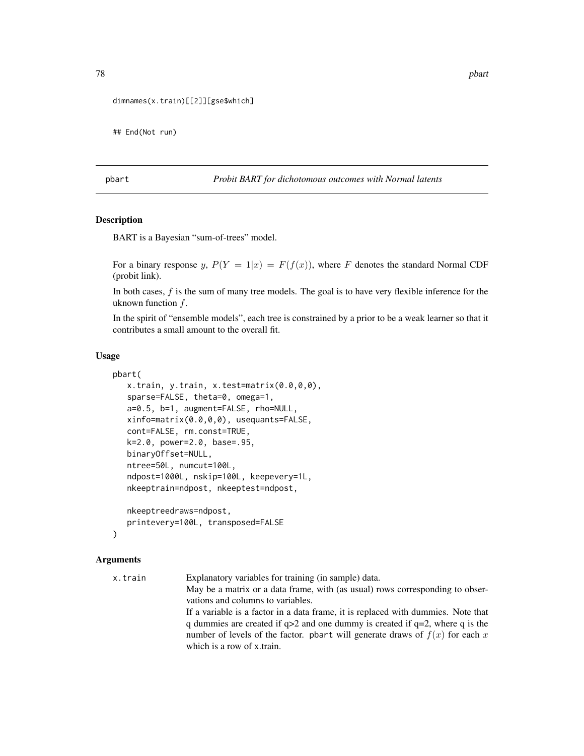```
dimnames(x.train)[[2]][gse$which]

## End(Not run)
```

## pbart — *Probit BART for dichotomous outcomes with Normal latents*

### Description

BART is a Bayesian "sum-of-trees" model.

For a binary response $y$, $P(Y = 1|x) = F(f(x))$, where $F$ denotes the standard Normal CDF (probit link).

In both cases, $f$ is the sum of many tree models. The goal is to have very flexible inference for the uknown function $f$.

In the spirit of "ensemble models", each tree is constrained by a prior to be a weak learner so that it contributes a small amount to the overall fit.

### Usage

```
pbart(
   x.train, y.train, x.test=matrix(0.0,0,0),
   sparse=FALSE, theta=0, omega=1,
   a=0.5, b=1, augment=FALSE, rho=NULL,
   xinfo=matrix(0.0,0,0), usequants=FALSE,
   cont=FALSE, rm.const=TRUE,
   k=2.0, power=2.0, base=.95,
   binaryOffset=NULL,
   ntree=50L, numcut=100L,
   ndpost=1000L, nskip=100L, keepevery=1L,
   nkeeptrain=ndpost, nkeeptest=ndpost,

   nkeeptreedraws=ndpost,
   printevery=100L, transposed=FALSE
)
```

### Arguments

`x.train` Explanatory variables for training (in sample) data.
May be a matrix or a data frame, with (as usual) rows corresponding to observations and columns to variables.
If a variable is a factor in a data frame, it is replaced with dummies. Note that q dummies are created if q>2 and one dummy is created if q=2, where q is the number of levels of the factor. `pbart` will generate draws of $f(x)$ for each $x$ which is a row of x.train.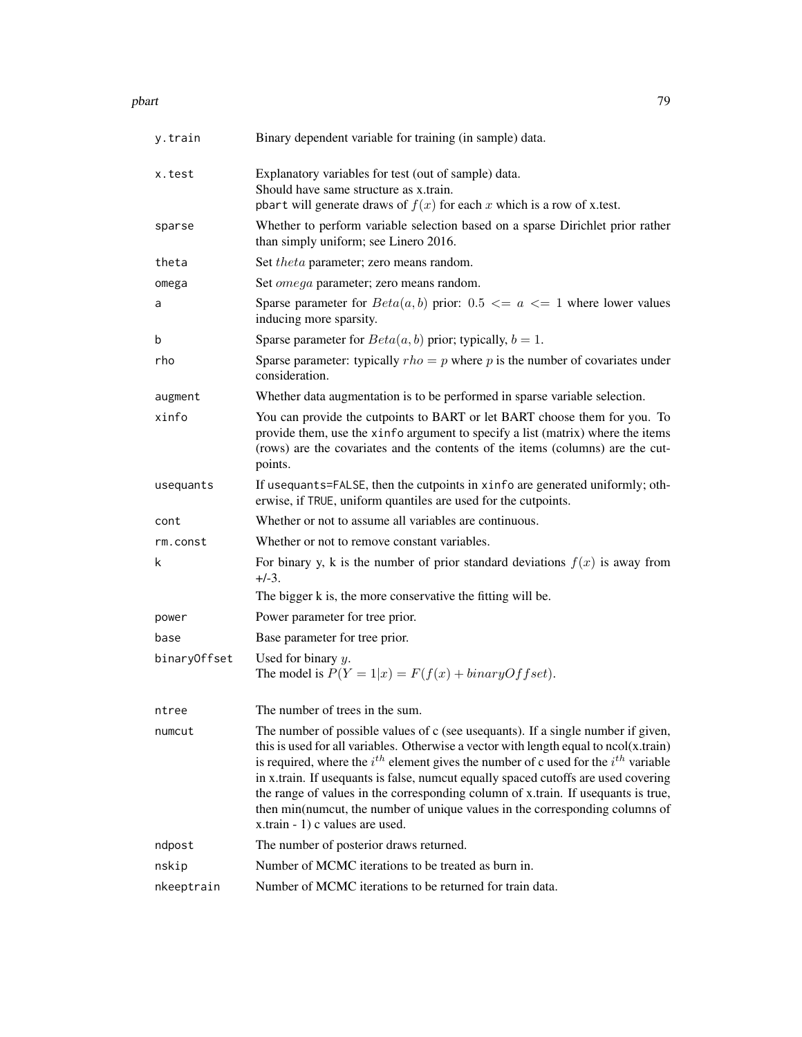| | |
|---|---|
| `y.train` | Binary dependent variable for training (in sample) data. |
| `x.test` | Explanatory variables for test (out of sample) data. Should have same structure as x.train. `pbart` will generate draws of $f(x)$ for each $x$ which is a row of x.test. |
| `sparse` | Whether to perform variable selection based on a sparse Dirichlet prior rather than simply uniform; see Linero 2016. |
| `theta` | Set $theta$ parameter; zero means random. |
| `omega` | Set $omega$ parameter; zero means random. |
| `a` | Sparse parameter for $Beta(a, b)$ prior: $0.5 <= a <= 1$ where lower values inducing more sparsity. |
| `b` | Sparse parameter for $Beta(a, b)$ prior; typically, $b = 1$. |
| `rho` | Sparse parameter: typically $rho = p$ where $p$ is the number of covariates under consideration. |
| `augment` | Whether data augmentation is to be performed in sparse variable selection. |
| `xinfo` | You can provide the cutpoints to BART or let BART choose them for you. To provide them, use the `xinfo` argument to specify a list (matrix) where the items (rows) are the covariates and the contents of the items (columns) are the cutpoints. |
| `usequants` | If `usequants=FALSE`, then the cutpoints in `xinfo` are generated uniformly; otherwise, if `TRUE`, uniform quantiles are used for the cutpoints. |
| `cont` | Whether or not to assume all variables are continuous. |
| `rm.const` | Whether or not to remove constant variables. |
| `k` | For binary y, k is the number of prior standard deviations $f(x)$ is away from +/-3. The bigger k is, the more conservative the fitting will be. |
| `power` | Power parameter for tree prior. |
| `base` | Base parameter for tree prior. |
| `binaryOffset` | Used for binary $y$. The model is $P(Y = 1 \vert x) = F(f(x) + binaryOffset)$. |
| `ntree` | The number of trees in the sum. |
| `numcut` | The number of possible values of c (see usequants). If a single number if given, this is used for all variables. Otherwise a vector with length equal to ncol(x.train) is required, where the $i^{th}$ element gives the number of c used for the $i^{th}$ variable in x.train. If usequants is false, numcut equally spaced cutoffs are used covering the range of values in the corresponding column of x.train. If usequants is true, then min(numcut, the number of unique values in the corresponding columns of x.train - 1) c values are used. |
| `ndpost` | The number of posterior draws returned. |
| `nskip` | Number of MCMC iterations to be treated as burn in. |
| `nkeeptrain` | Number of MCMC iterations to be returned for train data. |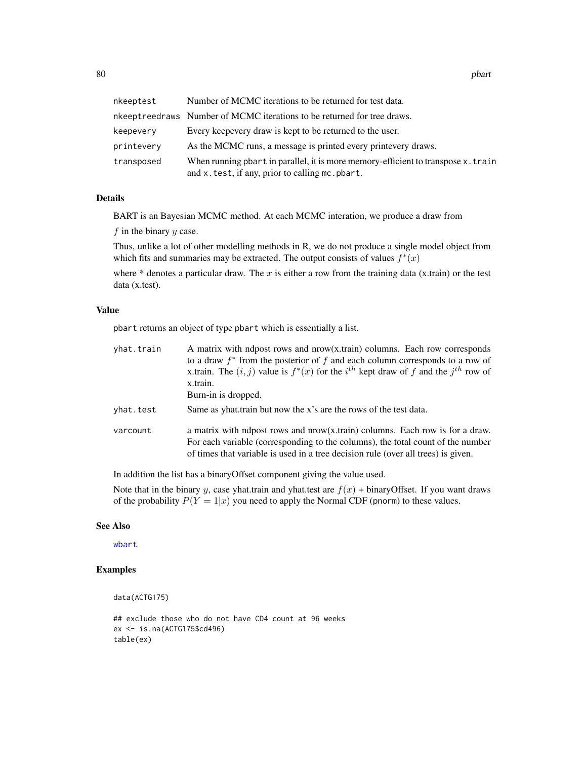| | |
|---|---|
| nkeeptest | Number of MCMC iterations to be returned for test data. |
| nkeeptreedraws | Number of MCMC iterations to be returned for tree draws. |
| keepevery | Every keepevery draw is kept to be returned to the user. |
| printevery | As the MCMC runs, a message is printed every printevery draws. |
| transposed | When running pbart in parallel, it is more memory-efficient to transpose x.train and x.test, if any, prior to calling mc.pbart. |

## Details

BART is an Bayesian MCMC method. At each MCMC interation, we produce a draw from

$f$ in the binary $y$ case.

Thus, unlike a lot of other modelling methods in R, we do not produce a single model object from which fits and summaries may be extracted. The output consists of values $f^*(x)$

where * denotes a particular draw. The $x$ is either a row from the training data (x.train) or the test data (x.test).

## Value

pbart returns an object of type pbart which is essentially a list.

| | |
|---|---|
| yhat.train | A matrix with ndpost rows and nrow(x.train) columns. Each row corresponds to a draw $f^*$ from the posterior of $f$ and each column corresponds to a row of x.train. The $(i, j)$ value is $f^*(x)$ for the $i^{th}$ kept draw of $f$ and the $j^{th}$ row of x.train. Burn-in is dropped. |
| yhat.test | Same as yhat.train but now the x's are the rows of the test data. |
| varcount | a matrix with ndpost rows and nrow(x.train) columns. Each row is for a draw. For each variable (corresponding to the columns), the total count of the number of times that variable is used in a tree decision rule (over all trees) is given. |

In addition the list has a binaryOffset component giving the value used.

Note that in the binary $y$, case yhat.train and yhat.test are $f(x)$ + binaryOffset. If you want draws of the probability $P(Y = 1|x)$ you need to apply the Normal CDF (pnorm) to these values.

## See Also

wbart

## Examples

```
data(ACTG175)

## exclude those who do not have CD4 count at 96 weeks
ex <- is.na(ACTG175$cd496)
table(ex)
```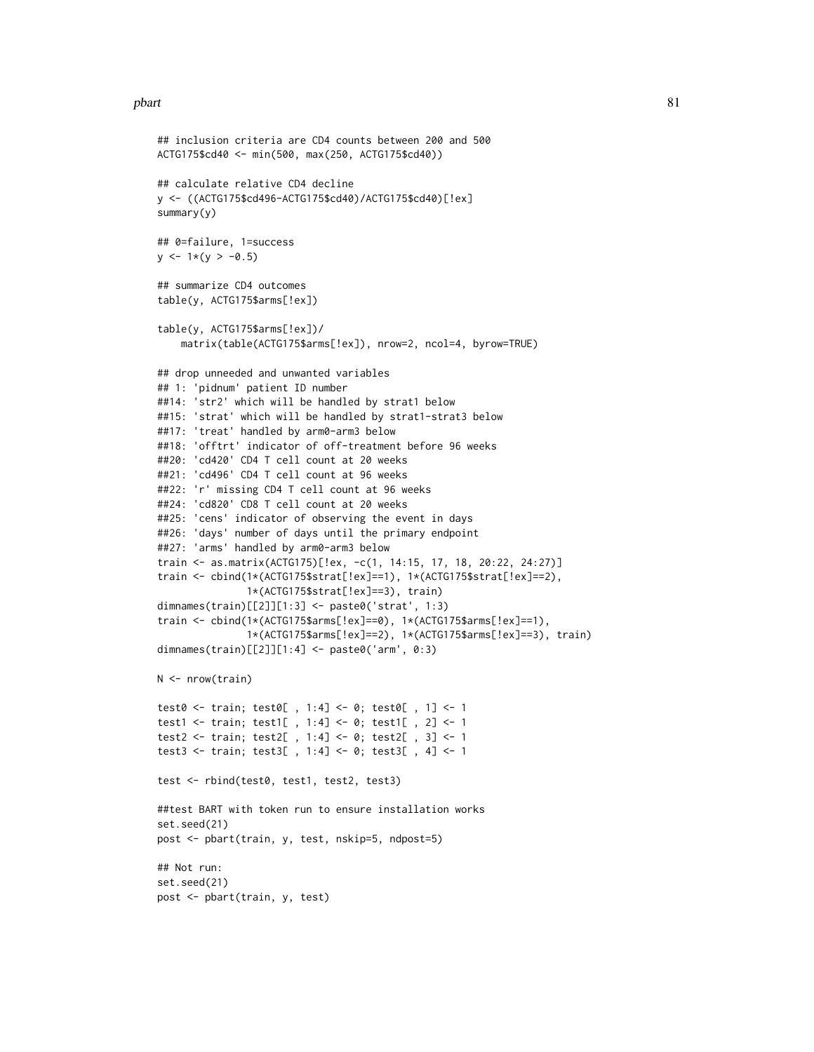```
## inclusion criteria are CD4 counts between 200 and 500
ACTG175$cd40 <- min(500, max(250, ACTG175$cd40))

## calculate relative CD4 decline
y <- ((ACTG175$cd496-ACTG175$cd40)/ACTG175$cd40)[!ex]
summary(y)

## 0=failure, 1=success
y <- 1*(y > -0.5)

## summarize CD4 outcomes
table(y, ACTG175$arms[!ex])

table(y, ACTG175$arms[!ex])/
    matrix(table(ACTG175$arms[!ex]), nrow=2, ncol=4, byrow=TRUE)

## drop unneeded and unwanted variables
## 1: 'pidnum' patient ID number
##14: 'str2' which will be handled by strat1 below
##15: 'strat' which will be handled by strat1-strat3 below
##17: 'treat' handled by arm0-arm3 below
##18: 'offtrt' indicator of off-treatment before 96 weeks
##20: 'cd420' CD4 T cell count at 20 weeks
##21: 'cd496' CD4 T cell count at 96 weeks
##22: 'r' missing CD4 T cell count at 96 weeks
##24: 'cd820' CD8 T cell count at 20 weeks
##25: 'cens' indicator of observing the event in days
##26: 'days' number of days until the primary endpoint
##27: 'arms' handled by arm0-arm3 below
train <- as.matrix(ACTG175)[!ex, -c(1, 14:15, 17, 18, 20:22, 24:27)]
train <- cbind(1*(ACTG175$strat[!ex]==1), 1*(ACTG175$strat[!ex]==2),
               1*(ACTG175$strat[!ex]==3), train)
dimnames(train)[[2]][1:3] <- paste0('strat', 1:3)
train <- cbind(1*(ACTG175$arms[!ex]==0), 1*(ACTG175$arms[!ex]==1),
               1*(ACTG175$arms[!ex]==2), 1*(ACTG175$arms[!ex]==3), train)
dimnames(train)[[2]][1:4] <- paste0('arm', 0:3)

N <- nrow(train)

test0 <- train; test0[ , 1:4] <- 0; test0[ , 1] <- 1
test1 <- train; test1[ , 1:4] <- 0; test1[ , 2] <- 1
test2 <- train; test2[ , 1:4] <- 0; test2[ , 3] <- 1
test3 <- train; test3[ , 1:4] <- 0; test3[ , 4] <- 1

test <- rbind(test0, test1, test2, test3)

##test BART with token run to ensure installation works
set.seed(21)
post <- pbart(train, y, test, nskip=5, ndpost=5)

## Not run:
set.seed(21)
post <- pbart(train, y, test)
```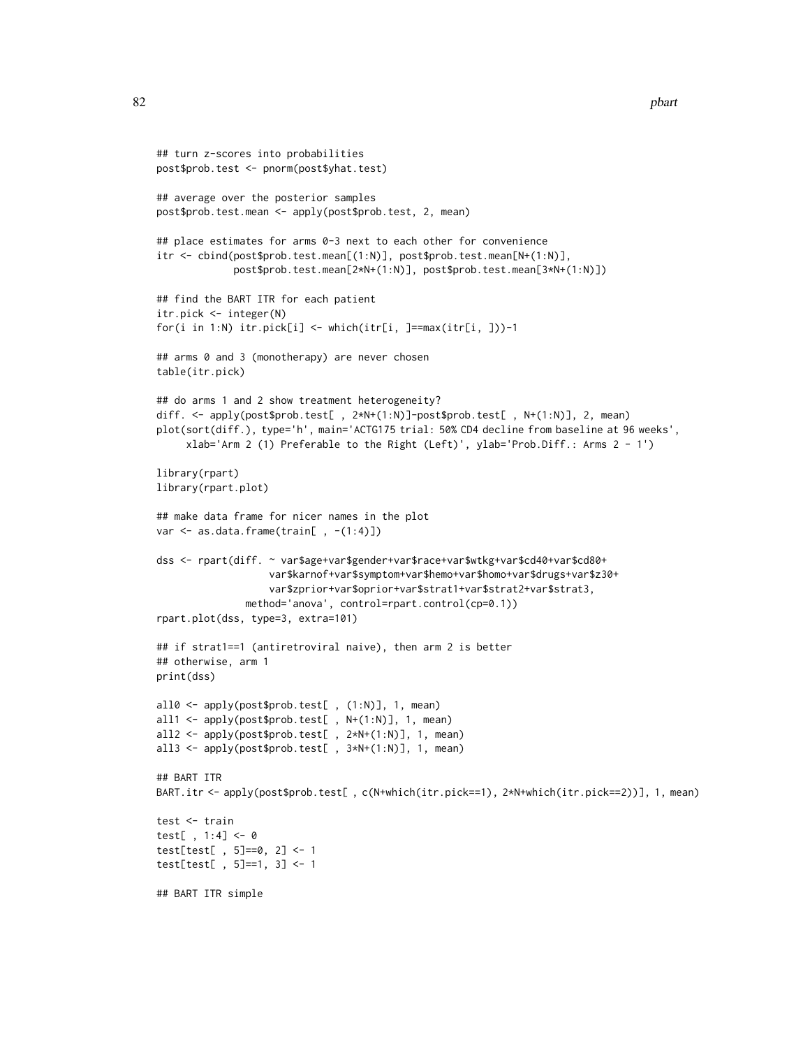```
## turn z-scores into probabilities
post$prob.test <- pnorm(post$yhat.test)

## average over the posterior samples
post$prob.test.mean <- apply(post$prob.test, 2, mean)

## place estimates for arms 0-3 next to each other for convenience
itr <- cbind(post$prob.test.mean[(1:N)], post$prob.test.mean[N+(1:N)],
             post$prob.test.mean[2*N+(1:N)], post$prob.test.mean[3*N+(1:N)])

## find the BART ITR for each patient
itr.pick <- integer(N)
for(i in 1:N) itr.pick[i] <- which(itr[i, ]==max(itr[i, ]))-1

## arms 0 and 3 (monotherapy) are never chosen
table(itr.pick)

## do arms 1 and 2 show treatment heterogeneity?
diff. <- apply(post$prob.test[ , 2*N+(1:N)]-post$prob.test[ , N+(1:N)], 2, mean)
plot(sort(diff.), type='h', main='ACTG175 trial: 50% CD4 decline from baseline at 96 weeks',
     xlab='Arm 2 (1) Preferable to the Right (Left)', ylab='Prob.Diff.: Arms 2 - 1')

library(rpart)
library(rpart.plot)

## make data frame for nicer names in the plot
var <- as.data.frame(train[ , -(1:4)])

dss <- rpart(diff. ~ var$age+var$gender+var$race+var$wtkg+var$cd40+var$cd80+
                   var$karnof+var$symptom+var$hemo+var$homo+var$drugs+var$z30+
                   var$zprior+var$oprior+var$strat1+var$strat2+var$strat3,
             method='anova', control=rpart.control(cp=0.1))
rpart.plot(dss, type=3, extra=101)

## if strat1==1 (antiretroviral naive), then arm 2 is better
## otherwise, arm 1
print(dss)

all0 <- apply(post$prob.test[ , (1:N)], 1, mean)
all1 <- apply(post$prob.test[ , N+(1:N)], 1, mean)
all2 <- apply(post$prob.test[ , 2*N+(1:N)], 1, mean)
all3 <- apply(post$prob.test[ , 3*N+(1:N)], 1, mean)

## BART ITR
BART.itr <- apply(post$prob.test[ , c(N+which(itr.pick==1), 2*N+which(itr.pick==2))], 1, mean)

test <- train
test[ , 1:4] <- 0
test[test[ , 5]==0, 2] <- 1
test[test[ , 5]==1, 3] <- 1

## BART ITR simple
```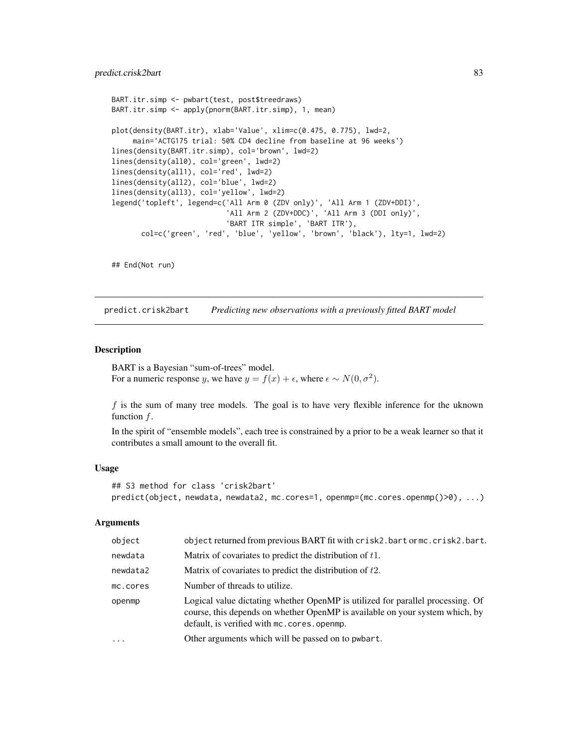```
BART.itr.simp <- pwbart(test, post$treedraws)
BART.itr.simp <- apply(pnorm(BART.itr.simp), 1, mean)

plot(density(BART.itr), xlab='Value', xlim=c(0.475, 0.775), lwd=2,
     main='ACTG175 trial: 50% CD4 decline from baseline at 96 weeks')
lines(density(BART.itr.simp), col='brown', lwd=2)
lines(density(all0), col='green', lwd=2)
lines(density(all1), col='red', lwd=2)
lines(density(all2), col='blue', lwd=2)
lines(density(all3), col='yellow', lwd=2)
legend('topleft', legend=c('All Arm 0 (ZDV only)', 'All Arm 1 (ZDV+DDI)',
                           'All Arm 2 (ZDV+DDC)', 'All Arm 3 (DDI only)',
                           'BART ITR simple', 'BART ITR'),
       col=c('green', 'red', 'blue', 'yellow', 'brown', 'black'), lty=1, lwd=2)

## End(Not run)
```

## predict.crisk2bart — *Predicting new observations with a previously fitted BART model*

### Description

BART is a Bayesian "sum-of-trees" model.
For a numeric response $y$, we have $y = f(x) + \epsilon$, where $\epsilon \sim N(0, \sigma^2)$.

$f$ is the sum of many tree models. The goal is to have very flexible inference for the uknown function $f$.

In the spirit of "ensemble models", each tree is constrained by a prior to be a weak learner so that it contributes a small amount to the overall fit.

### Usage

```
## S3 method for class 'crisk2bart'
predict(object, newdata, newdata2, mc.cores=1, openmp=(mc.cores.openmp()>0), ...)
```

### Arguments

| | |
|---|---|
| object | object returned from previous BART fit with crisk2.bart or mc.crisk2.bart. |
| newdata | Matrix of covariates to predict the distribution of $t1$. |
| newdata2 | Matrix of covariates to predict the distribution of $t2$. |
| mc.cores | Number of threads to utilize. |
| openmp | Logical value dictating whether OpenMP is utilized for parallel processing. Of course, this depends on whether OpenMP is available on your system which, by default, is verified with mc.cores.openmp. |
| ... | Other arguments which will be passed on to pwbart. |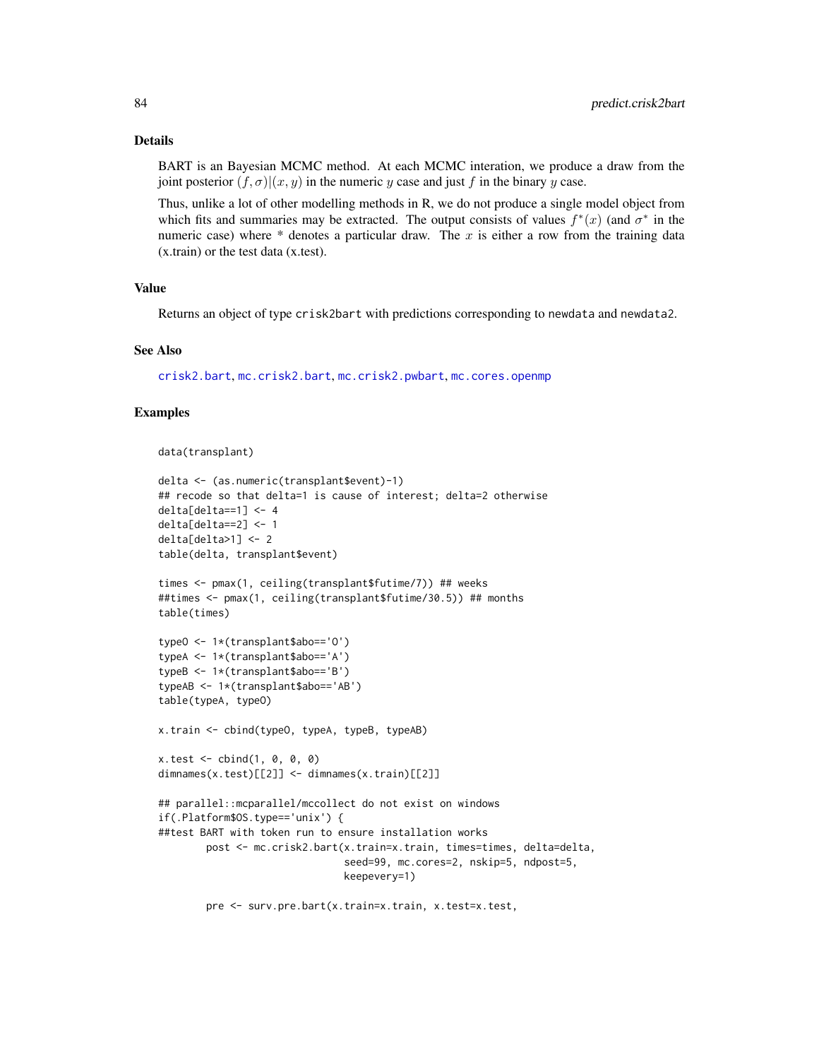### Details

BART is an Bayesian MCMC method. At each MCMC interation, we produce a draw from the joint posterior $(f, \sigma)|(x, y)$ in the numeric $y$ case and just $f$ in the binary $y$ case.

Thus, unlike a lot of other modelling methods in R, we do not produce a single model object from which fits and summaries may be extracted. The output consists of values $f^*(x)$ (and $\sigma^*$ in the numeric case) where * denotes a particular draw. The $x$ is either a row from the training data (x.train) or the test data (x.test).

### Value

Returns an object of type `crisk2bart` with predictions corresponding to `newdata` and `newdata2`.

### See Also

`crisk2.bart`, `mc.crisk2.bart`, `mc.crisk2.pwbart`, `mc.cores.openmp`

### Examples

```
data(transplant)

delta <- (as.numeric(transplant$event)-1)
## recode so that delta=1 is cause of interest; delta=2 otherwise
delta[delta==1] <- 4
delta[delta==2] <- 1
delta[delta>1] <- 2
table(delta, transplant$event)

times <- pmax(1, ceiling(transplant$futime/7)) ## weeks
##times <- pmax(1, ceiling(transplant$futime/30.5)) ## months
table(times)

typeO <- 1*(transplant$abo=='O')
typeA <- 1*(transplant$abo=='A')
typeB <- 1*(transplant$abo=='B')
typeAB <- 1*(transplant$abo=='AB')
table(typeA, typeO)

x.train <- cbind(typeO, typeA, typeB, typeAB)

x.test <- cbind(1, 0, 0, 0)
dimnames(x.test)[[2]] <- dimnames(x.train)[[2]]

## parallel::mcparallel/mccollect do not exist on windows
if(.Platform$OS.type=='unix') {
##test BART with token run to ensure installation works
        post <- mc.crisk2.bart(x.train=x.train, times=times, delta=delta,
                               seed=99, mc.cores=2, nskip=5, ndpost=5,
                               keepevery=1)

        pre <- surv.pre.bart(x.train=x.train, x.test=x.test,
```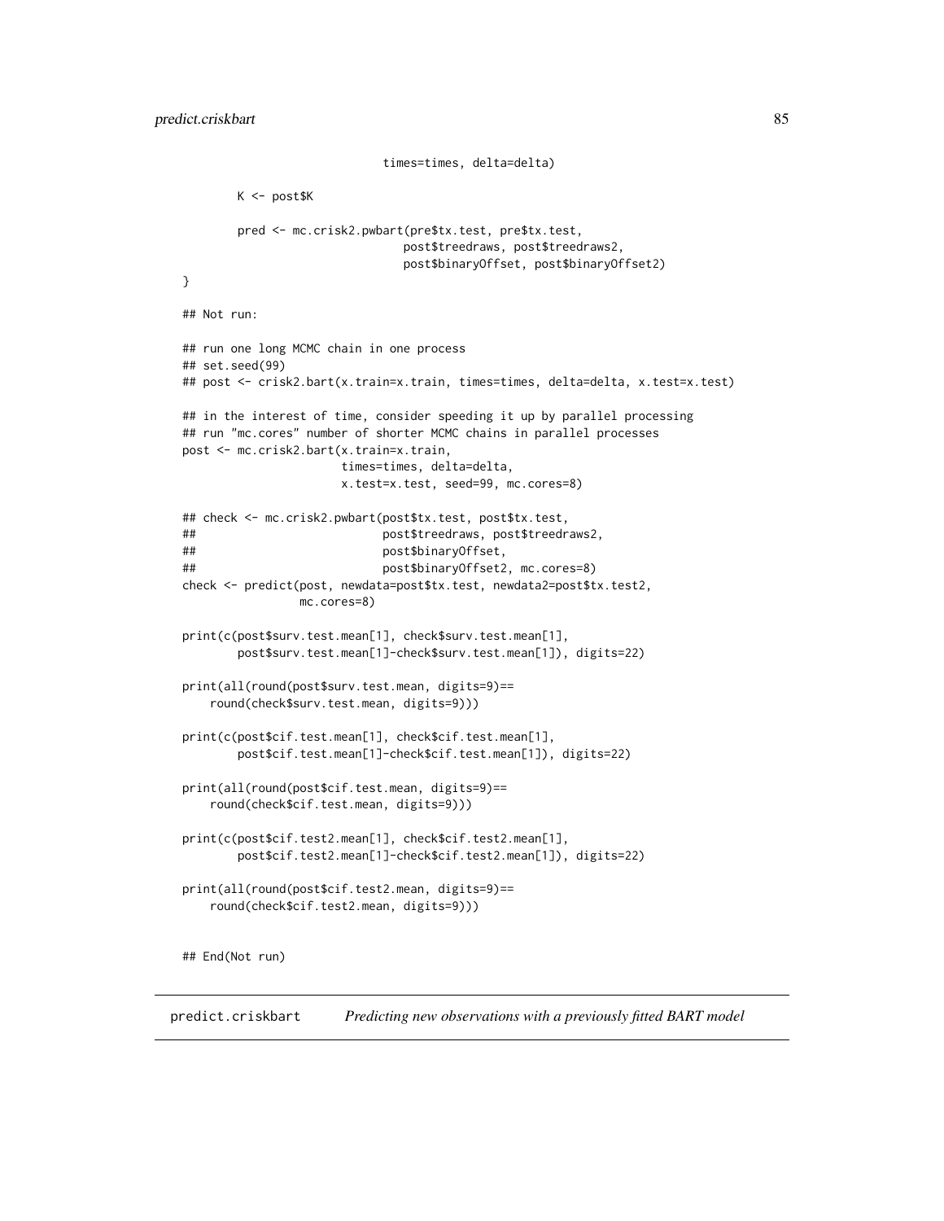```
                              times=times, delta=delta)

        K <- post$K

        pred <- mc.crisk2.pwbart(pre$tx.test, pre$tx.test,
                                 post$treedraws, post$treedraws2,
                                 post$binaryOffset, post$binaryOffset2)
}

## Not run:

## run one long MCMC chain in one process
## set.seed(99)
## post <- crisk2.bart(x.train=x.train, times=times, delta=delta, x.test=x.test)

## in the interest of time, consider speeding it up by parallel processing
## run "mc.cores" number of shorter MCMC chains in parallel processes
post <- mc.crisk2.bart(x.train=x.train,
                       times=times, delta=delta,
                       x.test=x.test, seed=99, mc.cores=8)

## check <- mc.crisk2.pwbart(post$tx.test, post$tx.test,
##                           post$treedraws, post$treedraws2,
##                           post$binaryOffset,
##                           post$binaryOffset2, mc.cores=8)
check <- predict(post, newdata=post$tx.test, newdata2=post$tx.test2,
                 mc.cores=8)

print(c(post$surv.test.mean[1], check$surv.test.mean[1],
        post$surv.test.mean[1]-check$surv.test.mean[1]), digits=22)

print(all(round(post$surv.test.mean, digits=9)==
    round(check$surv.test.mean, digits=9)))

print(c(post$cif.test.mean[1], check$cif.test.mean[1],
        post$cif.test.mean[1]-check$cif.test.mean[1]), digits=22)

print(all(round(post$cif.test.mean, digits=9)==
    round(check$cif.test.mean, digits=9)))

print(c(post$cif.test2.mean[1], check$cif.test2.mean[1],
        post$cif.test2.mean[1]-check$cif.test2.mean[1]), digits=22)

print(all(round(post$cif.test2.mean, digits=9)==
    round(check$cif.test2.mean, digits=9)))


## End(Not run)
```

## predict.criskbart *Predicting new observations with a previously fitted BART model*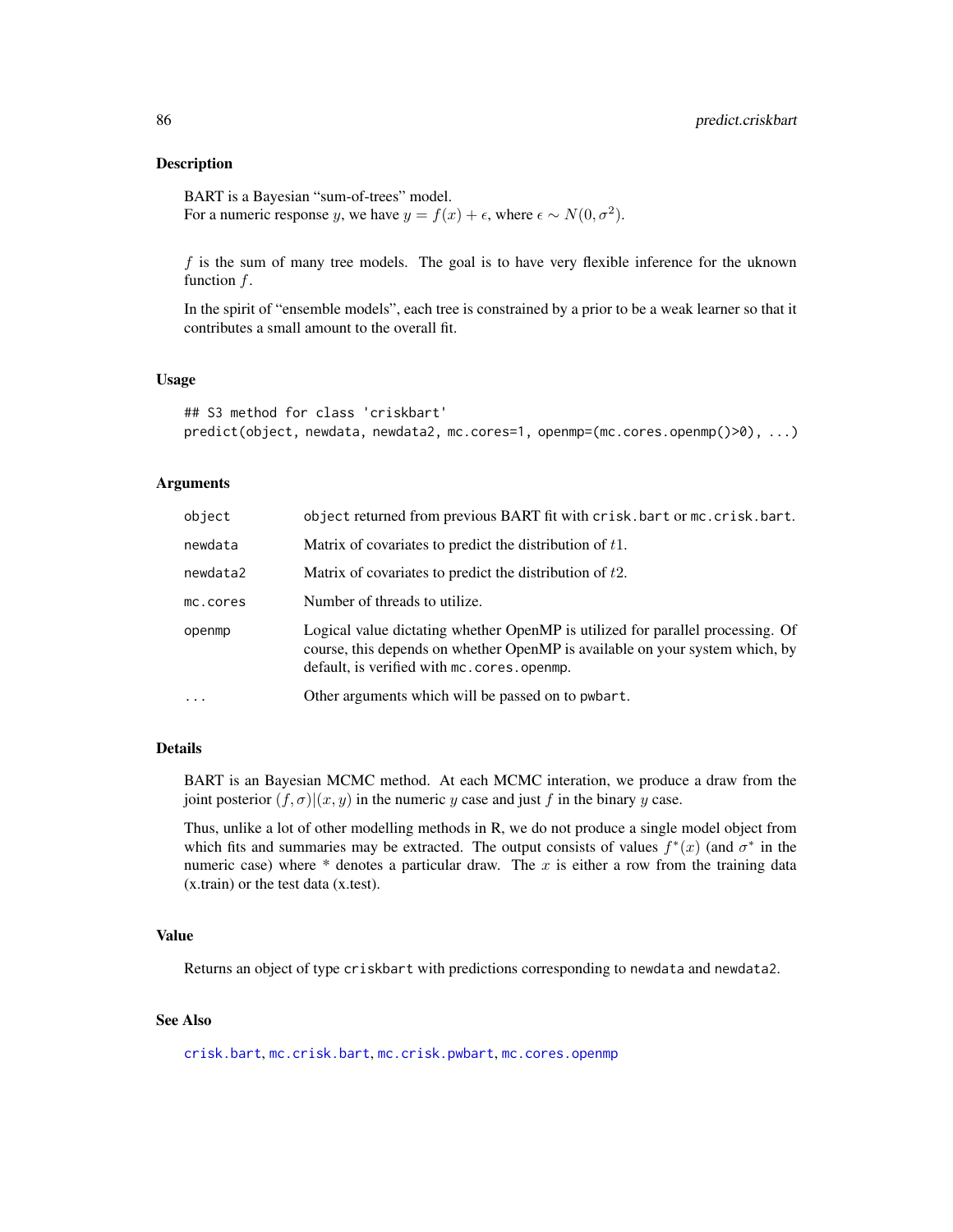## Description

BART is a Bayesian "sum-of-trees" model.
For a numeric response $y$, we have $y = f(x) + \epsilon$, where $\epsilon \sim N(0, \sigma^2)$.

$f$ is the sum of many tree models. The goal is to have very flexible inference for the uknown function $f$.

In the spirit of "ensemble models", each tree is constrained by a prior to be a weak learner so that it contributes a small amount to the overall fit.

## Usage

```
## S3 method for class 'criskbart'
predict(object, newdata, newdata2, mc.cores=1, openmp=(mc.cores.openmp()>0), ...)
```

## Arguments

| | |
|---|---|
| object | object returned from previous BART fit with crisk.bart or mc.crisk.bart. |
| newdata | Matrix of covariates to predict the distribution of $t1$. |
| newdata2 | Matrix of covariates to predict the distribution of $t2$. |
| mc.cores | Number of threads to utilize. |
| openmp | Logical value dictating whether OpenMP is utilized for parallel processing. Of course, this depends on whether OpenMP is available on your system which, by default, is verified with mc.cores.openmp. |
| ... | Other arguments which will be passed on to pwbart. |

## Details

BART is an Bayesian MCMC method. At each MCMC interation, we produce a draw from the joint posterior $(f, \sigma)|(x, y)$ in the numeric $y$ case and just $f$ in the binary $y$ case.

Thus, unlike a lot of other modelling methods in R, we do not produce a single model object from which fits and summaries may be extracted. The output consists of values $f^*(x)$ (and $\sigma^*$ in the numeric case) where * denotes a particular draw. The $x$ is either a row from the training data (x.train) or the test data (x.test).

## Value

Returns an object of type criskbart with predictions corresponding to newdata and newdata2.

## See Also

crisk.bart, mc.crisk.bart, mc.crisk.pwbart, mc.cores.openmp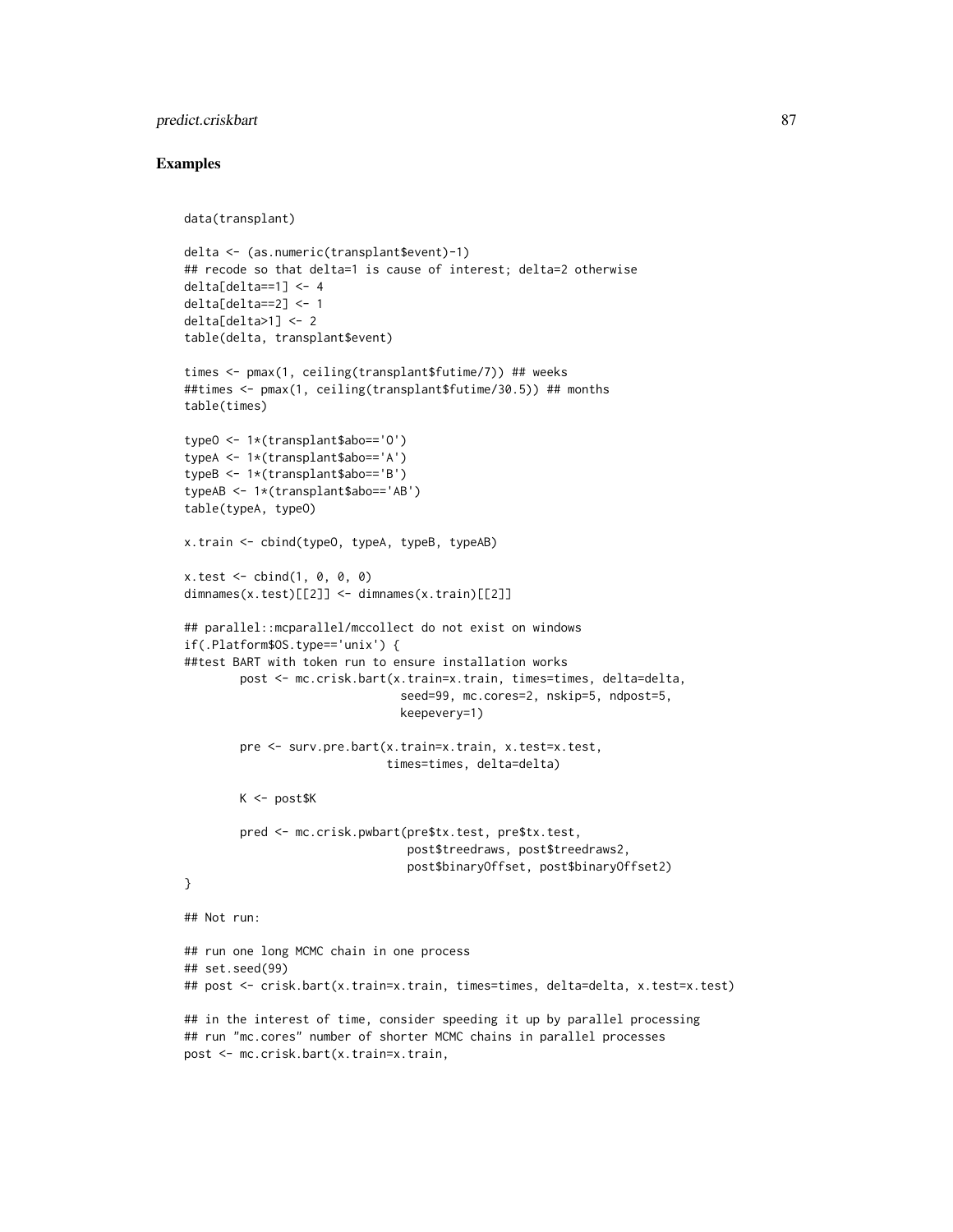## Examples

```
data(transplant)

delta <- (as.numeric(transplant$event)-1)
## recode so that delta=1 is cause of interest; delta=2 otherwise
delta[delta==1] <- 4
delta[delta==2] <- 1
delta[delta>1] <- 2
table(delta, transplant$event)

times <- pmax(1, ceiling(transplant$futime/7)) ## weeks
##times <- pmax(1, ceiling(transplant$futime/30.5)) ## months
table(times)

typeO <- 1*(transplant$abo=='O')
typeA <- 1*(transplant$abo=='A')
typeB <- 1*(transplant$abo=='B')
typeAB <- 1*(transplant$abo=='AB')
table(typeA, typeO)

x.train <- cbind(typeO, typeA, typeB, typeAB)

x.test <- cbind(1, 0, 0, 0)
dimnames(x.test)[[2]] <- dimnames(x.train)[[2]]

## parallel::mcparallel/mccollect do not exist on windows
if(.Platform$OS.type=='unix') {
##test BART with token run to ensure installation works
        post <- mc.crisk.bart(x.train=x.train, times=times, delta=delta,
                              seed=99, mc.cores=2, nskip=5, ndpost=5,
                              keepevery=1)

        pre <- surv.pre.bart(x.train=x.train, x.test=x.test,
                             times=times, delta=delta)

        K <- post$K

        pred <- mc.crisk.pwbart(pre$tx.test, pre$tx.test,
                                post$treedraws, post$treedraws2,
                                post$binaryOffset, post$binaryOffset2)
}

## Not run:

## run one long MCMC chain in one process
## set.seed(99)
## post <- crisk.bart(x.train=x.train, times=times, delta=delta, x.test=x.test)

## in the interest of time, consider speeding it up by parallel processing
## run "mc.cores" number of shorter MCMC chains in parallel processes
post <- mc.crisk.bart(x.train=x.train,
```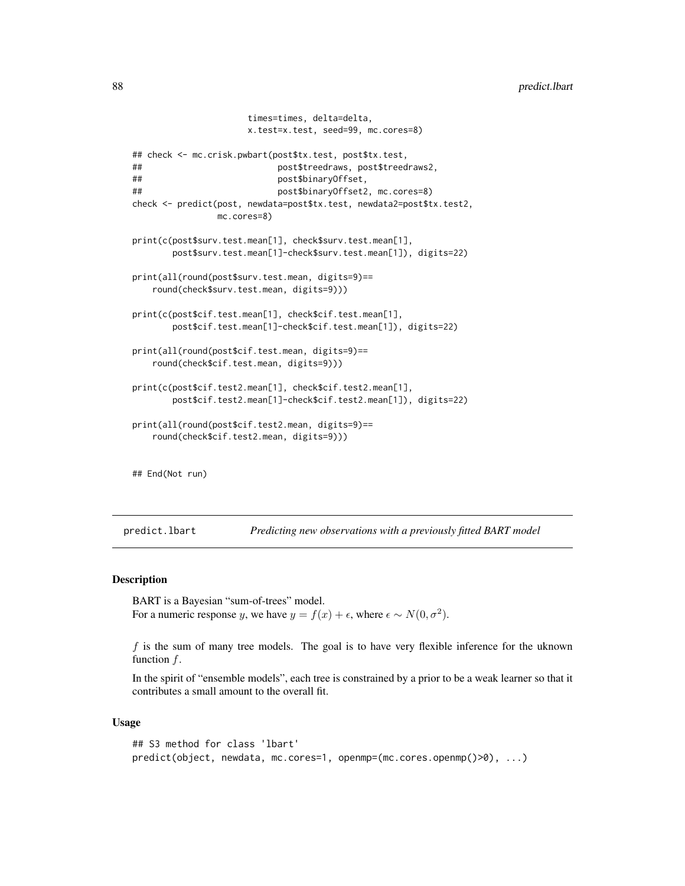```
                    times=times, delta=delta,
                    x.test=x.test, seed=99, mc.cores=8)

## check <- mc.crisk.pwbart(post$tx.test, post$tx.test,
##                          post$treedraws, post$treedraws2,
##                          post$binaryOffset,
##                          post$binaryOffset2, mc.cores=8)
check <- predict(post, newdata=post$tx.test, newdata2=post$tx.test2,
                 mc.cores=8)

print(c(post$surv.test.mean[1], check$surv.test.mean[1],
        post$surv.test.mean[1]-check$surv.test.mean[1]), digits=22)

print(all(round(post$surv.test.mean, digits=9)==
    round(check$surv.test.mean, digits=9)))

print(c(post$cif.test.mean[1], check$cif.test.mean[1],
        post$cif.test.mean[1]-check$cif.test.mean[1]), digits=22)

print(all(round(post$cif.test.mean, digits=9)==
    round(check$cif.test.mean, digits=9)))

print(c(post$cif.test2.mean[1], check$cif.test2.mean[1],
        post$cif.test2.mean[1]-check$cif.test2.mean[1]), digits=22)

print(all(round(post$cif.test2.mean, digits=9)==
    round(check$cif.test2.mean, digits=9)))


## End(Not run)
```

## predict.lbart — *Predicting new observations with a previously fitted BART model*

### Description

BART is a Bayesian "sum-of-trees" model.
For a numeric response $y$, we have $y = f(x) + \epsilon$, where $\epsilon \sim N(0, \sigma^2)$.

$f$ is the sum of many tree models. The goal is to have very flexible inference for the uknown function $f$.

In the spirit of "ensemble models", each tree is constrained by a prior to be a weak learner so that it contributes a small amount to the overall fit.

### Usage

```
## S3 method for class 'lbart'
predict(object, newdata, mc.cores=1, openmp=(mc.cores.openmp()>0), ...)
```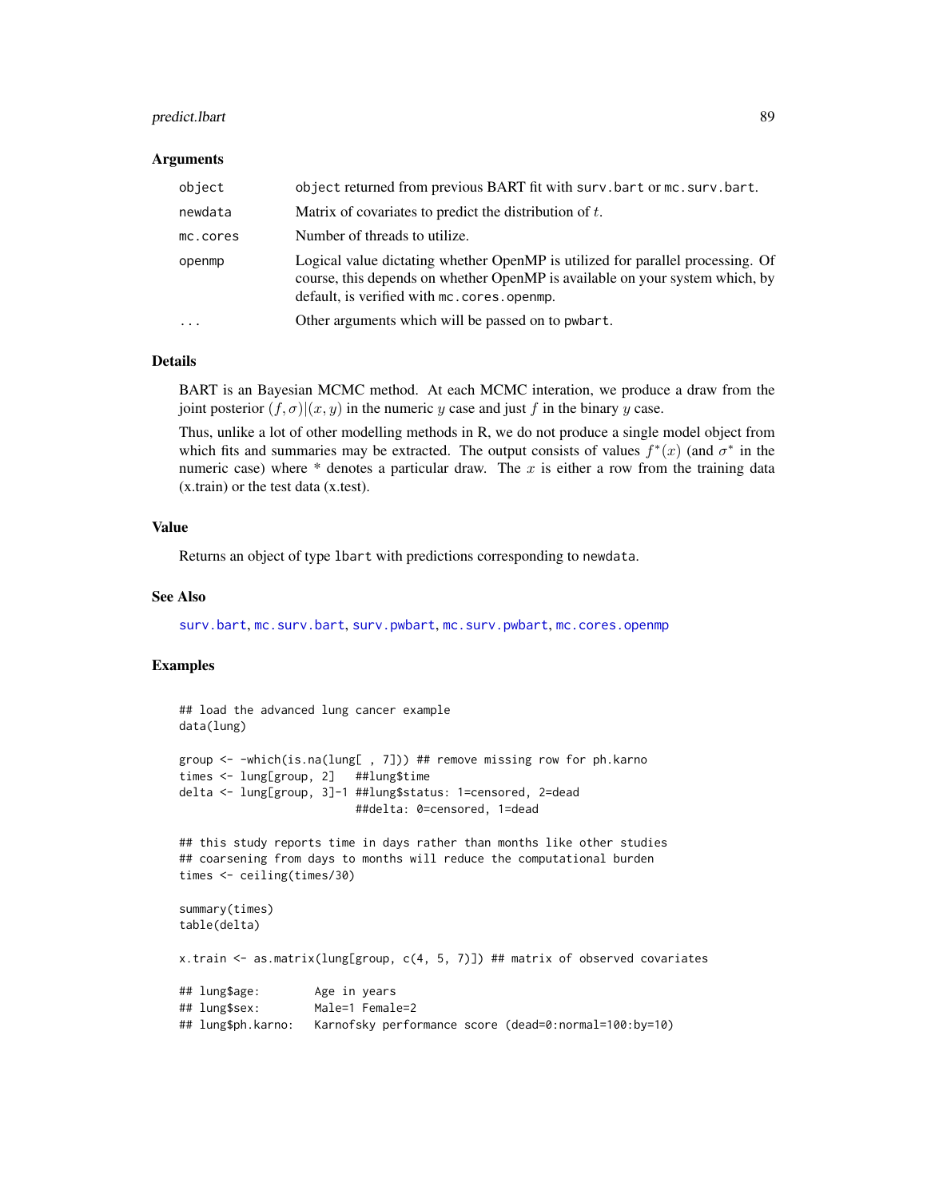## Arguments

| | |
|---|---|
| object | object returned from previous BART fit with surv.bart or mc.surv.bart. |
| newdata | Matrix of covariates to predict the distribution of $t$. |
| mc.cores | Number of threads to utilize. |
| openmp | Logical value dictating whether OpenMP is utilized for parallel processing. Of course, this depends on whether OpenMP is available on your system which, by default, is verified with mc.cores.openmp. |
| ... | Other arguments which will be passed on to pwbart. |

## Details

BART is an Bayesian MCMC method. At each MCMC interation, we produce a draw from the joint posterior $(f, \sigma)|(x, y)$ in the numeric $y$ case and just $f$ in the binary $y$ case.

Thus, unlike a lot of other modelling methods in R, we do not produce a single model object from which fits and summaries may be extracted. The output consists of values $f^*(x)$ (and $\sigma^*$ in the numeric case) where * denotes a particular draw. The $x$ is either a row from the training data (x.train) or the test data (x.test).

## Value

Returns an object of type lbart with predictions corresponding to newdata.

## See Also

surv.bart, mc.surv.bart, surv.pwbart, mc.surv.pwbart, mc.cores.openmp

## Examples

```
## load the advanced lung cancer example
data(lung)

group <- -which(is.na(lung[ , 7])) ## remove missing row for ph.karno
times <- lung[group, 2]   ##lung$time
delta <- lung[group, 3]-1 ##lung$status: 1=censored, 2=dead
                          ##delta: 0=censored, 1=dead

## this study reports time in days rather than months like other studies
## coarsening from days to months will reduce the computational burden
times <- ceiling(times/30)

summary(times)
table(delta)

x.train <- as.matrix(lung[group, c(4, 5, 7)]) ## matrix of observed covariates

## lung$age:        Age in years
## lung$sex:        Male=1 Female=2
## lung$ph.karno:   Karnofsky performance score (dead=0:normal=100:by=10)
```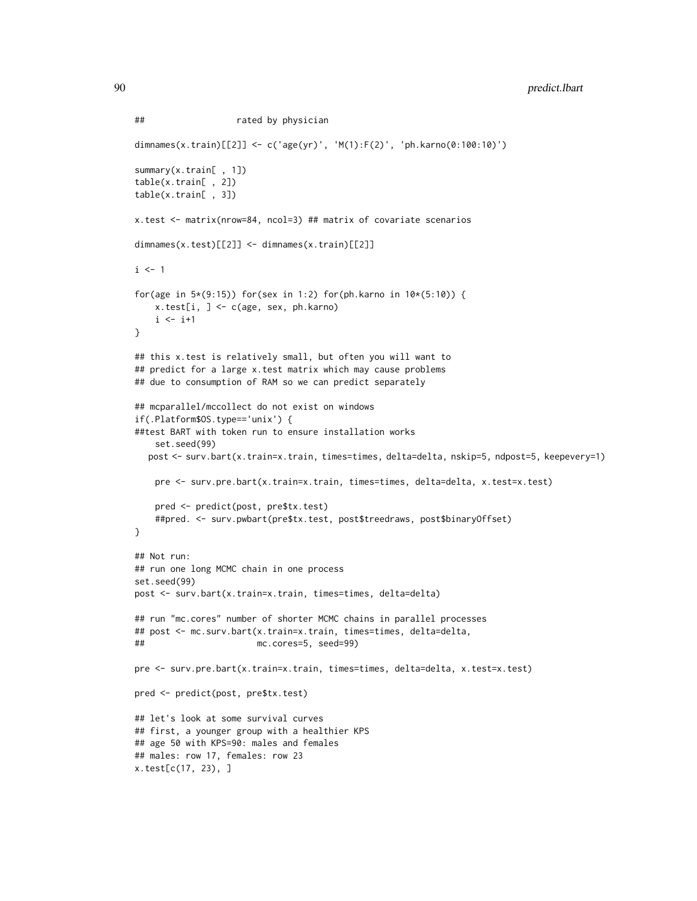```
##                  rated by physician

dimnames(x.train)[[2]] <- c('age(yr)', 'M(1):F(2)', 'ph.karno(0:100:10)')

summary(x.train[ , 1])
table(x.train[ , 2])
table(x.train[ , 3])

x.test <- matrix(nrow=84, ncol=3) ## matrix of covariate scenarios

dimnames(x.test)[[2]] <- dimnames(x.train)[[2]]

i <- 1

for(age in 5*(9:15)) for(sex in 1:2) for(ph.karno in 10*(5:10)) {
    x.test[i, ] <- c(age, sex, ph.karno)
    i <- i+1
}

## this x.test is relatively small, but often you will want to
## predict for a large x.test matrix which may cause problems
## due to consumption of RAM so we can predict separately

## mcparallel/mccollect do not exist on windows
if(.Platform$OS.type=='unix') {
##test BART with token run to ensure installation works
    set.seed(99)
   post <- surv.bart(x.train=x.train, times=times, delta=delta, nskip=5, ndpost=5, keepevery=1)

    pre <- surv.pre.bart(x.train=x.train, times=times, delta=delta, x.test=x.test)

    pred <- predict(post, pre$tx.test)
    ##pred. <- surv.pwbart(pre$tx.test, post$treedraws, post$binaryOffset)
}

## Not run:
## run one long MCMC chain in one process
set.seed(99)
post <- surv.bart(x.train=x.train, times=times, delta=delta)

## run "mc.cores" number of shorter MCMC chains in parallel processes
## post <- mc.surv.bart(x.train=x.train, times=times, delta=delta,
##                      mc.cores=5, seed=99)

pre <- surv.pre.bart(x.train=x.train, times=times, delta=delta, x.test=x.test)

pred <- predict(post, pre$tx.test)

## let's look at some survival curves
## first, a younger group with a healthier KPS
## age 50 with KPS=90: males and females
## males: row 17, females: row 23
x.test[c(17, 23), ]
```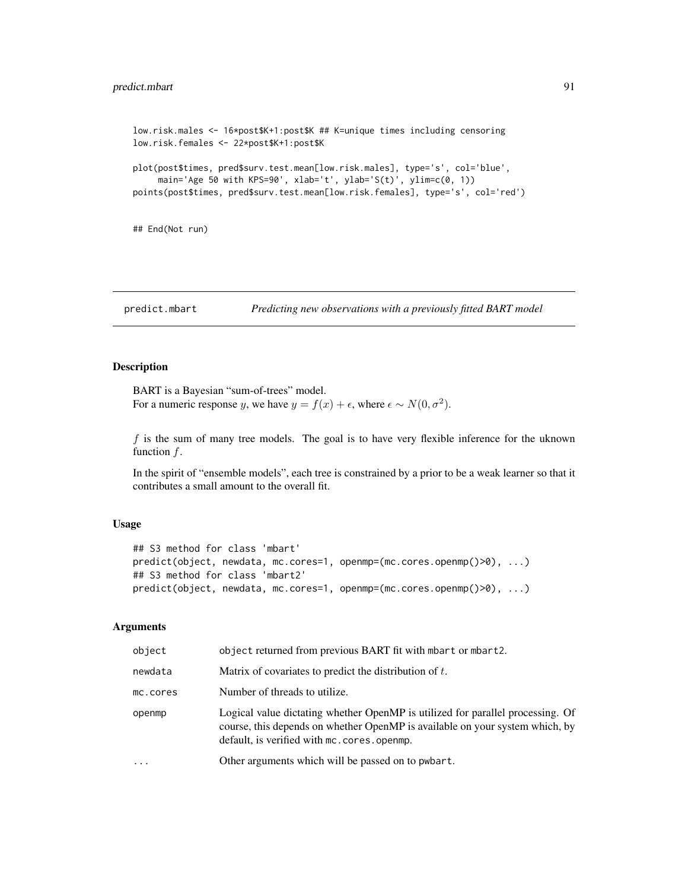```
low.risk.males <- 16*post$K+1:post$K ## K=unique times including censoring
low.risk.females <- 22*post$K+1:post$K

plot(post$times, pred$surv.test.mean[low.risk.males], type='s', col='blue',
     main='Age 50 with KPS=90', xlab='t', ylab='S(t)', ylim=c(0, 1))
points(post$times, pred$surv.test.mean[low.risk.females], type='s', col='red')


## End(Not run)
```

---

## predict.mbart — *Predicting new observations with a previously fitted BART model*

---

### Description

BART is a Bayesian "sum-of-trees" model.
For a numeric response $y$, we have $y = f(x) + \epsilon$, where $\epsilon \sim N(0, \sigma^2)$.

$f$ is the sum of many tree models. The goal is to have very flexible inference for the uknown function $f$.

In the spirit of "ensemble models", each tree is constrained by a prior to be a weak learner so that it contributes a small amount to the overall fit.

### Usage

```
## S3 method for class 'mbart'
predict(object, newdata, mc.cores=1, openmp=(mc.cores.openmp()>0), ...)
## S3 method for class 'mbart2'
predict(object, newdata, mc.cores=1, openmp=(mc.cores.openmp()>0), ...)
```

### Arguments

| | |
|---|---|
| object | object returned from previous BART fit with mbart or mbart2. |
| newdata | Matrix of covariates to predict the distribution of $t$. |
| mc.cores | Number of threads to utilize. |
| openmp | Logical value dictating whether OpenMP is utilized for parallel processing. Of course, this depends on whether OpenMP is available on your system which, by default, is verified with mc.cores.openmp. |
| ... | Other arguments which will be passed on to pwbart. |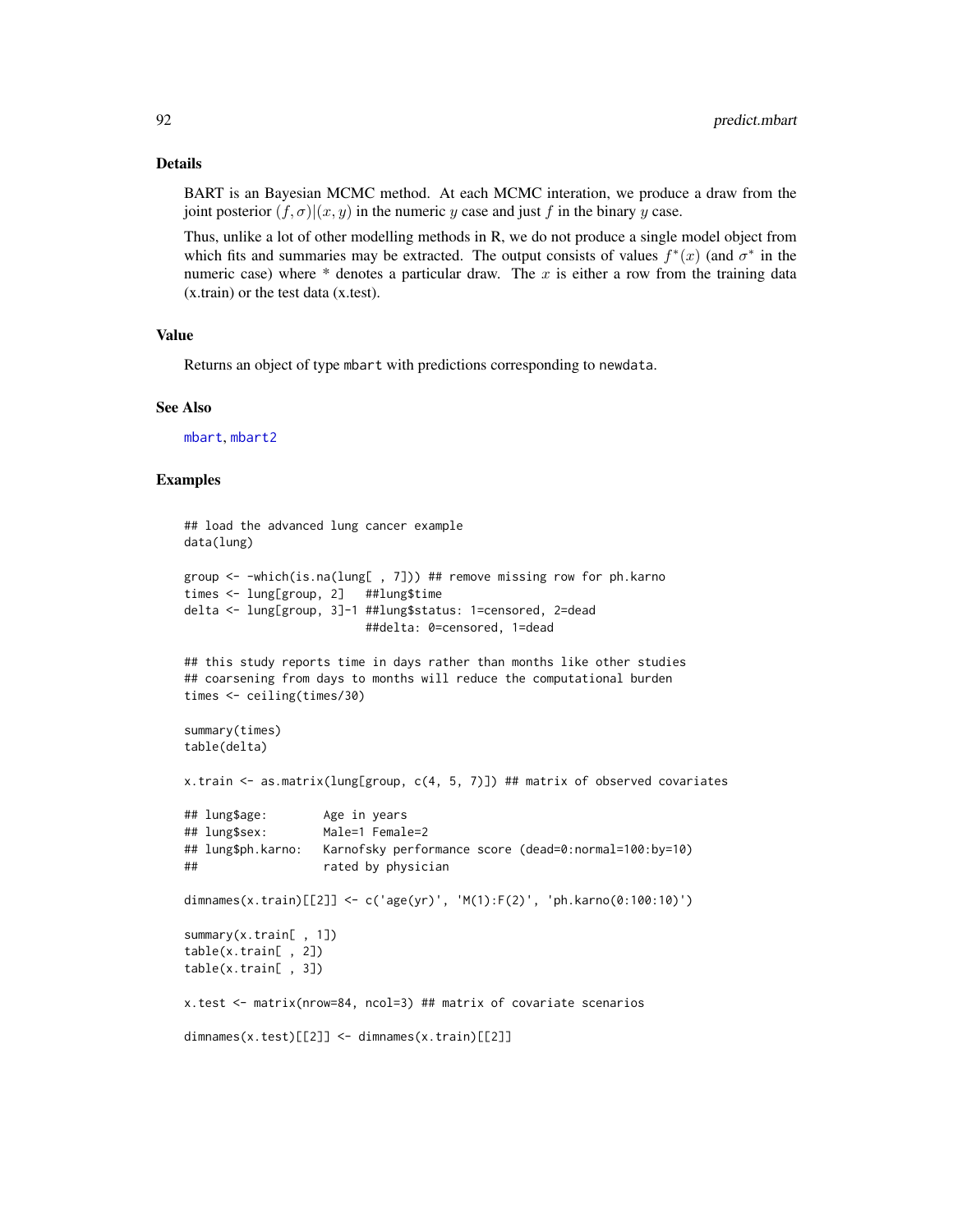## Details

BART is an Bayesian MCMC method. At each MCMC interation, we produce a draw from the joint posterior $(f, \sigma)|(x, y)$ in the numeric $y$ case and just $f$ in the binary $y$ case.

Thus, unlike a lot of other modelling methods in R, we do not produce a single model object from which fits and summaries may be extracted. The output consists of values $f^*(x)$ (and $\sigma^*$ in the numeric case) where * denotes a particular draw. The $x$ is either a row from the training data (x.train) or the test data (x.test).

## Value

Returns an object of type mbart with predictions corresponding to newdata.

## See Also

mbart, mbart2

## Examples

```
## load the advanced lung cancer example
data(lung)

group <- -which(is.na(lung[ , 7])) ## remove missing row for ph.karno
times <- lung[group, 2]   ##lung$time
delta <- lung[group, 3]-1 ##lung$status: 1=censored, 2=dead
                          ##delta: 0=censored, 1=dead

## this study reports time in days rather than months like other studies
## coarsening from days to months will reduce the computational burden
times <- ceiling(times/30)

summary(times)
table(delta)

x.train <- as.matrix(lung[group, c(4, 5, 7)]) ## matrix of observed covariates

## lung$age:        Age in years
## lung$sex:        Male=1 Female=2
## lung$ph.karno:   Karnofsky performance score (dead=0:normal=100:by=10)
##                  rated by physician

dimnames(x.train)[[2]] <- c('age(yr)', 'M(1):F(2)', 'ph.karno(0:100:10)')

summary(x.train[ , 1])
table(x.train[ , 2])
table(x.train[ , 3])

x.test <- matrix(nrow=84, ncol=3) ## matrix of covariate scenarios

dimnames(x.test)[[2]] <- dimnames(x.train)[[2]]
```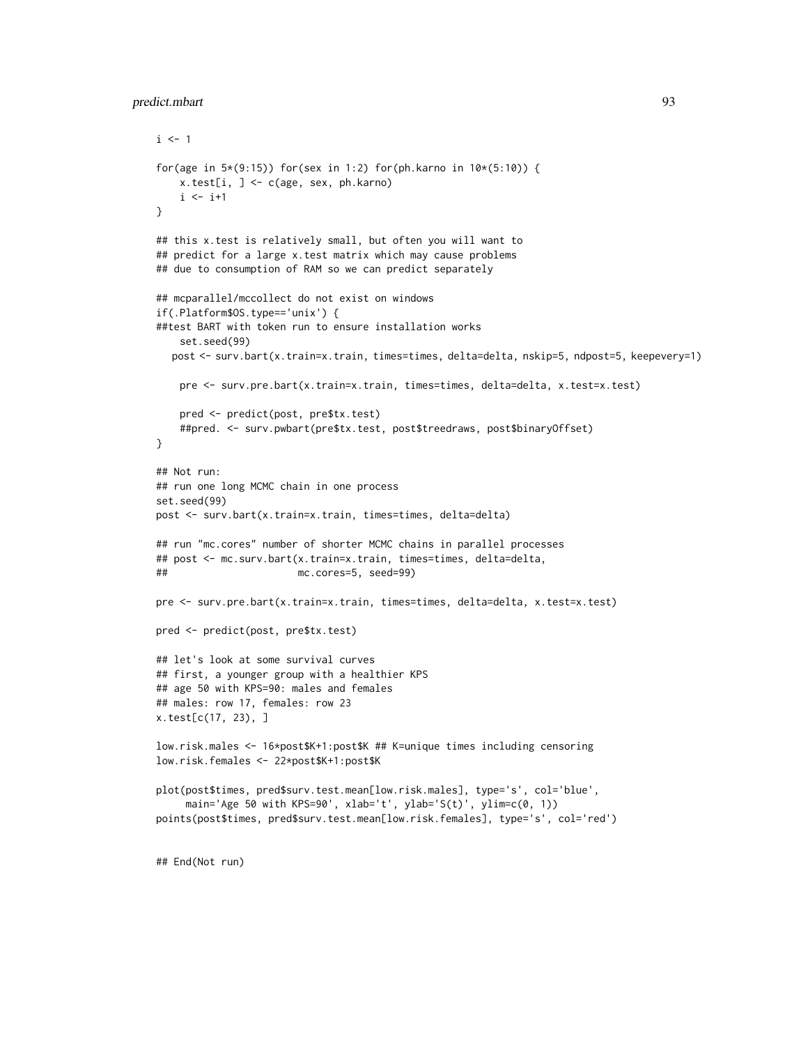```
i <- 1

for(age in 5*(9:15)) for(sex in 1:2) for(ph.karno in 10*(5:10)) {
    x.test[i, ] <- c(age, sex, ph.karno)
    i <- i+1
}

## this x.test is relatively small, but often you will want to
## predict for a large x.test matrix which may cause problems
## due to consumption of RAM so we can predict separately

## mcparallel/mccollect do not exist on windows
if(.Platform$OS.type=='unix') {
##test BART with token run to ensure installation works
    set.seed(99)
   post <- surv.bart(x.train=x.train, times=times, delta=delta, nskip=5, ndpost=5, keepevery=1)

    pre <- surv.pre.bart(x.train=x.train, times=times, delta=delta, x.test=x.test)

    pred <- predict(post, pre$tx.test)
    ##pred. <- surv.pwbart(pre$tx.test, post$treedraws, post$binaryOffset)
}

## Not run:
## run one long MCMC chain in one process
set.seed(99)
post <- surv.bart(x.train=x.train, times=times, delta=delta)

## run "mc.cores" number of shorter MCMC chains in parallel processes
## post <- mc.surv.bart(x.train=x.train, times=times, delta=delta,
##                      mc.cores=5, seed=99)

pre <- surv.pre.bart(x.train=x.train, times=times, delta=delta, x.test=x.test)

pred <- predict(post, pre$tx.test)

## let's look at some survival curves
## first, a younger group with a healthier KPS
## age 50 with KPS=90: males and females
## males: row 17, females: row 23
x.test[c(17, 23), ]

low.risk.males <- 16*post$K+1:post$K ## K=unique times including censoring
low.risk.females <- 22*post$K+1:post$K

plot(post$times, pred$surv.test.mean[low.risk.males], type='s', col='blue',
     main='Age 50 with KPS=90', xlab='t', ylab='S(t)', ylim=c(0, 1))
points(post$times, pred$surv.test.mean[low.risk.females], type='s', col='red')


## End(Not run)
```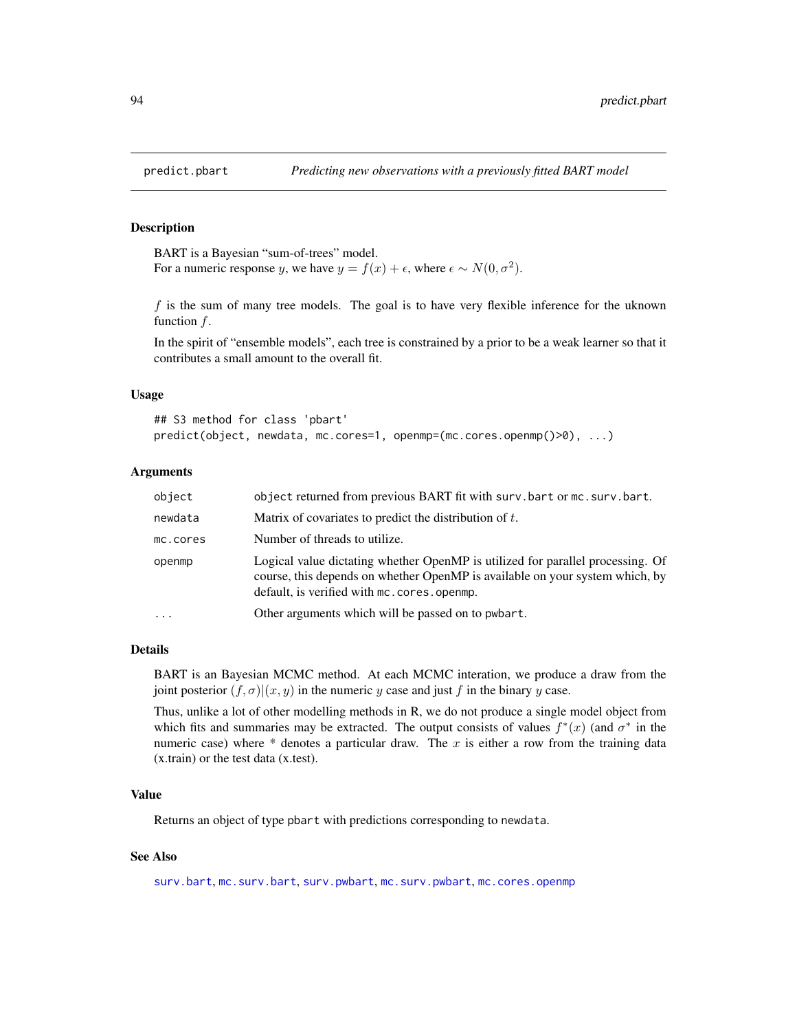predict.pbart — *Predicting new observations with a previously fitted BART model*

## Description

BART is a Bayesian "sum-of-trees" model.
For a numeric response $y$, we have $y = f(x) + \epsilon$, where $\epsilon \sim N(0, \sigma^2)$.

$f$ is the sum of many tree models. The goal is to have very flexible inference for the uknown function $f$.

In the spirit of "ensemble models", each tree is constrained by a prior to be a weak learner so that it contributes a small amount to the overall fit.

## Usage

```
## S3 method for class 'pbart'
predict(object, newdata, mc.cores=1, openmp=(mc.cores.openmp()>0), ...)
```

## Arguments

| | |
|---|---|
| `object` | `object` returned from previous BART fit with `surv.bart` or `mc.surv.bart`. |
| `newdata` | Matrix of covariates to predict the distribution of $t$. |
| `mc.cores` | Number of threads to utilize. |
| `openmp` | Logical value dictating whether OpenMP is utilized for parallel processing. Of course, this depends on whether OpenMP is available on your system which, by default, is verified with `mc.cores.openmp`. |
| `...` | Other arguments which will be passed on to `pwbart`. |

## Details

BART is an Bayesian MCMC method. At each MCMC interation, we produce a draw from the joint posterior $(f, \sigma)|(x, y)$ in the numeric $y$ case and just $f$ in the binary $y$ case.

Thus, unlike a lot of other modelling methods in R, we do not produce a single model object from which fits and summaries may be extracted. The output consists of values $f^*(x)$ (and $\sigma^*$ in the numeric case) where * denotes a particular draw. The $x$ is either a row from the training data (x.train) or the test data (x.test).

## Value

Returns an object of type `pbart` with predictions corresponding to `newdata`.

## See Also

`surv.bart`, `mc.surv.bart`, `surv.pwbart`, `mc.surv.pwbart`, `mc.cores.openmp`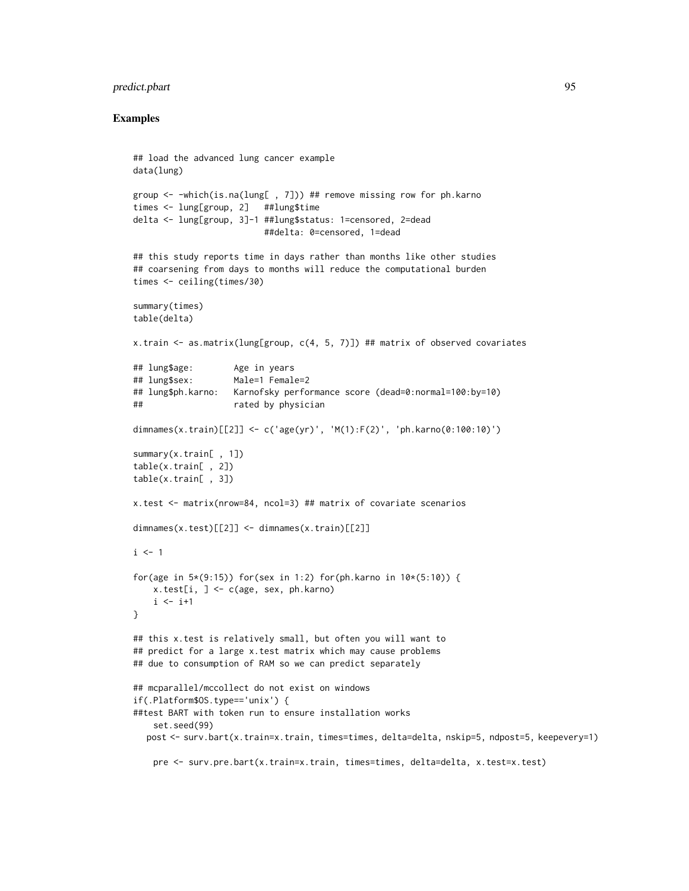## Examples

```
## load the advanced lung cancer example
data(lung)

group <- -which(is.na(lung[ , 7])) ## remove missing row for ph.karno
times <- lung[group, 2]   ##lung$time
delta <- lung[group, 3]-1 ##lung$status: 1=censored, 2=dead
                          ##delta: 0=censored, 1=dead

## this study reports time in days rather than months like other studies
## coarsening from days to months will reduce the computational burden
times <- ceiling(times/30)

summary(times)
table(delta)

x.train <- as.matrix(lung[group, c(4, 5, 7)]) ## matrix of observed covariates

## lung$age:        Age in years
## lung$sex:        Male=1 Female=2
## lung$ph.karno:   Karnofsky performance score (dead=0:normal=100:by=10)
##                  rated by physician

dimnames(x.train)[[2]] <- c('age(yr)', 'M(1):F(2)', 'ph.karno(0:100:10)')

summary(x.train[ , 1])
table(x.train[ , 2])
table(x.train[ , 3])

x.test <- matrix(nrow=84, ncol=3) ## matrix of covariate scenarios

dimnames(x.test)[[2]] <- dimnames(x.train)[[2]]

i <- 1

for(age in 5*(9:15)) for(sex in 1:2) for(ph.karno in 10*(5:10)) {
    x.test[i, ] <- c(age, sex, ph.karno)
    i <- i+1
}

## this x.test is relatively small, but often you will want to
## predict for a large x.test matrix which may cause problems
## due to consumption of RAM so we can predict separately

## mcparallel/mccollect do not exist on windows
if(.Platform$OS.type=='unix') {
##test BART with token run to ensure installation works
    set.seed(99)
   post <- surv.bart(x.train=x.train, times=times, delta=delta, nskip=5, ndpost=5, keepevery=1)

    pre <- surv.pre.bart(x.train=x.train, times=times, delta=delta, x.test=x.test)
```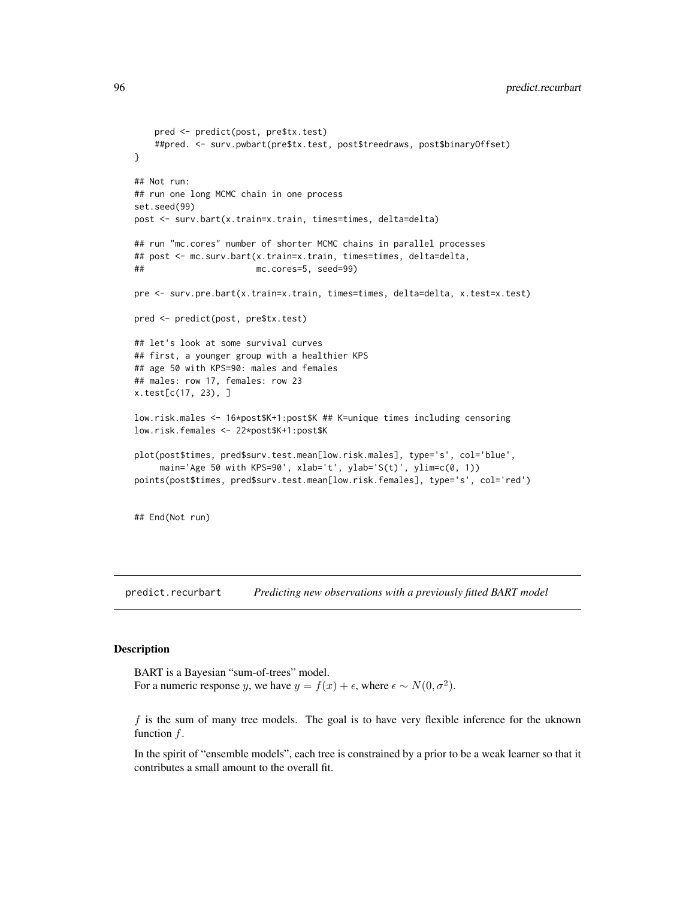```
    pred <- predict(post, pre$tx.test)
    ##pred. <- surv.pwbart(pre$tx.test, post$treedraws, post$binaryOffset)
}

## Not run:
## run one long MCMC chain in one process
set.seed(99)
post <- surv.bart(x.train=x.train, times=times, delta=delta)

## run "mc.cores" number of shorter MCMC chains in parallel processes
## post <- mc.surv.bart(x.train=x.train, times=times, delta=delta,
##                      mc.cores=5, seed=99)

pre <- surv.pre.bart(x.train=x.train, times=times, delta=delta, x.test=x.test)

pred <- predict(post, pre$tx.test)

## let's look at some survival curves
## first, a younger group with a healthier KPS
## age 50 with KPS=90: males and females
## males: row 17, females: row 23
x.test[c(17, 23), ]

low.risk.males <- 16*post$K+1:post$K ## K=unique times including censoring
low.risk.females <- 22*post$K+1:post$K

plot(post$times, pred$surv.test.mean[low.risk.males], type='s', col='blue',
     main='Age 50 with KPS=90', xlab='t', ylab='S(t)', ylim=c(0, 1))
points(post$times, pred$surv.test.mean[low.risk.females], type='s', col='red')


## End(Not run)
```

---

`predict.recurbart` *Predicting new observations with a previously fitted BART model*

---

## Description

BART is a Bayesian "sum-of-trees" model.
For a numeric response $y$, we have $y = f(x) + \epsilon$, where $\epsilon \sim N(0, \sigma^2)$.

$f$ is the sum of many tree models. The goal is to have very flexible inference for the uknown function $f$.

In the spirit of "ensemble models", each tree is constrained by a prior to be a weak learner so that it contributes a small amount to the overall fit.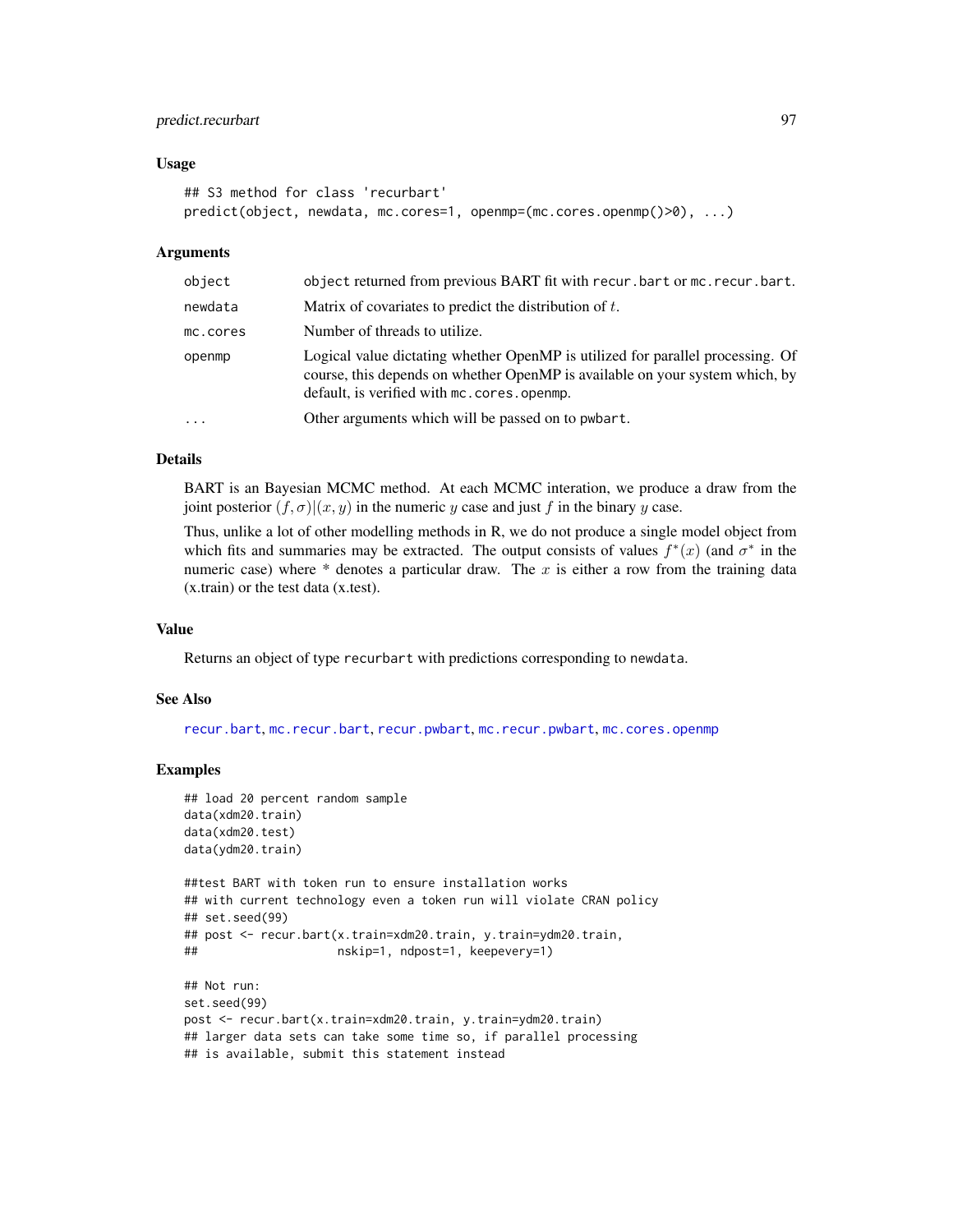## Usage

```
## S3 method for class 'recurbart'
predict(object, newdata, mc.cores=1, openmp=(mc.cores.openmp()>0), ...)
```

## Arguments

| | |
|---|---|
| object | object returned from previous BART fit with recur.bart or mc.recur.bart. |
| newdata | Matrix of covariates to predict the distribution of $t$. |
| mc.cores | Number of threads to utilize. |
| openmp | Logical value dictating whether OpenMP is utilized for parallel processing. Of course, this depends on whether OpenMP is available on your system which, by default, is verified with mc.cores.openmp. |
| ... | Other arguments which will be passed on to pwbart. |

## Details

BART is an Bayesian MCMC method. At each MCMC interation, we produce a draw from the joint posterior $(f, \sigma)|(x, y)$ in the numeric $y$ case and just $f$ in the binary $y$ case.

Thus, unlike a lot of other modelling methods in R, we do not produce a single model object from which fits and summaries may be extracted. The output consists of values $f^*(x)$ (and $\sigma^*$ in the numeric case) where * denotes a particular draw. The $x$ is either a row from the training data (x.train) or the test data (x.test).

## Value

Returns an object of type recurbart with predictions corresponding to newdata.

## See Also

recur.bart, mc.recur.bart, recur.pwbart, mc.recur.pwbart, mc.cores.openmp

## Examples

```
## load 20 percent random sample
data(xdm20.train)
data(xdm20.test)
data(ydm20.train)

##test BART with token run to ensure installation works
## with current technology even a token run will violate CRAN policy
## set.seed(99)
## post <- recur.bart(x.train=xdm20.train, y.train=ydm20.train,
##                    nskip=1, ndpost=1, keepevery=1)

## Not run:
set.seed(99)
post <- recur.bart(x.train=xdm20.train, y.train=ydm20.train)
## larger data sets can take some time so, if parallel processing
## is available, submit this statement instead
```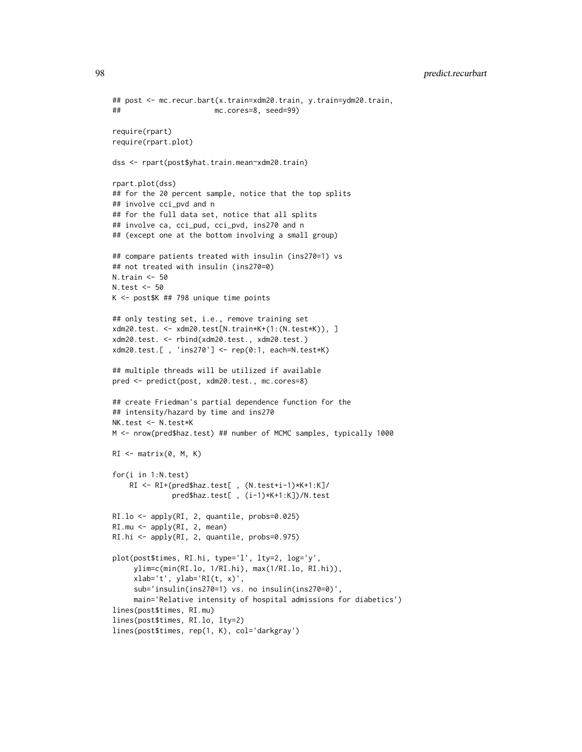```
## post <- mc.recur.bart(x.train=xdm20.train, y.train=ydm20.train,
##                       mc.cores=8, seed=99)

require(rpart)
require(rpart.plot)

dss <- rpart(post$yhat.train.mean~xdm20.train)

rpart.plot(dss)
## for the 20 percent sample, notice that the top splits
## involve cci_pvd and n
## for the full data set, notice that all splits
## involve ca, cci_pud, cci_pvd, ins270 and n
## (except one at the bottom involving a small group)

## compare patients treated with insulin (ins270=1) vs
## not treated with insulin (ins270=0)
N.train <- 50
N.test <- 50
K <- post$K ## 798 unique time points

## only testing set, i.e., remove training set
xdm20.test. <- xdm20.test[N.train*K+(1:(N.test*K)), ]
xdm20.test. <- rbind(xdm20.test., xdm20.test.)
xdm20.test.[ , 'ins270'] <- rep(0:1, each=N.test*K)

## multiple threads will be utilized if available
pred <- predict(post, xdm20.test., mc.cores=8)

## create Friedman's partial dependence function for the
## intensity/hazard by time and ins270
NK.test <- N.test*K
M <- nrow(pred$haz.test) ## number of MCMC samples, typically 1000

RI <- matrix(0, M, K)

for(i in 1:N.test)
    RI <- RI+(pred$haz.test[ , (N.test+i-1)*K+1:K]/
              pred$haz.test[ , (i-1)*K+1:K])/N.test

RI.lo <- apply(RI, 2, quantile, probs=0.025)
RI.mu <- apply(RI, 2, mean)
RI.hi <- apply(RI, 2, quantile, probs=0.975)

plot(post$times, RI.hi, type='l', lty=2, log='y',
     ylim=c(min(RI.lo, 1/RI.hi), max(1/RI.lo, RI.hi)),
     xlab='t', ylab='RI(t, x)',
     sub='insulin(ins270=1) vs. no insulin(ins270=0)',
     main='Relative intensity of hospital admissions for diabetics')
lines(post$times, RI.mu)
lines(post$times, RI.lo, lty=2)
lines(post$times, rep(1, K), col='darkgray')
```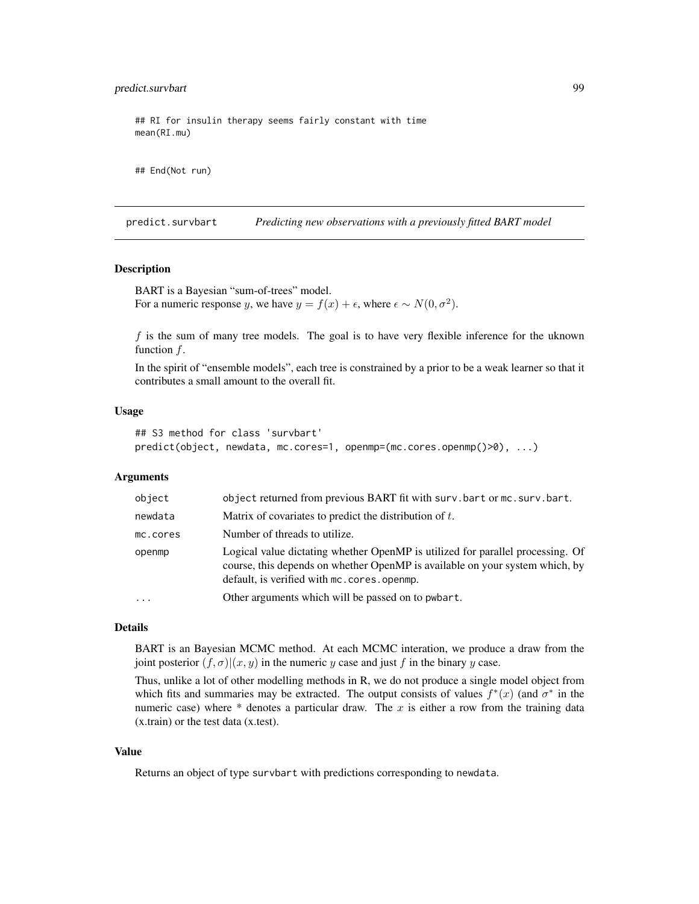```
## RI for insulin therapy seems fairly constant with time
mean(RI.mu)


## End(Not run)
```

---

predict.survbart — *Predicting new observations with a previously fitted BART model*

---

### Description

BART is a Bayesian "sum-of-trees" model.
For a numeric response $y$, we have $y = f(x) + \epsilon$, where $\epsilon \sim N(0, \sigma^2)$.

$f$ is the sum of many tree models. The goal is to have very flexible inference for the uknown function $f$.

In the spirit of "ensemble models", each tree is constrained by a prior to be a weak learner so that it contributes a small amount to the overall fit.

### Usage

```
## S3 method for class 'survbart'
predict(object, newdata, mc.cores=1, openmp=(mc.cores.openmp()>0), ...)
```

### Arguments

| | |
|---|---|
| object | object returned from previous BART fit with surv.bart or mc.surv.bart. |
| newdata | Matrix of covariates to predict the distribution of $t$. |
| mc.cores | Number of threads to utilize. |
| openmp | Logical value dictating whether OpenMP is utilized for parallel processing. Of course, this depends on whether OpenMP is available on your system which, by default, is verified with mc.cores.openmp. |
| ... | Other arguments which will be passed on to pwbart. |

### Details

BART is an Bayesian MCMC method. At each MCMC interation, we produce a draw from the joint posterior $(f, \sigma)|(x, y)$ in the numeric $y$ case and just $f$ in the binary $y$ case.

Thus, unlike a lot of other modelling methods in R, we do not produce a single model object from which fits and summaries may be extracted. The output consists of values $f^*(x)$ (and $\sigma^*$ in the numeric case) where * denotes a particular draw. The $x$ is either a row from the training data (x.train) or the test data (x.test).

### Value

Returns an object of type survbart with predictions corresponding to newdata.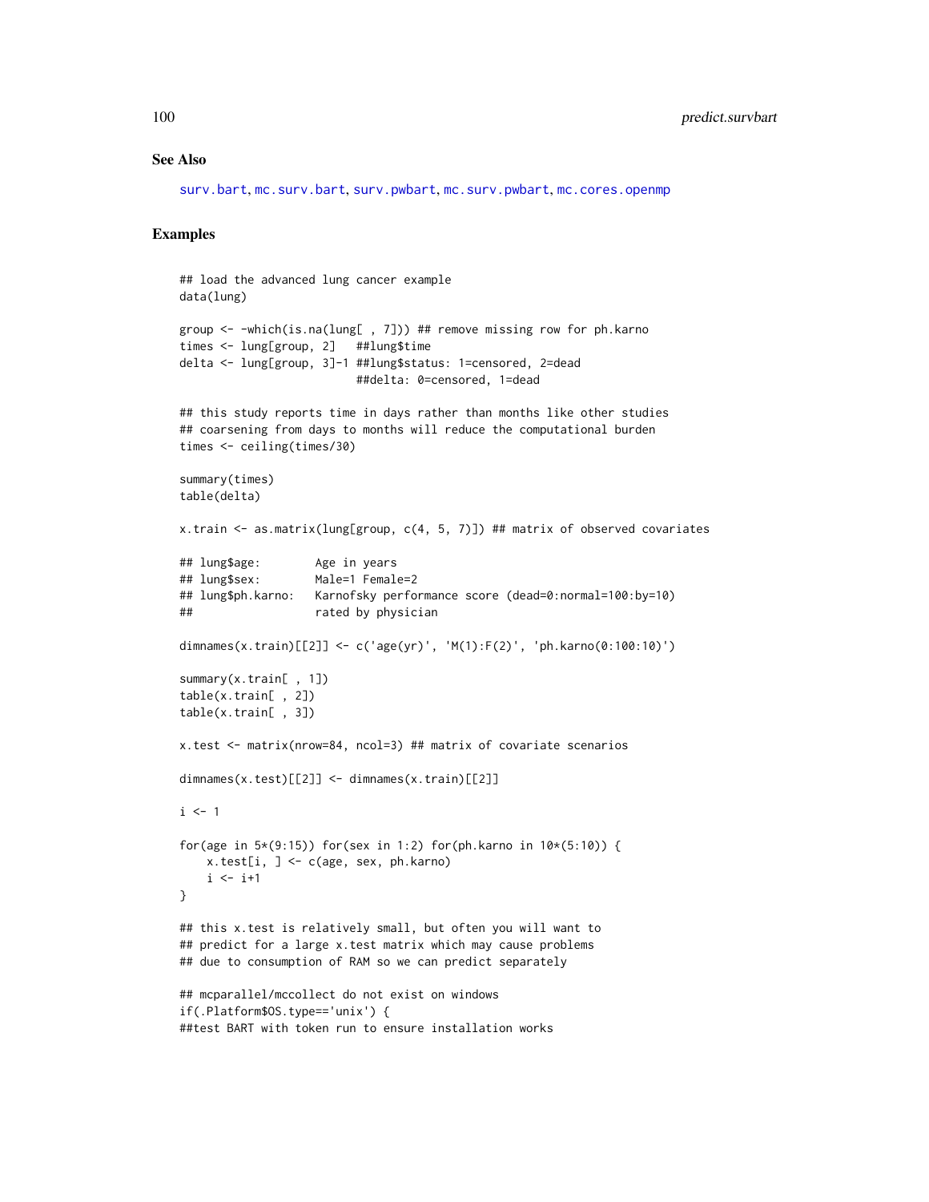## See Also

surv.bart, mc.surv.bart, surv.pwbart, mc.surv.pwbart, mc.cores.openmp

## Examples

```
## load the advanced lung cancer example
data(lung)

group <- -which(is.na(lung[ , 7])) ## remove missing row for ph.karno
times <- lung[group, 2]   ##lung$time
delta <- lung[group, 3]-1 ##lung$status: 1=censored, 2=dead
                          ##delta: 0=censored, 1=dead

## this study reports time in days rather than months like other studies
## coarsening from days to months will reduce the computational burden
times <- ceiling(times/30)

summary(times)
table(delta)

x.train <- as.matrix(lung[group, c(4, 5, 7)]) ## matrix of observed covariates

## lung$age:        Age in years
## lung$sex:        Male=1 Female=2
## lung$ph.karno:   Karnofsky performance score (dead=0:normal=100:by=10)
##                  rated by physician

dimnames(x.train)[[2]] <- c('age(yr)', 'M(1):F(2)', 'ph.karno(0:100:10)')

summary(x.train[ , 1])
table(x.train[ , 2])
table(x.train[ , 3])

x.test <- matrix(nrow=84, ncol=3) ## matrix of covariate scenarios

dimnames(x.test)[[2]] <- dimnames(x.train)[[2]]

i <- 1

for(age in 5*(9:15)) for(sex in 1:2) for(ph.karno in 10*(5:10)) {
    x.test[i, ] <- c(age, sex, ph.karno)
    i <- i+1
}

## this x.test is relatively small, but often you will want to
## predict for a large x.test matrix which may cause problems
## due to consumption of RAM so we can predict separately

## mcparallel/mccollect do not exist on windows
if(.Platform$OS.type=='unix') {
##test BART with token run to ensure installation works
```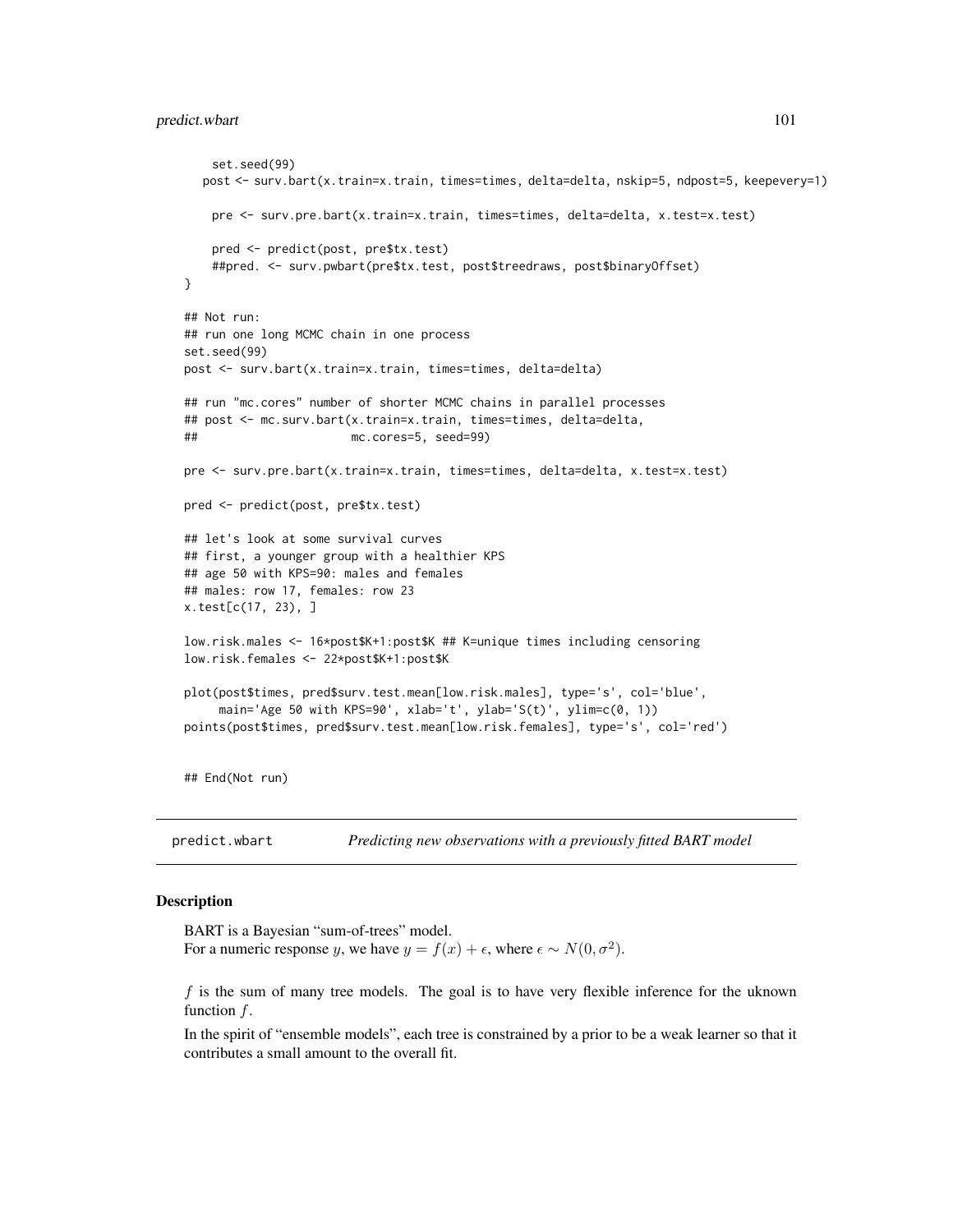```
     set.seed(99)
   post <- surv.bart(x.train=x.train, times=times, delta=delta, nskip=5, ndpost=5, keepevery=1)

     pre <- surv.pre.bart(x.train=x.train, times=times, delta=delta, x.test=x.test)

     pred <- predict(post, pre$tx.test)
     ##pred. <- surv.pwbart(pre$tx.test, post$treedraws, post$binaryOffset)
}

## Not run:
## run one long MCMC chain in one process
set.seed(99)
post <- surv.bart(x.train=x.train, times=times, delta=delta)

## run "mc.cores" number of shorter MCMC chains in parallel processes
## post <- mc.surv.bart(x.train=x.train, times=times, delta=delta,
##                      mc.cores=5, seed=99)

pre <- surv.pre.bart(x.train=x.train, times=times, delta=delta, x.test=x.test)

pred <- predict(post, pre$tx.test)

## let's look at some survival curves
## first, a younger group with a healthier KPS
## age 50 with KPS=90: males and females
## males: row 17, females: row 23
x.test[c(17, 23), ]

low.risk.males <- 16*post$K+1:post$K ## K=unique times including censoring
low.risk.females <- 22*post$K+1:post$K

plot(post$times, pred$surv.test.mean[low.risk.males], type='s', col='blue',
     main='Age 50 with KPS=90', xlab='t', ylab='S(t)', ylim=c(0, 1))
points(post$times, pred$surv.test.mean[low.risk.females], type='s', col='red')


## End(Not run)
```

## predict.wbart — *Predicting new observations with a previously fitted BART model*

### Description

BART is a Bayesian "sum-of-trees" model.
For a numeric response $y$, we have $y = f(x) + \epsilon$, where $\epsilon \sim N(0, \sigma^2)$.

$f$ is the sum of many tree models. The goal is to have very flexible inference for the uknown function $f$.

In the spirit of "ensemble models", each tree is constrained by a prior to be a weak learner so that it contributes a small amount to the overall fit.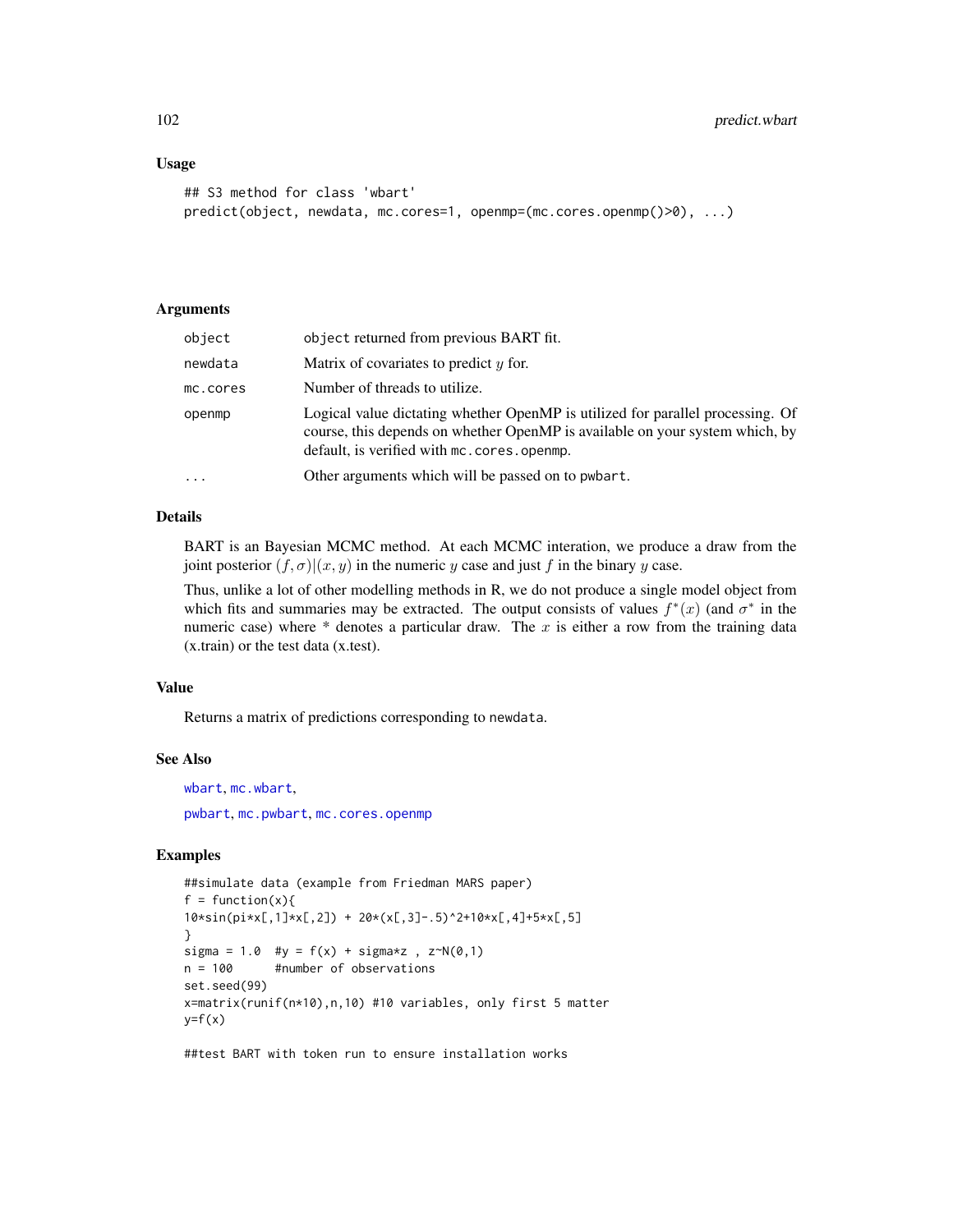### Usage

```
## S3 method for class 'wbart'
predict(object, newdata, mc.cores=1, openmp=(mc.cores.openmp()>0), ...)
```

### Arguments

| | |
|---|---|
| object | object returned from previous BART fit. |
| newdata | Matrix of covariates to predict $y$ for. |
| mc.cores | Number of threads to utilize. |
| openmp | Logical value dictating whether OpenMP is utilized for parallel processing. Of course, this depends on whether OpenMP is available on your system which, by default, is verified with mc.cores.openmp. |
| ... | Other arguments which will be passed on to pwbart. |

### Details

BART is an Bayesian MCMC method. At each MCMC interation, we produce a draw from the joint posterior $(f, \sigma)|(x, y)$ in the numeric $y$ case and just $f$ in the binary $y$ case.

Thus, unlike a lot of other modelling methods in R, we do not produce a single model object from which fits and summaries may be extracted. The output consists of values $f^*(x)$ (and $\sigma^*$ in the numeric case) where * denotes a particular draw. The $x$ is either a row from the training data (x.train) or the test data (x.test).

### Value

Returns a matrix of predictions corresponding to newdata.

### See Also

wbart, mc.wbart,

pwbart, mc.pwbart, mc.cores.openmp

### Examples

```
##simulate data (example from Friedman MARS paper)
f = function(x){
10*sin(pi*x[,1]*x[,2]) + 20*(x[,3]-.5)^2+10*x[,4]+5*x[,5]
}
sigma = 1.0  #y = f(x) + sigma*z , z~N(0,1)
n = 100      #number of observations
set.seed(99)
x=matrix(runif(n*10),n,10) #10 variables, only first 5 matter
y=f(x)

##test BART with token run to ensure installation works
```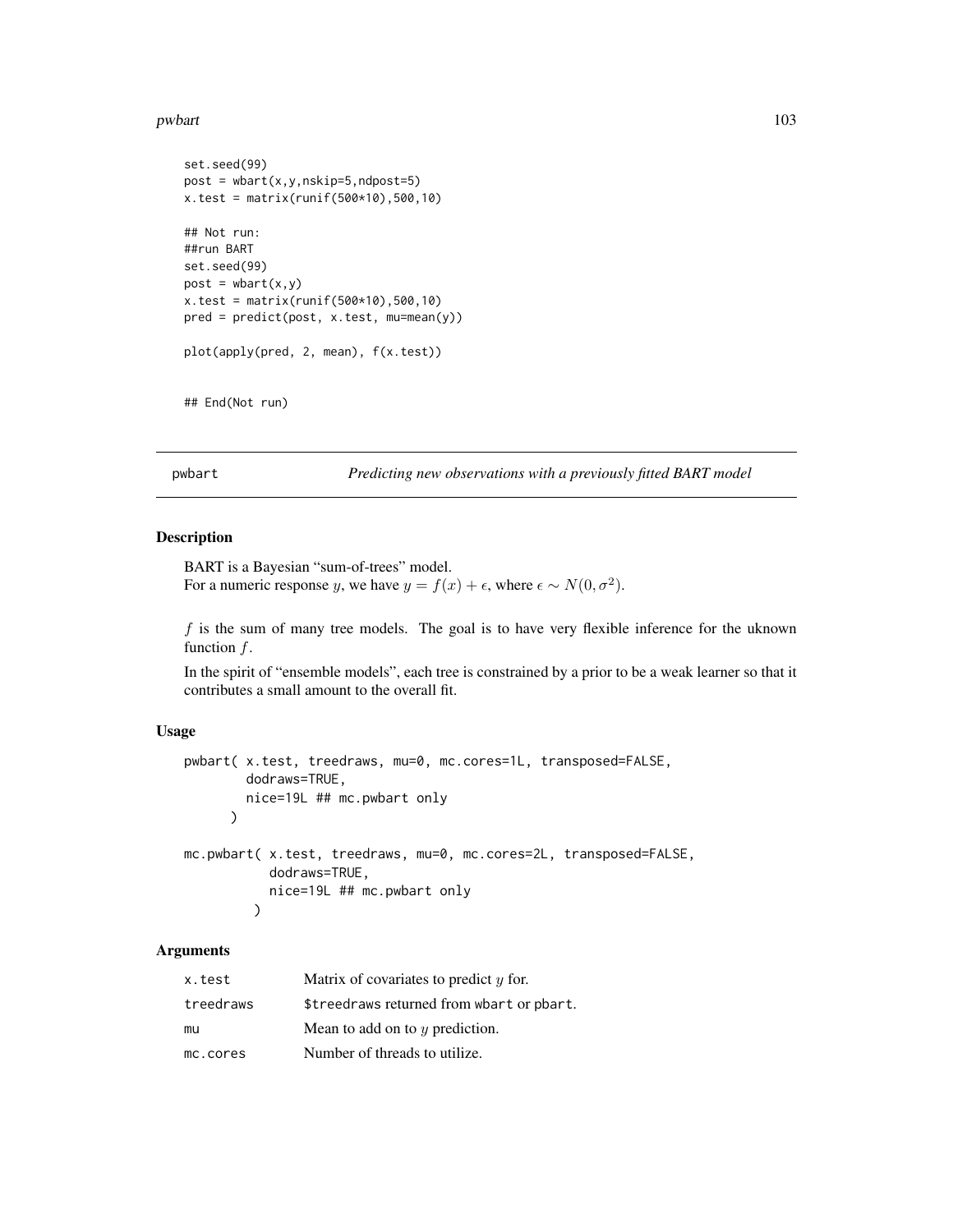```
set.seed(99)
post = wbart(x,y,nskip=5,ndpost=5)
x.test = matrix(runif(500*10),500,10)

## Not run:
##run BART
set.seed(99)
post = wbart(x,y)
x.test = matrix(runif(500*10),500,10)
pred = predict(post, x.test, mu=mean(y))

plot(apply(pred, 2, mean), f(x.test))


## End(Not run)
```

## pwbart *Predicting new observations with a previously fitted BART model*

### Description

BART is a Bayesian "sum-of-trees" model.
For a numeric response $y$, we have $y = f(x) + \epsilon$, where $\epsilon \sim N(0, \sigma^2)$.

$f$ is the sum of many tree models. The goal is to have very flexible inference for the uknown function $f$.

In the spirit of "ensemble models", each tree is constrained by a prior to be a weak learner so that it contributes a small amount to the overall fit.

### Usage

```
pwbart( x.test, treedraws, mu=0, mc.cores=1L, transposed=FALSE,
        dodraws=TRUE,
        nice=19L ## mc.pwbart only
      )

mc.pwbart( x.test, treedraws, mu=0, mc.cores=2L, transposed=FALSE,
           dodraws=TRUE,
           nice=19L ## mc.pwbart only
         )
```

### Arguments

| | |
|---|---|
| x.test | Matrix of covariates to predict $y$ for. |
| treedraws | $treedraws returned from wbart or pbart. |
| mu | Mean to add on to $y$ prediction. |
| mc.cores | Number of threads to utilize. |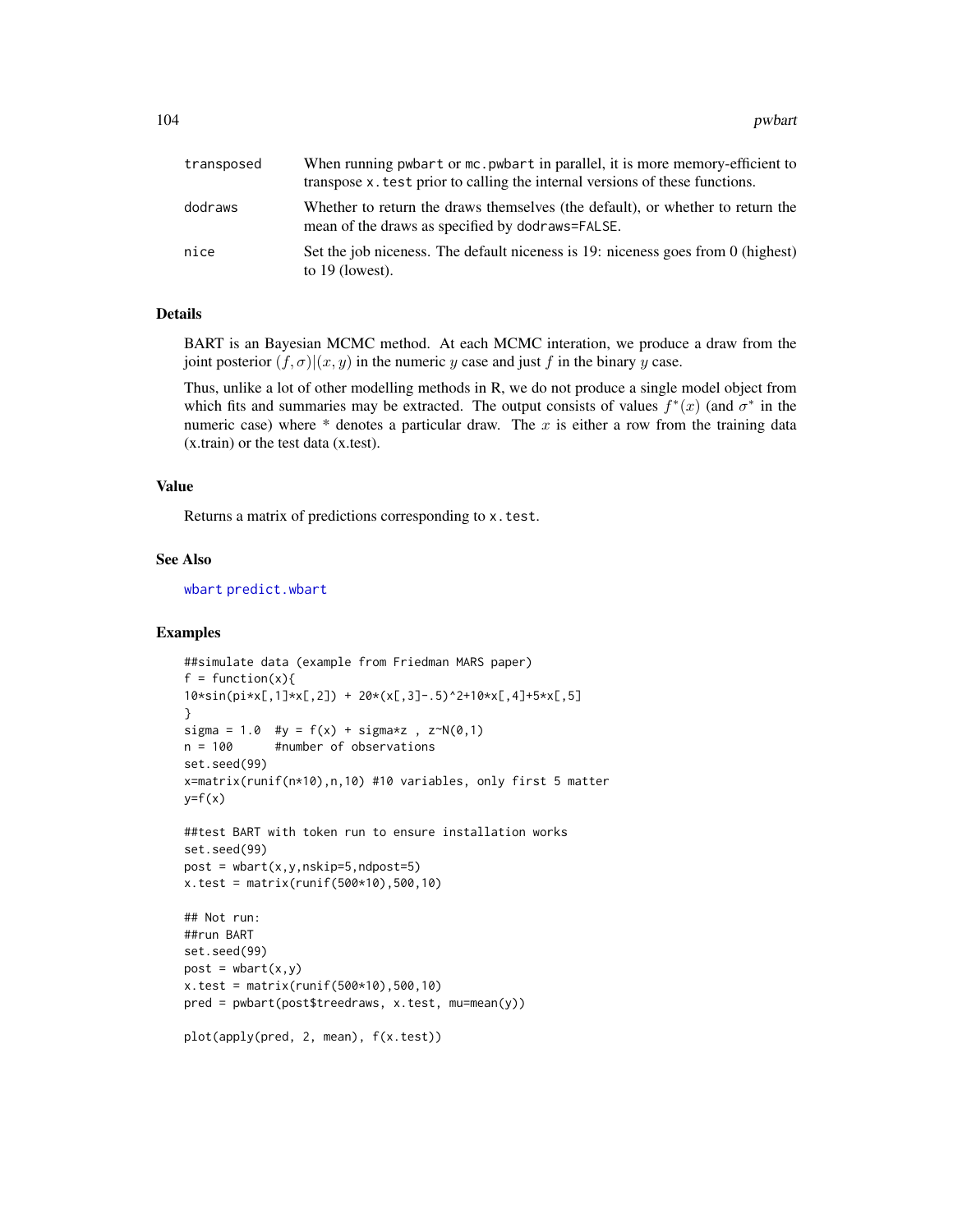| | |
|---|---|
| transposed | When running pwbart or mc.pwbart in parallel, it is more memory-efficient to transpose x.test prior to calling the internal versions of these functions. |
| dodraws | Whether to return the draws themselves (the default), or whether to return the mean of the draws as specified by dodraws=FALSE. |
| nice | Set the job niceness. The default niceness is 19: niceness goes from 0 (highest) to 19 (lowest). |

## Details

BART is an Bayesian MCMC method. At each MCMC interation, we produce a draw from the joint posterior $(f, \sigma)|(x, y)$ in the numeric $y$ case and just $f$ in the binary $y$ case.

Thus, unlike a lot of other modelling methods in R, we do not produce a single model object from which fits and summaries may be extracted. The output consists of values $f^*(x)$ (and $\sigma^*$ in the numeric case) where * denotes a particular draw. The $x$ is either a row from the training data (x.train) or the test data (x.test).

## Value

Returns a matrix of predictions corresponding to x.test.

## See Also

wbart predict.wbart

## Examples

```
##simulate data (example from Friedman MARS paper)
f = function(x){
10*sin(pi*x[,1]*x[,2]) + 20*(x[,3]-.5)^2+10*x[,4]+5*x[,5]
}
sigma = 1.0  #y = f(x) + sigma*z , z~N(0,1)
n = 100      #number of observations
set.seed(99)
x=matrix(runif(n*10),n,10) #10 variables, only first 5 matter
y=f(x)

##test BART with token run to ensure installation works
set.seed(99)
post = wbart(x,y,nskip=5,ndpost=5)
x.test = matrix(runif(500*10),500,10)

## Not run:
##run BART
set.seed(99)
post = wbart(x,y)
x.test = matrix(runif(500*10),500,10)
pred = pwbart(post$treedraws, x.test, mu=mean(y))

plot(apply(pred, 2, mean), f(x.test))
```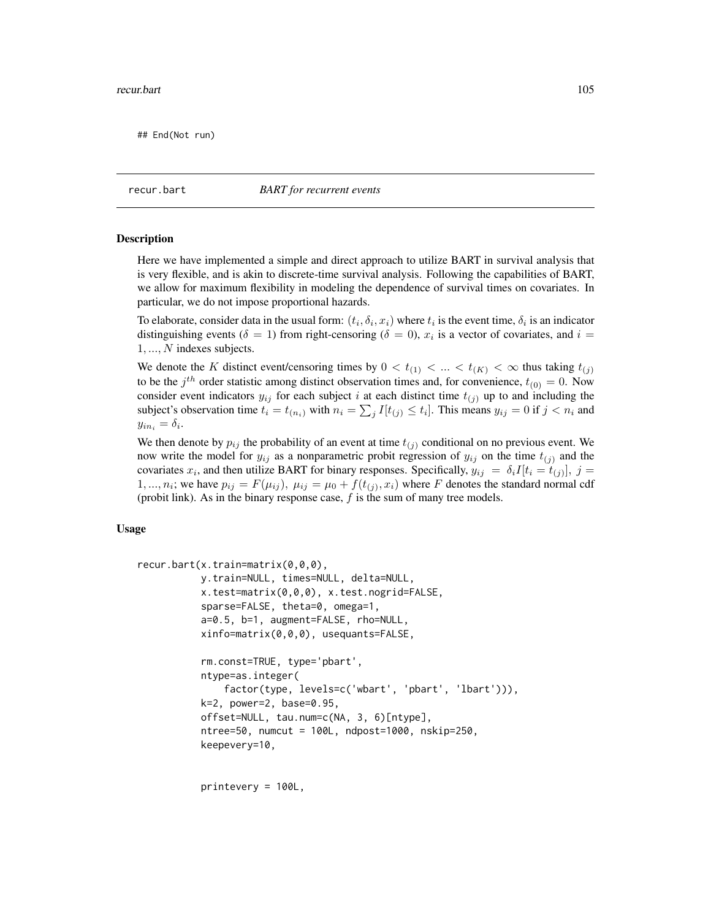```
## End(Not run)
```

recur.bart *BART for recurrent events*

## Description

Here we have implemented a simple and direct approach to utilize BART in survival analysis that is very flexible, and is akin to discrete-time survival analysis. Following the capabilities of BART, we allow for maximum flexibility in modeling the dependence of survival times on covariates. In particular, we do not impose proportional hazards.

To elaborate, consider data in the usual form: $(t_i, \delta_i, x_i)$ where $t_i$ is the event time, $\delta_i$ is an indicator distinguishing events ($\delta = 1$) from right-censoring ($\delta = 0$), $x_i$ is a vector of covariates, and $i = 1, ..., N$ indexes subjects.

We denote the $K$ distinct event/censoring times by $0 < t_{(1)} < ... < t_{(K)} < \infty$ thus taking $t_{(j)}$ to be the $j^{th}$ order statistic among distinct observation times and, for convenience, $t_{(0)} = 0$. Now consider event indicators $y_{ij}$ for each subject $i$ at each distinct time $t_{(j)}$ up to and including the subject's observation time $t_i = t_{(n_i)}$ with $n_i = \sum_j I[t_{(j)} \leq t_i]$. This means $y_{ij} = 0$ if $j < n_i$ and $y_{in_i} = \delta_i$.

We then denote by $p_{ij}$ the probability of an event at time $t_{(j)}$ conditional on no previous event. We now write the model for $y_{ij}$ as a nonparametric probit regression of $y_{ij}$ on the time $t_{(j)}$ and the covariates $x_i$, and then utilize BART for binary responses. Specifically, $y_{ij} = \delta_i I[t_i = t_{(j)}]$, $j = 1, ..., n_i$; we have $p_{ij} = F(\mu_{ij})$, $\mu_{ij} = \mu_0 + f(t_{(j)}, x_i)$ where $F$ denotes the standard normal cdf (probit link). As in the binary response case, $f$ is the sum of many tree models.

## Usage

```
recur.bart(x.train=matrix(0,0,0),
           y.train=NULL, times=NULL, delta=NULL,
           x.test=matrix(0,0,0), x.test.nogrid=FALSE,
           sparse=FALSE, theta=0, omega=1,
           a=0.5, b=1, augment=FALSE, rho=NULL,
           xinfo=matrix(0,0,0), usequants=FALSE,

           rm.const=TRUE, type='pbart',
           ntype=as.integer(
               factor(type, levels=c('wbart', 'pbart', 'lbart'))),
           k=2, power=2, base=0.95,
           offset=NULL, tau.num=c(NA, 3, 6)[ntype],
           ntree=50, numcut = 100L, ndpost=1000, nskip=250,
           keepevery=10,


           printevery = 100L,
```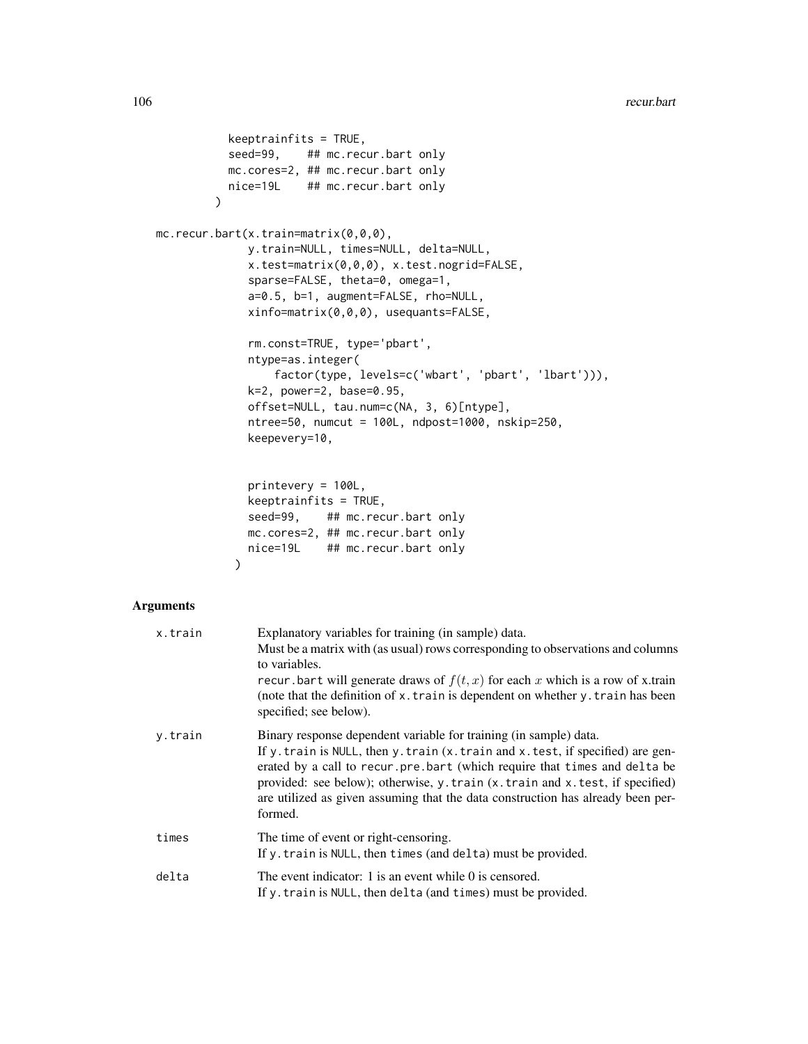```
           keeptrainfits = TRUE,
           seed=99,    ## mc.recur.bart only
           mc.cores=2, ## mc.recur.bart only
           nice=19L    ## mc.recur.bart only
         )

mc.recur.bart(x.train=matrix(0,0,0),
              y.train=NULL, times=NULL, delta=NULL,
              x.test=matrix(0,0,0), x.test.nogrid=FALSE,
              sparse=FALSE, theta=0, omega=1,
              a=0.5, b=1, augment=FALSE, rho=NULL,
              xinfo=matrix(0,0,0), usequants=FALSE,

              rm.const=TRUE, type='pbart',
              ntype=as.integer(
                  factor(type, levels=c('wbart', 'pbart', 'lbart'))),
              k=2, power=2, base=0.95,
              offset=NULL, tau.num=c(NA, 3, 6)[ntype],
              ntree=50, numcut = 100L, ndpost=1000, nskip=250,
              keepevery=10,


              printevery = 100L,
              keeptrainfits = TRUE,
              seed=99,    ## mc.recur.bart only
              mc.cores=2, ## mc.recur.bart only
              nice=19L    ## mc.recur.bart only
            )
```

## Arguments

| | |
|---|---|
| `x.train` | Explanatory variables for training (in sample) data.<br>Must be a matrix with (as usual) rows corresponding to observations and columns to variables.<br>`recur.bart` will generate draws of $f(t, x)$ for each $x$ which is a row of x.train (note that the definition of `x.train` is dependent on whether `y.train` has been specified; see below). |
| `y.train` | Binary response dependent variable for training (in sample) data.<br>If `y.train` is `NULL`, then `y.train` (`x.train` and `x.test`, if specified) are generated by a call to `recur.pre.bart` (which require that `times` and `delta` be provided: see below); otherwise, `y.train` (`x.train` and `x.test`, if specified) are utilized as given assuming that the data construction has already been performed. |
| `times` | The time of event or right-censoring.<br>If `y.train` is `NULL`, then `times` (and `delta`) must be provided. |
| `delta` | The event indicator: 1 is an event while 0 is censored.<br>If `y.train` is `NULL`, then `delta` (and `times`) must be provided. |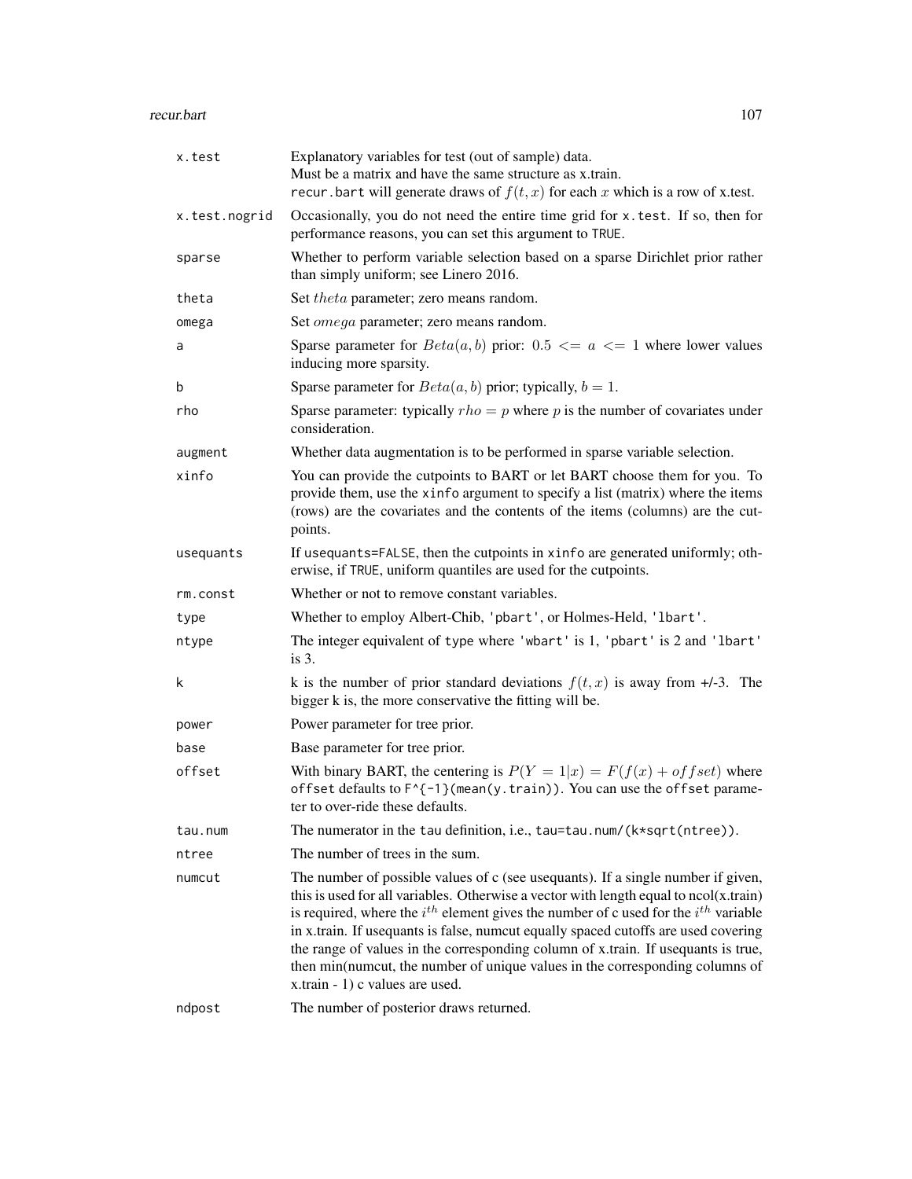| | |
|---|---|
| `x.test` | Explanatory variables for test (out of sample) data.<br>Must be a matrix and have the same structure as x.train.<br>`recur.bart` will generate draws of $f(t, x)$ for each $x$ which is a row of x.test. |
| `x.test.nogrid` | Occasionally, you do not need the entire time grid for `x.test`. If so, then for performance reasons, you can set this argument to `TRUE`. |
| `sparse` | Whether to perform variable selection based on a sparse Dirichlet prior rather than simply uniform; see Linero 2016. |
| `theta` | Set $theta$ parameter; zero means random. |
| `omega` | Set $omega$ parameter; zero means random. |
| `a` | Sparse parameter for $Beta(a, b)$ prior: $0.5 <= a <= 1$ where lower values inducing more sparsity. |
| `b` | Sparse parameter for $Beta(a, b)$ prior; typically, $b = 1$. |
| `rho` | Sparse parameter: typically $rho = p$ where $p$ is the number of covariates under consideration. |
| `augment` | Whether data augmentation is to be performed in sparse variable selection. |
| `xinfo` | You can provide the cutpoints to BART or let BART choose them for you. To provide them, use the `xinfo` argument to specify a list (matrix) where the items (rows) are the covariates and the contents of the items (columns) are the cutpoints. |
| `usequants` | If `usequants=FALSE`, then the cutpoints in `xinfo` are generated uniformly; otherwise, if `TRUE`, uniform quantiles are used for the cutpoints. |
| `rm.const` | Whether or not to remove constant variables. |
| `type` | Whether to employ Albert-Chib, `'pbart'`, or Holmes-Held, `'lbart'`. |
| `ntype` | The integer equivalent of `type` where `'wbart'` is 1, `'pbart'` is 2 and `'lbart'` is 3. |
| `k` | k is the number of prior standard deviations $f(t, x)$ is away from +/-3. The bigger k is, the more conservative the fitting will be. |
| `power` | Power parameter for tree prior. |
| `base` | Base parameter for tree prior. |
| `offset` | With binary BART, the centering is $P(Y = 1 \mid x) = F(f(x) + offset)$ where `offset` defaults to `F^{-1}(mean(y.train))`. You can use the `offset` parameter to over-ride these defaults. |
| `tau.num` | The numerator in the `tau` definition, i.e., `tau=tau.num/(k*sqrt(ntree))`. |
| `ntree` | The number of trees in the sum. |
| `numcut` | The number of possible values of c (see usequants). If a single number if given, this is used for all variables. Otherwise a vector with length equal to ncol(x.train) is required, where the $i^{th}$ element gives the number of c used for the $i^{th}$ variable in x.train. If usequants is false, numcut equally spaced cutoffs are used covering the range of values in the corresponding column of x.train. If usequants is true, then min(numcut, the number of unique values in the corresponding columns of x.train - 1) c values are used. |
| `ndpost` | The number of posterior draws returned. |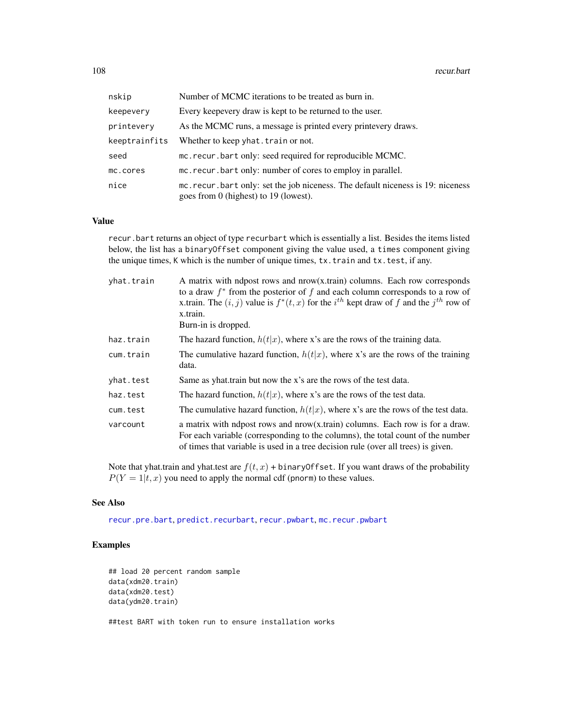| | |
|---|---|
| nskip | Number of MCMC iterations to be treated as burn in. |
| keepevery | Every keepevery draw is kept to be returned to the user. |
| printevery | As the MCMC runs, a message is printed every printevery draws. |
| keeptrainfits | Whether to keep yhat.train or not. |
| seed | mc.recur.bart only: seed required for reproducible MCMC. |
| mc.cores | mc.recur.bart only: number of cores to employ in parallel. |
| nice | mc.recur.bart only: set the job niceness. The default niceness is 19: niceness goes from 0 (highest) to 19 (lowest). |

## Value

recur.bart returns an object of type recurbart which is essentially a list. Besides the items listed below, the list has a binaryOffset component giving the value used, a times component giving the unique times, K which is the number of unique times, tx.train and tx.test, if any.

| | |
|---|---|
| yhat.train | A matrix with ndpost rows and nrow(x.train) columns. Each row corresponds to a draw $f^*$ from the posterior of $f$ and each column corresponds to a row of x.train. The $(i, j)$ value is $f^*(t, x)$ for the $i^{th}$ kept draw of $f$ and the $j^{th}$ row of x.train.<br>Burn-in is dropped. |
| haz.train | The hazard function, $h(t\|x)$, where x's are the rows of the training data. |
| cum.train | The cumulative hazard function, $h(t\|x)$, where x's are the rows of the training data. |
| yhat.test | Same as yhat.train but now the x's are the rows of the test data. |
| haz.test | The hazard function, $h(t\|x)$, where x's are the rows of the test data. |
| cum.test | The cumulative hazard function, $h(t\|x)$, where x's are the rows of the test data. |
| varcount | a matrix with ndpost rows and nrow(x.train) columns. Each row is for a draw. For each variable (corresponding to the columns), the total count of the number of times that variable is used in a tree decision rule (over all trees) is given. |

Note that yhat.train and yhat.test are $f(t, x)$ + binaryOffset. If you want draws of the probability $P(Y = 1|t, x)$ you need to apply the normal cdf (pnorm) to these values.

## See Also

recur.pre.bart, predict.recurbart, recur.pwbart, mc.recur.pwbart

## Examples

```
## load 20 percent random sample
data(xdm20.train)
data(xdm20.test)
data(ydm20.train)

##test BART with token run to ensure installation works
```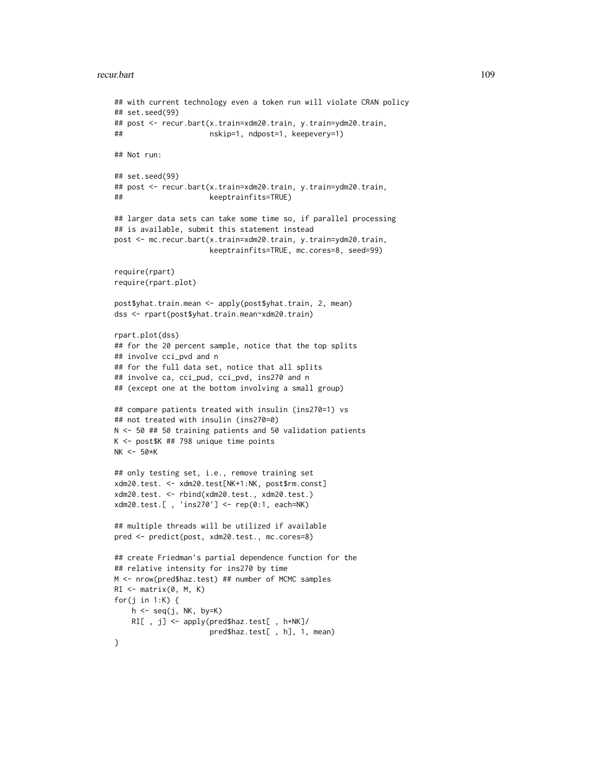```
## with current technology even a token run will violate CRAN policy
## set.seed(99)
## post <- recur.bart(x.train=xdm20.train, y.train=ydm20.train,
##                    nskip=1, ndpost=1, keepevery=1)

## Not run:

## set.seed(99)
## post <- recur.bart(x.train=xdm20.train, y.train=ydm20.train,
##                    keeptrainfits=TRUE)

## larger data sets can take some time so, if parallel processing
## is available, submit this statement instead
post <- mc.recur.bart(x.train=xdm20.train, y.train=ydm20.train,
                      keeptrainfits=TRUE, mc.cores=8, seed=99)

require(rpart)
require(rpart.plot)

post$yhat.train.mean <- apply(post$yhat.train, 2, mean)
dss <- rpart(post$yhat.train.mean~xdm20.train)

rpart.plot(dss)
## for the 20 percent sample, notice that the top splits
## involve cci_pvd and n
## for the full data set, notice that all splits
## involve ca, cci_pud, cci_pvd, ins270 and n
## (except one at the bottom involving a small group)

## compare patients treated with insulin (ins270=1) vs
## not treated with insulin (ins270=0)
N <- 50 ## 50 training patients and 50 validation patients
K <- post$K ## 798 unique time points
NK <- 50*K

## only testing set, i.e., remove training set
xdm20.test. <- xdm20.test[NK+1:NK, post$rm.const]
xdm20.test. <- rbind(xdm20.test., xdm20.test.)
xdm20.test.[ , 'ins270'] <- rep(0:1, each=NK)

## multiple threads will be utilized if available
pred <- predict(post, xdm20.test., mc.cores=8)

## create Friedman's partial dependence function for the
## relative intensity for ins270 by time
M <- nrow(pred$haz.test) ## number of MCMC samples
RI <- matrix(0, M, K)
for(j in 1:K) {
    h <- seq(j, NK, by=K)
    RI[ , j] <- apply(pred$haz.test[ , h+NK]/
                      pred$haz.test[ , h], 1, mean)
}
```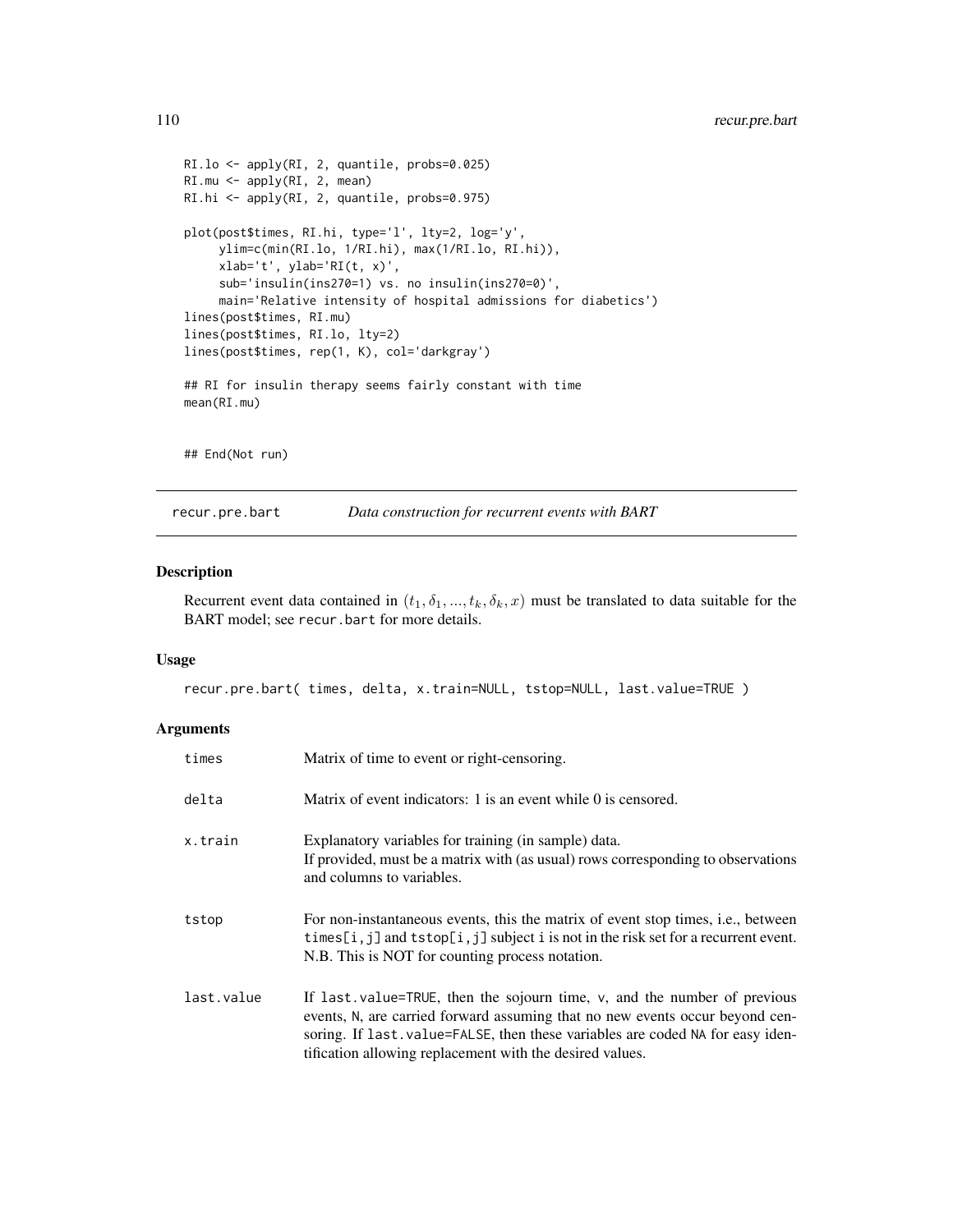```
RI.lo <- apply(RI, 2, quantile, probs=0.025)
RI.mu <- apply(RI, 2, mean)
RI.hi <- apply(RI, 2, quantile, probs=0.975)

plot(post$times, RI.hi, type='l', lty=2, log='y',
     ylim=c(min(RI.lo, 1/RI.hi), max(1/RI.lo, RI.hi)),
     xlab='t', ylab='RI(t, x)',
     sub='insulin(ins270=1) vs. no insulin(ins270=0)',
     main='Relative intensity of hospital admissions for diabetics')
lines(post$times, RI.mu)
lines(post$times, RI.lo, lty=2)
lines(post$times, rep(1, K), col='darkgray')

## RI for insulin therapy seems fairly constant with time
mean(RI.mu)


## End(Not run)
```

## recur.pre.bart — *Data construction for recurrent events with BART*

### Description

Recurrent event data contained in $(t_1, \delta_1, ..., t_k, \delta_k, x)$ must be translated to data suitable for the BART model; see `recur.bart` for more details.

### Usage

```
recur.pre.bart( times, delta, x.train=NULL, tstop=NULL, last.value=TRUE )
```

### Arguments

| | |
|---|---|
| `times` | Matrix of time to event or right-censoring. |
| `delta` | Matrix of event indicators: 1 is an event while 0 is censored. |
| `x.train` | Explanatory variables for training (in sample) data. If provided, must be a matrix with (as usual) rows corresponding to observations and columns to variables. |
| `tstop` | For non-instantaneous events, this the matrix of event stop times, i.e., between `times[i,j]` and `tstop[i,j]` subject `i` is not in the risk set for a recurrent event. N.B. This is NOT for counting process notation. |
| `last.value` | If `last.value=TRUE`, then the sojourn time, `v`, and the number of previous events, `N`, are carried forward assuming that no new events occur beyond censoring. If `last.value=FALSE`, then these variables are coded `NA` for easy identification allowing replacement with the desired values. |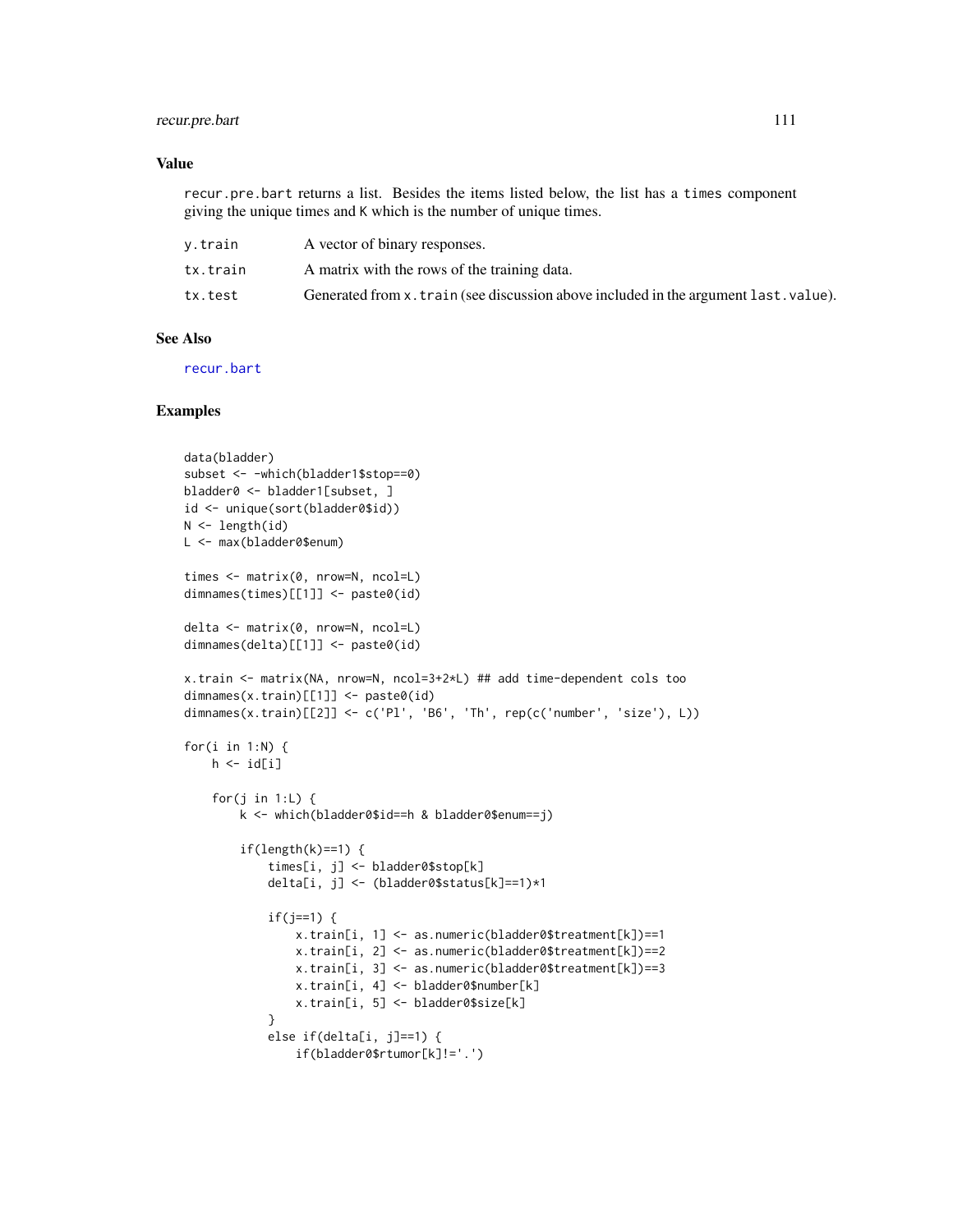### Value

recur.pre.bart returns a list. Besides the items listed below, the list has a times component giving the unique times and K which is the number of unique times.

| | |
|---|---|
| y.train | A vector of binary responses. |
| tx.train | A matrix with the rows of the training data. |
| tx.test | Generated from x.train (see discussion above included in the argument last.value). |

### See Also

recur.bart

### Examples

```
data(bladder)
subset <- -which(bladder1$stop==0)
bladder0 <- bladder1[subset, ]
id <- unique(sort(bladder0$id))
N <- length(id)
L <- max(bladder0$enum)

times <- matrix(0, nrow=N, ncol=L)
dimnames(times)[[1]] <- paste0(id)

delta <- matrix(0, nrow=N, ncol=L)
dimnames(delta)[[1]] <- paste0(id)

x.train <- matrix(NA, nrow=N, ncol=3+2*L) ## add time-dependent cols too
dimnames(x.train)[[1]] <- paste0(id)
dimnames(x.train)[[2]] <- c('Pl', 'B6', 'Th', rep(c('number', 'size'), L))

for(i in 1:N) {
    h <- id[i]

    for(j in 1:L) {
        k <- which(bladder0$id==h & bladder0$enum==j)

        if(length(k)==1) {
            times[i, j] <- bladder0$stop[k]
            delta[i, j] <- (bladder0$status[k]==1)*1

            if(j==1) {
                x.train[i, 1] <- as.numeric(bladder0$treatment[k])==1
                x.train[i, 2] <- as.numeric(bladder0$treatment[k])==2
                x.train[i, 3] <- as.numeric(bladder0$treatment[k])==3
                x.train[i, 4] <- bladder0$number[k]
                x.train[i, 5] <- bladder0$size[k]
            }
            else if(delta[i, j]==1) {
                if(bladder0$rtumor[k]!='.')
```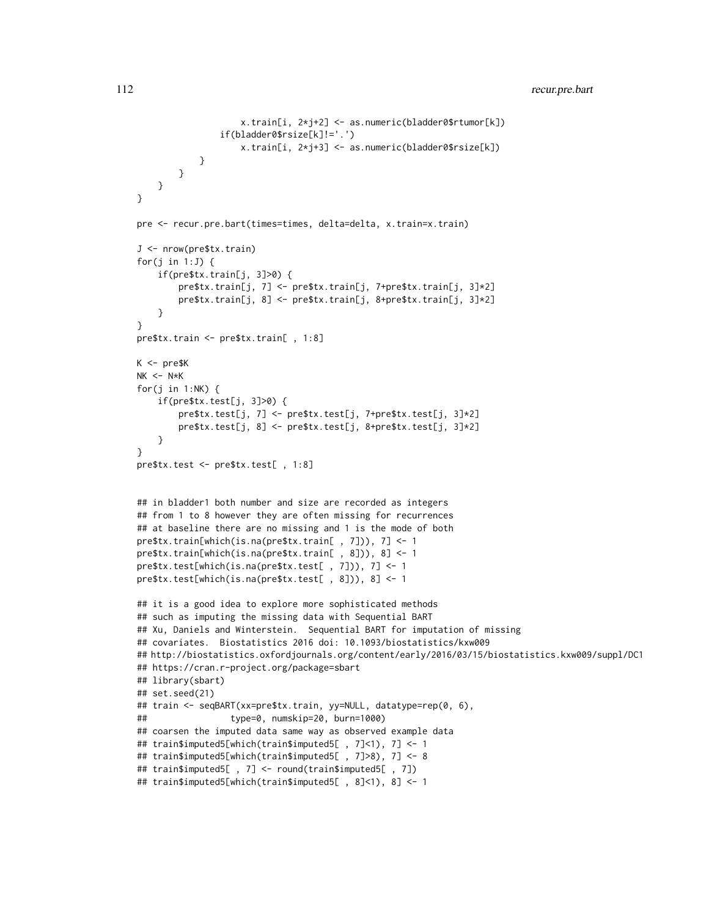```
                x.train[i, 2*j+2] <- as.numeric(bladder0$rtumor[k])
            if(bladder0$rsize[k]!='.')
                x.train[i, 2*j+3] <- as.numeric(bladder0$rsize[k])
            }
        }
    }
}

pre <- recur.pre.bart(times=times, delta=delta, x.train=x.train)

J <- nrow(pre$tx.train)
for(j in 1:J) {
    if(pre$tx.train[j, 3]>0) {
        pre$tx.train[j, 7] <- pre$tx.train[j, 7+pre$tx.train[j, 3]*2]
        pre$tx.train[j, 8] <- pre$tx.train[j, 8+pre$tx.train[j, 3]*2]
    }
}
pre$tx.train <- pre$tx.train[ , 1:8]

K <- pre$K
NK <- N*K
for(j in 1:NK) {
    if(pre$tx.test[j, 3]>0) {
        pre$tx.test[j, 7] <- pre$tx.test[j, 7+pre$tx.test[j, 3]*2]
        pre$tx.test[j, 8] <- pre$tx.test[j, 8+pre$tx.test[j, 3]*2]
    }
}
pre$tx.test <- pre$tx.test[ , 1:8]


## in bladder1 both number and size are recorded as integers
## from 1 to 8 however they are often missing for recurrences
## at baseline there are no missing and 1 is the mode of both
pre$tx.train[which(is.na(pre$tx.train[ , 7])), 7] <- 1
pre$tx.train[which(is.na(pre$tx.train[ , 8])), 8] <- 1
pre$tx.test[which(is.na(pre$tx.test[ , 7])), 7] <- 1
pre$tx.test[which(is.na(pre$tx.test[ , 8])), 8] <- 1

## it is a good idea to explore more sophisticated methods
## such as imputing the missing data with Sequential BART
## Xu, Daniels and Winterstein.  Sequential BART for imputation of missing
## covariates.  Biostatistics 2016 doi: 10.1093/biostatistics/kxw009
## http://biostatistics.oxfordjournals.org/content/early/2016/03/15/biostatistics.kxw009/suppl/DC1
## https://cran.r-project.org/package=sbart
## library(sbart)
## set.seed(21)
## train <- seqBART(xx=pre$tx.train, yy=NULL, datatype=rep(0, 6),
##                  type=0, numskip=20, burn=1000)
## coarsen the imputed data same way as observed example data
## train$imputed5[which(train$imputed5[ , 7]<1), 7] <- 1
## train$imputed5[which(train$imputed5[ , 7]>8), 7] <- 8
## train$imputed5[ , 7] <- round(train$imputed5[ , 7])
## train$imputed5[which(train$imputed5[ , 8]<1), 8] <- 1
```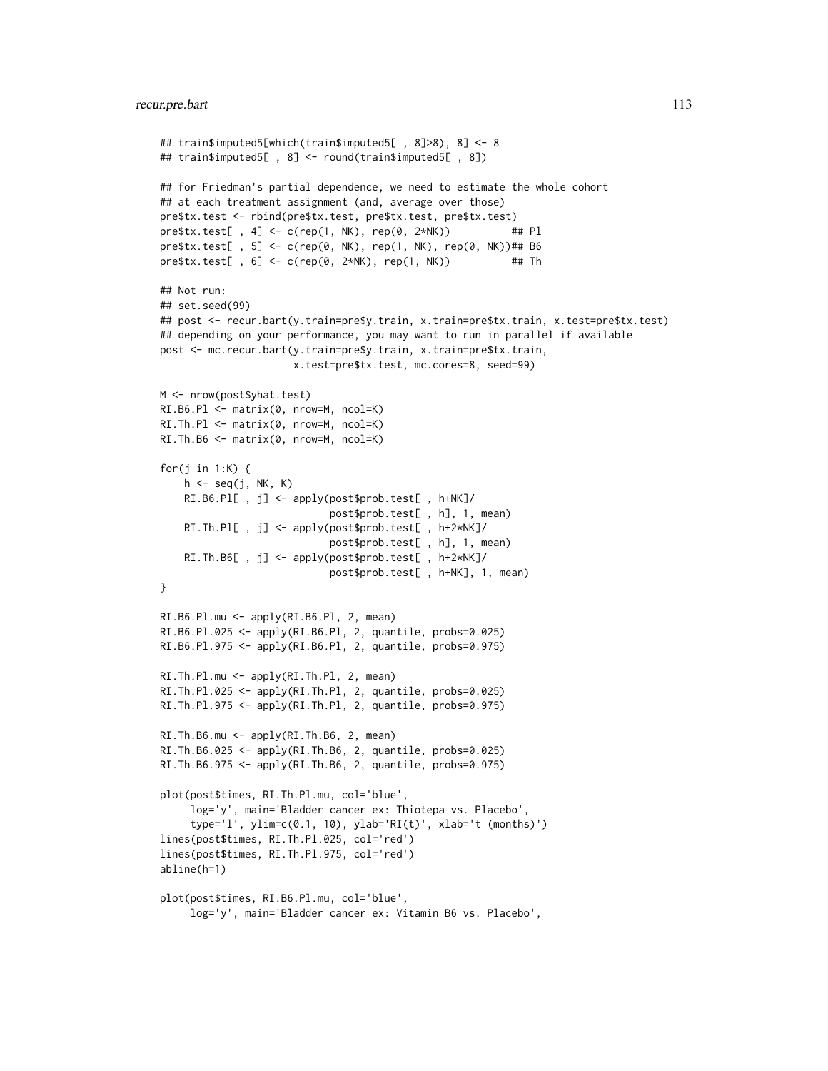```
## train$imputed5[which(train$imputed5[ , 8]>8), 8] <- 8
## train$imputed5[ , 8] <- round(train$imputed5[ , 8])

## for Friedman's partial dependence, we need to estimate the whole cohort
## at each treatment assignment (and, average over those)
pre$tx.test <- rbind(pre$tx.test, pre$tx.test, pre$tx.test)
pre$tx.test[ , 4] <- c(rep(1, NK), rep(0, 2*NK))          ## Pl
pre$tx.test[ , 5] <- c(rep(0, NK), rep(1, NK), rep(0, NK))## B6
pre$tx.test[ , 6] <- c(rep(0, 2*NK), rep(1, NK))          ## Th

## Not run:
## set.seed(99)
## post <- recur.bart(y.train=pre$y.train, x.train=pre$tx.train, x.test=pre$tx.test)
## depending on your performance, you may want to run in parallel if available
post <- mc.recur.bart(y.train=pre$y.train, x.train=pre$tx.train,
                      x.test=pre$tx.test, mc.cores=8, seed=99)

M <- nrow(post$yhat.test)
RI.B6.Pl <- matrix(0, nrow=M, ncol=K)
RI.Th.Pl <- matrix(0, nrow=M, ncol=K)
RI.Th.B6 <- matrix(0, nrow=M, ncol=K)

for(j in 1:K) {
    h <- seq(j, NK, K)
    RI.B6.Pl[ , j] <- apply(post$prob.test[ , h+NK]/
                            post$prob.test[ , h], 1, mean)
    RI.Th.Pl[ , j] <- apply(post$prob.test[ , h+2*NK]/
                            post$prob.test[ , h], 1, mean)
    RI.Th.B6[ , j] <- apply(post$prob.test[ , h+2*NK]/
                            post$prob.test[ , h+NK], 1, mean)
}

RI.B6.Pl.mu <- apply(RI.B6.Pl, 2, mean)
RI.B6.Pl.025 <- apply(RI.B6.Pl, 2, quantile, probs=0.025)
RI.B6.Pl.975 <- apply(RI.B6.Pl, 2, quantile, probs=0.975)

RI.Th.Pl.mu <- apply(RI.Th.Pl, 2, mean)
RI.Th.Pl.025 <- apply(RI.Th.Pl, 2, quantile, probs=0.025)
RI.Th.Pl.975 <- apply(RI.Th.Pl, 2, quantile, probs=0.975)

RI.Th.B6.mu <- apply(RI.Th.B6, 2, mean)
RI.Th.B6.025 <- apply(RI.Th.B6, 2, quantile, probs=0.025)
RI.Th.B6.975 <- apply(RI.Th.B6, 2, quantile, probs=0.975)

plot(post$times, RI.Th.Pl.mu, col='blue',
     log='y', main='Bladder cancer ex: Thiotepa vs. Placebo',
     type='l', ylim=c(0.1, 10), ylab='RI(t)', xlab='t (months)')
lines(post$times, RI.Th.Pl.025, col='red')
lines(post$times, RI.Th.Pl.975, col='red')
abline(h=1)

plot(post$times, RI.B6.Pl.mu, col='blue',
     log='y', main='Bladder cancer ex: Vitamin B6 vs. Placebo',
```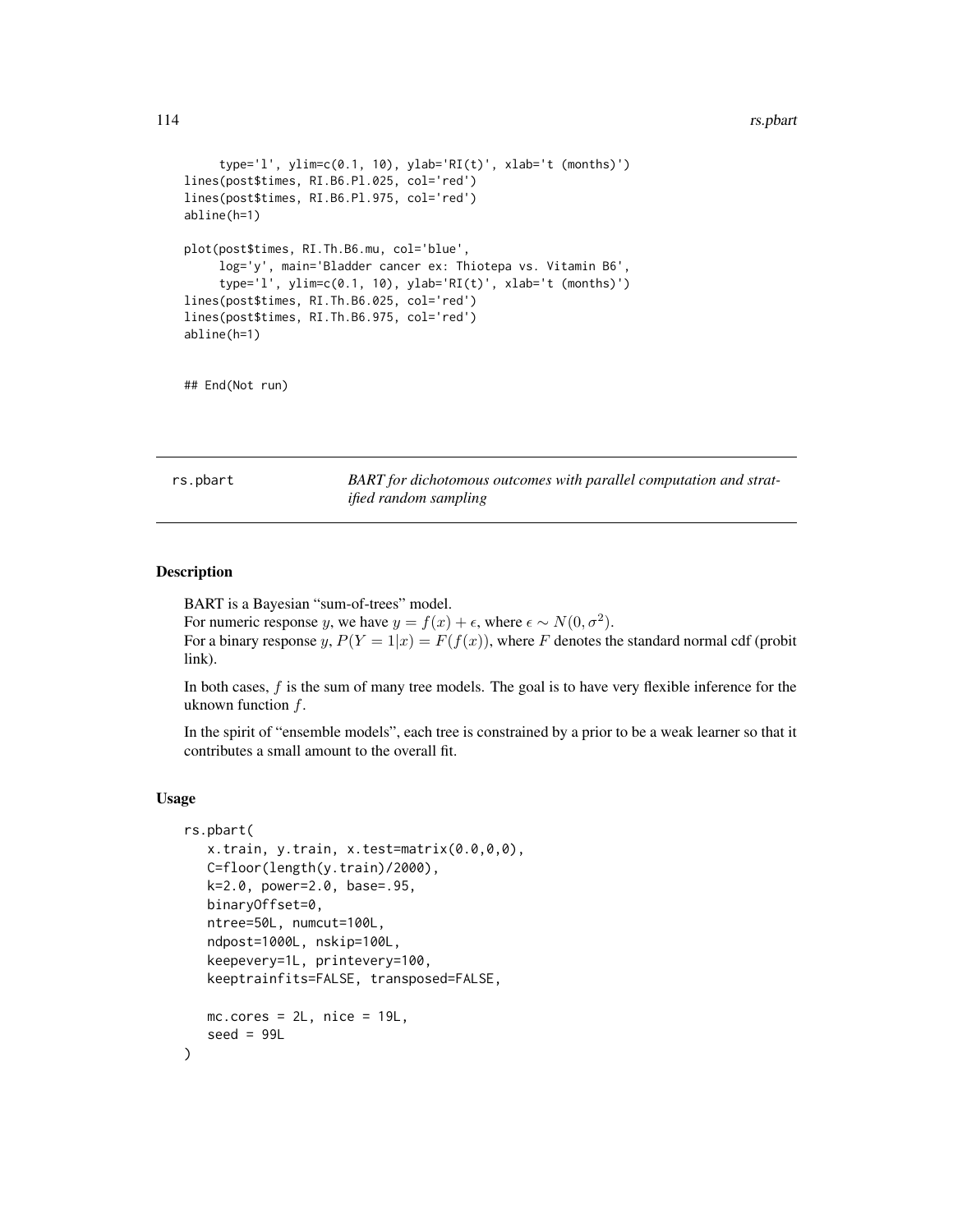```
     type='l', ylim=c(0.1, 10), ylab='RI(t)', xlab='t (months)')
lines(post$times, RI.B6.Pl.025, col='red')
lines(post$times, RI.B6.Pl.975, col='red')
abline(h=1)

plot(post$times, RI.Th.B6.mu, col='blue',
     log='y', main='Bladder cancer ex: Thiotepa vs. Vitamin B6',
     type='l', ylim=c(0.1, 10), ylab='RI(t)', xlab='t (months)')
lines(post$times, RI.Th.B6.025, col='red')
lines(post$times, RI.Th.B6.975, col='red')
abline(h=1)


## End(Not run)
```

---

rs.pbart — *BART for dichotomous outcomes with parallel computation and stratified random sampling*

---

## Description

BART is a Bayesian "sum-of-trees" model.
For numeric response $y$, we have $y = f(x) + \epsilon$, where $\epsilon \sim N(0, \sigma^2)$.
For a binary response $y$, $P(Y = 1|x) = F(f(x))$, where $F$ denotes the standard normal cdf (probit link).

In both cases, $f$ is the sum of many tree models. The goal is to have very flexible inference for the uknown function $f$.

In the spirit of "ensemble models", each tree is constrained by a prior to be a weak learner so that it contributes a small amount to the overall fit.

## Usage

```
rs.pbart(
   x.train, y.train, x.test=matrix(0.0,0,0),
   C=floor(length(y.train)/2000),
   k=2.0, power=2.0, base=.95,
   binaryOffset=0,
   ntree=50L, numcut=100L,
   ndpost=1000L, nskip=100L,
   keepevery=1L, printevery=100,
   keeptrainfits=FALSE, transposed=FALSE,

   mc.cores = 2L, nice = 19L,
   seed = 99L
)
```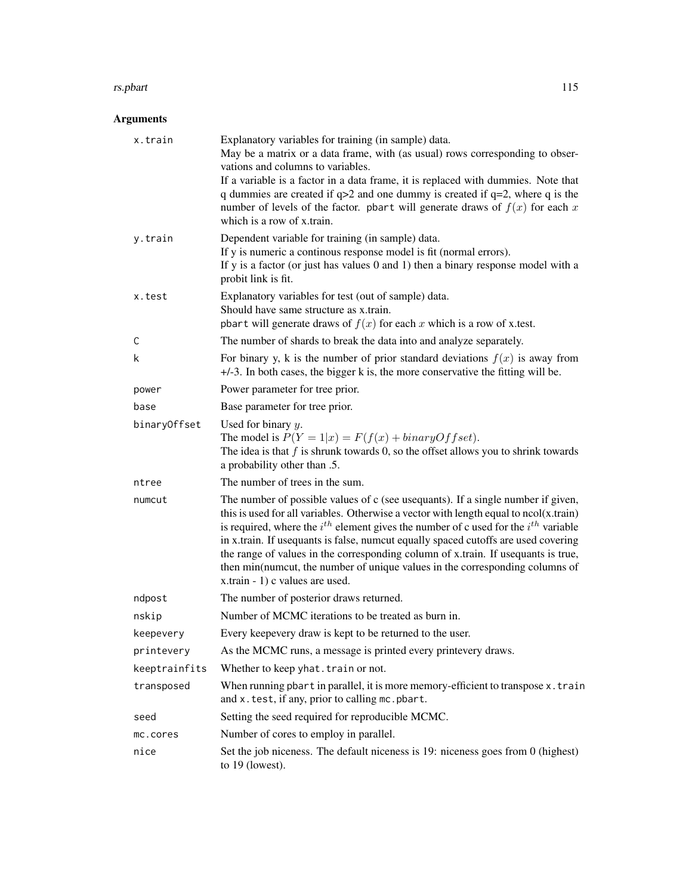## Arguments

| | |
|---|---|
| `x.train` | Explanatory variables for training (in sample) data.<br>May be a matrix or a data frame, with (as usual) rows corresponding to observations and columns to variables.<br>If a variable is a factor in a data frame, it is replaced with dummies. Note that q dummies are created if q>2 and one dummy is created if q=2, where q is the number of levels of the factor. `pbart` will generate draws of $f(x)$ for each $x$ which is a row of x.train. |
| `y.train` | Dependent variable for training (in sample) data.<br>If y is numeric a continous response model is fit (normal errors).<br>If y is a factor (or just has values 0 and 1) then a binary response model with a probit link is fit. |
| `x.test` | Explanatory variables for test (out of sample) data.<br>Should have same structure as x.train.<br>`pbart` will generate draws of $f(x)$ for each $x$ which is a row of x.test. |
| `C` | The number of shards to break the data into and analyze separately. |
| `k` | For binary y, k is the number of prior standard deviations $f(x)$ is away from +/-3. In both cases, the bigger k is, the more conservative the fitting will be. |
| `power` | Power parameter for tree prior. |
| `base` | Base parameter for tree prior. |
| `binaryOffset` | Used for binary $y$.<br>The model is $P(Y = 1 \vert x) = F(f(x) + binaryOffset)$.<br>The idea is that $f$ is shrunk towards 0, so the offset allows you to shrink towards a probability other than .5. |
| `ntree` | The number of trees in the sum. |
| `numcut` | The number of possible values of c (see usequants). If a single number if given, this is used for all variables. Otherwise a vector with length equal to ncol(x.train) is required, where the $i^{th}$ element gives the number of c used for the $i^{th}$ variable in x.train. If usequants is false, numcut equally spaced cutoffs are used covering the range of values in the corresponding column of x.train. If usequants is true, then min(numcut, the number of unique values in the corresponding columns of x.train - 1) c values are used. |
| `ndpost` | The number of posterior draws returned. |
| `nskip` | Number of MCMC iterations to be treated as burn in. |
| `keepevery` | Every keepevery draw is kept to be returned to the user. |
| `printevery` | As the MCMC runs, a message is printed every printevery draws. |
| `keeptrainfits` | Whether to keep `yhat.train` or not. |
| `transposed` | When running `pbart` in parallel, it is more memory-efficient to transpose `x.train` and `x.test`, if any, prior to calling `mc.pbart`. |
| `seed` | Setting the seed required for reproducible MCMC. |
| `mc.cores` | Number of cores to employ in parallel. |
| `nice` | Set the job niceness. The default niceness is 19: niceness goes from 0 (highest) to 19 (lowest). |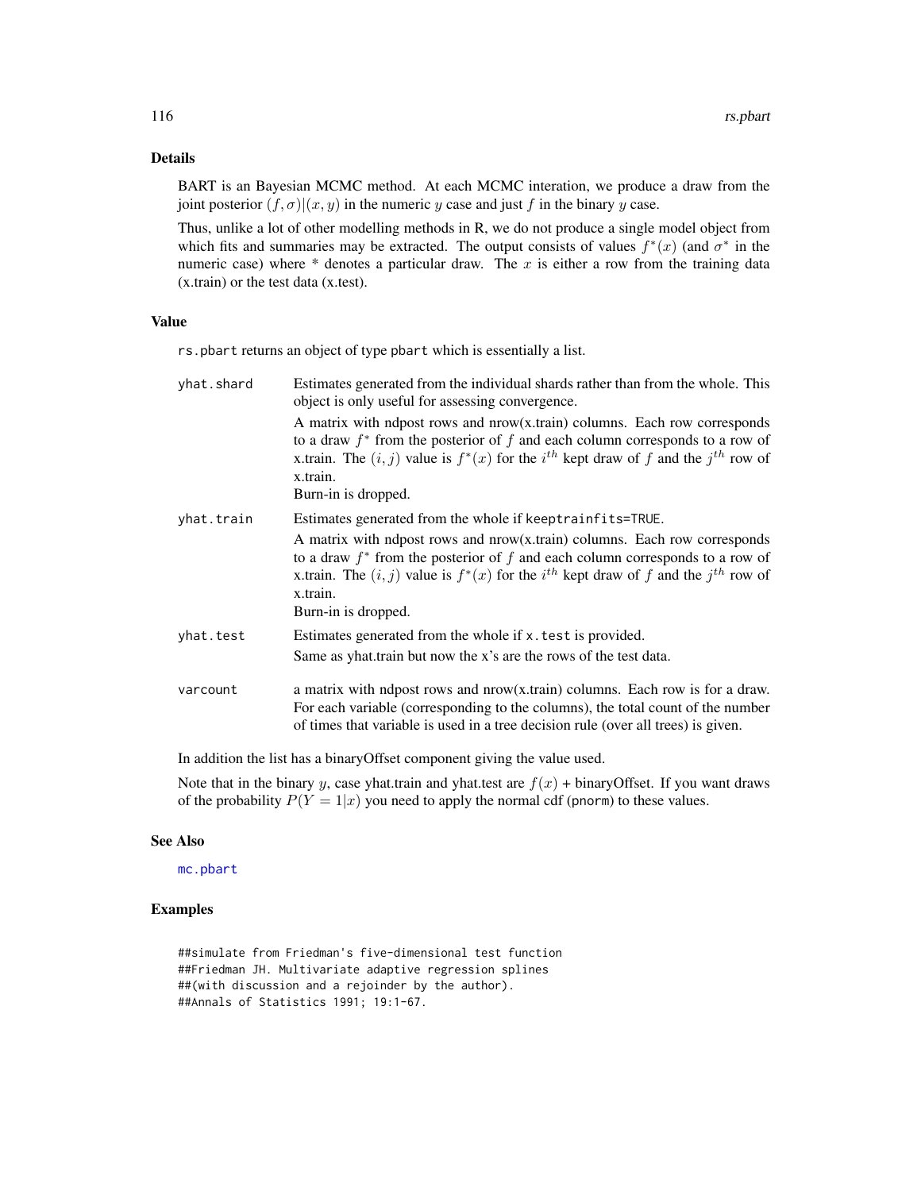## Details

BART is an Bayesian MCMC method. At each MCMC interation, we produce a draw from the joint posterior $(f, \sigma)|(x, y)$ in the numeric $y$ case and just $f$ in the binary $y$ case.

Thus, unlike a lot of other modelling methods in R, we do not produce a single model object from which fits and summaries may be extracted. The output consists of values $f^*(x)$ (and $\sigma^*$ in the numeric case) where * denotes a particular draw. The $x$ is either a row from the training data (x.train) or the test data (x.test).

## Value

rs.pbart returns an object of type pbart which is essentially a list.

**yhat.shard** Estimates generated from the individual shards rather than from the whole. This object is only useful for assessing convergence.

A matrix with ndpost rows and nrow(x.train) columns. Each row corresponds to a draw $f^*$ from the posterior of $f$ and each column corresponds to a row of x.train. The $(i, j)$ value is $f^*(x)$ for the $i^{th}$ kept draw of $f$ and the $j^{th}$ row of x.train.
Burn-in is dropped.

**yhat.train** Estimates generated from the whole if keeptrainfits=TRUE.

A matrix with ndpost rows and nrow(x.train) columns. Each row corresponds to a draw $f^*$ from the posterior of $f$ and each column corresponds to a row of x.train. The $(i, j)$ value is $f^*(x)$ for the $i^{th}$ kept draw of $f$ and the $j^{th}$ row of x.train.
Burn-in is dropped.

**yhat.test** Estimates generated from the whole if x.test is provided.

Same as yhat.train but now the x's are the rows of the test data.

**varcount** a matrix with ndpost rows and nrow(x.train) columns. Each row is for a draw. For each variable (corresponding to the columns), the total count of the number of times that variable is used in a tree decision rule (over all trees) is given.

In addition the list has a binaryOffset component giving the value used.

Note that in the binary $y$, case yhat.train and yhat.test are $f(x)$ + binaryOffset. If you want draws of the probability $P(Y = 1|x)$ you need to apply the normal cdf (pnorm) to these values.

## See Also

mc.pbart

## Examples

```
##simulate from Friedman's five-dimensional test function
##Friedman JH. Multivariate adaptive regression splines
##(with discussion and a rejoinder by the author).
##Annals of Statistics 1991; 19:1-67.
```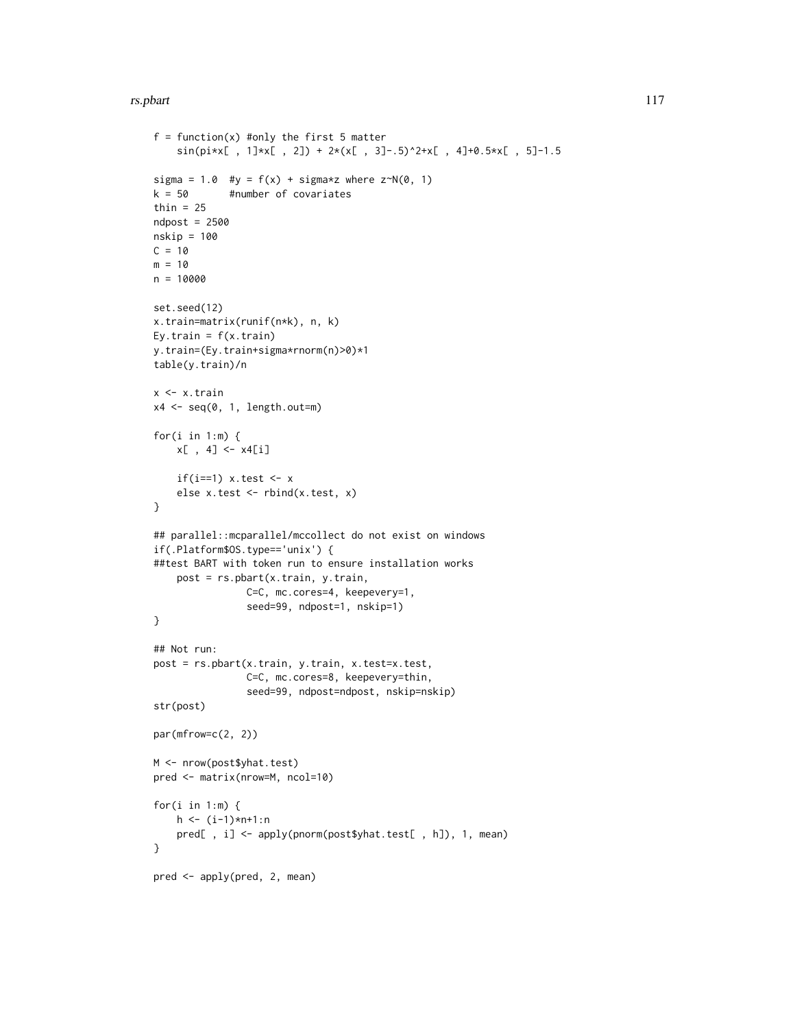```
f = function(x) #only the first 5 matter
    sin(pi*x[ , 1]*x[ , 2]) + 2*(x[ , 3]-.5)^2+x[ , 4]+0.5*x[ , 5]-1.5

sigma = 1.0  #y = f(x) + sigma*z where z~N(0, 1)
k = 50       #number of covariates
thin = 25
ndpost = 2500
nskip = 100
C = 10
m = 10
n = 10000

set.seed(12)
x.train=matrix(runif(n*k), n, k)
Ey.train = f(x.train)
y.train=(Ey.train+sigma*rnorm(n)>0)*1
table(y.train)/n

x <- x.train
x4 <- seq(0, 1, length.out=m)

for(i in 1:m) {
    x[ , 4] <- x4[i]

    if(i==1) x.test <- x
    else x.test <- rbind(x.test, x)
}

## parallel::mcparallel/mccollect do not exist on windows
if(.Platform$OS.type=='unix') {
##test BART with token run to ensure installation works
    post = rs.pbart(x.train, y.train,
                C=C, mc.cores=4, keepevery=1,
                seed=99, ndpost=1, nskip=1)
}

## Not run:
post = rs.pbart(x.train, y.train, x.test=x.test,
                C=C, mc.cores=8, keepevery=thin,
                seed=99, ndpost=ndpost, nskip=nskip)
str(post)

par(mfrow=c(2, 2))

M <- nrow(post$yhat.test)
pred <- matrix(nrow=M, ncol=10)

for(i in 1:m) {
    h <- (i-1)*n+1:n
    pred[ , i] <- apply(pnorm(post$yhat.test[ , h]), 1, mean)
}

pred <- apply(pred, 2, mean)
```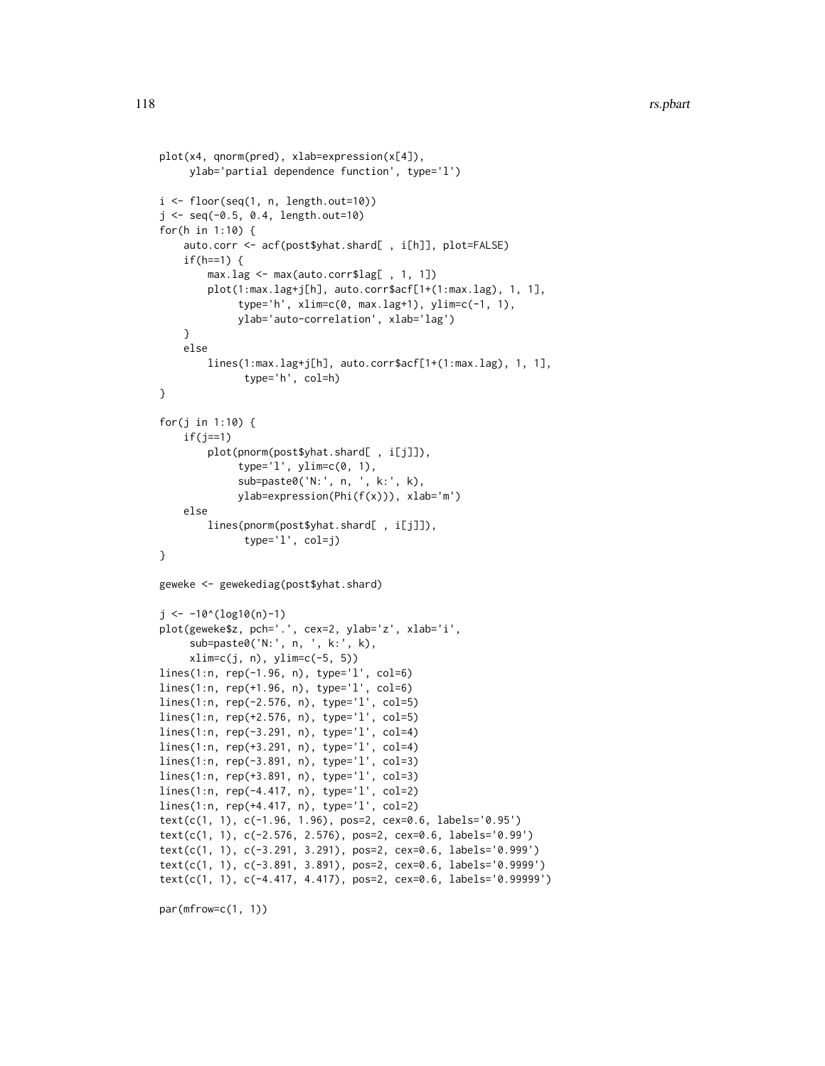```
plot(x4, qnorm(pred), xlab=expression(x[4]),
     ylab='partial dependence function', type='l')

i <- floor(seq(1, n, length.out=10))
j <- seq(-0.5, 0.4, length.out=10)
for(h in 1:10) {
    auto.corr <- acf(post$yhat.shard[ , i[h]], plot=FALSE)
    if(h==1) {
        max.lag <- max(auto.corr$lag[ , 1, 1])
        plot(1:max.lag+j[h], auto.corr$acf[1+(1:max.lag), 1, 1],
             type='h', xlim=c(0, max.lag+1), ylim=c(-1, 1),
             ylab='auto-correlation', xlab='lag')
    }
    else
        lines(1:max.lag+j[h], auto.corr$acf[1+(1:max.lag), 1, 1],
              type='h', col=h)
}

for(j in 1:10) {
    if(j==1)
        plot(pnorm(post$yhat.shard[ , i[j]]),
             type='l', ylim=c(0, 1),
             sub=paste0('N:', n, ', k:', k),
             ylab=expression(Phi(f(x))), xlab='m')
    else
        lines(pnorm(post$yhat.shard[ , i[j]]),
              type='l', col=j)
}

geweke <- gewekediag(post$yhat.shard)

j <- -10^(log10(n)-1)
plot(geweke$z, pch='.', cex=2, ylab='z', xlab='i',
     sub=paste0('N:', n, ', k:', k),
     xlim=c(j, n), ylim=c(-5, 5))
lines(1:n, rep(-1.96, n), type='l', col=6)
lines(1:n, rep(+1.96, n), type='l', col=6)
lines(1:n, rep(-2.576, n), type='l', col=5)
lines(1:n, rep(+2.576, n), type='l', col=5)
lines(1:n, rep(-3.291, n), type='l', col=4)
lines(1:n, rep(+3.291, n), type='l', col=4)
lines(1:n, rep(-3.891, n), type='l', col=3)
lines(1:n, rep(+3.891, n), type='l', col=3)
lines(1:n, rep(-4.417, n), type='l', col=2)
lines(1:n, rep(+4.417, n), type='l', col=2)
text(c(1, 1), c(-1.96, 1.96), pos=2, cex=0.6, labels='0.95')
text(c(1, 1), c(-2.576, 2.576), pos=2, cex=0.6, labels='0.99')
text(c(1, 1), c(-3.291, 3.291), pos=2, cex=0.6, labels='0.999')
text(c(1, 1), c(-3.891, 3.891), pos=2, cex=0.6, labels='0.9999')
text(c(1, 1), c(-4.417, 4.417), pos=2, cex=0.6, labels='0.99999')

par(mfrow=c(1, 1))
```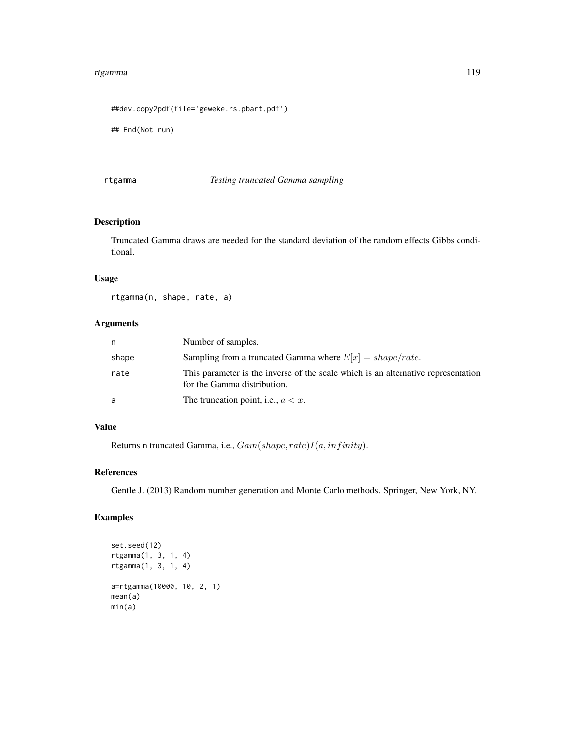```
##dev.copy2pdf(file='geweke.rs.pbart.pdf')

## End(Not run)
```

## rtgamma *Testing truncated Gamma sampling*

### Description

Truncated Gamma draws are needed for the standard deviation of the random effects Gibbs conditional.

### Usage

```
rtgamma(n, shape, rate, a)
```

### Arguments

| | |
|---|---|
| n | Number of samples. |
| shape | Sampling from a truncated Gamma where $E[x] = shape/rate$. |
| rate | This parameter is the inverse of the scale which is an alternative representation for the Gamma distribution. |
| a | The truncation point, i.e., $a < x$. |

### Value

Returns n truncated Gamma, i.e., $Gam(shape, rate)I(a, infinity)$.

### References

Gentle J. (2013) Random number generation and Monte Carlo methods. Springer, New York, NY.

### Examples

```
set.seed(12)
rtgamma(1, 3, 1, 4)
rtgamma(1, 3, 1, 4)

a=rtgamma(10000, 10, 2, 1)
mean(a)
min(a)
```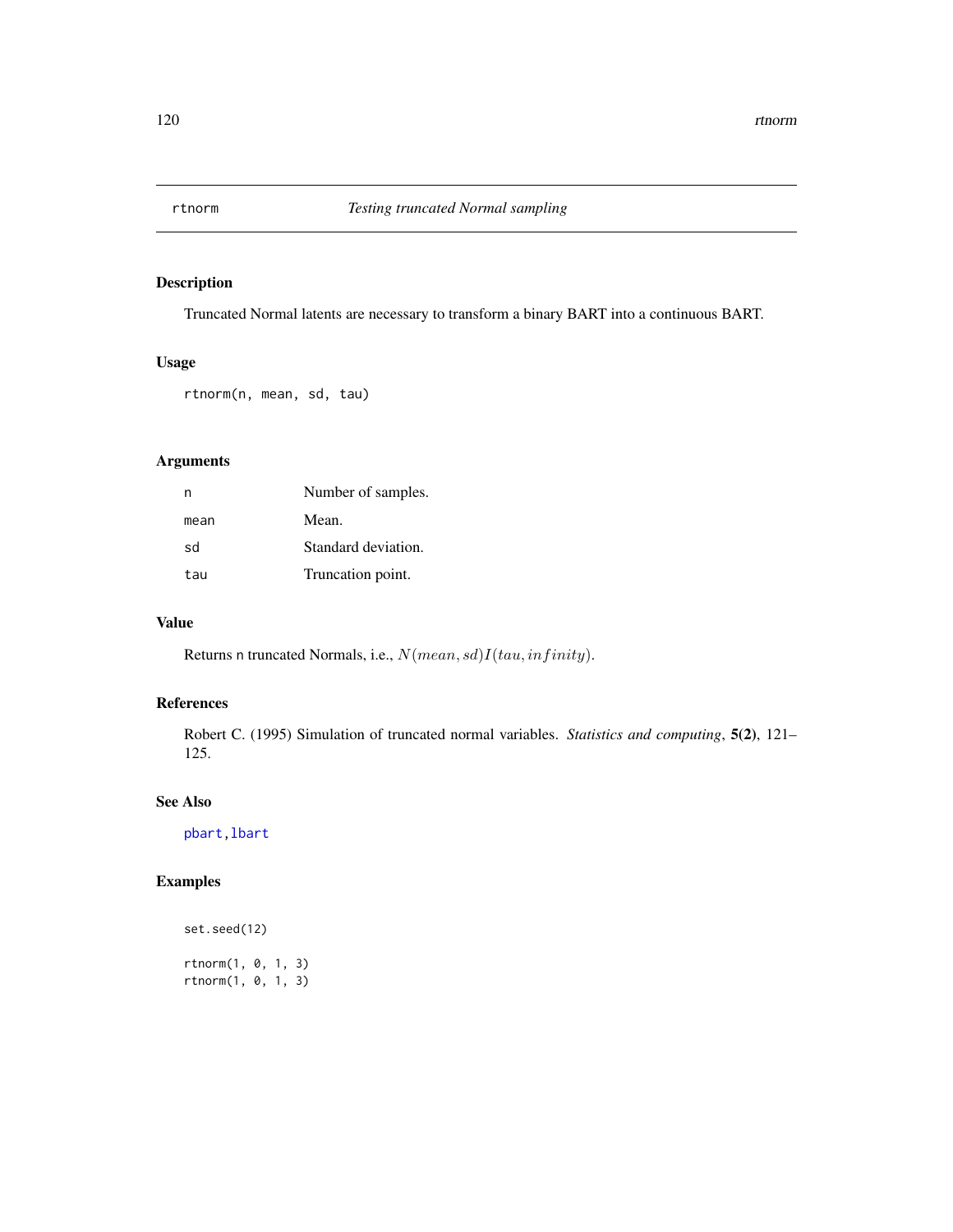# rtnorm — *Testing truncated Normal sampling*

## Description

Truncated Normal latents are necessary to transform a binary BART into a continuous BART.

## Usage

```
rtnorm(n, mean, sd, tau)
```

## Arguments

| | |
|---|---|
| n | Number of samples. |
| mean | Mean. |
| sd | Standard deviation. |
| tau | Truncation point. |

## Value

Returns n truncated Normals, i.e., $N(mean, sd)I(tau, infinity)$.

## References

Robert C. (1995) Simulation of truncated normal variables. *Statistics and computing*, **5(2)**, 121–125.

## See Also

pbart, lbart

## Examples

```
set.seed(12)

rtnorm(1, 0, 1, 3)
rtnorm(1, 0, 1, 3)
```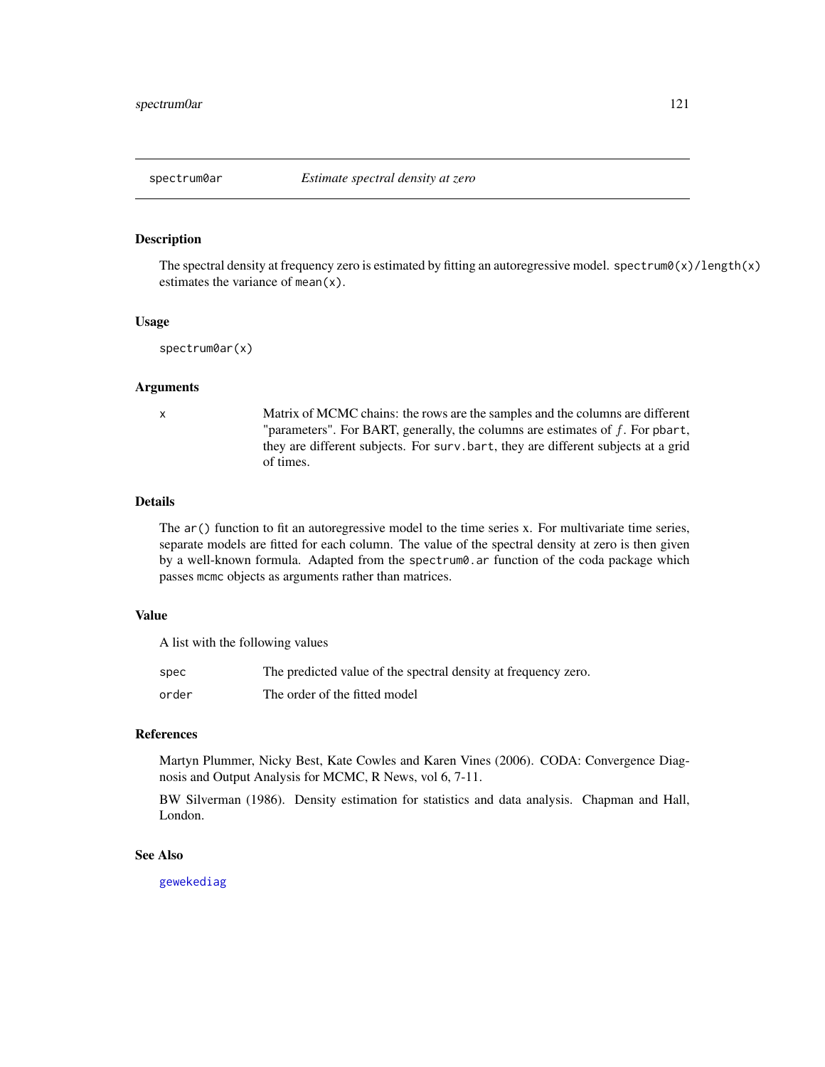# spectrum0ar — *Estimate spectral density at zero*

## Description

The spectral density at frequency zero is estimated by fitting an autoregressive model. `spectrum0(x)/length(x)` estimates the variance of `mean(x)`.

## Usage

```
spectrum0ar(x)
```

## Arguments

| | |
|---|---|
| `x` | Matrix of MCMC chains: the rows are the samples and the columns are different "parameters". For BART, generally, the columns are estimates of $f$. For `pbart`, they are different subjects. For `surv.bart`, they are different subjects at a grid of times. |

## Details

The `ar()` function to fit an autoregressive model to the time series x. For multivariate time series, separate models are fitted for each column. The value of the spectral density at zero is then given by a well-known formula. Adapted from the `spectrum0.ar` function of the coda package which passes `mcmc` objects as arguments rather than matrices.

## Value

A list with the following values

| | |
|---|---|
| `spec` | The predicted value of the spectral density at frequency zero. |
| `order` | The order of the fitted model |

## References

Martyn Plummer, Nicky Best, Kate Cowles and Karen Vines (2006). CODA: Convergence Diagnosis and Output Analysis for MCMC, R News, vol 6, 7-11.

BW Silverman (1986). Density estimation for statistics and data analysis. Chapman and Hall, London.

## See Also

`gewekediag`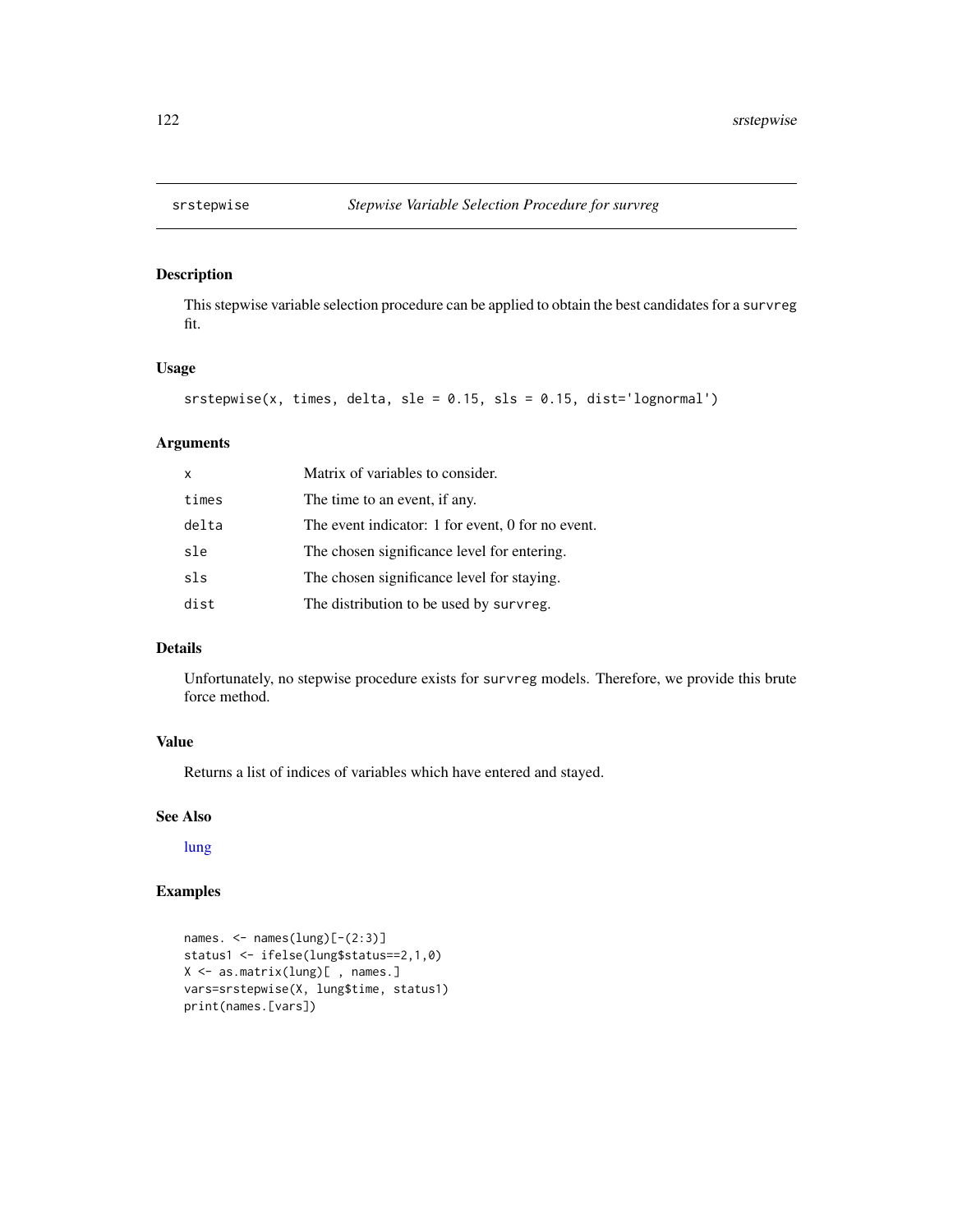# srstepwise *Stepwise Variable Selection Procedure for survreg*

## Description

This stepwise variable selection procedure can be applied to obtain the best candidates for a `survreg` fit.

## Usage

```
srstepwise(x, times, delta, sle = 0.15, sls = 0.15, dist='lognormal')
```

## Arguments

| | |
|---|---|
| `x` | Matrix of variables to consider. |
| `times` | The time to an event, if any. |
| `delta` | The event indicator: 1 for event, 0 for no event. |
| `sle` | The chosen significance level for entering. |
| `sls` | The chosen significance level for staying. |
| `dist` | The distribution to be used by `survreg`. |

## Details

Unfortunately, no stepwise procedure exists for `survreg` models. Therefore, we provide this brute force method.

## Value

Returns a list of indices of variables which have entered and stayed.

## See Also

lung

## Examples

```
names. <- names(lung)[-(2:3)]
status1 <- ifelse(lung$status==2,1,0)
X <- as.matrix(lung)[ , names.]
vars=srstepwise(X, lung$time, status1)
print(names.[vars])
```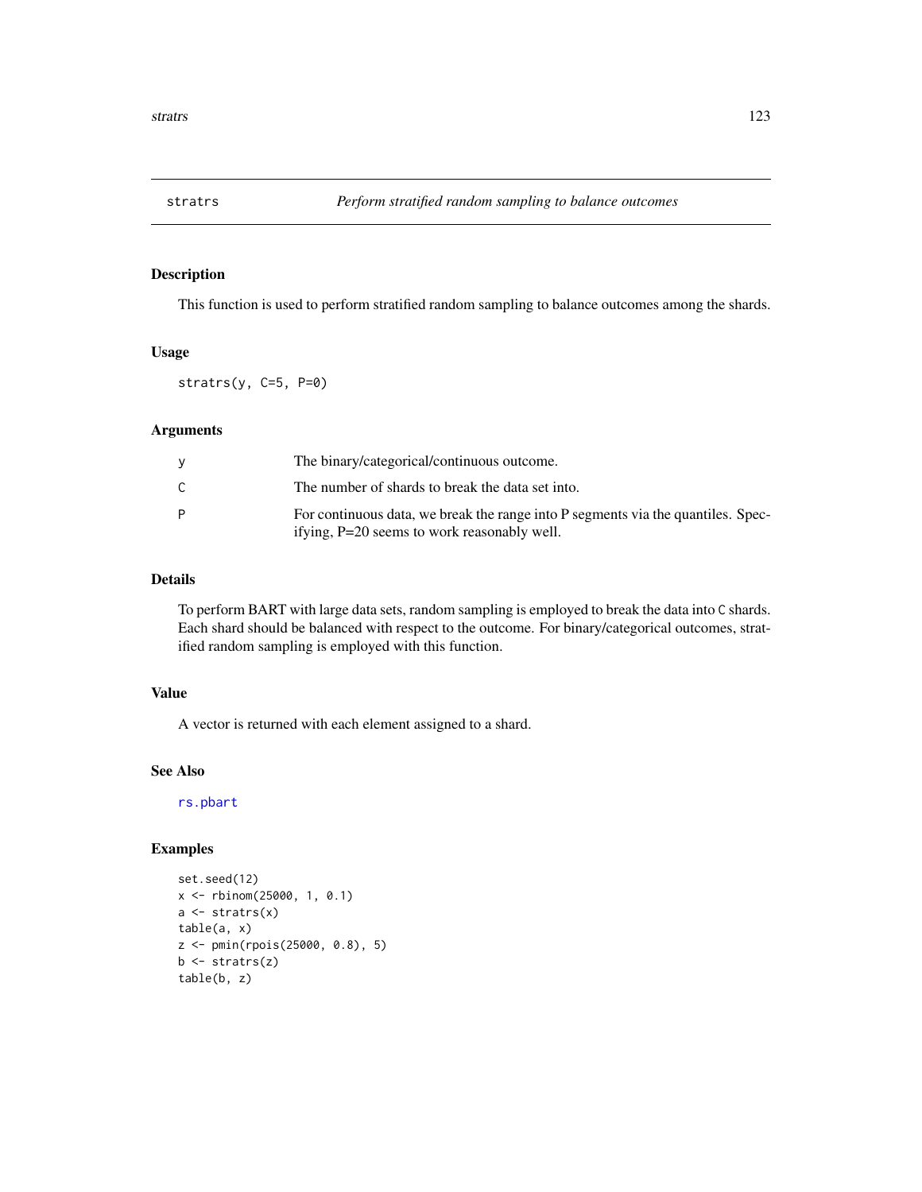# stratrs — *Perform stratified random sampling to balance outcomes*

## Description

This function is used to perform stratified random sampling to balance outcomes among the shards.

## Usage

```
stratrs(y, C=5, P=0)
```

## Arguments

| | |
|---|---|
| y | The binary/categorical/continuous outcome. |
| C | The number of shards to break the data set into. |
| P | For continuous data, we break the range into P segments via the quantiles. Specifying, P=20 seems to work reasonably well. |

## Details

To perform BART with large data sets, random sampling is employed to break the data into C shards. Each shard should be balanced with respect to the outcome. For binary/categorical outcomes, stratified random sampling is employed with this function.

## Value

A vector is returned with each element assigned to a shard.

## See Also

rs.pbart

## Examples

```
set.seed(12)
x <- rbinom(25000, 1, 0.1)
a <- stratrs(x)
table(a, x)
z <- pmin(rpois(25000, 0.8), 5)
b <- stratrs(z)
table(b, z)
```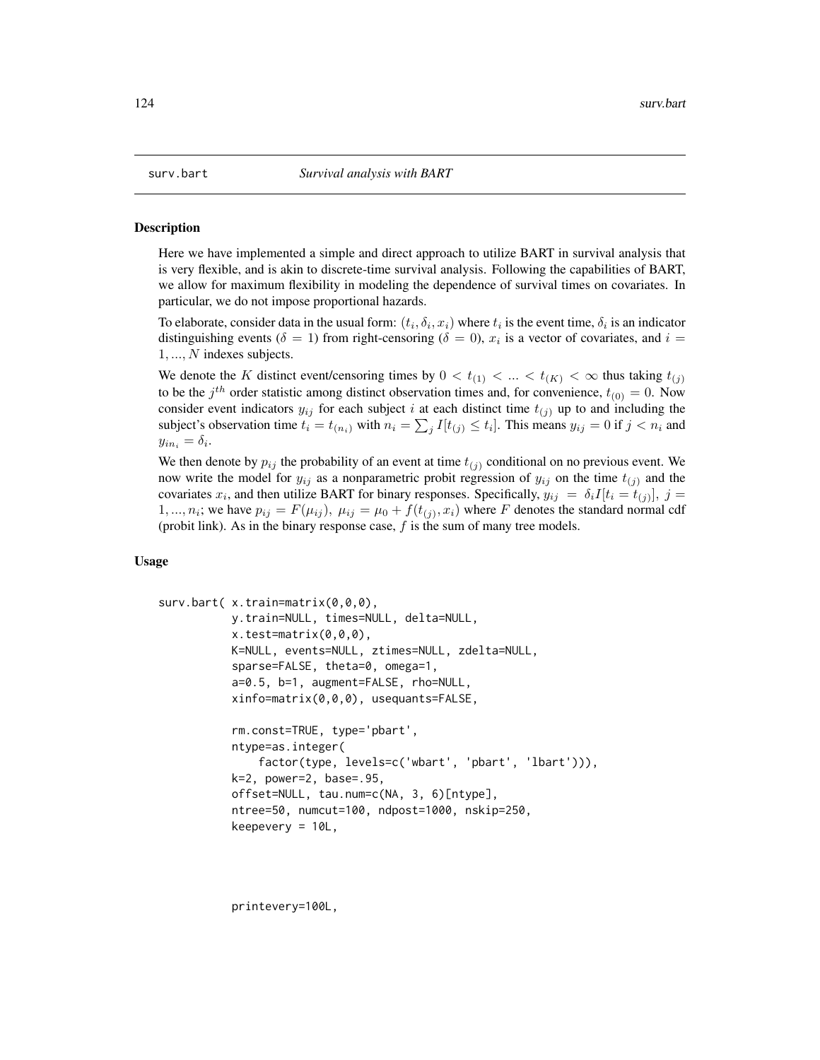surv.bart *Survival analysis with BART*

## Description

Here we have implemented a simple and direct approach to utilize BART in survival analysis that is very flexible, and is akin to discrete-time survival analysis. Following the capabilities of BART, we allow for maximum flexibility in modeling the dependence of survival times on covariates. In particular, we do not impose proportional hazards.

To elaborate, consider data in the usual form: $(t_i, \delta_i, x_i)$ where $t_i$ is the event time, $\delta_i$ is an indicator distinguishing events ($\delta = 1$) from right-censoring ($\delta = 0$), $x_i$ is a vector of covariates, and $i = 1, ..., N$ indexes subjects.

We denote the $K$ distinct event/censoring times by $0 < t_{(1)} < ... < t_{(K)} < \infty$ thus taking $t_{(j)}$ to be the $j^{th}$ order statistic among distinct observation times and, for convenience, $t_{(0)} = 0$. Now consider event indicators $y_{ij}$ for each subject $i$ at each distinct time $t_{(j)}$ up to and including the subject's observation time $t_i = t_{(n_i)}$ with $n_i = \sum_j I[t_{(j)} \leq t_i]$. This means $y_{ij} = 0$ if $j < n_i$ and $y_{in_i} = \delta_i$.

We then denote by $p_{ij}$ the probability of an event at time $t_{(j)}$ conditional on no previous event. We now write the model for $y_{ij}$ as a nonparametric probit regression of $y_{ij}$ on the time $t_{(j)}$ and the covariates $x_i$, and then utilize BART for binary responses. Specifically, $y_{ij} = \delta_i I[t_i = t_{(j)}]$, $j = 1, ..., n_i$; we have $p_{ij} = F(\mu_{ij})$, $\mu_{ij} = \mu_0 + f(t_{(j)}, x_i)$ where $F$ denotes the standard normal cdf (probit link). As in the binary response case, $f$ is the sum of many tree models.

## Usage

```
surv.bart( x.train=matrix(0,0,0),
           y.train=NULL, times=NULL, delta=NULL,
           x.test=matrix(0,0,0),
           K=NULL, events=NULL, ztimes=NULL, zdelta=NULL,
           sparse=FALSE, theta=0, omega=1,
           a=0.5, b=1, augment=FALSE, rho=NULL,
           xinfo=matrix(0,0,0), usequants=FALSE,

           rm.const=TRUE, type='pbart',
           ntype=as.integer(
               factor(type, levels=c('wbart', 'pbart', 'lbart'))),
           k=2, power=2, base=.95,
           offset=NULL, tau.num=c(NA, 3, 6)[ntype],
           ntree=50, numcut=100, ndpost=1000, nskip=250,
           keepevery = 10L,




           printevery=100L,
```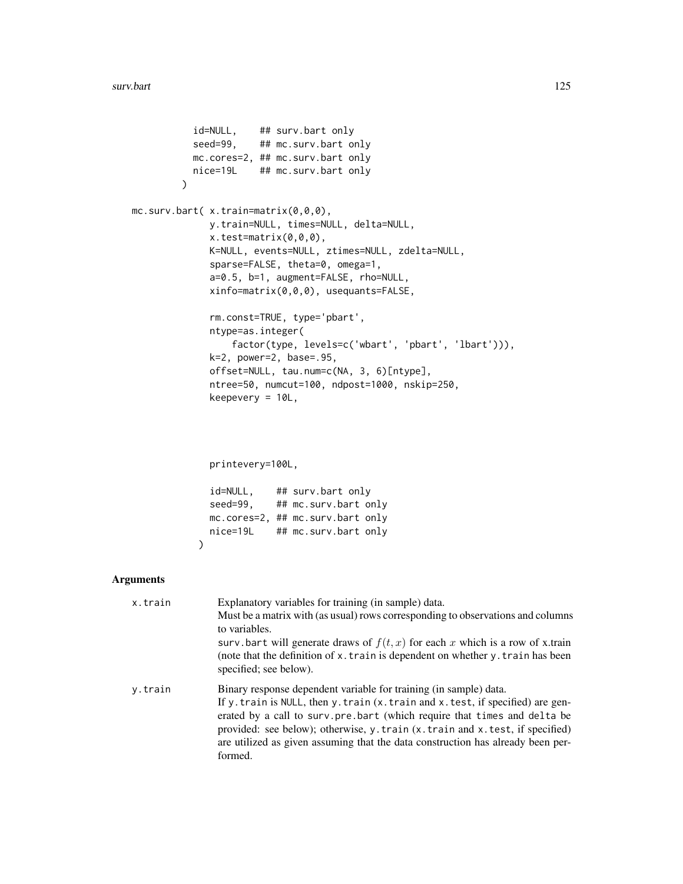```
           id=NULL,    ## surv.bart only
           seed=99,    ## mc.surv.bart only
           mc.cores=2, ## mc.surv.bart only
           nice=19L    ## mc.surv.bart only
         )

mc.surv.bart( x.train=matrix(0,0,0),
              y.train=NULL, times=NULL, delta=NULL,
              x.test=matrix(0,0,0),
              K=NULL, events=NULL, ztimes=NULL, zdelta=NULL,
              sparse=FALSE, theta=0, omega=1,
              a=0.5, b=1, augment=FALSE, rho=NULL,
              xinfo=matrix(0,0,0), usequants=FALSE,

              rm.const=TRUE, type='pbart',
              ntype=as.integer(
                  factor(type, levels=c('wbart', 'pbart', 'lbart'))),
              k=2, power=2, base=.95,
              offset=NULL, tau.num=c(NA, 3, 6)[ntype],
              ntree=50, numcut=100, ndpost=1000, nskip=250,
              keepevery = 10L,




              printevery=100L,

              id=NULL,    ## surv.bart only
              seed=99,    ## mc.surv.bart only
              mc.cores=2, ## mc.surv.bart only
              nice=19L    ## mc.surv.bart only
            )
```

## Arguments

**x.train** Explanatory variables for training (in sample) data.
Must be a matrix with (as usual) rows corresponding to observations and columns to variables.
surv.bart will generate draws of $f(t, x)$ for each $x$ which is a row of x.train (note that the definition of x.train is dependent on whether y.train has been specified; see below).

**y.train** Binary response dependent variable for training (in sample) data.
If y.train is NULL, then y.train (x.train and x.test, if specified) are generated by a call to surv.pre.bart (which require that times and delta be provided: see below); otherwise, y.train (x.train and x.test, if specified) are utilized as given assuming that the data construction has already been performed.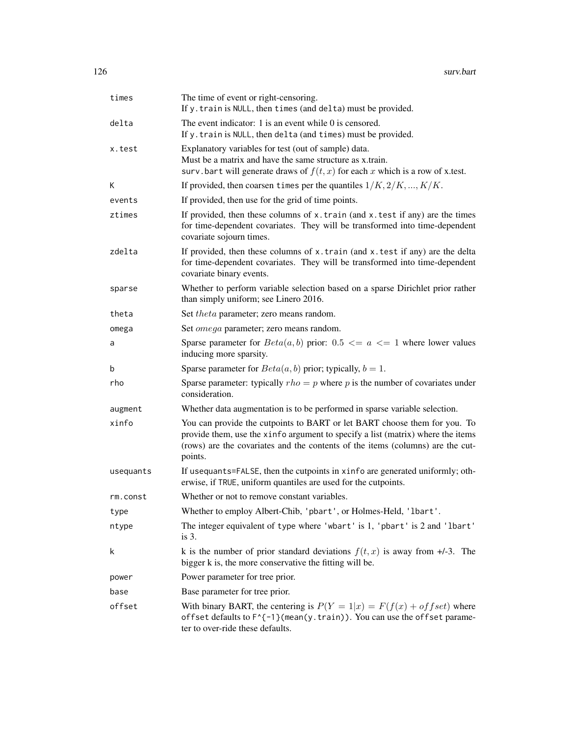| | |
|---|---|
| `times` | The time of event or right-censoring.<br>If `y.train` is `NULL`, then `times` (and `delta`) must be provided. |
| `delta` | The event indicator: 1 is an event while 0 is censored.<br>If `y.train` is `NULL`, then `delta` (and `times`) must be provided. |
| `x.test` | Explanatory variables for test (out of sample) data.<br>Must be a matrix and have the same structure as x.train.<br>`surv.bart` will generate draws of $f(t, x)$ for each $x$ which is a row of x.test. |
| `K` | If provided, then coarsen `times` per the quantiles $1/K, 2/K, ..., K/K$. |
| `events` | If provided, then use for the grid of time points. |
| `ztimes` | If provided, then these columns of `x.train` (and `x.test` if any) are the times for time-dependent covariates. They will be transformed into time-dependent covariate sojourn times. |
| `zdelta` | If provided, then these columns of `x.train` (and `x.test` if any) are the delta for time-dependent covariates. They will be transformed into time-dependent covariate binary events. |
| `sparse` | Whether to perform variable selection based on a sparse Dirichlet prior rather than simply uniform; see Linero 2016. |
| `theta` | Set $theta$ parameter; zero means random. |
| `omega` | Set $omega$ parameter; zero means random. |
| `a` | Sparse parameter for $Beta(a, b)$ prior: $0.5 <= a <= 1$ where lower values inducing more sparsity. |
| `b` | Sparse parameter for $Beta(a, b)$ prior; typically, $b = 1$. |
| `rho` | Sparse parameter: typically $rho = p$ where $p$ is the number of covariates under consideration. |
| `augment` | Whether data augmentation is to be performed in sparse variable selection. |
| `xinfo` | You can provide the cutpoints to BART or let BART choose them for you. To provide them, use the `xinfo` argument to specify a list (matrix) where the items (rows) are the covariates and the contents of the items (columns) are the cutpoints. |
| `usequants` | If `usequants=FALSE`, then the cutpoints in `xinfo` are generated uniformly; otherwise, if `TRUE`, uniform quantiles are used for the cutpoints. |
| `rm.const` | Whether or not to remove constant variables. |
| `type` | Whether to employ Albert-Chib, `'pbart'`, or Holmes-Held, `'lbart'`. |
| `ntype` | The integer equivalent of `type` where `'wbart'` is 1, `'pbart'` is 2 and `'lbart'` is 3. |
| `k` | k is the number of prior standard deviations $f(t, x)$ is away from +/-3. The bigger k is, the more conservative the fitting will be. |
| `power` | Power parameter for tree prior. |
| `base` | Base parameter for tree prior. |
| `offset` | With binary BART, the centering is $P(Y = 1\|x) = F(f(x) + offset)$ where `offset` defaults to `F^{-1}(mean(y.train))`. You can use the `offset` parameter to over-ride these defaults. |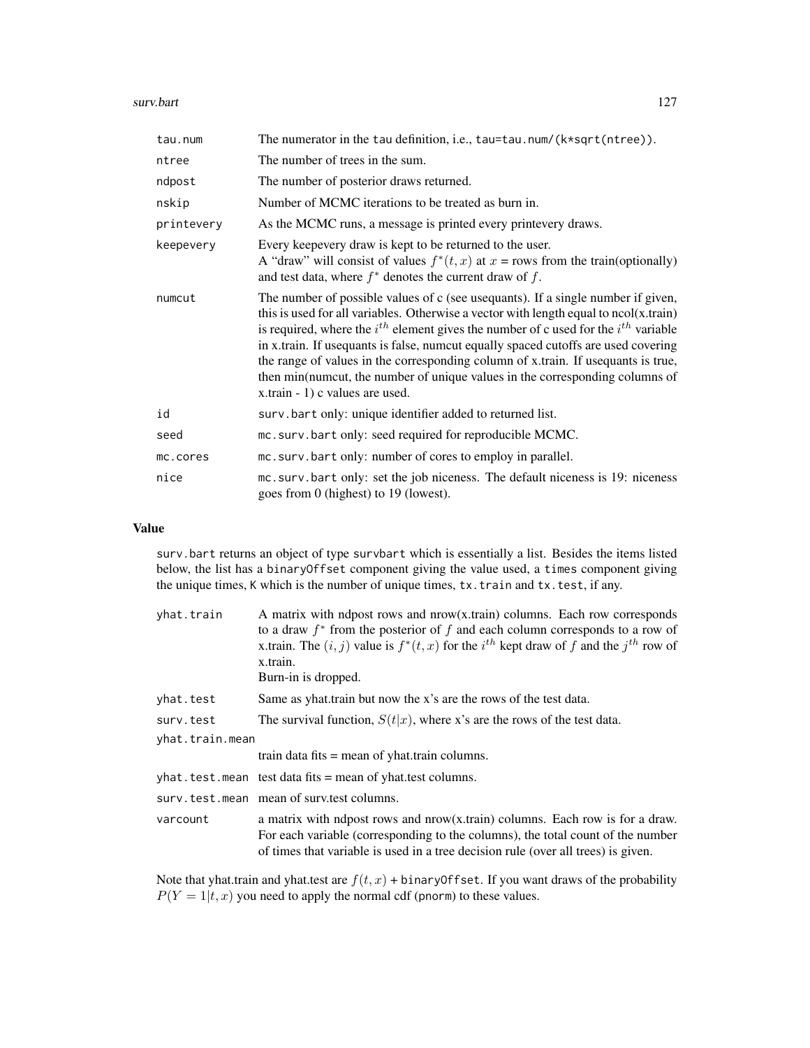| | |
|---|---|
| tau.num | The numerator in the tau definition, i.e., tau=tau.num/(k*sqrt(ntree)). |
| ntree | The number of trees in the sum. |
| ndpost | The number of posterior draws returned. |
| nskip | Number of MCMC iterations to be treated as burn in. |
| printevery | As the MCMC runs, a message is printed every printevery draws. |
| keepevery | Every keepevery draw is kept to be returned to the user. A "draw" will consist of values $f^*(t,x)$ at $x$ = rows from the train(optionally) and test data, where $f^*$ denotes the current draw of $f$. |
| numcut | The number of possible values of c (see usequants). If a single number if given, this is used for all variables. Otherwise a vector with length equal to ncol(x.train) is required, where the $i^{th}$ element gives the number of c used for the $i^{th}$ variable in x.train. If usequants is false, numcut equally spaced cutoffs are used covering the range of values in the corresponding column of x.train. If usequants is true, then min(numcut, the number of unique values in the corresponding columns of x.train - 1) c values are used. |
| id | surv.bart only: unique identifier added to returned list. |
| seed | mc.surv.bart only: seed required for reproducible MCMC. |
| mc.cores | mc.surv.bart only: number of cores to employ in parallel. |
| nice | mc.surv.bart only: set the job niceness. The default niceness is 19: niceness goes from 0 (highest) to 19 (lowest). |

## Value

surv.bart returns an object of type survbart which is essentially a list. Besides the items listed below, the list has a binaryOffset component giving the value used, a times component giving the unique times, K which is the number of unique times, tx.train and tx.test, if any.

| | |
|---|---|
| yhat.train | A matrix with ndpost rows and nrow(x.train) columns. Each row corresponds to a draw $f^*$ from the posterior of $f$ and each column corresponds to a row of x.train. The $(i,j)$ value is $f^*(t,x)$ for the $i^{th}$ kept draw of $f$ and the $j^{th}$ row of x.train. Burn-in is dropped. |
| yhat.test | Same as yhat.train but now the x's are the rows of the test data. |
| surv.test | The survival function, $S(t\|x)$, where x's are the rows of the test data. |
| yhat.train.mean | train data fits = mean of yhat.train columns. |
| yhat.test.mean | test data fits = mean of yhat.test columns. |
| surv.test.mean | mean of surv.test columns. |
| varcount | a matrix with ndpost rows and nrow(x.train) columns. Each row is for a draw. For each variable (corresponding to the columns), the total count of the number of times that variable is used in a tree decision rule (over all trees) is given. |

Note that yhat.train and yhat.test are $f(t,x)$ + binaryOffset. If you want draws of the probability $P(Y=1|t,x)$ you need to apply the normal cdf (pnorm) to these values.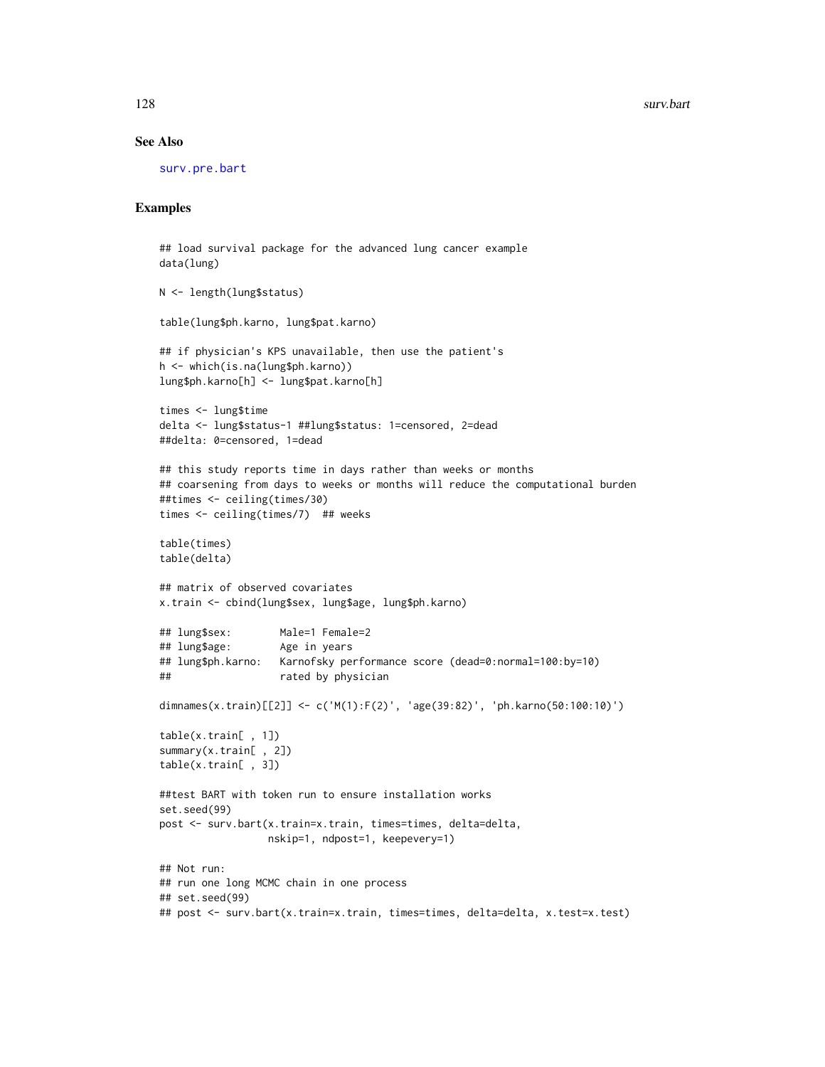## See Also

surv.pre.bart

## Examples

```
## load survival package for the advanced lung cancer example
data(lung)

N <- length(lung$status)

table(lung$ph.karno, lung$pat.karno)

## if physician's KPS unavailable, then use the patient's
h <- which(is.na(lung$ph.karno))
lung$ph.karno[h] <- lung$pat.karno[h]

times <- lung$time
delta <- lung$status-1 ##lung$status: 1=censored, 2=dead
##delta: 0=censored, 1=dead

## this study reports time in days rather than weeks or months
## coarsening from days to weeks or months will reduce the computational burden
##times <- ceiling(times/30)
times <- ceiling(times/7)  ## weeks

table(times)
table(delta)

## matrix of observed covariates
x.train <- cbind(lung$sex, lung$age, lung$ph.karno)

## lung$sex:        Male=1 Female=2
## lung$age:        Age in years
## lung$ph.karno:   Karnofsky performance score (dead=0:normal=100:by=10)
##                  rated by physician

dimnames(x.train)[[2]] <- c('M(1):F(2)', 'age(39:82)', 'ph.karno(50:100:10)')

table(x.train[ , 1])
summary(x.train[ , 2])
table(x.train[ , 3])

##test BART with token run to ensure installation works
set.seed(99)
post <- surv.bart(x.train=x.train, times=times, delta=delta,
                  nskip=1, ndpost=1, keepevery=1)

## Not run:
## run one long MCMC chain in one process
## set.seed(99)
## post <- surv.bart(x.train=x.train, times=times, delta=delta, x.test=x.test)
```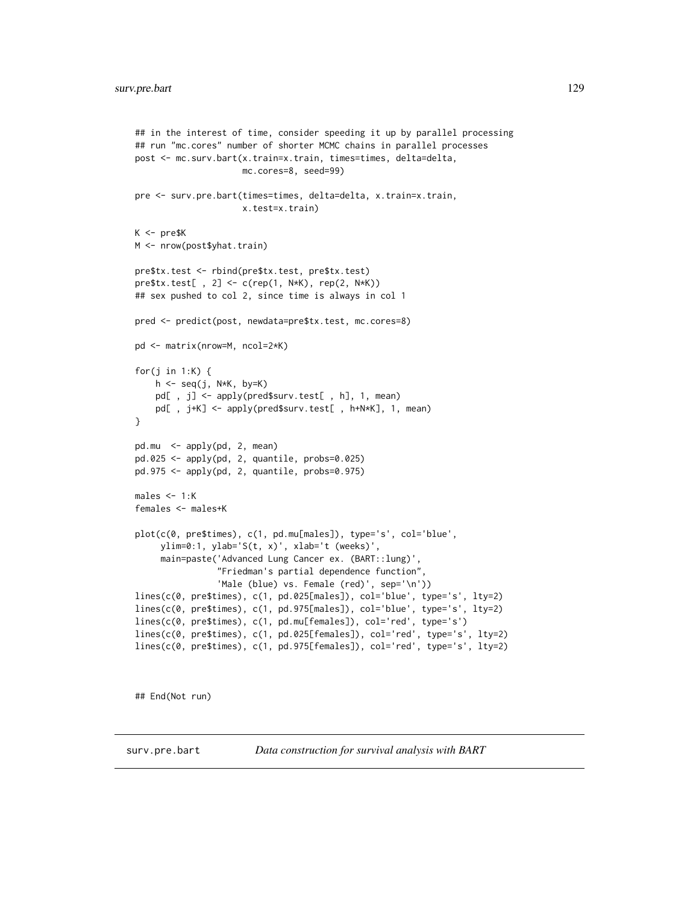```
## in the interest of time, consider speeding it up by parallel processing
## run "mc.cores" number of shorter MCMC chains in parallel processes
post <- mc.surv.bart(x.train=x.train, times=times, delta=delta,
                     mc.cores=8, seed=99)

pre <- surv.pre.bart(times=times, delta=delta, x.train=x.train,
                     x.test=x.train)

K <- pre$K
M <- nrow(post$yhat.train)

pre$tx.test <- rbind(pre$tx.test, pre$tx.test)
pre$tx.test[ , 2] <- c(rep(1, N*K), rep(2, N*K))
## sex pushed to col 2, since time is always in col 1

pred <- predict(post, newdata=pre$tx.test, mc.cores=8)

pd <- matrix(nrow=M, ncol=2*K)

for(j in 1:K) {
    h <- seq(j, N*K, by=K)
    pd[ , j] <- apply(pred$surv.test[ , h], 1, mean)
    pd[ , j+K] <- apply(pred$surv.test[ , h+N*K], 1, mean)
}

pd.mu  <- apply(pd, 2, mean)
pd.025 <- apply(pd, 2, quantile, probs=0.025)
pd.975 <- apply(pd, 2, quantile, probs=0.975)

males <- 1:K
females <- males+K

plot(c(0, pre$times), c(1, pd.mu[males]), type='s', col='blue',
     ylim=0:1, ylab='S(t, x)', xlab='t (weeks)',
     main=paste('Advanced Lung Cancer ex. (BART::lung)',
                "Friedman's partial dependence function",
                'Male (blue) vs. Female (red)', sep='\n'))
lines(c(0, pre$times), c(1, pd.025[males]), col='blue', type='s', lty=2)
lines(c(0, pre$times), c(1, pd.975[males]), col='blue', type='s', lty=2)
lines(c(0, pre$times), c(1, pd.mu[females]), col='red', type='s')
lines(c(0, pre$times), c(1, pd.025[females]), col='red', type='s', lty=2)
lines(c(0, pre$times), c(1, pd.975[females]), col='red', type='s', lty=2)


## End(Not run)
```

## surv.pre.bart *Data construction for survival analysis with BART*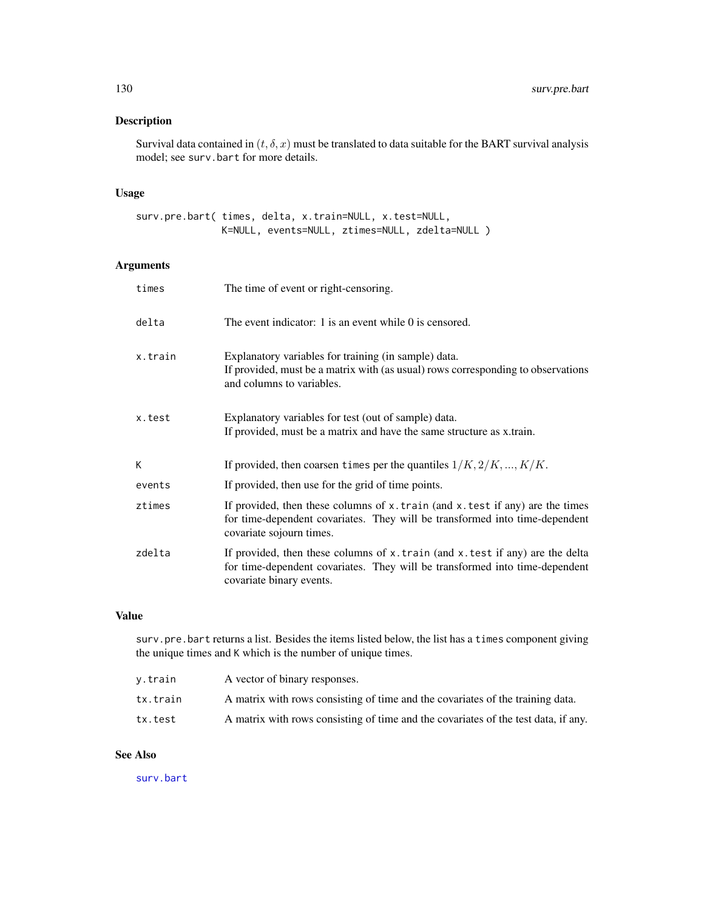## Description

Survival data contained in $(t, \delta, x)$ must be translated to data suitable for the BART survival analysis model; see `surv.bart` for more details.

## Usage

```
surv.pre.bart( times, delta, x.train=NULL, x.test=NULL,
               K=NULL, events=NULL, ztimes=NULL, zdelta=NULL )
```

## Arguments

| | |
|---|---|
| `times` | The time of event or right-censoring. |
| `delta` | The event indicator: 1 is an event while 0 is censored. |
| `x.train` | Explanatory variables for training (in sample) data. If provided, must be a matrix with (as usual) rows corresponding to observations and columns to variables. |
| `x.test` | Explanatory variables for test (out of sample) data. If provided, must be a matrix and have the same structure as x.train. |
| `K` | If provided, then coarsen `times` per the quantiles $1/K, 2/K, ..., K/K$. |
| `events` | If provided, then use for the grid of time points. |
| `ztimes` | If provided, then these columns of `x.train` (and `x.test` if any) are the times for time-dependent covariates. They will be transformed into time-dependent covariate sojourn times. |
| `zdelta` | If provided, then these columns of `x.train` (and `x.test` if any) are the delta for time-dependent covariates. They will be transformed into time-dependent covariate binary events. |

## Value

`surv.pre.bart` returns a list. Besides the items listed below, the list has a `times` component giving the unique times and `K` which is the number of unique times.

| | |
|---|---|
| `y.train` | A vector of binary responses. |
| `tx.train` | A matrix with rows consisting of time and the covariates of the training data. |
| `tx.test` | A matrix with rows consisting of time and the covariates of the test data, if any. |

## See Also

`surv.bart`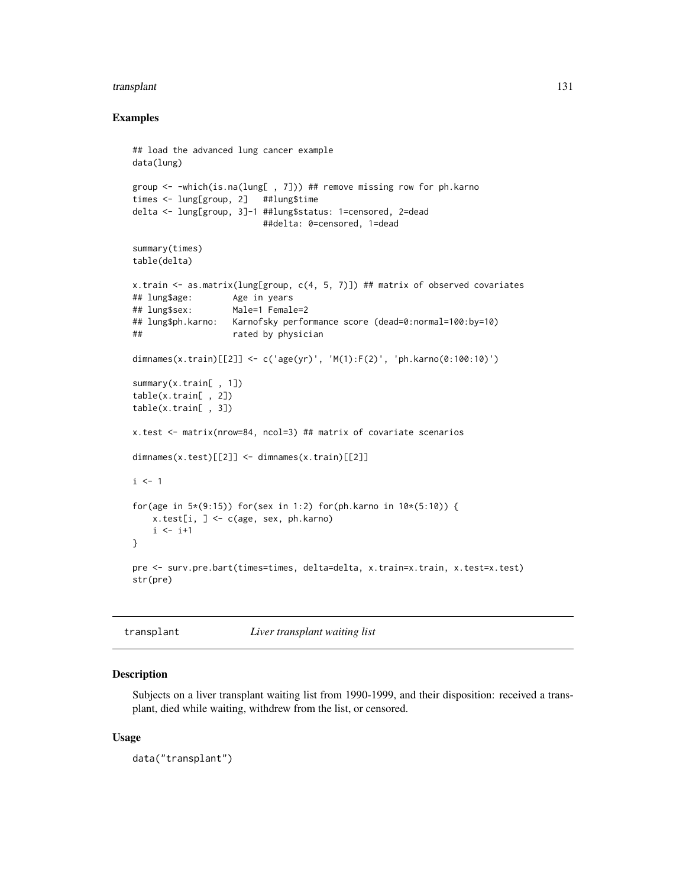### Examples

```
## load the advanced lung cancer example
data(lung)

group <- -which(is.na(lung[ , 7])) ## remove missing row for ph.karno
times <- lung[group, 2]   ##lung$time
delta <- lung[group, 3]-1 ##lung$status: 1=censored, 2=dead
                          ##delta: 0=censored, 1=dead

summary(times)
table(delta)

x.train <- as.matrix(lung[group, c(4, 5, 7)]) ## matrix of observed covariates
## lung$age:        Age in years
## lung$sex:        Male=1 Female=2
## lung$ph.karno:   Karnofsky performance score (dead=0:normal=100:by=10)
##                  rated by physician

dimnames(x.train)[[2]] <- c('age(yr)', 'M(1):F(2)', 'ph.karno(0:100:10)')

summary(x.train[ , 1])
table(x.train[ , 2])
table(x.train[ , 3])

x.test <- matrix(nrow=84, ncol=3) ## matrix of covariate scenarios

dimnames(x.test)[[2]] <- dimnames(x.train)[[2]]

i <- 1

for(age in 5*(9:15)) for(sex in 1:2) for(ph.karno in 10*(5:10)) {
    x.test[i, ] <- c(age, sex, ph.karno)
    i <- i+1
}

pre <- surv.pre.bart(times=times, delta=delta, x.train=x.train, x.test=x.test)
str(pre)
```

---

## transplant *Liver transplant waiting list*

---

### Description

Subjects on a liver transplant waiting list from 1990-1999, and their disposition: received a transplant, died while waiting, withdrew from the list, or censored.

### Usage

```
data("transplant")
```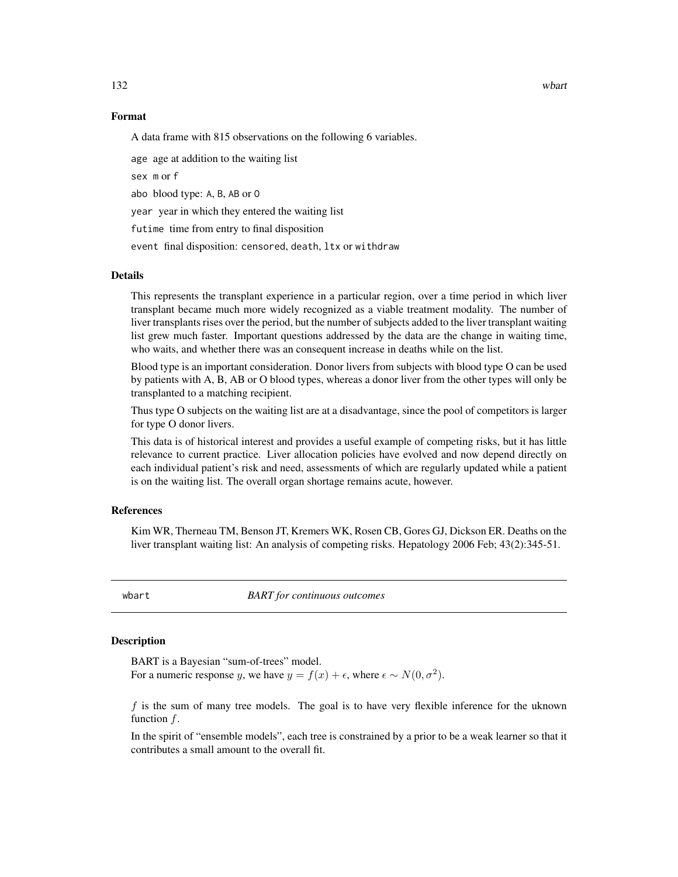### Format

A data frame with 815 observations on the following 6 variables.

`age` age at addition to the waiting list

`sex` `m` or `f`

`abo` blood type: `A`, `B`, `AB` or `O`

`year` year in which they entered the waiting list

`futime` time from entry to final disposition

`event` final disposition: `censored`, `death`, `ltx` or `withdraw`

### Details

This represents the transplant experience in a particular region, over a time period in which liver transplant became much more widely recognized as a viable treatment modality. The number of liver transplants rises over the period, but the number of subjects added to the liver transplant waiting list grew much faster. Important questions addressed by the data are the change in waiting time, who waits, and whether there was an consequent increase in deaths while on the list.

Blood type is an important consideration. Donor livers from subjects with blood type O can be used by patients with A, B, AB or O blood types, whereas a donor liver from the other types will only be transplanted to a matching recipient.

Thus type O subjects on the waiting list are at a disadvantage, since the pool of competitors is larger for type O donor livers.

This data is of historical interest and provides a useful example of competing risks, but it has little relevance to current practice. Liver allocation policies have evolved and now depend directly on each individual patient's risk and need, assessments of which are regularly updated while a patient is on the waiting list. The overall organ shortage remains acute, however.

### References

Kim WR, Therneau TM, Benson JT, Kremers WK, Rosen CB, Gores GJ, Dickson ER. Deaths on the liver transplant waiting list: An analysis of competing risks. Hepatology 2006 Feb; 43(2):345-51.

---

## wbart — *BART for continuous outcomes*

### Description

BART is a Bayesian "sum-of-trees" model.
For a numeric response $y$, we have $y = f(x) + \epsilon$, where $\epsilon \sim N(0, \sigma^2)$.

$f$ is the sum of many tree models. The goal is to have very flexible inference for the uknown function $f$.

In the spirit of "ensemble models", each tree is constrained by a prior to be a weak learner so that it contributes a small amount to the overall fit.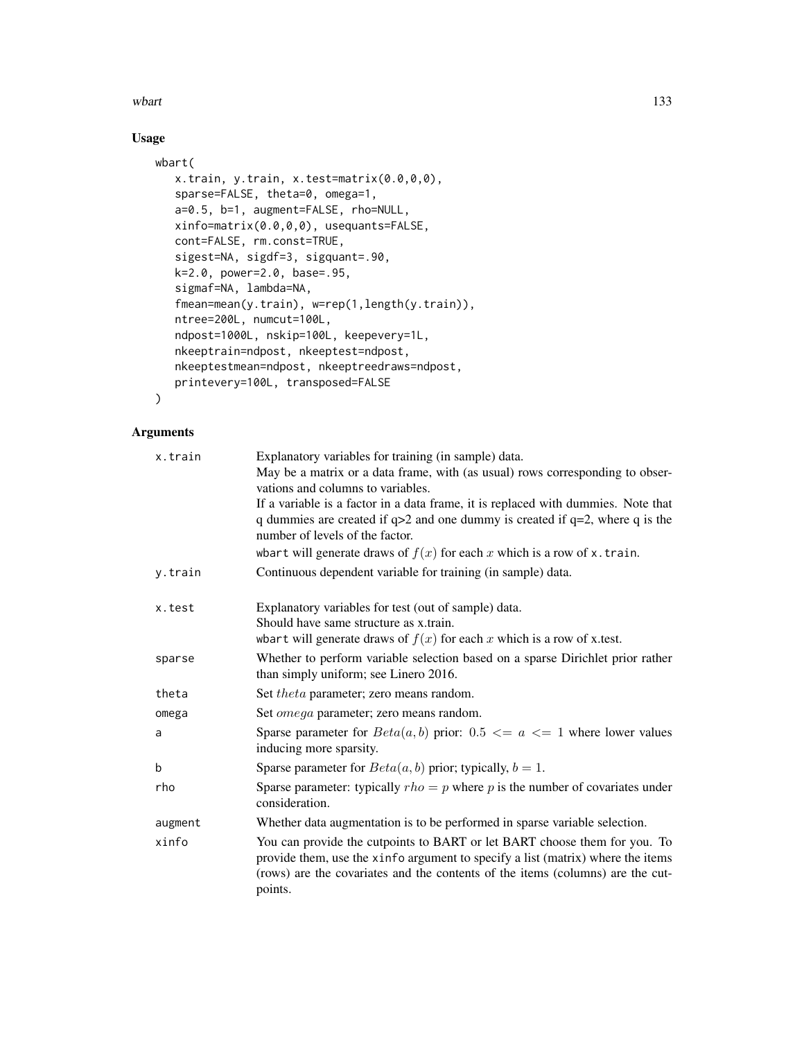## Usage

```
wbart(
   x.train, y.train, x.test=matrix(0.0,0,0),
   sparse=FALSE, theta=0, omega=1,
   a=0.5, b=1, augment=FALSE, rho=NULL,
   xinfo=matrix(0.0,0,0), usequants=FALSE,
   cont=FALSE, rm.const=TRUE,
   sigest=NA, sigdf=3, sigquant=.90,
   k=2.0, power=2.0, base=.95,
   sigmaf=NA, lambda=NA,
   fmean=mean(y.train), w=rep(1,length(y.train)),
   ntree=200L, numcut=100L,
   ndpost=1000L, nskip=100L, keepevery=1L,
   nkeeptrain=ndpost, nkeeptest=ndpost,
   nkeeptestmean=ndpost, nkeeptreedraws=ndpost,
   printevery=100L, transposed=FALSE
)
```

## Arguments

| | |
|---|---|
| `x.train` | Explanatory variables for training (in sample) data. May be a matrix or a data frame, with (as usual) rows corresponding to observations and columns to variables. If a variable is a factor in a data frame, it is replaced with dummies. Note that q dummies are created if q>2 and one dummy is created if q=2, where q is the number of levels of the factor. `wbart` will generate draws of $f(x)$ for each $x$ which is a row of `x.train`. |
| `y.train` | Continuous dependent variable for training (in sample) data. |
| `x.test` | Explanatory variables for test (out of sample) data. Should have same structure as x.train. `wbart` will generate draws of $f(x)$ for each $x$ which is a row of x.test. |
| `sparse` | Whether to perform variable selection based on a sparse Dirichlet prior rather than simply uniform; see Linero 2016. |
| `theta` | Set $theta$ parameter; zero means random. |
| `omega` | Set $omega$ parameter; zero means random. |
| `a` | Sparse parameter for $Beta(a, b)$ prior: $0.5 <= a <= 1$ where lower values inducing more sparsity. |
| `b` | Sparse parameter for $Beta(a, b)$ prior; typically, $b = 1$. |
| `rho` | Sparse parameter: typically $rho = p$ where $p$ is the number of covariates under consideration. |
| `augment` | Whether data augmentation is to be performed in sparse variable selection. |
| `xinfo` | You can provide the cutpoints to BART or let BART choose them for you. To provide them, use the `xinfo` argument to specify a list (matrix) where the items (rows) are the covariates and the contents of the items (columns) are the cutpoints. |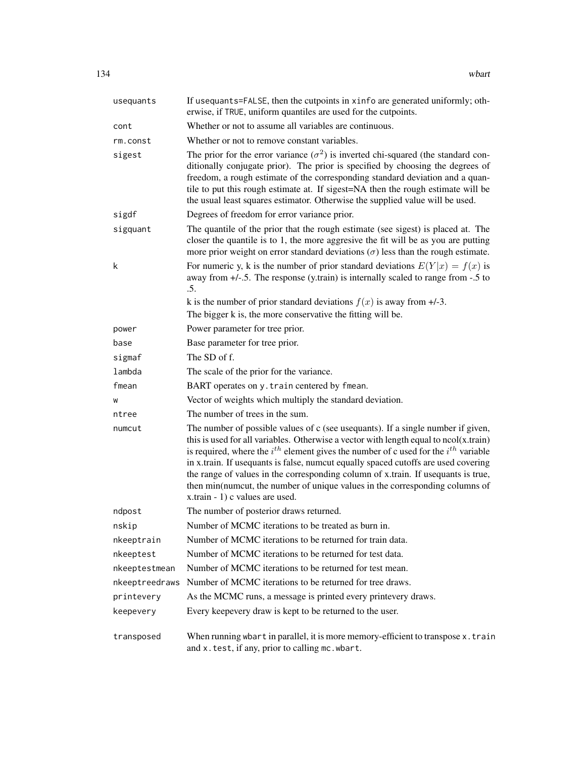| | |
|---|---|
| `usequants` | If `usequants=FALSE`, then the cutpoints in `xinfo` are generated uniformly; otherwise, if `TRUE`, uniform quantiles are used for the cutpoints. |
| `cont` | Whether or not to assume all variables are continuous. |
| `rm.const` | Whether or not to remove constant variables. |
| `sigest` | The prior for the error variance ($\sigma^2$) is inverted chi-squared (the standard conditionally conjugate prior). The prior is specified by choosing the degrees of freedom, a rough estimate of the corresponding standard deviation and a quantile to put this rough estimate at. If sigest=NA then the rough estimate will be the usual least squares estimator. Otherwise the supplied value will be used. |
| `sigdf` | Degrees of freedom for error variance prior. |
| `sigquant` | The quantile of the prior that the rough estimate (see sigest) is placed at. The closer the quantile is to 1, the more aggresive the fit will be as you are putting more prior weight on error standard deviations ($\sigma$) less than the rough estimate. |
| `k` | For numeric y, k is the number of prior standard deviations $E(Y\|x) = f(x)$ is away from +/-.5. The response (y.train) is internally scaled to range from -.5 to .5. k is the number of prior standard deviations $f(x)$ is away from +/-3. The bigger k is, the more conservative the fitting will be. |
| `power` | Power parameter for tree prior. |
| `base` | Base parameter for tree prior. |
| `sigmaf` | The SD of f. |
| `lambda` | The scale of the prior for the variance. |
| `fmean` | BART operates on `y.train` centered by `fmean`. |
| `w` | Vector of weights which multiply the standard deviation. |
| `ntree` | The number of trees in the sum. |
| `numcut` | The number of possible values of c (see usequants). If a single number if given, this is used for all variables. Otherwise a vector with length equal to ncol(x.train) is required, where the $i^{th}$ element gives the number of c used for the $i^{th}$ variable in x.train. If usequants is false, numcut equally spaced cutoffs are used covering the range of values in the corresponding column of x.train. If usequants is true, then min(numcut, the number of unique values in the corresponding columns of x.train - 1) c values are used. |
| `ndpost` | The number of posterior draws returned. |
| `nskip` | Number of MCMC iterations to be treated as burn in. |
| `nkeeptrain` | Number of MCMC iterations to be returned for train data. |
| `nkeeptest` | Number of MCMC iterations to be returned for test data. |
| `nkeeptestmean` | Number of MCMC iterations to be returned for test mean. |
| `nkeeptreedraws` | Number of MCMC iterations to be returned for tree draws. |
| `printevery` | As the MCMC runs, a message is printed every printevery draws. |
| `keepevery` | Every keepevery draw is kept to be returned to the user. |
| `transposed` | When running `wbart` in parallel, it is more memory-efficient to transpose `x.train` and `x.test`, if any, prior to calling `mc.wbart`. |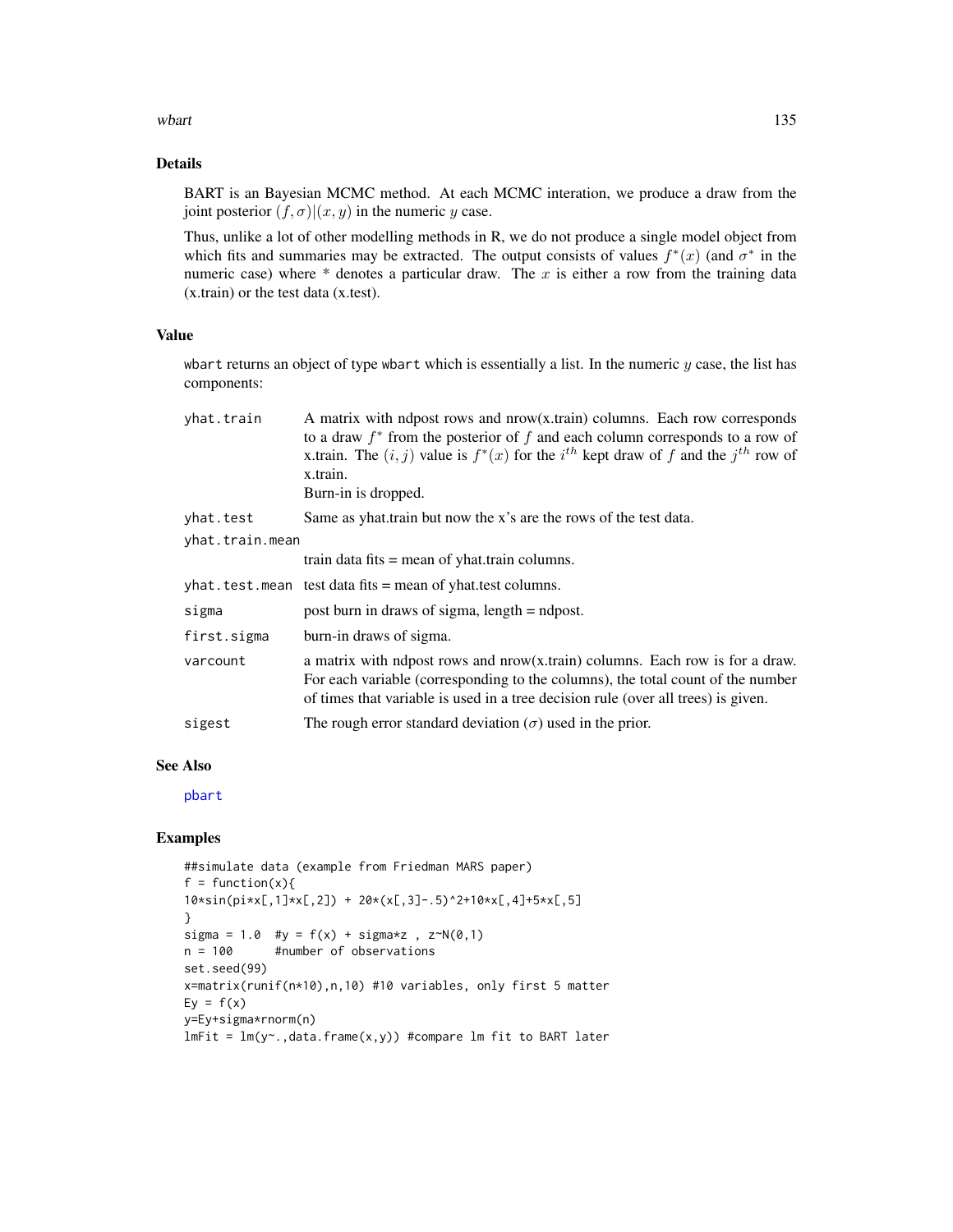## Details

BART is an Bayesian MCMC method. At each MCMC interation, we produce a draw from the joint posterior $(f, \sigma)|(x, y)$ in the numeric $y$ case.

Thus, unlike a lot of other modelling methods in R, we do not produce a single model object from which fits and summaries may be extracted. The output consists of values $f^*(x)$ (and $\sigma^*$ in the numeric case) where * denotes a particular draw. The $x$ is either a row from the training data (x.train) or the test data (x.test).

## Value

`wbart` returns an object of type `wbart` which is essentially a list. In the numeric $y$ case, the list has components:

`yhat.train`
: A matrix with ndpost rows and nrow(x.train) columns. Each row corresponds to a draw $f^*$ from the posterior of $f$ and each column corresponds to a row of x.train. The $(i, j)$ value is $f^*(x)$ for the $i^{th}$ kept draw of $f$ and the $j^{th}$ row of x.train.
Burn-in is dropped.

`yhat.test`
: Same as yhat.train but now the x's are the rows of the test data.

`yhat.train.mean`
: train data fits = mean of yhat.train columns.

`yhat.test.mean`
: test data fits = mean of yhat.test columns.

`sigma`
: post burn in draws of sigma, length = ndpost.

`first.sigma`
: burn-in draws of sigma.

`varcount`
: a matrix with ndpost rows and nrow(x.train) columns. Each row is for a draw. For each variable (corresponding to the columns), the total count of the number of times that variable is used in a tree decision rule (over all trees) is given.

`sigest`
: The rough error standard deviation ($\sigma$) used in the prior.

## See Also

pbart

## Examples

```
##simulate data (example from Friedman MARS paper)
f = function(x){
10*sin(pi*x[,1]*x[,2]) + 20*(x[,3]-.5)^2+10*x[,4]+5*x[,5]
}
sigma = 1.0  #y = f(x) + sigma*z , z~N(0,1)
n = 100      #number of observations
set.seed(99)
x=matrix(runif(n*10),n,10) #10 variables, only first 5 matter
Ey = f(x)
y=Ey+sigma*rnorm(n)
lmFit = lm(y~.,data.frame(x,y)) #compare lm fit to BART later
```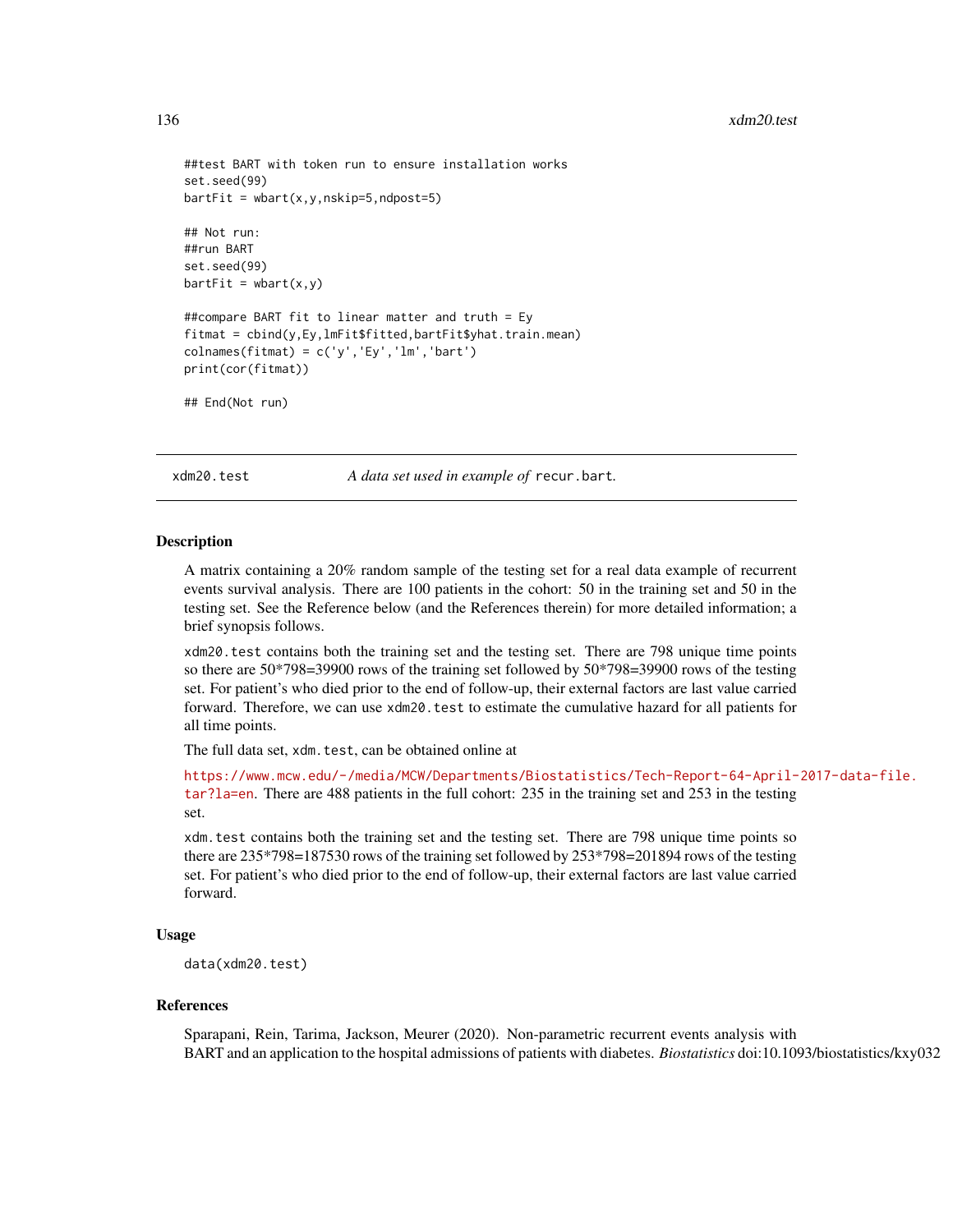```
##test BART with token run to ensure installation works
set.seed(99)
bartFit = wbart(x,y,nskip=5,ndpost=5)

## Not run:
##run BART
set.seed(99)
bartFit = wbart(x,y)

##compare BART fit to linear matter and truth = Ey
fitmat = cbind(y,Ey,lmFit$fitted,bartFit$yhat.train.mean)
colnames(fitmat) = c('y','Ey','lm','bart')
print(cor(fitmat))

## End(Not run)
```

---

## xdm20.test — *A data set used in example of* `recur.bart`.

### Description

A matrix containing a 20% random sample of the testing set for a real data example of recurrent events survival analysis. There are 100 patients in the cohort: 50 in the training set and 50 in the testing set. See the Reference below (and the References therein) for more detailed information; a brief synopsis follows.

`xdm20.test` contains both the training set and the testing set. There are 798 unique time points so there are 50*798=39900 rows of the training set followed by 50*798=39900 rows of the testing set. For patient's who died prior to the end of follow-up, their external factors are last value carried forward. Therefore, we can use `xdm20.test` to estimate the cumulative hazard for all patients for all time points.

The full data set, `xdm.test`, can be obtained online at

https://www.mcw.edu/-/media/MCW/Departments/Biostatistics/Tech-Report-64-April-2017-data-file.tar?la=en. There are 488 patients in the full cohort: 235 in the training set and 253 in the testing set.

`xdm.test` contains both the training set and the testing set. There are 798 unique time points so there are 235*798=187530 rows of the training set followed by 253*798=201894 rows of the testing set. For patient's who died prior to the end of follow-up, their external factors are last value carried forward.

### Usage

```
data(xdm20.test)
```

### References

Sparapani, Rein, Tarima, Jackson, Meurer (2020). Non-parametric recurrent events analysis with BART and an application to the hospital admissions of patients with diabetes. *Biostatistics* doi:10.1093/biostatistics/kxy032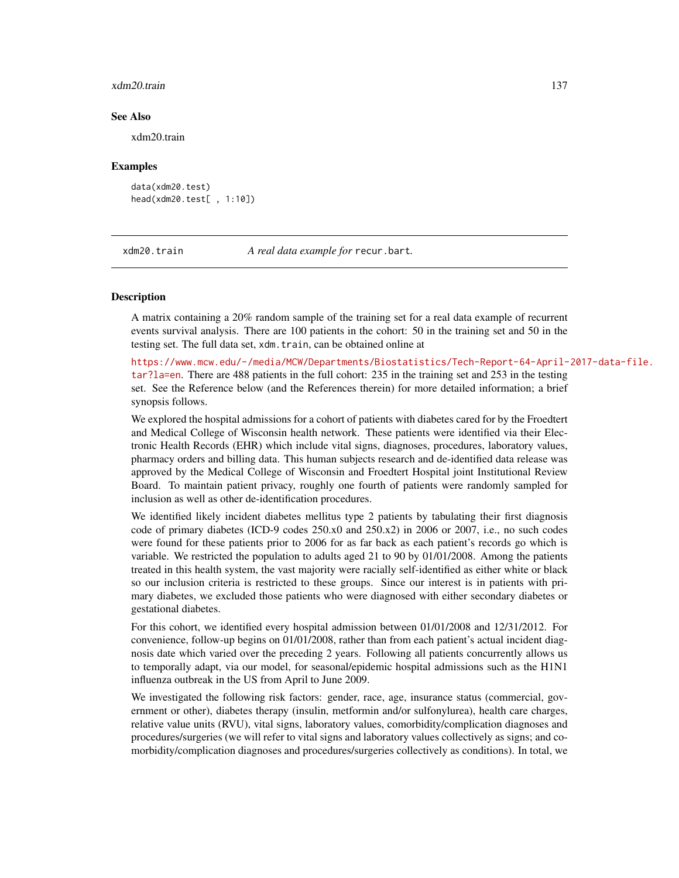## See Also

xdm20.train

## Examples

```
data(xdm20.test)
head(xdm20.test[ , 1:10])
```

---

xdm20.train — *A real data example for* `recur.bart`*.*

---

## Description

A matrix containing a 20% random sample of the training set for a real data example of recurrent events survival analysis. There are 100 patients in the cohort: 50 in the training set and 50 in the testing set. The full data set, `xdm.train`, can be obtained online at

https://www.mcw.edu/-/media/MCW/Departments/Biostatistics/Tech-Report-64-April-2017-data-file.tar?la=en. There are 488 patients in the full cohort: 235 in the training set and 253 in the testing set. See the Reference below (and the References therein) for more detailed information; a brief synopsis follows.

We explored the hospital admissions for a cohort of patients with diabetes cared for by the Froedtert and Medical College of Wisconsin health network. These patients were identified via their Electronic Health Records (EHR) which include vital signs, diagnoses, procedures, laboratory values, pharmacy orders and billing data. This human subjects research and de-identified data release was approved by the Medical College of Wisconsin and Froedtert Hospital joint Institutional Review Board. To maintain patient privacy, roughly one fourth of patients were randomly sampled for inclusion as well as other de-identification procedures.

We identified likely incident diabetes mellitus type 2 patients by tabulating their first diagnosis code of primary diabetes (ICD-9 codes 250.x0 and 250.x2) in 2006 or 2007, i.e., no such codes were found for these patients prior to 2006 for as far back as each patient's records go which is variable. We restricted the population to adults aged 21 to 90 by 01/01/2008. Among the patients treated in this health system, the vast majority were racially self-identified as either white or black so our inclusion criteria is restricted to these groups. Since our interest is in patients with primary diabetes, we excluded those patients who were diagnosed with either secondary diabetes or gestational diabetes.

For this cohort, we identified every hospital admission between 01/01/2008 and 12/31/2012. For convenience, follow-up begins on 01/01/2008, rather than from each patient's actual incident diagnosis date which varied over the preceding 2 years. Following all patients concurrently allows us to temporally adapt, via our model, for seasonal/epidemic hospital admissions such as the H1N1 influenza outbreak in the US from April to June 2009.

We investigated the following risk factors: gender, race, age, insurance status (commercial, government or other), diabetes therapy (insulin, metformin and/or sulfonylurea), health care charges, relative value units (RVU), vital signs, laboratory values, comorbidity/complication diagnoses and procedures/surgeries (we will refer to vital signs and laboratory values collectively as signs; and comorbidity/complication diagnoses and procedures/surgeries collectively as conditions). In total, we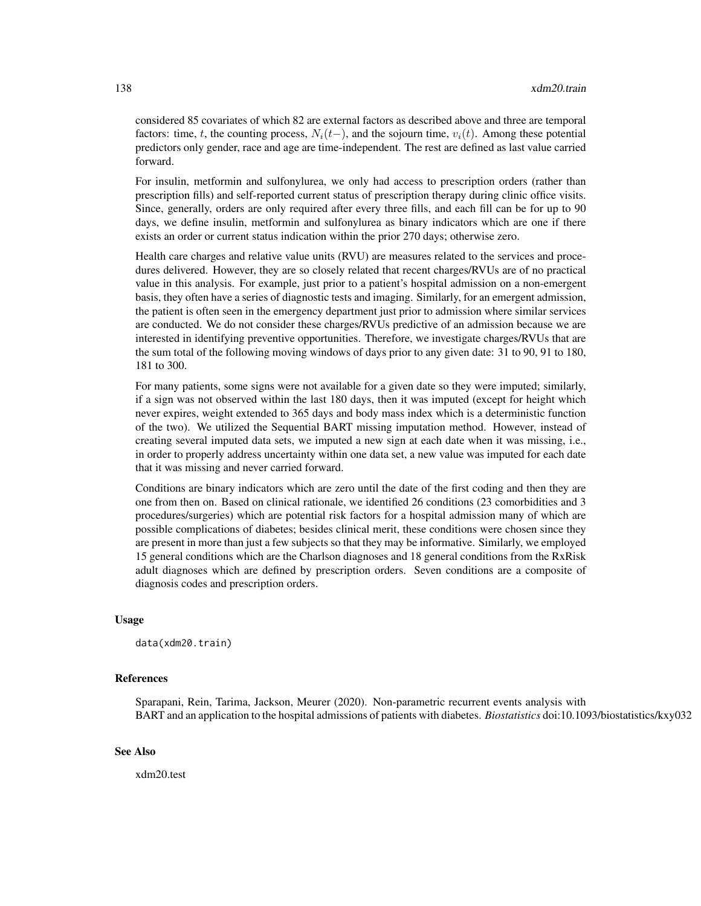considered 85 covariates of which 82 are external factors as described above and three are temporal factors: time, $t$, the counting process, $N_i(t-)$, and the sojourn time, $v_i(t)$. Among these potential predictors only gender, race and age are time-independent. The rest are defined as last value carried forward.

For insulin, metformin and sulfonylurea, we only had access to prescription orders (rather than prescription fills) and self-reported current status of prescription therapy during clinic office visits. Since, generally, orders are only required after every three fills, and each fill can be for up to 90 days, we define insulin, metformin and sulfonylurea as binary indicators which are one if there exists an order or current status indication within the prior 270 days; otherwise zero.

Health care charges and relative value units (RVU) are measures related to the services and procedures delivered. However, they are so closely related that recent charges/RVUs are of no practical value in this analysis. For example, just prior to a patient's hospital admission on a non-emergent basis, they often have a series of diagnostic tests and imaging. Similarly, for an emergent admission, the patient is often seen in the emergency department just prior to admission where similar services are conducted. We do not consider these charges/RVUs predictive of an admission because we are interested in identifying preventive opportunities. Therefore, we investigate charges/RVUs that are the sum total of the following moving windows of days prior to any given date: 31 to 90, 91 to 180, 181 to 300.

For many patients, some signs were not available for a given date so they were imputed; similarly, if a sign was not observed within the last 180 days, then it was imputed (except for height which never expires, weight extended to 365 days and body mass index which is a deterministic function of the two). We utilized the Sequential BART missing imputation method. However, instead of creating several imputed data sets, we imputed a new sign at each date when it was missing, i.e., in order to properly address uncertainty within one data set, a new value was imputed for each date that it was missing and never carried forward.

Conditions are binary indicators which are zero until the date of the first coding and then they are one from then on. Based on clinical rationale, we identified 26 conditions (23 comorbidities and 3 procedures/surgeries) which are potential risk factors for a hospital admission many of which are possible complications of diabetes; besides clinical merit, these conditions were chosen since they are present in more than just a few subjects so that they may be informative. Similarly, we employed 15 general conditions which are the Charlson diagnoses and 18 general conditions from the RxRisk adult diagnoses which are defined by prescription orders. Seven conditions are a composite of diagnosis codes and prescription orders.

### Usage

```
data(xdm20.train)
```

### References

Sparapani, Rein, Tarima, Jackson, Meurer (2020). Non-parametric recurrent events analysis with BART and an application to the hospital admissions of patients with diabetes. *Biostatistics* doi:10.1093/biostatistics/kxy032

### See Also

xdm20.test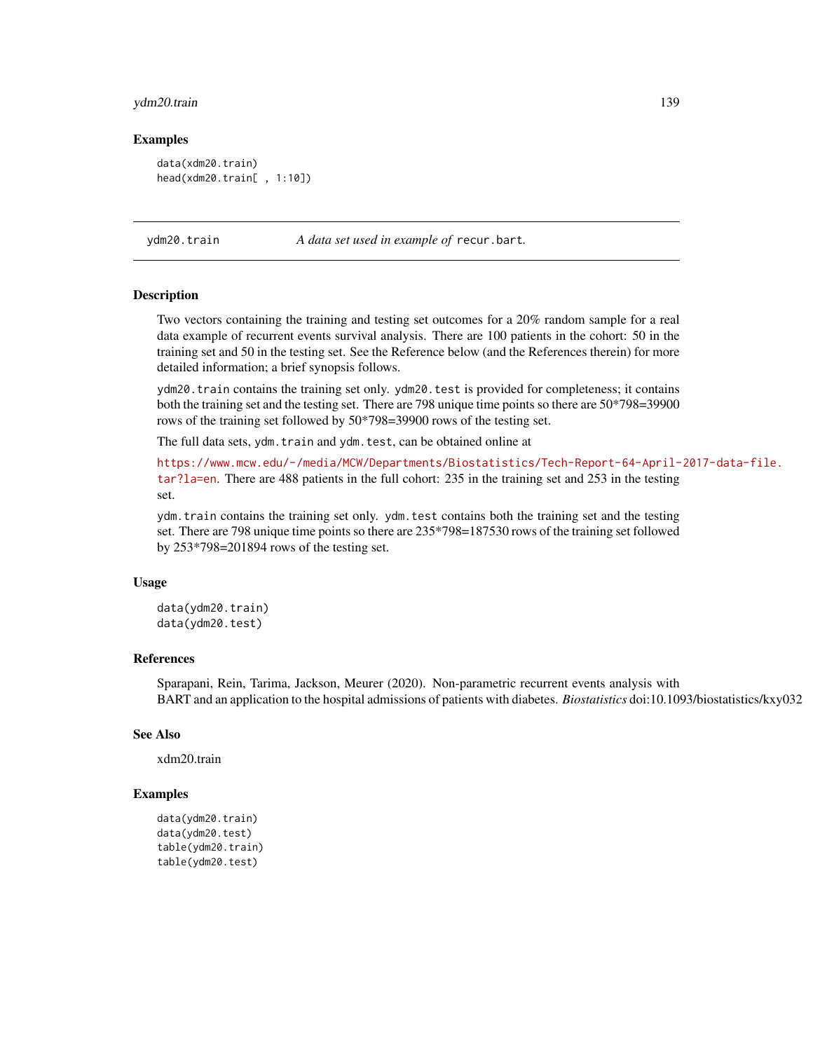### Examples

```
data(xdm20.train)
head(xdm20.train[ , 1:10])
```

---

## ydm20.train — *A data set used in example of* `recur.bart`*.*

---

### Description

Two vectors containing the training and testing set outcomes for a 20% random sample for a real data example of recurrent events survival analysis. There are 100 patients in the cohort: 50 in the training set and 50 in the testing set. See the Reference below (and the References therein) for more detailed information; a brief synopsis follows.

`ydm20.train` contains the training set only. `ydm20.test` is provided for completeness; it contains both the training set and the testing set. There are 798 unique time points so there are 50*798=39900 rows of the training set followed by 50*798=39900 rows of the testing set.

The full data sets, `ydm.train` and `ydm.test`, can be obtained online at

https://www.mcw.edu/-/media/MCW/Departments/Biostatistics/Tech-Report-64-April-2017-data-file.tar?la=en. There are 488 patients in the full cohort: 235 in the training set and 253 in the testing set.

`ydm.train` contains the training set only. `ydm.test` contains both the training set and the testing set. There are 798 unique time points so there are 235*798=187530 rows of the training set followed by 253*798=201894 rows of the testing set.

### Usage

```
data(ydm20.train)
data(ydm20.test)
```

### References

Sparapani, Rein, Tarima, Jackson, Meurer (2020). Non-parametric recurrent events analysis with BART and an application to the hospital admissions of patients with diabetes. *Biostatistics* doi:10.1093/biostatistics/kxy032

### See Also

xdm20.train

### Examples

```
data(ydm20.train)
data(ydm20.test)
table(ydm20.train)
table(ydm20.test)
```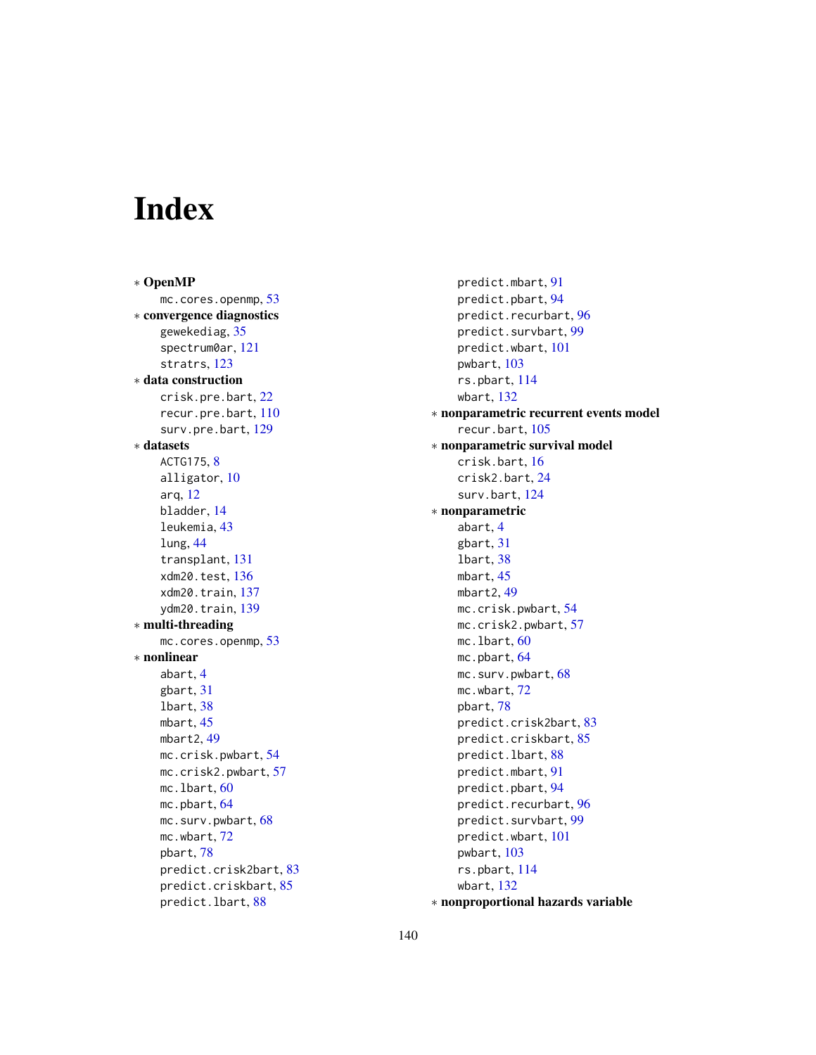# Index

∗ **OpenMP**
  mc.cores.openmp, 53

∗ **convergence diagnostics**
  gewekediag, 35
  spectrum0ar, 121
  stratrs, 123

∗ **data construction**
  crisk.pre.bart, 22
  recur.pre.bart, 110
  surv.pre.bart, 129

∗ **datasets**
  ACTG175, 8
  alligator, 10
  arq, 12
  bladder, 14
  leukemia, 43
  lung, 44
  transplant, 131
  xdm20.test, 136
  xdm20.train, 137
  ydm20.train, 139

∗ **multi-threading**
  mc.cores.openmp, 53

∗ **nonlinear**
  abart, 4
  gbart, 31
  lbart, 38
  mbart, 45
  mbart2, 49
  mc.crisk.pwbart, 54
  mc.crisk2.pwbart, 57
  mc.lbart, 60
  mc.pbart, 64
  mc.surv.pwbart, 68
  mc.wbart, 72
  pbart, 78
  predict.crisk2bart, 83
  predict.criskbart, 85
  predict.lbart, 88
  predict.mbart, 91
  predict.pbart, 94
  predict.recurbart, 96
  predict.survbart, 99
  predict.wbart, 101
  pwbart, 103
  rs.pbart, 114
  wbart, 132

∗ **nonparametric recurrent events model**
  recur.bart, 105

∗ **nonparametric survival model**
  crisk.bart, 16
  crisk2.bart, 24
  surv.bart, 124

∗ **nonparametric**
  abart, 4
  gbart, 31
  lbart, 38
  mbart, 45
  mbart2, 49
  mc.crisk.pwbart, 54
  mc.crisk2.pwbart, 57
  mc.lbart, 60
  mc.pbart, 64
  mc.surv.pwbart, 68
  mc.wbart, 72
  pbart, 78
  predict.crisk2bart, 83
  predict.criskbart, 85
  predict.lbart, 88
  predict.mbart, 91
  predict.pbart, 94
  predict.recurbart, 96
  predict.survbart, 99
  predict.wbart, 101
  pwbart, 103
  rs.pbart, 114
  wbart, 132

∗ **nonproportional hazards variable**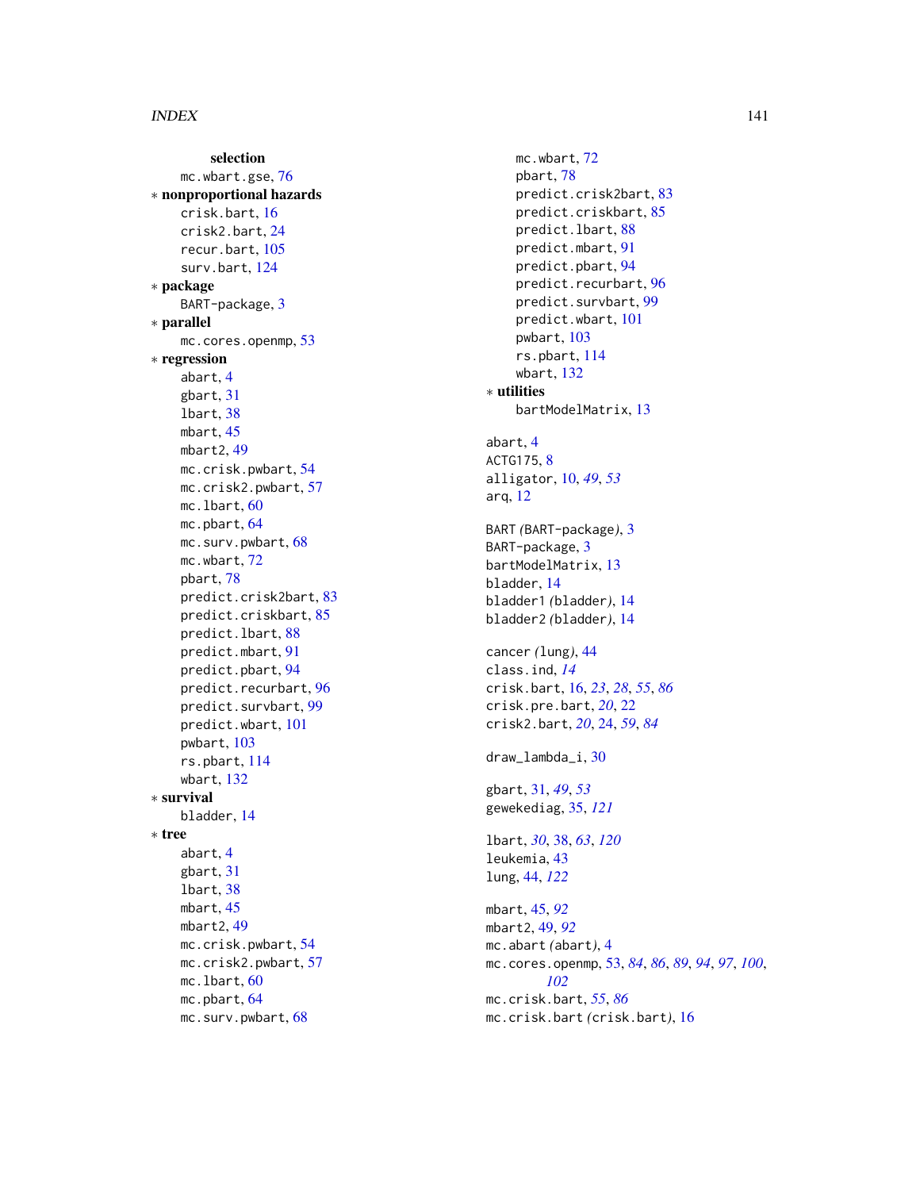selection

mc.wbart.gse, 76

∗ **nonproportional hazards**

crisk.bart, 16
crisk2.bart, 24
recur.bart, 105
surv.bart, 124

∗ **package**

BART-package, 3

∗ **parallel**

mc.cores.openmp, 53

∗ **regression**

abart, 4
gbart, 31
lbart, 38
mbart, 45
mbart2, 49
mc.crisk.pwbart, 54
mc.crisk2.pwbart, 57
mc.lbart, 60
mc.pbart, 64
mc.surv.pwbart, 68
mc.wbart, 72
pbart, 78
predict.crisk2bart, 83
predict.criskbart, 85
predict.lbart, 88
predict.mbart, 91
predict.pbart, 94
predict.recurbart, 96
predict.survbart, 99
predict.wbart, 101
pwbart, 103
rs.pbart, 114
wbart, 132

∗ **survival**

bladder, 14

∗ **tree**

abart, 4
gbart, 31
lbart, 38
mbart, 45
mbart2, 49
mc.crisk.pwbart, 54
mc.crisk2.pwbart, 57
mc.lbart, 60
mc.pbart, 64
mc.surv.pwbart, 68
mc.wbart, 72
pbart, 78
predict.crisk2bart, 83
predict.criskbart, 85
predict.lbart, 88
predict.mbart, 91
predict.pbart, 94
predict.recurbart, 96
predict.survbart, 99
predict.wbart, 101
pwbart, 103
rs.pbart, 114
wbart, 132

∗ **utilities**

bartModelMatrix, 13

abart, 4
ACTG175, 8
alligator, 10, *49*, *53*
arq, 12

BART *(*BART-package*)*, 3
BART-package, 3
bartModelMatrix, 13
bladder, 14
bladder1 *(*bladder*)*, 14
bladder2 *(*bladder*)*, 14

cancer *(*lung*)*, 44
class.ind, *14*
crisk.bart, 16, *23*, *28*, *55*, *86*
crisk.pre.bart, *20*, 22
crisk2.bart, *20*, 24, *59*, *84*

draw_lambda_i, 30

gbart, 31, *49*, *53*
gewekediag, 35, *121*

lbart, *30*, 38, *63*, *120*
leukemia, 43
lung, 44, *122*

mbart, 45, *92*
mbart2, 49, *92*
mc.abart *(*abart*)*, 4
mc.cores.openmp, 53, *84*, *86*, *89*, *94*, *97*, *100*, *102*
mc.crisk.bart, *55*, *86*
mc.crisk.bart *(*crisk.bart*)*, 16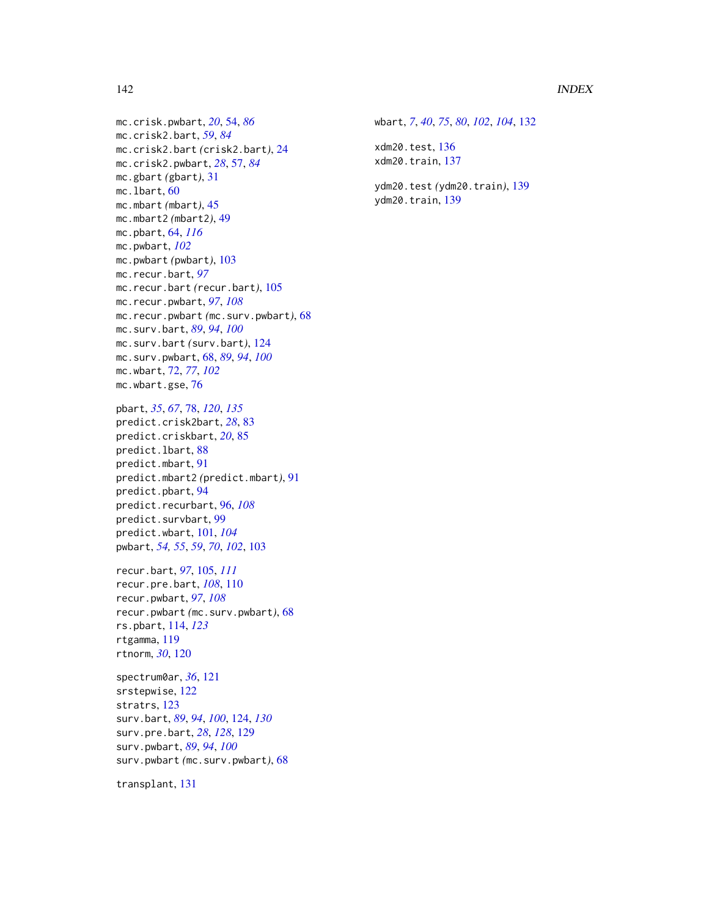mc.crisk.pwbart, *20*, 54, *86*
mc.crisk2.bart, *59*, *84*
mc.crisk2.bart *(*crisk2.bart*)*, 24
mc.crisk2.pwbart, *28*, 57, *84*
mc.gbart *(*gbart*)*, 31
mc.lbart, 60
mc.mbart *(*mbart*)*, 45
mc.mbart2 *(*mbart2*)*, 49
mc.pbart, 64, *116*
mc.pwbart, *102*
mc.pwbart *(*pwbart*)*, 103
mc.recur.bart, *97*
mc.recur.bart *(*recur.bart*)*, 105
mc.recur.pwbart, *97*, *108*
mc.recur.pwbart *(*mc.surv.pwbart*)*, 68
mc.surv.bart, *89*, *94*, *100*
mc.surv.bart *(*surv.bart*)*, 124
mc.surv.pwbart, 68, *89*, *94*, *100*
mc.wbart, 72, *77*, *102*
mc.wbart.gse, 76

pbart, *35*, *67*, 78, *120*, *135*
predict.crisk2bart, *28*, 83
predict.criskbart, *20*, 85
predict.lbart, 88
predict.mbart, 91
predict.mbart2 *(*predict.mbart*)*, 91
predict.pbart, 94
predict.recurbart, 96, *108*
predict.survbart, 99
predict.wbart, 101, *104*
pwbart, *54, 55*, *59*, *70*, *102*, 103

recur.bart, *97*, 105, *111*
recur.pre.bart, *108*, 110
recur.pwbart, *97*, *108*
recur.pwbart *(*mc.surv.pwbart*)*, 68
rs.pbart, 114, *123*
rtgamma, 119
rtnorm, *30*, 120

spectrum0ar, *36*, 121
srstepwise, 122
stratrs, 123
surv.bart, *89*, *94*, *100*, 124, *130*
surv.pre.bart, *28*, *128*, 129
surv.pwbart, *89*, *94*, *100*
surv.pwbart *(*mc.surv.pwbart*)*, 68

transplant, 131

wbart, *7*, *40*, *75*, *80*, *102*, *104*, 132

xdm20.test, 136
xdm20.train, 137

ydm20.test *(*ydm20.train*)*, 139
ydm20.train, 139